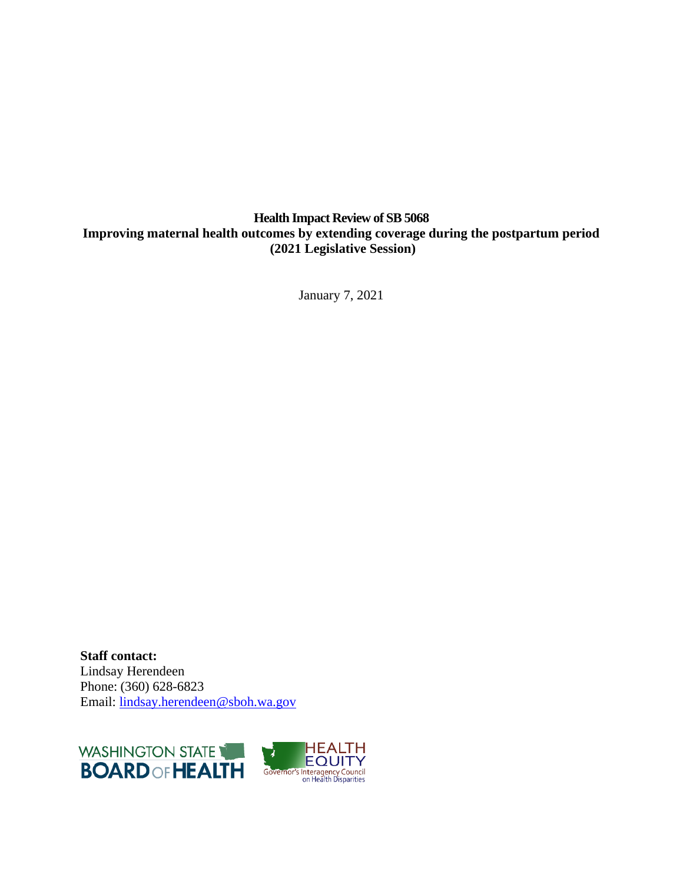# Health Impact Review of SB 5068
## Improving maternal health outcomes by extending coverage during the postpartum period
## (2021 Legislative Session)

January 7, 2021

**Staff contact:**
Lindsay Herendeen
Phone: (360) 628-6823
Email: lindsay.herendeen@sboh.wa.gov

WASHINGTON STATE BOARD OF HEALTH

HEALTH EQUITY
Governor's Interagency Council on Health Disparities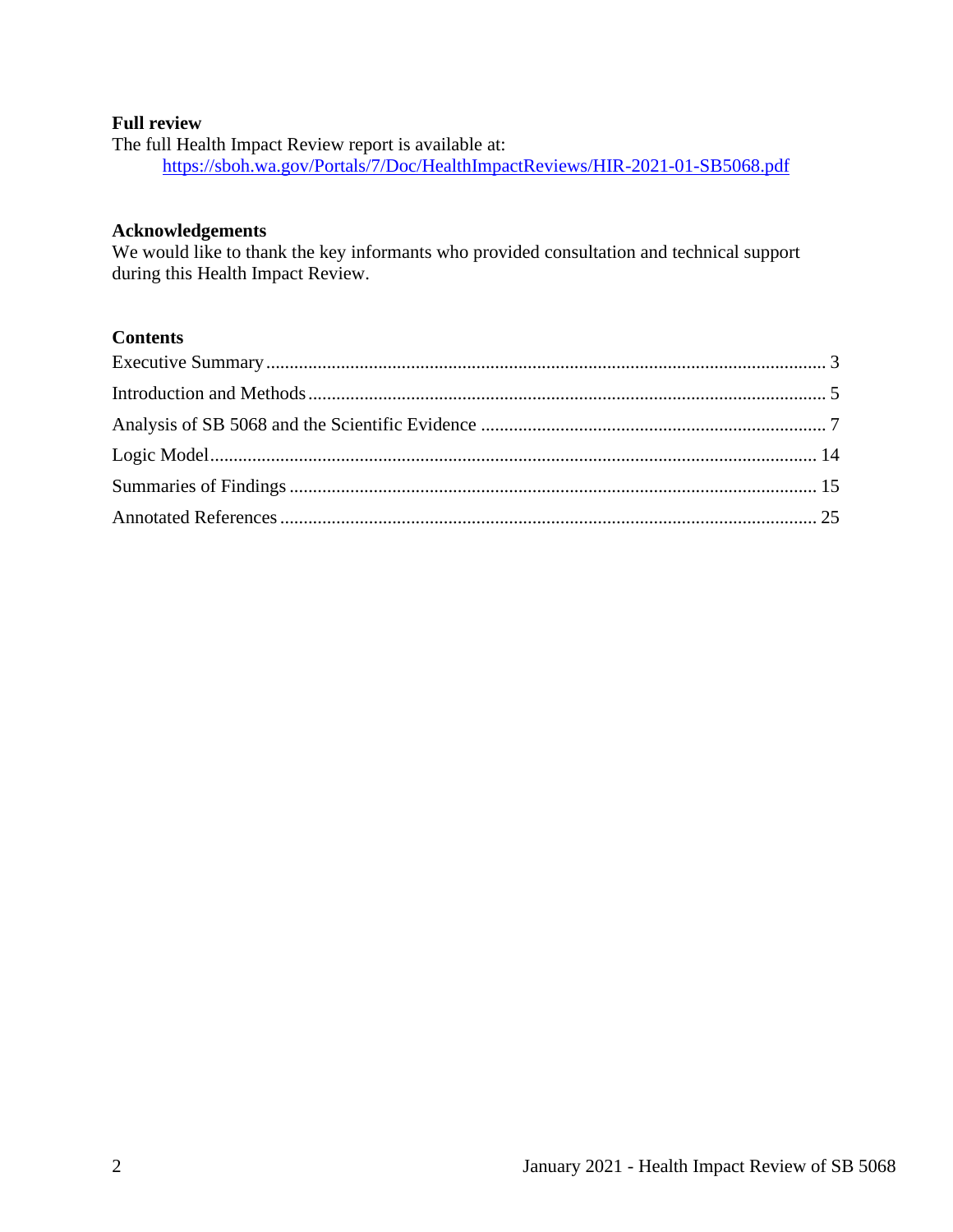**Full review**

The full Health Impact Review report is available at:
[https://sboh.wa.gov/Portals/7/Doc/HealthImpactReviews/HIR-2021-01-SB5068.pdf](https://sboh.wa.gov/Portals/7/Doc/HealthImpactReviews/HIR-2021-01-SB5068.pdf)

**Acknowledgements**

We would like to thank the key informants who provided consultation and technical support during this Health Impact Review.

**Contents**

Executive Summary ........................................................................................................ 3
Introduction and Methods .............................................................................................. 5
Analysis of SB 5068 and the Scientific Evidence .......................................................... 7
Logic Model .................................................................................................................. 14
Summaries of Findings ................................................................................................. 15
Annotated References ................................................................................................... 25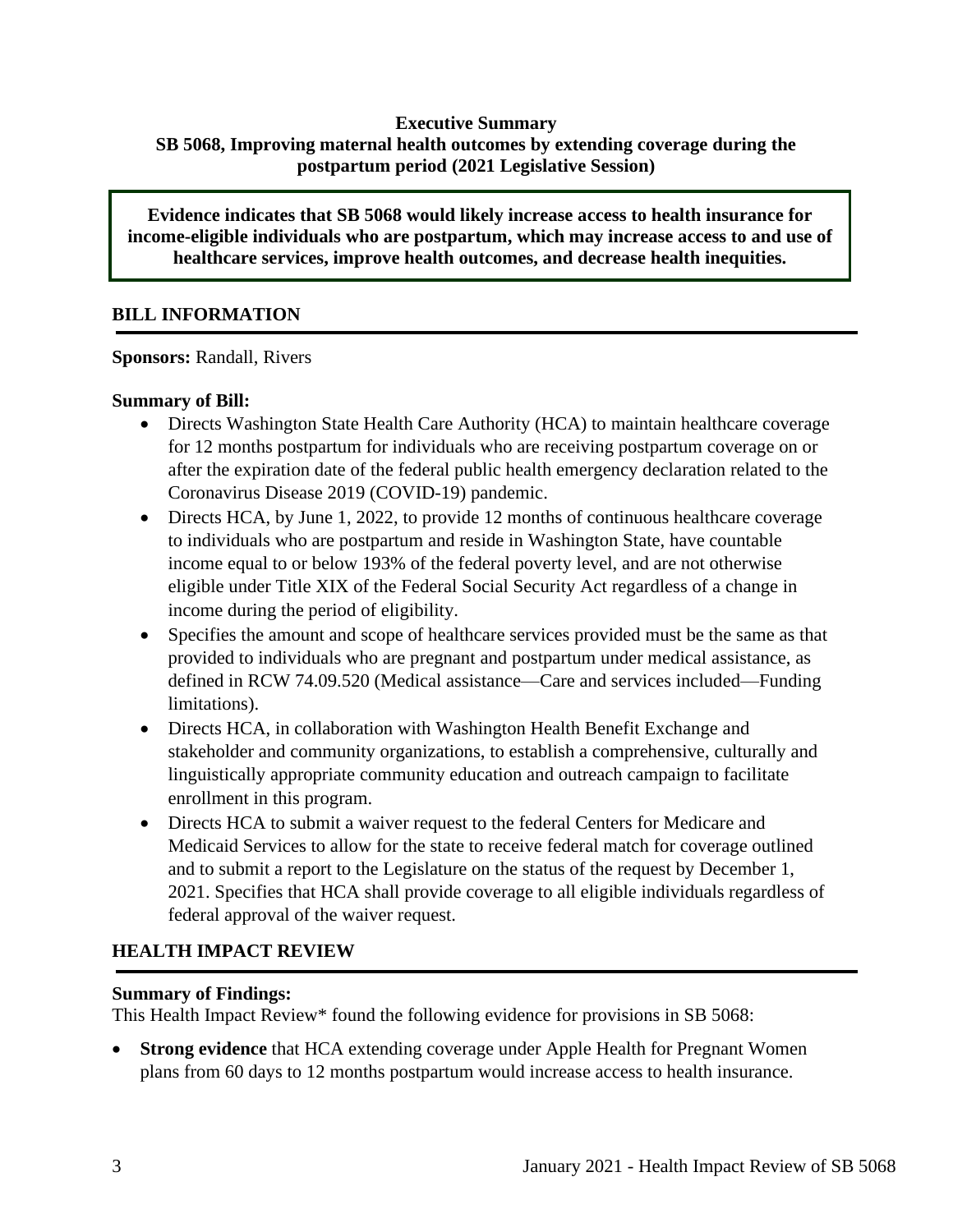**Executive Summary**
**SB 5068, Improving maternal health outcomes by extending coverage during the postpartum period (2021 Legislative Session)**

**Evidence indicates that SB 5068 would likely increase access to health insurance for income-eligible individuals who are postpartum, which may increase access to and use of healthcare services, improve health outcomes, and decrease health inequities.**

## BILL INFORMATION

**Sponsors:** Randall, Rivers

**Summary of Bill:**

- Directs Washington State Health Care Authority (HCA) to maintain healthcare coverage for 12 months postpartum for individuals who are receiving postpartum coverage on or after the expiration date of the federal public health emergency declaration related to the Coronavirus Disease 2019 (COVID-19) pandemic.
- Directs HCA, by June 1, 2022, to provide 12 months of continuous healthcare coverage to individuals who are postpartum and reside in Washington State, have countable income equal to or below 193% of the federal poverty level, and are not otherwise eligible under Title XIX of the Federal Social Security Act regardless of a change in income during the period of eligibility.
- Specifies the amount and scope of healthcare services provided must be the same as that provided to individuals who are pregnant and postpartum under medical assistance, as defined in RCW 74.09.520 (Medical assistance—Care and services included—Funding limitations).
- Directs HCA, in collaboration with Washington Health Benefit Exchange and stakeholder and community organizations, to establish a comprehensive, culturally and linguistically appropriate community education and outreach campaign to facilitate enrollment in this program.
- Directs HCA to submit a waiver request to the federal Centers for Medicare and Medicaid Services to allow for the state to receive federal match for coverage outlined and to submit a report to the Legislature on the status of the request by December 1, 2021. Specifies that HCA shall provide coverage to all eligible individuals regardless of federal approval of the waiver request.

## HEALTH IMPACT REVIEW

**Summary of Findings:**

This Health Impact Review* found the following evidence for provisions in SB 5068:

- **Strong evidence** that HCA extending coverage under Apple Health for Pregnant Women plans from 60 days to 12 months postpartum would increase access to health insurance.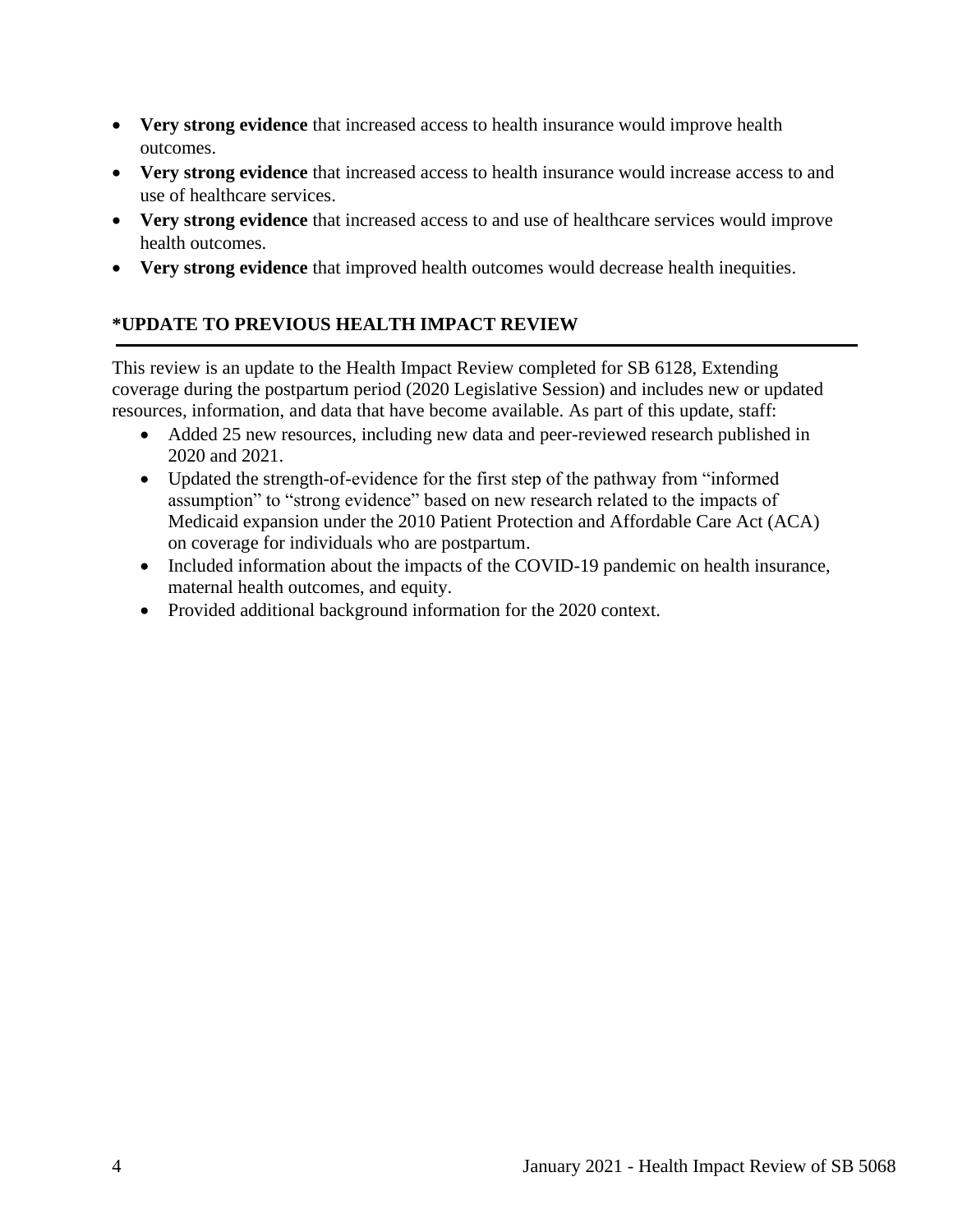- **Very strong evidence** that increased access to health insurance would improve health outcomes.
- **Very strong evidence** that increased access to health insurance would increase access to and use of healthcare services.
- **Very strong evidence** that increased access to and use of healthcare services would improve health outcomes.
- **Very strong evidence** that improved health outcomes would decrease health inequities.

## *UPDATE TO PREVIOUS HEALTH IMPACT REVIEW

This review is an update to the Health Impact Review completed for SB 6128, Extending coverage during the postpartum period (2020 Legislative Session) and includes new or updated resources, information, and data that have become available. As part of this update, staff:

- Added 25 new resources, including new data and peer-reviewed research published in 2020 and 2021.
- Updated the strength-of-evidence for the first step of the pathway from "informed assumption" to "strong evidence" based on new research related to the impacts of Medicaid expansion under the 2010 Patient Protection and Affordable Care Act (ACA) on coverage for individuals who are postpartum.
- Included information about the impacts of the COVID-19 pandemic on health insurance, maternal health outcomes, and equity.
- Provided additional background information for the 2020 context.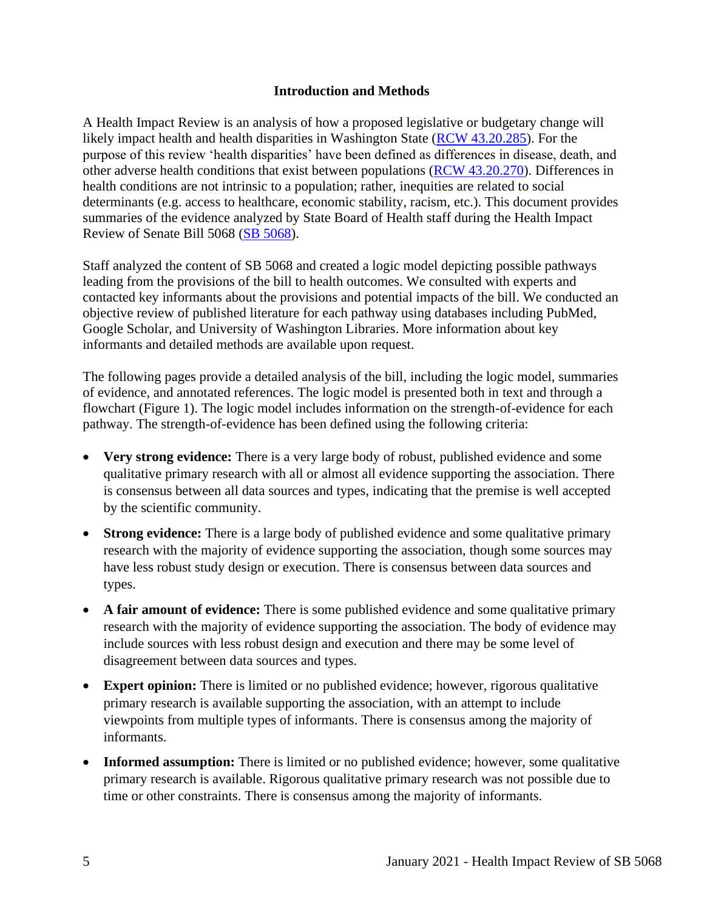## Introduction and Methods

A Health Impact Review is an analysis of how a proposed legislative or budgetary change will likely impact health and health disparities in Washington State ([RCW 43.20.285](RCW 43.20.285)). For the purpose of this review 'health disparities' have been defined as differences in disease, death, and other adverse health conditions that exist between populations ([RCW 43.20.270](RCW 43.20.270)). Differences in health conditions are not intrinsic to a population; rather, inequities are related to social determinants (e.g. access to healthcare, economic stability, racism, etc.). This document provides summaries of the evidence analyzed by State Board of Health staff during the Health Impact Review of Senate Bill 5068 ([SB 5068](SB 5068)).

Staff analyzed the content of SB 5068 and created a logic model depicting possible pathways leading from the provisions of the bill to health outcomes. We consulted with experts and contacted key informants about the provisions and potential impacts of the bill. We conducted an objective review of published literature for each pathway using databases including PubMed, Google Scholar, and University of Washington Libraries. More information about key informants and detailed methods are available upon request.

The following pages provide a detailed analysis of the bill, including the logic model, summaries of evidence, and annotated references. The logic model is presented both in text and through a flowchart (Figure 1). The logic model includes information on the strength-of-evidence for each pathway. The strength-of-evidence has been defined using the following criteria:

- **Very strong evidence:** There is a very large body of robust, published evidence and some qualitative primary research with all or almost all evidence supporting the association. There is consensus between all data sources and types, indicating that the premise is well accepted by the scientific community.
- **Strong evidence:** There is a large body of published evidence and some qualitative primary research with the majority of evidence supporting the association, though some sources may have less robust study design or execution. There is consensus between data sources and types.
- **A fair amount of evidence:** There is some published evidence and some qualitative primary research with the majority of evidence supporting the association. The body of evidence may include sources with less robust design and execution and there may be some level of disagreement between data sources and types.
- **Expert opinion:** There is limited or no published evidence; however, rigorous qualitative primary research is available supporting the association, with an attempt to include viewpoints from multiple types of informants. There is consensus among the majority of informants.
- **Informed assumption:** There is limited or no published evidence; however, some qualitative primary research is available. Rigorous qualitative primary research was not possible due to time or other constraints. There is consensus among the majority of informants.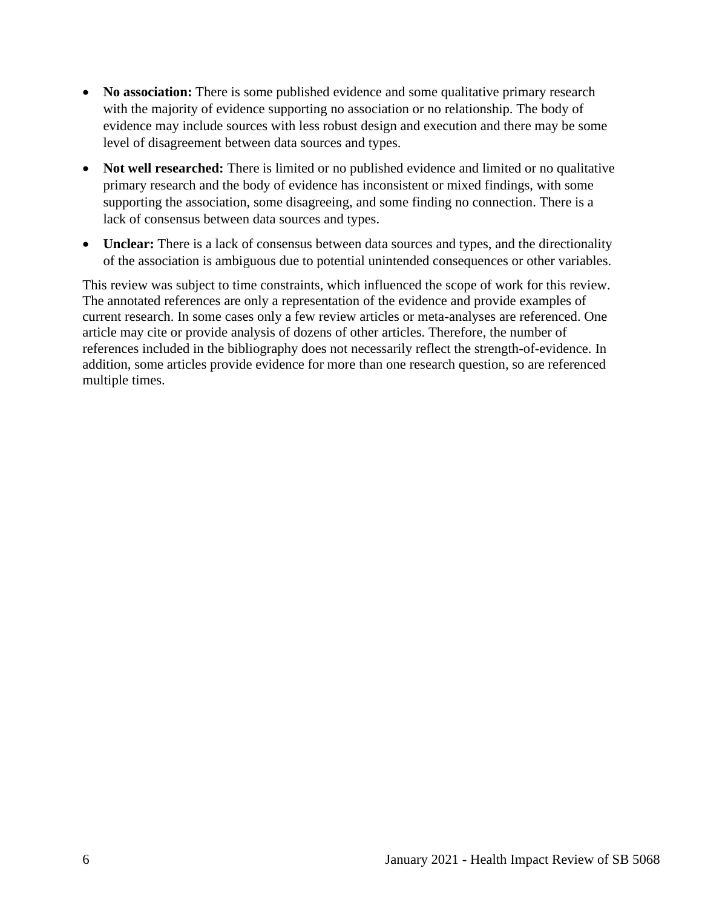- **No association:** There is some published evidence and some qualitative primary research with the majority of evidence supporting no association or no relationship. The body of evidence may include sources with less robust design and execution and there may be some level of disagreement between data sources and types.
- **Not well researched:** There is limited or no published evidence and limited or no qualitative primary research and the body of evidence has inconsistent or mixed findings, with some supporting the association, some disagreeing, and some finding no connection. There is a lack of consensus between data sources and types.
- **Unclear:** There is a lack of consensus between data sources and types, and the directionality of the association is ambiguous due to potential unintended consequences or other variables.

This review was subject to time constraints, which influenced the scope of work for this review. The annotated references are only a representation of the evidence and provide examples of current research. In some cases only a few review articles or meta-analyses are referenced. One article may cite or provide analysis of dozens of other articles. Therefore, the number of references included in the bibliography does not necessarily reflect the strength-of-evidence. In addition, some articles provide evidence for more than one research question, so are referenced multiple times.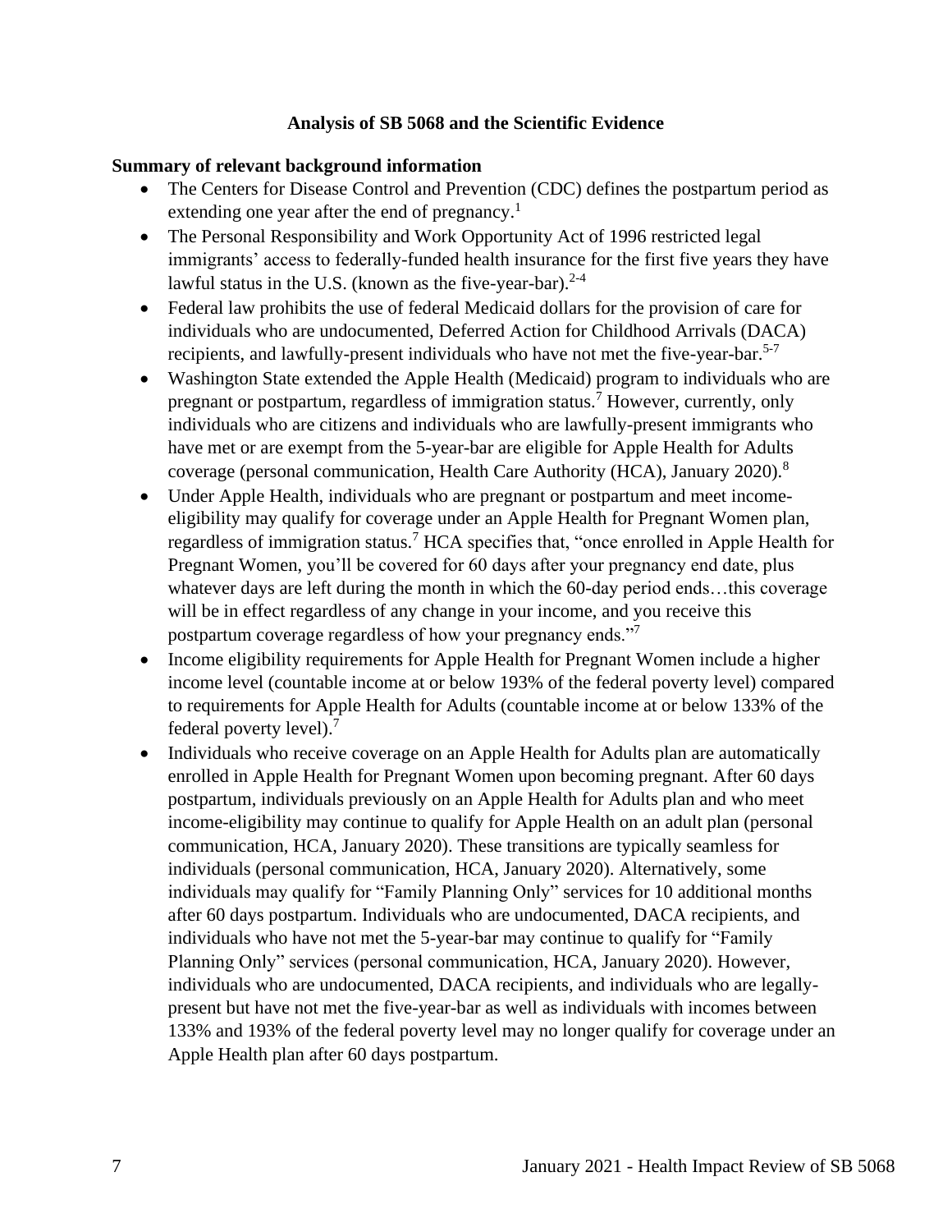## Analysis of SB 5068 and the Scientific Evidence

**Summary of relevant background information**

- The Centers for Disease Control and Prevention (CDC) defines the postpartum period as extending one year after the end of pregnancy.[1]
- The Personal Responsibility and Work Opportunity Act of 1996 restricted legal immigrants' access to federally-funded health insurance for the first five years they have lawful status in the U.S. (known as the five-year-bar).[2-4]
- Federal law prohibits the use of federal Medicaid dollars for the provision of care for individuals who are undocumented, Deferred Action for Childhood Arrivals (DACA) recipients, and lawfully-present individuals who have not met the five-year-bar.[5-7]
- Washington State extended the Apple Health (Medicaid) program to individuals who are pregnant or postpartum, regardless of immigration status.[7] However, currently, only individuals who are citizens and individuals who are lawfully-present immigrants who have met or are exempt from the 5-year-bar are eligible for Apple Health for Adults coverage (personal communication, Health Care Authority (HCA), January 2020).[8]
- Under Apple Health, individuals who are pregnant or postpartum and meet income-eligibility may qualify for coverage under an Apple Health for Pregnant Women plan, regardless of immigration status.[7] HCA specifies that, "once enrolled in Apple Health for Pregnant Women, you'll be covered for 60 days after your pregnancy end date, plus whatever days are left during the month in which the 60-day period ends…this coverage will be in effect regardless of any change in your income, and you receive this postpartum coverage regardless of how your pregnancy ends."[7]
- Income eligibility requirements for Apple Health for Pregnant Women include a higher income level (countable income at or below 193% of the federal poverty level) compared to requirements for Apple Health for Adults (countable income at or below 133% of the federal poverty level).[7]
- Individuals who receive coverage on an Apple Health for Adults plan are automatically enrolled in Apple Health for Pregnant Women upon becoming pregnant. After 60 days postpartum, individuals previously on an Apple Health for Adults plan and who meet income-eligibility may continue to qualify for Apple Health on an adult plan (personal communication, HCA, January 2020). These transitions are typically seamless for individuals (personal communication, HCA, January 2020). Alternatively, some individuals may qualify for "Family Planning Only" services for 10 additional months after 60 days postpartum. Individuals who are undocumented, DACA recipients, and individuals who have not met the 5-year-bar may continue to qualify for "Family Planning Only" services (personal communication, HCA, January 2020). However, individuals who are undocumented, DACA recipients, and individuals who are legally-present but have not met the five-year-bar as well as individuals with incomes between 133% and 193% of the federal poverty level may no longer qualify for coverage under an Apple Health plan after 60 days postpartum.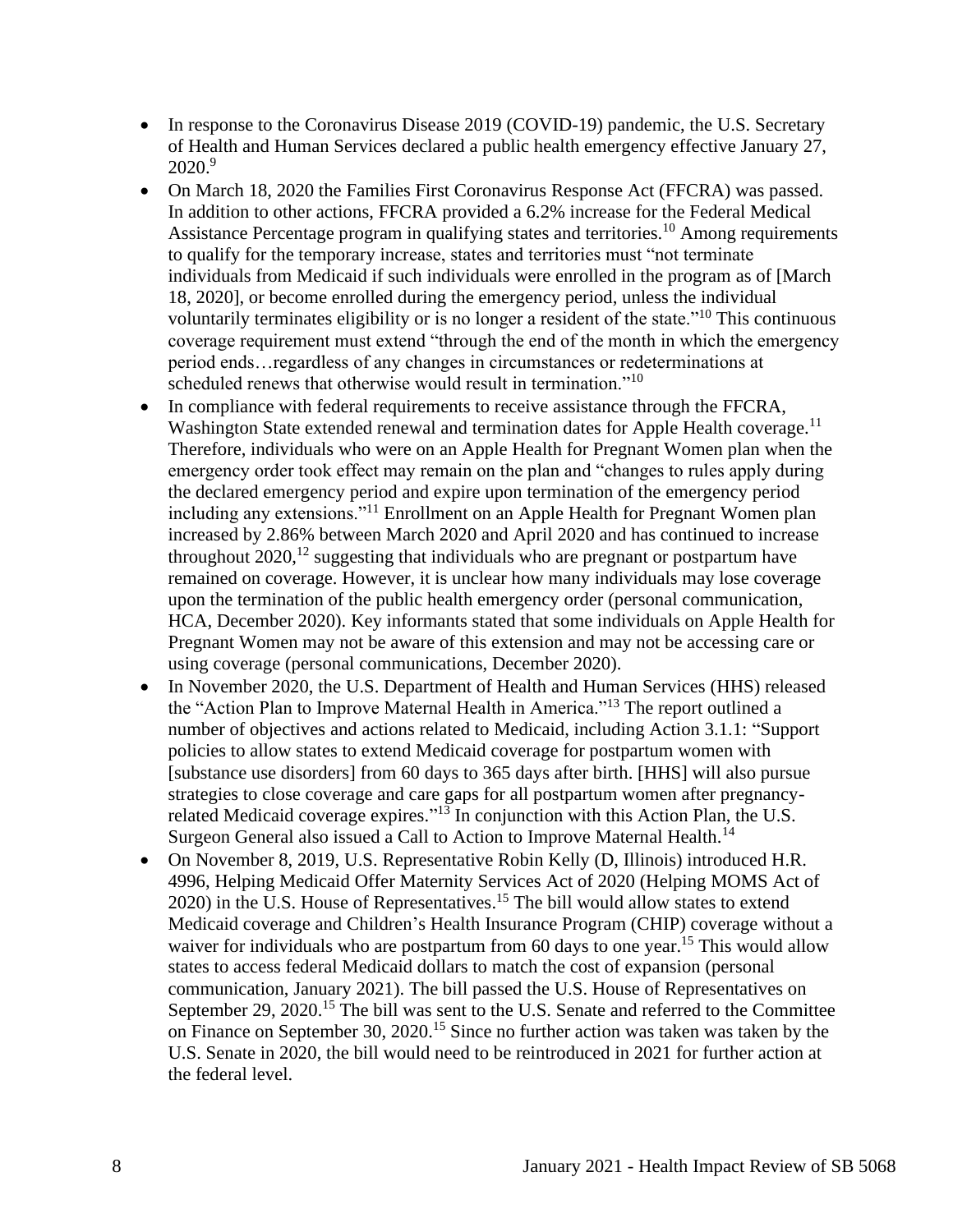- In response to the Coronavirus Disease 2019 (COVID-19) pandemic, the U.S. Secretary of Health and Human Services declared a public health emergency effective January 27, 2020.[9]
- On March 18, 2020 the Families First Coronavirus Response Act (FFCRA) was passed. In addition to other actions, FFCRA provided a 6.2% increase for the Federal Medical Assistance Percentage program in qualifying states and territories.[10] Among requirements to qualify for the temporary increase, states and territories must "not terminate individuals from Medicaid if such individuals were enrolled in the program as of [March 18, 2020], or become enrolled during the emergency period, unless the individual voluntarily terminates eligibility or is no longer a resident of the state."[10] This continuous coverage requirement must extend "through the end of the month in which the emergency period ends…regardless of any changes in circumstances or redeterminations at scheduled renews that otherwise would result in termination."[10]
- In compliance with federal requirements to receive assistance through the FFCRA, Washington State extended renewal and termination dates for Apple Health coverage.[11] Therefore, individuals who were on an Apple Health for Pregnant Women plan when the emergency order took effect may remain on the plan and "changes to rules apply during the declared emergency period and expire upon termination of the emergency period including any extensions."[11] Enrollment on an Apple Health for Pregnant Women plan increased by 2.86% between March 2020 and April 2020 and has continued to increase throughout 2020,[12] suggesting that individuals who are pregnant or postpartum have remained on coverage. However, it is unclear how many individuals may lose coverage upon the termination of the public health emergency order (personal communication, HCA, December 2020). Key informants stated that some individuals on Apple Health for Pregnant Women may not be aware of this extension and may not be accessing care or using coverage (personal communications, December 2020).
- In November 2020, the U.S. Department of Health and Human Services (HHS) released the "Action Plan to Improve Maternal Health in America."[13] The report outlined a number of objectives and actions related to Medicaid, including Action 3.1.1: "Support policies to allow states to extend Medicaid coverage for postpartum women with [substance use disorders] from 60 days to 365 days after birth. [HHS] will also pursue strategies to close coverage and care gaps for all postpartum women after pregnancy-related Medicaid coverage expires."[13] In conjunction with this Action Plan, the U.S. Surgeon General also issued a Call to Action to Improve Maternal Health.[14]
- On November 8, 2019, U.S. Representative Robin Kelly (D, Illinois) introduced H.R. 4996, Helping Medicaid Offer Maternity Services Act of 2020 (Helping MOMS Act of 2020) in the U.S. House of Representatives.[15] The bill would allow states to extend Medicaid coverage and Children's Health Insurance Program (CHIP) coverage without a waiver for individuals who are postpartum from 60 days to one year.[15] This would allow states to access federal Medicaid dollars to match the cost of expansion (personal communication, January 2021). The bill passed the U.S. House of Representatives on September 29, 2020.[15] The bill was sent to the U.S. Senate and referred to the Committee on Finance on September 30, 2020.[15] Since no further action was taken was taken by the U.S. Senate in 2020, the bill would need to be reintroduced in 2021 for further action at the federal level.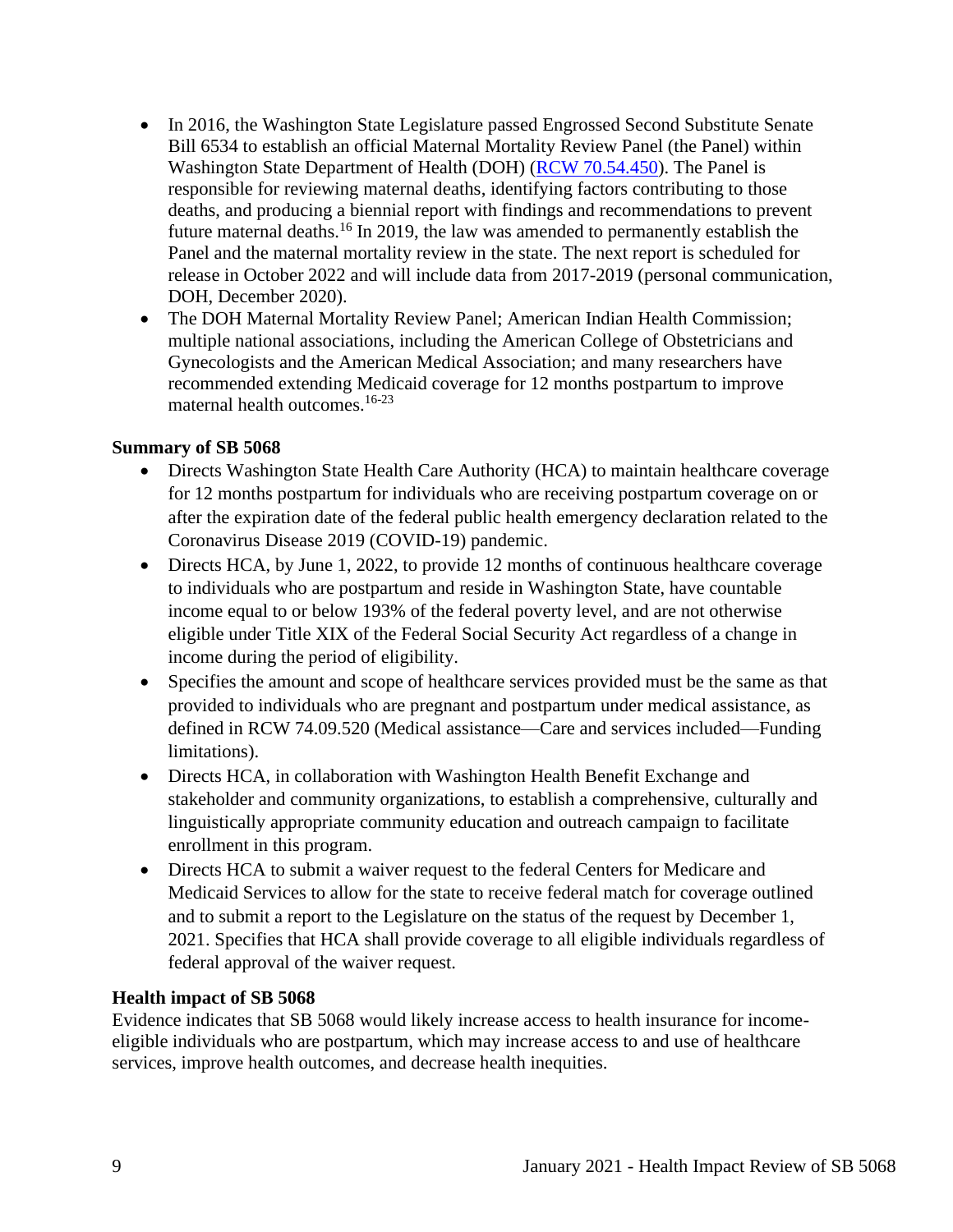- In 2016, the Washington State Legislature passed Engrossed Second Substitute Senate Bill 6534 to establish an official Maternal Mortality Review Panel (the Panel) within Washington State Department of Health (DOH) ([RCW 70.54.450](RCW 70.54.450)). The Panel is responsible for reviewing maternal deaths, identifying factors contributing to those deaths, and producing a biennial report with findings and recommendations to prevent future maternal deaths.[16] In 2019, the law was amended to permanently establish the Panel and the maternal mortality review in the state. The next report is scheduled for release in October 2022 and will include data from 2017-2019 (personal communication, DOH, December 2020).
- The DOH Maternal Mortality Review Panel; American Indian Health Commission; multiple national associations, including the American College of Obstetricians and Gynecologists and the American Medical Association; and many researchers have recommended extending Medicaid coverage for 12 months postpartum to improve maternal health outcomes.[16-23]

**Summary of SB 5068**

- Directs Washington State Health Care Authority (HCA) to maintain healthcare coverage for 12 months postpartum for individuals who are receiving postpartum coverage on or after the expiration date of the federal public health emergency declaration related to the Coronavirus Disease 2019 (COVID-19) pandemic.
- Directs HCA, by June 1, 2022, to provide 12 months of continuous healthcare coverage to individuals who are postpartum and reside in Washington State, have countable income equal to or below 193% of the federal poverty level, and are not otherwise eligible under Title XIX of the Federal Social Security Act regardless of a change in income during the period of eligibility.
- Specifies the amount and scope of healthcare services provided must be the same as that provided to individuals who are pregnant and postpartum under medical assistance, as defined in RCW 74.09.520 (Medical assistance—Care and services included—Funding limitations).
- Directs HCA, in collaboration with Washington Health Benefit Exchange and stakeholder and community organizations, to establish a comprehensive, culturally and linguistically appropriate community education and outreach campaign to facilitate enrollment in this program.
- Directs HCA to submit a waiver request to the federal Centers for Medicare and Medicaid Services to allow for the state to receive federal match for coverage outlined and to submit a report to the Legislature on the status of the request by December 1, 2021. Specifies that HCA shall provide coverage to all eligible individuals regardless of federal approval of the waiver request.

**Health impact of SB 5068**

Evidence indicates that SB 5068 would likely increase access to health insurance for income-eligible individuals who are postpartum, which may increase access to and use of healthcare services, improve health outcomes, and decrease health inequities.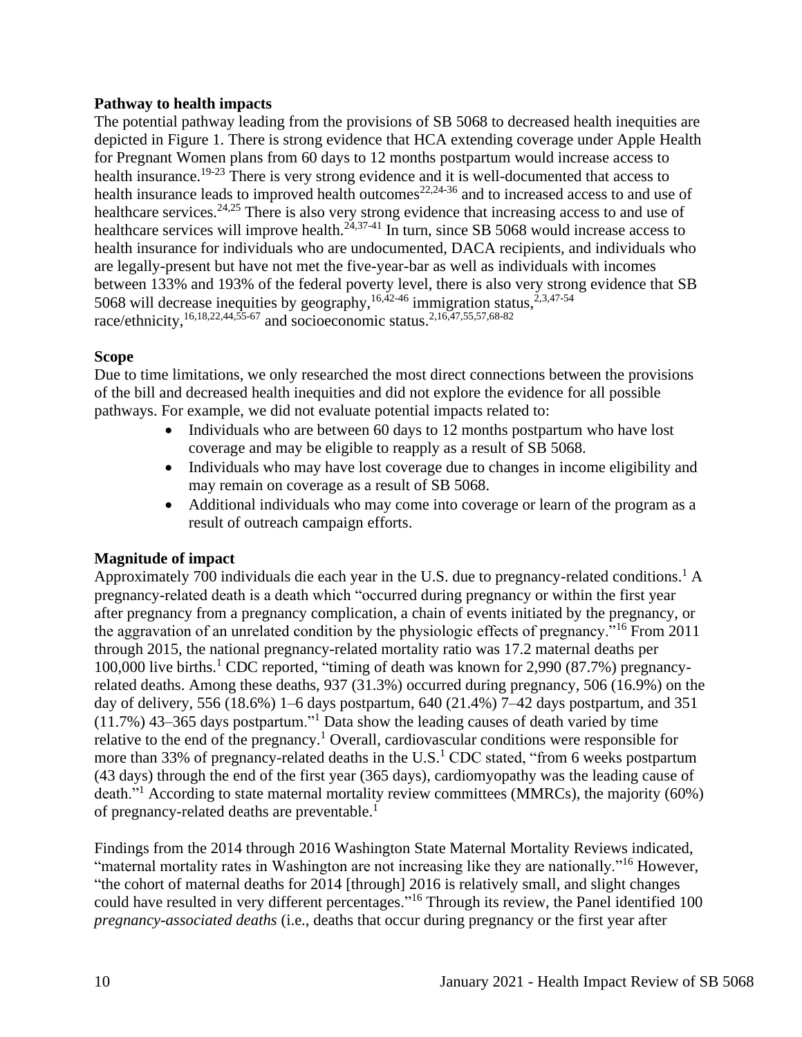**Pathway to health impacts**

The potential pathway leading from the provisions of SB 5068 to decreased health inequities are depicted in Figure 1. There is strong evidence that HCA extending coverage under Apple Health for Pregnant Women plans from 60 days to 12 months postpartum would increase access to health insurance.[19-23] There is very strong evidence and it is well-documented that access to health insurance leads to improved health outcomes[22,24-36] and to increased access to and use of healthcare services.[24,25] There is also very strong evidence that increasing access to and use of healthcare services will improve health.[24,37-41] In turn, since SB 5068 would increase access to health insurance for individuals who are undocumented, DACA recipients, and individuals who are legally-present but have not met the five-year-bar as well as individuals with incomes between 133% and 193% of the federal poverty level, there is also very strong evidence that SB 5068 will decrease inequities by geography,[16,42-46] immigration status,[2,3,47-54] race/ethnicity,[16,18,22,44,55-67] and socioeconomic status.[2,16,47,55,57,68-82]

**Scope**

Due to time limitations, we only researched the most direct connections between the provisions of the bill and decreased health inequities and did not explore the evidence for all possible pathways. For example, we did not evaluate potential impacts related to:

- Individuals who are between 60 days to 12 months postpartum who have lost coverage and may be eligible to reapply as a result of SB 5068.
- Individuals who may have lost coverage due to changes in income eligibility and may remain on coverage as a result of SB 5068.
- Additional individuals who may come into coverage or learn of the program as a result of outreach campaign efforts.

**Magnitude of impact**

Approximately 700 individuals die each year in the U.S. due to pregnancy-related conditions.[1] A pregnancy-related death is a death which "occurred during pregnancy or within the first year after pregnancy from a pregnancy complication, a chain of events initiated by the pregnancy, or the aggravation of an unrelated condition by the physiologic effects of pregnancy."[16] From 2011 through 2015, the national pregnancy-related mortality ratio was 17.2 maternal deaths per 100,000 live births.[1] CDC reported, "timing of death was known for 2,990 (87.7%) pregnancy-related deaths. Among these deaths, 937 (31.3%) occurred during pregnancy, 506 (16.9%) on the day of delivery, 556 (18.6%) 1–6 days postpartum, 640 (21.4%) 7–42 days postpartum, and 351 (11.7%) 43–365 days postpartum."[1] Data show the leading causes of death varied by time relative to the end of the pregnancy.[1] Overall, cardiovascular conditions were responsible for more than 33% of pregnancy-related deaths in the U.S.[1] CDC stated, "from 6 weeks postpartum (43 days) through the end of the first year (365 days), cardiomyopathy was the leading cause of death."[1] According to state maternal mortality review committees (MMRCs), the majority (60%) of pregnancy-related deaths are preventable.[1]

Findings from the 2014 through 2016 Washington State Maternal Mortality Reviews indicated, "maternal mortality rates in Washington are not increasing like they are nationally."[16] However, "the cohort of maternal deaths for 2014 [through] 2016 is relatively small, and slight changes could have resulted in very different percentages."[16] Through its review, the Panel identified 100 *pregnancy-associated deaths* (i.e., deaths that occur during pregnancy or the first year after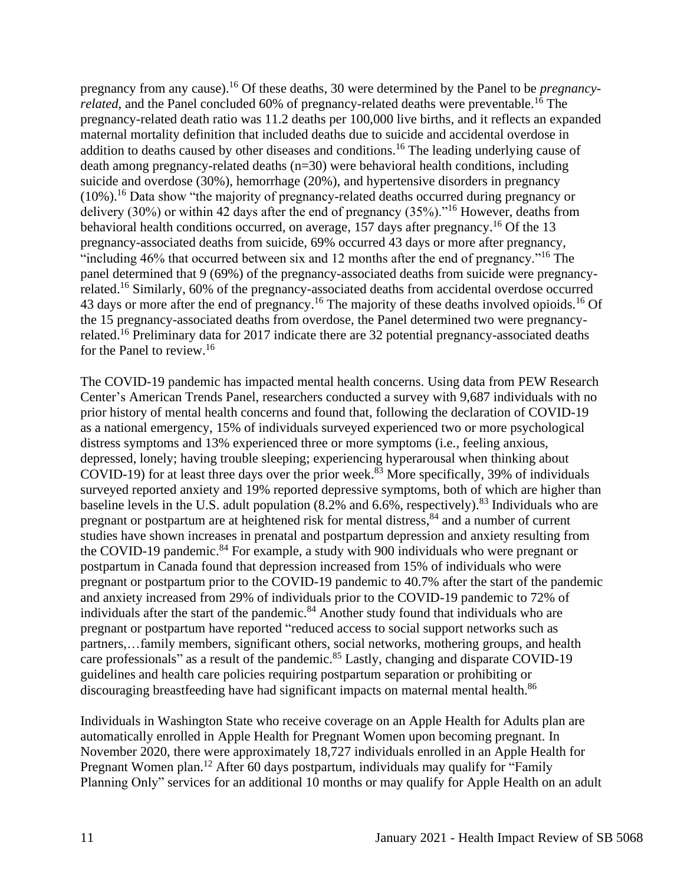pregnancy from any cause).[16] Of these deaths, 30 were determined by the Panel to be *pregnancy-related*, and the Panel concluded 60% of pregnancy-related deaths were preventable.[16] The pregnancy-related death ratio was 11.2 deaths per 100,000 live births, and it reflects an expanded maternal mortality definition that included deaths due to suicide and accidental overdose in addition to deaths caused by other diseases and conditions.[16] The leading underlying cause of death among pregnancy-related deaths (n=30) were behavioral health conditions, including suicide and overdose (30%), hemorrhage (20%), and hypertensive disorders in pregnancy (10%).[16] Data show "the majority of pregnancy-related deaths occurred during pregnancy or delivery (30%) or within 42 days after the end of pregnancy (35%)."[16] However, deaths from behavioral health conditions occurred, on average, 157 days after pregnancy.[16] Of the 13 pregnancy-associated deaths from suicide, 69% occurred 43 days or more after pregnancy, "including 46% that occurred between six and 12 months after the end of pregnancy."[16] The panel determined that 9 (69%) of the pregnancy-associated deaths from suicide were pregnancy-related.[16] Similarly, 60% of the pregnancy-associated deaths from accidental overdose occurred 43 days or more after the end of pregnancy.[16] The majority of these deaths involved opioids.[16] Of the 15 pregnancy-associated deaths from overdose, the Panel determined two were pregnancy-related.[16] Preliminary data for 2017 indicate there are 32 potential pregnancy-associated deaths for the Panel to review.[16]

The COVID-19 pandemic has impacted mental health concerns. Using data from PEW Research Center's American Trends Panel, researchers conducted a survey with 9,687 individuals with no prior history of mental health concerns and found that, following the declaration of COVID-19 as a national emergency, 15% of individuals surveyed experienced two or more psychological distress symptoms and 13% experienced three or more symptoms (i.e., feeling anxious, depressed, lonely; having trouble sleeping; experiencing hyperarousal when thinking about COVID-19) for at least three days over the prior week.[83] More specifically, 39% of individuals surveyed reported anxiety and 19% reported depressive symptoms, both of which are higher than baseline levels in the U.S. adult population (8.2% and 6.6%, respectively).[83] Individuals who are pregnant or postpartum are at heightened risk for mental distress,[84] and a number of current studies have shown increases in prenatal and postpartum depression and anxiety resulting from the COVID-19 pandemic.[84] For example, a study with 900 individuals who were pregnant or postpartum in Canada found that depression increased from 15% of individuals who were pregnant or postpartum prior to the COVID-19 pandemic to 40.7% after the start of the pandemic and anxiety increased from 29% of individuals prior to the COVID-19 pandemic to 72% of individuals after the start of the pandemic.[84] Another study found that individuals who are pregnant or postpartum have reported "reduced access to social support networks such as partners,…family members, significant others, social networks, mothering groups, and health care professionals" as a result of the pandemic.[85] Lastly, changing and disparate COVID-19 guidelines and health care policies requiring postpartum separation or prohibiting or discouraging breastfeeding have had significant impacts on maternal mental health.[86]

Individuals in Washington State who receive coverage on an Apple Health for Adults plan are automatically enrolled in Apple Health for Pregnant Women upon becoming pregnant. In November 2020, there were approximately 18,727 individuals enrolled in an Apple Health for Pregnant Women plan.[12] After 60 days postpartum, individuals may qualify for "Family Planning Only" services for an additional 10 months or may qualify for Apple Health on an adult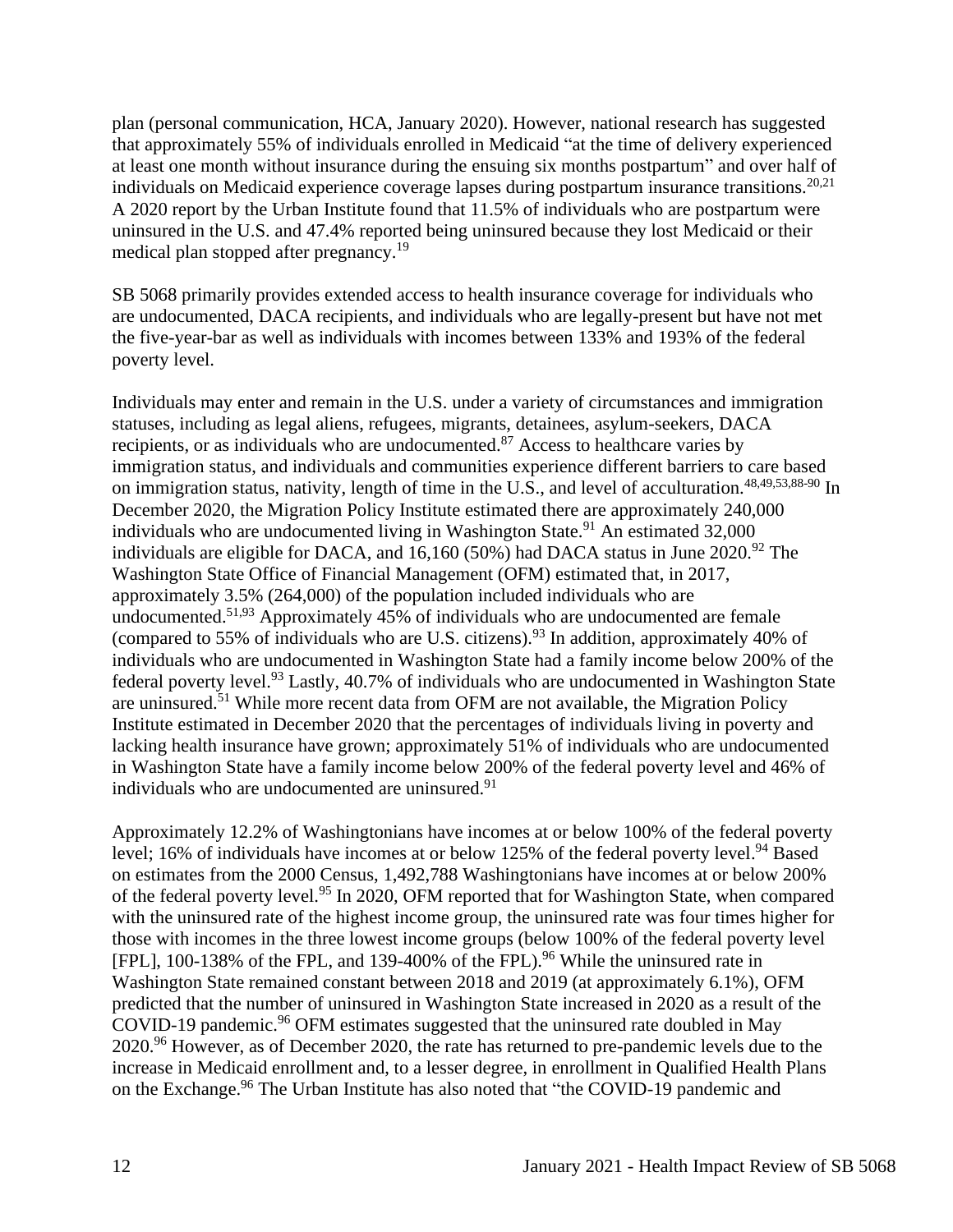plan (personal communication, HCA, January 2020). However, national research has suggested that approximately 55% of individuals enrolled in Medicaid "at the time of delivery experienced at least one month without insurance during the ensuing six months postpartum" and over half of individuals on Medicaid experience coverage lapses during postpartum insurance transitions.[20,21] A 2020 report by the Urban Institute found that 11.5% of individuals who are postpartum were uninsured in the U.S. and 47.4% reported being uninsured because they lost Medicaid or their medical plan stopped after pregnancy.[19]

SB 5068 primarily provides extended access to health insurance coverage for individuals who are undocumented, DACA recipients, and individuals who are legally-present but have not met the five-year-bar as well as individuals with incomes between 133% and 193% of the federal poverty level.

Individuals may enter and remain in the U.S. under a variety of circumstances and immigration statuses, including as legal aliens, refugees, migrants, detainees, asylum-seekers, DACA recipients, or as individuals who are undocumented.[87] Access to healthcare varies by immigration status, and individuals and communities experience different barriers to care based on immigration status, nativity, length of time in the U.S., and level of acculturation.[48,49,53,88-90] In December 2020, the Migration Policy Institute estimated there are approximately 240,000 individuals who are undocumented living in Washington State.[91] An estimated 32,000 individuals are eligible for DACA, and 16,160 (50%) had DACA status in June 2020.[92] The Washington State Office of Financial Management (OFM) estimated that, in 2017, approximately 3.5% (264,000) of the population included individuals who are undocumented.[51,93] Approximately 45% of individuals who are undocumented are female (compared to 55% of individuals who are U.S. citizens).[93] In addition, approximately 40% of individuals who are undocumented in Washington State had a family income below 200% of the federal poverty level.[93] Lastly, 40.7% of individuals who are undocumented in Washington State are uninsured.[51] While more recent data from OFM are not available, the Migration Policy Institute estimated in December 2020 that the percentages of individuals living in poverty and lacking health insurance have grown; approximately 51% of individuals who are undocumented in Washington State have a family income below 200% of the federal poverty level and 46% of individuals who are undocumented are uninsured.[91]

Approximately 12.2% of Washingtonians have incomes at or below 100% of the federal poverty level; 16% of individuals have incomes at or below 125% of the federal poverty level.[94] Based on estimates from the 2000 Census, 1,492,788 Washingtonians have incomes at or below 200% of the federal poverty level.[95] In 2020, OFM reported that for Washington State, when compared with the uninsured rate of the highest income group, the uninsured rate was four times higher for those with incomes in the three lowest income groups (below 100% of the federal poverty level [FPL], 100-138% of the FPL, and 139-400% of the FPL).[96] While the uninsured rate in Washington State remained constant between 2018 and 2019 (at approximately 6.1%), OFM predicted that the number of uninsured in Washington State increased in 2020 as a result of the COVID-19 pandemic.[96] OFM estimates suggested that the uninsured rate doubled in May 2020.[96] However, as of December 2020, the rate has returned to pre-pandemic levels due to the increase in Medicaid enrollment and, to a lesser degree, in enrollment in Qualified Health Plans on the Exchange.[96] The Urban Institute has also noted that "the COVID-19 pandemic and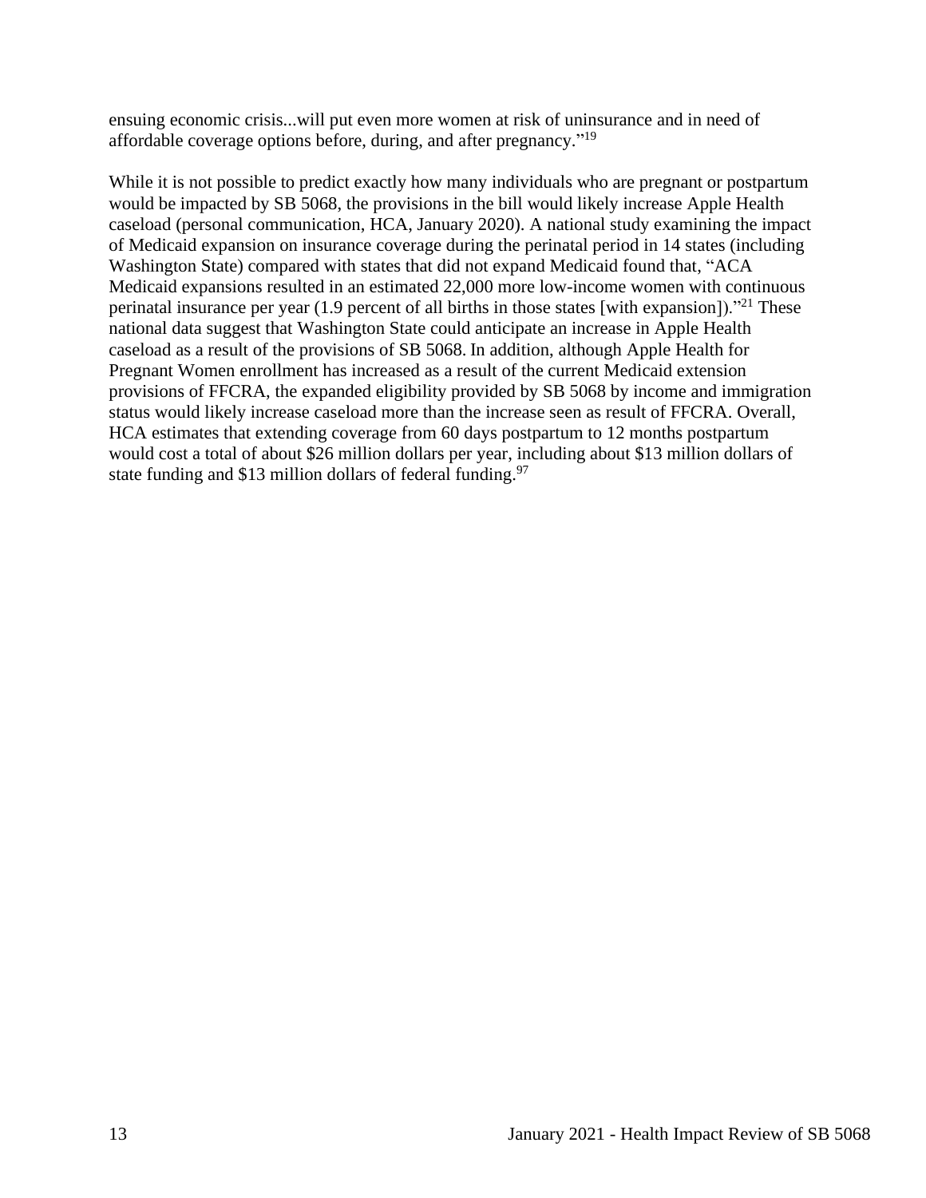ensuing economic crisis...will put even more women at risk of uninsurance and in need of affordable coverage options before, during, and after pregnancy."[19]

While it is not possible to predict exactly how many individuals who are pregnant or postpartum would be impacted by SB 5068, the provisions in the bill would likely increase Apple Health caseload (personal communication, HCA, January 2020). A national study examining the impact of Medicaid expansion on insurance coverage during the perinatal period in 14 states (including Washington State) compared with states that did not expand Medicaid found that, "ACA Medicaid expansions resulted in an estimated 22,000 more low-income women with continuous perinatal insurance per year (1.9 percent of all births in those states [with expansion])."[21] These national data suggest that Washington State could anticipate an increase in Apple Health caseload as a result of the provisions of SB 5068. In addition, although Apple Health for Pregnant Women enrollment has increased as a result of the current Medicaid extension provisions of FFCRA, the expanded eligibility provided by SB 5068 by income and immigration status would likely increase caseload more than the increase seen as result of FFCRA. Overall, HCA estimates that extending coverage from 60 days postpartum to 12 months postpartum would cost a total of about $26 million dollars per year, including about $13 million dollars of state funding and $13 million dollars of federal funding.[97]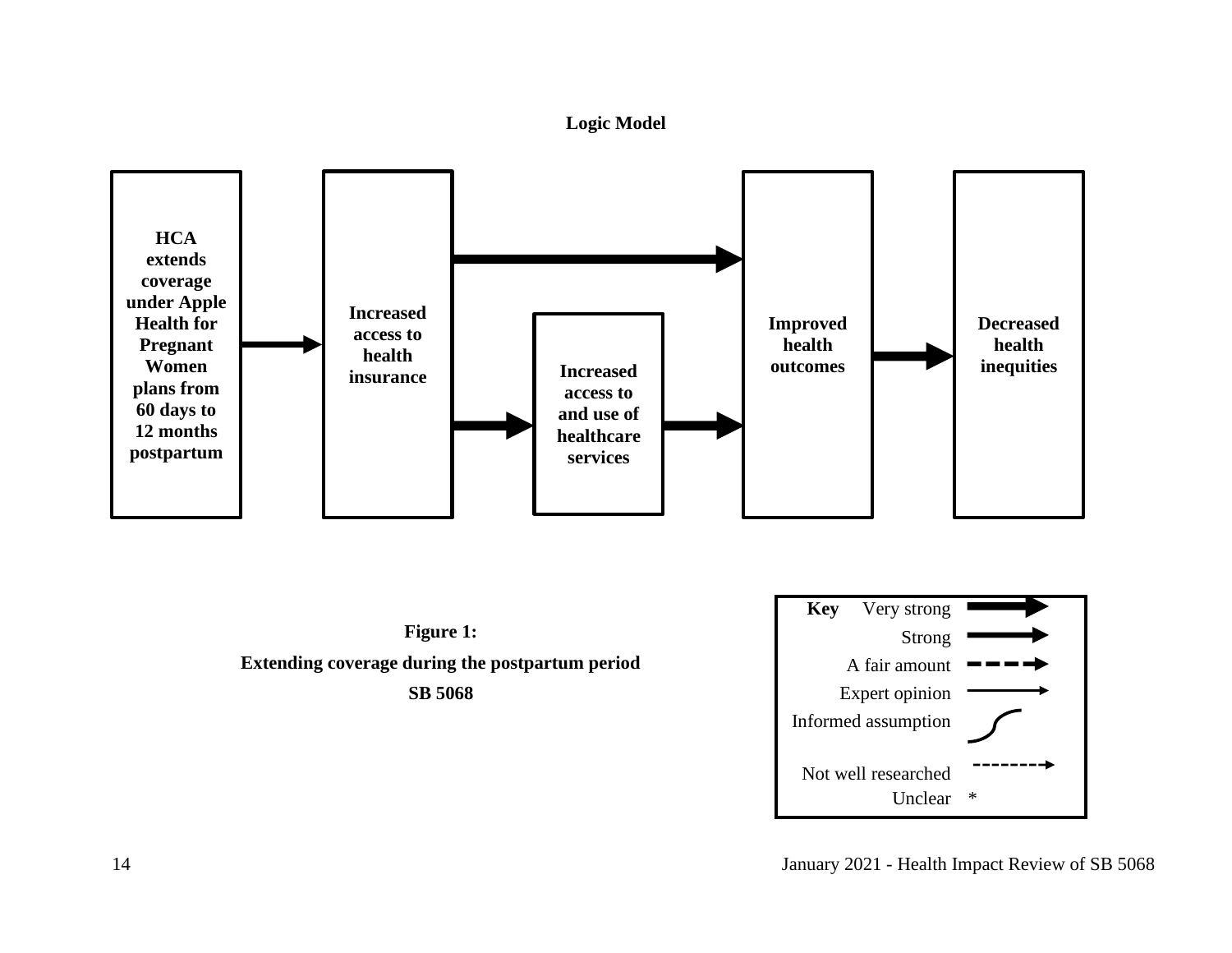**Logic Model**

HCA extends coverage under Apple Health for Pregnant Women plans from 60 days to 12 months postpartum

Increased access to health insurance

Increased access to and use of healthcare services

Improved health outcomes

Decreased health inequities

**Figure 1:**

**Extending coverage during the postpartum period**

**SB 5068**

**Key**

Very strong

Strong

A fair amount

Expert opinion

Informed assumption

Not well researched

Unclear *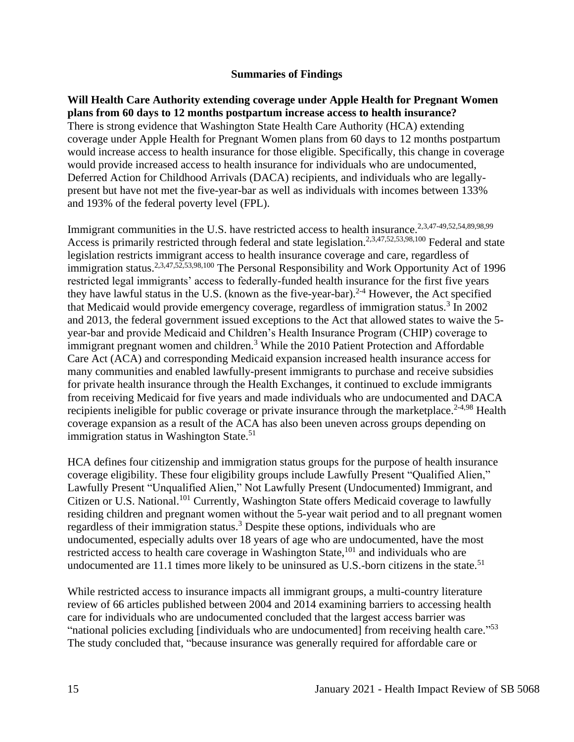## Summaries of Findings

**Will Health Care Authority extending coverage under Apple Health for Pregnant Women plans from 60 days to 12 months postpartum increase access to health insurance?**
There is strong evidence that Washington State Health Care Authority (HCA) extending coverage under Apple Health for Pregnant Women plans from 60 days to 12 months postpartum would increase access to health insurance for those eligible. Specifically, this change in coverage would provide increased access to health insurance for individuals who are undocumented, Deferred Action for Childhood Arrivals (DACA) recipients, and individuals who are legally-present but have not met the five-year-bar as well as individuals with incomes between 133% and 193% of the federal poverty level (FPL).

Immigrant communities in the U.S. have restricted access to health insurance.[2,3,47-49,52,54,89,98,99] Access is primarily restricted through federal and state legislation.[2,3,47,52,53,98,100] Federal and state legislation restricts immigrant access to health insurance coverage and care, regardless of immigration status.[2,3,47,52,53,98,100] The Personal Responsibility and Work Opportunity Act of 1996 restricted legal immigrants' access to federally-funded health insurance for the first five years they have lawful status in the U.S. (known as the five-year-bar).[2-4] However, the Act specified that Medicaid would provide emergency coverage, regardless of immigration status.[3] In 2002 and 2013, the federal government issued exceptions to the Act that allowed states to waive the 5-year-bar and provide Medicaid and Children's Health Insurance Program (CHIP) coverage to immigrant pregnant women and children.[3] While the 2010 Patient Protection and Affordable Care Act (ACA) and corresponding Medicaid expansion increased health insurance access for many communities and enabled lawfully-present immigrants to purchase and receive subsidies for private health insurance through the Health Exchanges, it continued to exclude immigrants from receiving Medicaid for five years and made individuals who are undocumented and DACA recipients ineligible for public coverage or private insurance through the marketplace.[2-4,98] Health coverage expansion as a result of the ACA has also been uneven across groups depending on immigration status in Washington State.[51]

HCA defines four citizenship and immigration status groups for the purpose of health insurance coverage eligibility. These four eligibility groups include Lawfully Present "Qualified Alien," Lawfully Present "Unqualified Alien," Not Lawfully Present (Undocumented) Immigrant, and Citizen or U.S. National.[101] Currently, Washington State offers Medicaid coverage to lawfully residing children and pregnant women without the 5-year wait period and to all pregnant women regardless of their immigration status.[3] Despite these options, individuals who are undocumented, especially adults over 18 years of age who are undocumented, have the most restricted access to health care coverage in Washington State,[101] and individuals who are undocumented are 11.1 times more likely to be uninsured as U.S.-born citizens in the state.[51]

While restricted access to insurance impacts all immigrant groups, a multi-country literature review of 66 articles published between 2004 and 2014 examining barriers to accessing health care for individuals who are undocumented concluded that the largest access barrier was "national policies excluding [individuals who are undocumented] from receiving health care."[53] The study concluded that, "because insurance was generally required for affordable care or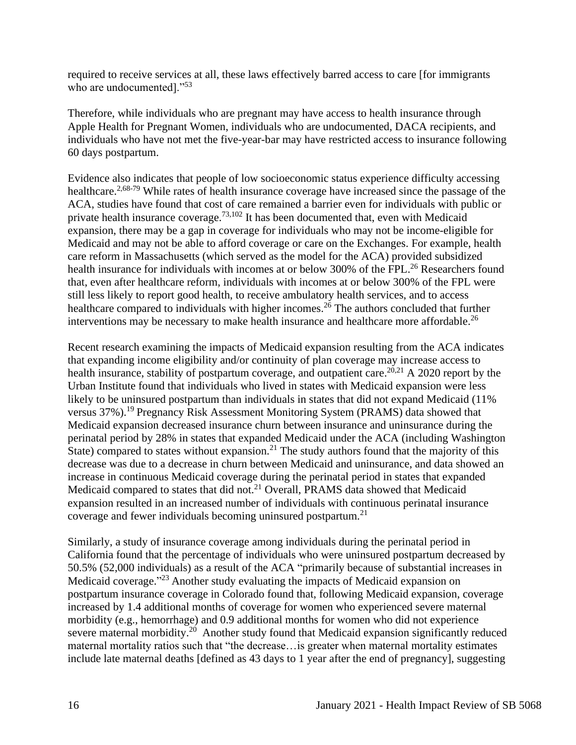required to receive services at all, these laws effectively barred access to care [for immigrants who are undocumented]."[53]

Therefore, while individuals who are pregnant may have access to health insurance through Apple Health for Pregnant Women, individuals who are undocumented, DACA recipients, and individuals who have not met the five-year-bar may have restricted access to insurance following 60 days postpartum.

Evidence also indicates that people of low socioeconomic status experience difficulty accessing healthcare.[2,68-79] While rates of health insurance coverage have increased since the passage of the ACA, studies have found that cost of care remained a barrier even for individuals with public or private health insurance coverage.[73,102] It has been documented that, even with Medicaid expansion, there may be a gap in coverage for individuals who may not be income-eligible for Medicaid and may not be able to afford coverage or care on the Exchanges. For example, health care reform in Massachusetts (which served as the model for the ACA) provided subsidized health insurance for individuals with incomes at or below 300% of the FPL.[26] Researchers found that, even after healthcare reform, individuals with incomes at or below 300% of the FPL were still less likely to report good health, to receive ambulatory health services, and to access healthcare compared to individuals with higher incomes.[26] The authors concluded that further interventions may be necessary to make health insurance and healthcare more affordable.[26]

Recent research examining the impacts of Medicaid expansion resulting from the ACA indicates that expanding income eligibility and/or continuity of plan coverage may increase access to health insurance, stability of postpartum coverage, and outpatient care.[20,21] A 2020 report by the Urban Institute found that individuals who lived in states with Medicaid expansion were less likely to be uninsured postpartum than individuals in states that did not expand Medicaid (11% versus 37%).[19] Pregnancy Risk Assessment Monitoring System (PRAMS) data showed that Medicaid expansion decreased insurance churn between insurance and uninsurance during the perinatal period by 28% in states that expanded Medicaid under the ACA (including Washington State) compared to states without expansion.[21] The study authors found that the majority of this decrease was due to a decrease in churn between Medicaid and uninsurance, and data showed an increase in continuous Medicaid coverage during the perinatal period in states that expanded Medicaid compared to states that did not.[21] Overall, PRAMS data showed that Medicaid expansion resulted in an increased number of individuals with continuous perinatal insurance coverage and fewer individuals becoming uninsured postpartum.[21]

Similarly, a study of insurance coverage among individuals during the perinatal period in California found that the percentage of individuals who were uninsured postpartum decreased by 50.5% (52,000 individuals) as a result of the ACA "primarily because of substantial increases in Medicaid coverage."[23] Another study evaluating the impacts of Medicaid expansion on postpartum insurance coverage in Colorado found that, following Medicaid expansion, coverage increased by 1.4 additional months of coverage for women who experienced severe maternal morbidity (e.g., hemorrhage) and 0.9 additional months for women who did not experience severe maternal morbidity.[20] Another study found that Medicaid expansion significantly reduced maternal mortality ratios such that "the decrease…is greater when maternal mortality estimates include late maternal deaths [defined as 43 days to 1 year after the end of pregnancy], suggesting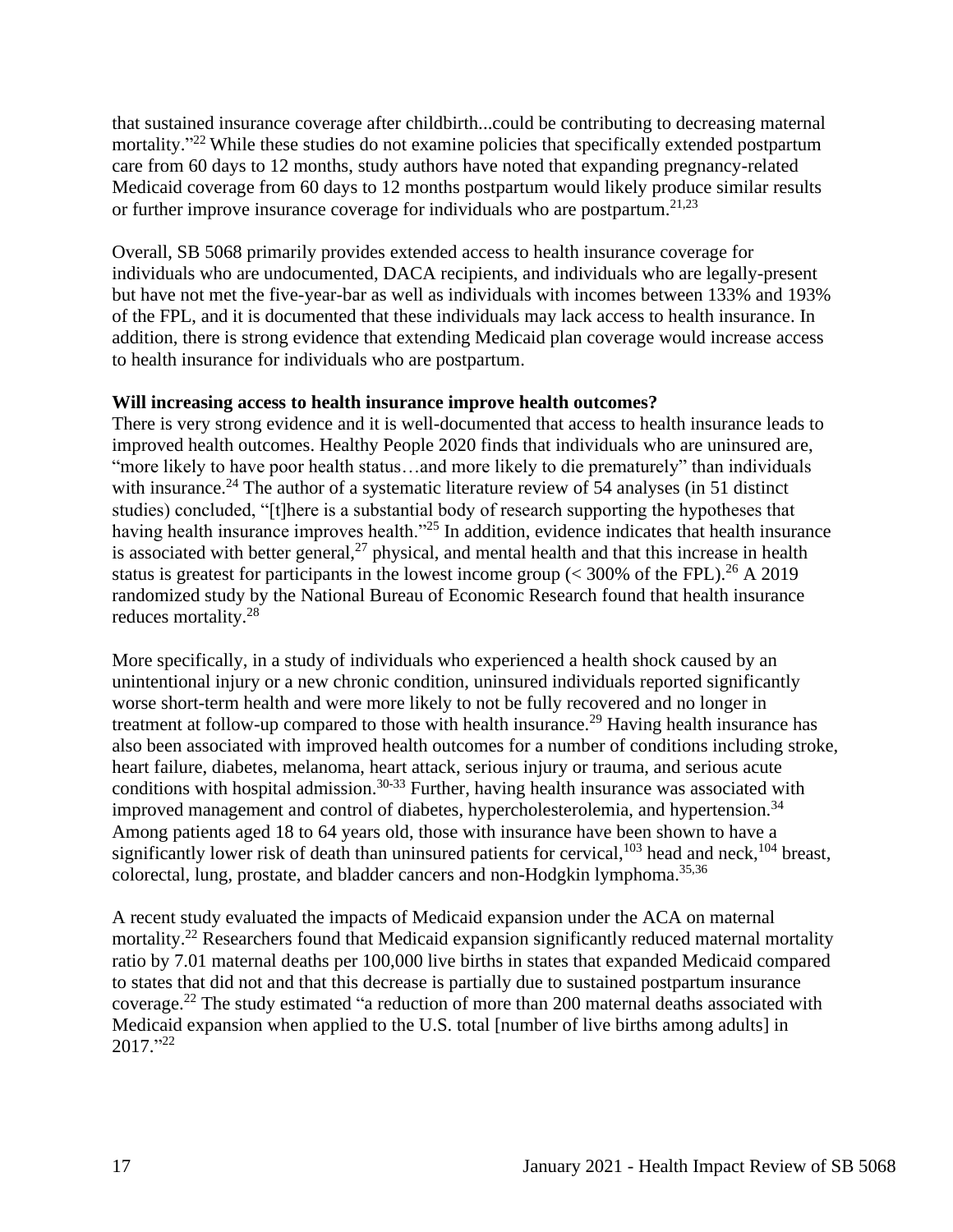that sustained insurance coverage after childbirth...could be contributing to decreasing maternal mortality."[22] While these studies do not examine policies that specifically extended postpartum care from 60 days to 12 months, study authors have noted that expanding pregnancy-related Medicaid coverage from 60 days to 12 months postpartum would likely produce similar results or further improve insurance coverage for individuals who are postpartum.[21,23]

Overall, SB 5068 primarily provides extended access to health insurance coverage for individuals who are undocumented, DACA recipients, and individuals who are legally-present but have not met the five-year-bar as well as individuals with incomes between 133% and 193% of the FPL, and it is documented that these individuals may lack access to health insurance. In addition, there is strong evidence that extending Medicaid plan coverage would increase access to health insurance for individuals who are postpartum.

**Will increasing access to health insurance improve health outcomes?**

There is very strong evidence and it is well-documented that access to health insurance leads to improved health outcomes. Healthy People 2020 finds that individuals who are uninsured are, "more likely to have poor health status…and more likely to die prematurely" than individuals with insurance.[24] The author of a systematic literature review of 54 analyses (in 51 distinct studies) concluded, "[t]here is a substantial body of research supporting the hypotheses that having health insurance improves health."[25] In addition, evidence indicates that health insurance is associated with better general,[27] physical, and mental health and that this increase in health status is greatest for participants in the lowest income group (< 300% of the FPL).[26] A 2019 randomized study by the National Bureau of Economic Research found that health insurance reduces mortality.[28]

More specifically, in a study of individuals who experienced a health shock caused by an unintentional injury or a new chronic condition, uninsured individuals reported significantly worse short-term health and were more likely to not be fully recovered and no longer in treatment at follow-up compared to those with health insurance.[29] Having health insurance has also been associated with improved health outcomes for a number of conditions including stroke, heart failure, diabetes, melanoma, heart attack, serious injury or trauma, and serious acute conditions with hospital admission.[30-33] Further, having health insurance was associated with improved management and control of diabetes, hypercholesterolemia, and hypertension.[34] Among patients aged 18 to 64 years old, those with insurance have been shown to have a significantly lower risk of death than uninsured patients for cervical,[103] head and neck,[104] breast, colorectal, lung, prostate, and bladder cancers and non-Hodgkin lymphoma.[35,36]

A recent study evaluated the impacts of Medicaid expansion under the ACA on maternal mortality.[22] Researchers found that Medicaid expansion significantly reduced maternal mortality ratio by 7.01 maternal deaths per 100,000 live births in states that expanded Medicaid compared to states that did not and that this decrease is partially due to sustained postpartum insurance coverage.[22] The study estimated "a reduction of more than 200 maternal deaths associated with Medicaid expansion when applied to the U.S. total [number of live births among adults] in 2017."[22]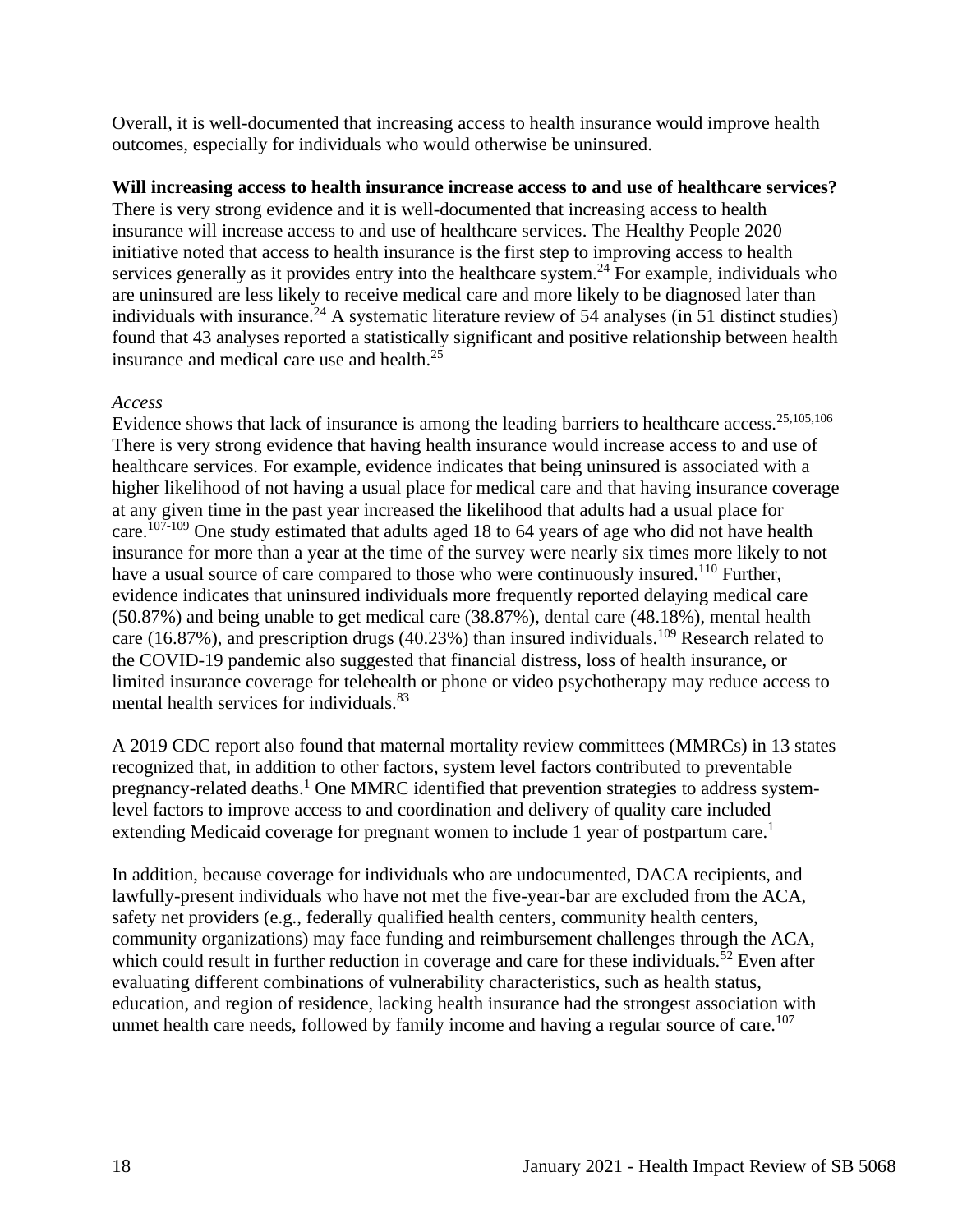Overall, it is well-documented that increasing access to health insurance would improve health outcomes, especially for individuals who would otherwise be uninsured.

**Will increasing access to health insurance increase access to and use of healthcare services?**
There is very strong evidence and it is well-documented that increasing access to health insurance will increase access to and use of healthcare services. The Healthy People 2020 initiative noted that access to health insurance is the first step to improving access to health services generally as it provides entry into the healthcare system.[24] For example, individuals who are uninsured are less likely to receive medical care and more likely to be diagnosed later than individuals with insurance.[24] A systematic literature review of 54 analyses (in 51 distinct studies) found that 43 analyses reported a statistically significant and positive relationship between health insurance and medical care use and health.[25]

*Access*
Evidence shows that lack of insurance is among the leading barriers to healthcare access.[25,105,106] There is very strong evidence that having health insurance would increase access to and use of healthcare services. For example, evidence indicates that being uninsured is associated with a higher likelihood of not having a usual place for medical care and that having insurance coverage at any given time in the past year increased the likelihood that adults had a usual place for care.[107-109] One study estimated that adults aged 18 to 64 years of age who did not have health insurance for more than a year at the time of the survey were nearly six times more likely to not have a usual source of care compared to those who were continuously insured.[110] Further, evidence indicates that uninsured individuals more frequently reported delaying medical care (50.87%) and being unable to get medical care (38.87%), dental care (48.18%), mental health care (16.87%), and prescription drugs (40.23%) than insured individuals.[109] Research related to the COVID-19 pandemic also suggested that financial distress, loss of health insurance, or limited insurance coverage for telehealth or phone or video psychotherapy may reduce access to mental health services for individuals.[83]

A 2019 CDC report also found that maternal mortality review committees (MMRCs) in 13 states recognized that, in addition to other factors, system level factors contributed to preventable pregnancy-related deaths.[1] One MMRC identified that prevention strategies to address system-level factors to improve access to and coordination and delivery of quality care included extending Medicaid coverage for pregnant women to include 1 year of postpartum care.[1]

In addition, because coverage for individuals who are undocumented, DACA recipients, and lawfully-present individuals who have not met the five-year-bar are excluded from the ACA, safety net providers (e.g., federally qualified health centers, community health centers, community organizations) may face funding and reimbursement challenges through the ACA, which could result in further reduction in coverage and care for these individuals.[52] Even after evaluating different combinations of vulnerability characteristics, such as health status, education, and region of residence, lacking health insurance had the strongest association with unmet health care needs, followed by family income and having a regular source of care.[107]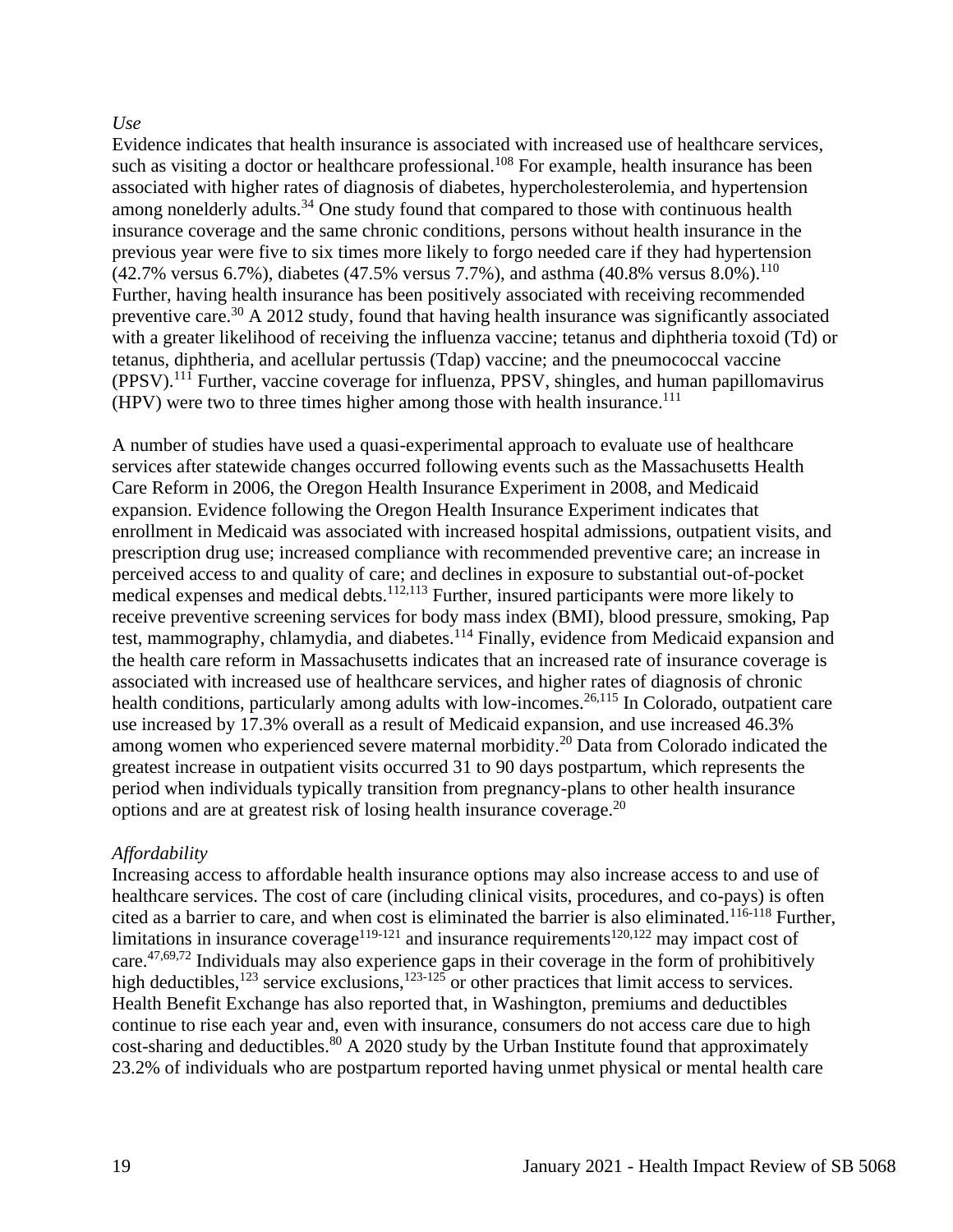*Use*

Evidence indicates that health insurance is associated with increased use of healthcare services, such as visiting a doctor or healthcare professional.[108] For example, health insurance has been associated with higher rates of diagnosis of diabetes, hypercholesterolemia, and hypertension among nonelderly adults.[34] One study found that compared to those with continuous health insurance coverage and the same chronic conditions, persons without health insurance in the previous year were five to six times more likely to forgo needed care if they had hypertension (42.7% versus 6.7%), diabetes (47.5% versus 7.7%), and asthma (40.8% versus 8.0%).[110] Further, having health insurance has been positively associated with receiving recommended preventive care.[30] A 2012 study, found that having health insurance was significantly associated with a greater likelihood of receiving the influenza vaccine; tetanus and diphtheria toxoid (Td) or tetanus, diphtheria, and acellular pertussis (Tdap) vaccine; and the pneumococcal vaccine (PPSV).[111] Further, vaccine coverage for influenza, PPSV, shingles, and human papillomavirus (HPV) were two to three times higher among those with health insurance.[111]

A number of studies have used a quasi-experimental approach to evaluate use of healthcare services after statewide changes occurred following events such as the Massachusetts Health Care Reform in 2006, the Oregon Health Insurance Experiment in 2008, and Medicaid expansion. Evidence following the Oregon Health Insurance Experiment indicates that enrollment in Medicaid was associated with increased hospital admissions, outpatient visits, and prescription drug use; increased compliance with recommended preventive care; an increase in perceived access to and quality of care; and declines in exposure to substantial out-of-pocket medical expenses and medical debts.[112,113] Further, insured participants were more likely to receive preventive screening services for body mass index (BMI), blood pressure, smoking, Pap test, mammography, chlamydia, and diabetes.[114] Finally, evidence from Medicaid expansion and the health care reform in Massachusetts indicates that an increased rate of insurance coverage is associated with increased use of healthcare services, and higher rates of diagnosis of chronic health conditions, particularly among adults with low-incomes.[26,115] In Colorado, outpatient care use increased by 17.3% overall as a result of Medicaid expansion, and use increased 46.3% among women who experienced severe maternal morbidity.[20] Data from Colorado indicated the greatest increase in outpatient visits occurred 31 to 90 days postpartum, which represents the period when individuals typically transition from pregnancy-plans to other health insurance options and are at greatest risk of losing health insurance coverage.[20]

*Affordability*

Increasing access to affordable health insurance options may also increase access to and use of healthcare services. The cost of care (including clinical visits, procedures, and co-pays) is often cited as a barrier to care, and when cost is eliminated the barrier is also eliminated.[116-118] Further, limitations in insurance coverage[119-121] and insurance requirements[120,122] may impact cost of care.[47,69,72] Individuals may also experience gaps in their coverage in the form of prohibitively high deductibles,[123] service exclusions,[123-125] or other practices that limit access to services. Health Benefit Exchange has also reported that, in Washington, premiums and deductibles continue to rise each year and, even with insurance, consumers do not access care due to high cost-sharing and deductibles.[80] A 2020 study by the Urban Institute found that approximately 23.2% of individuals who are postpartum reported having unmet physical or mental health care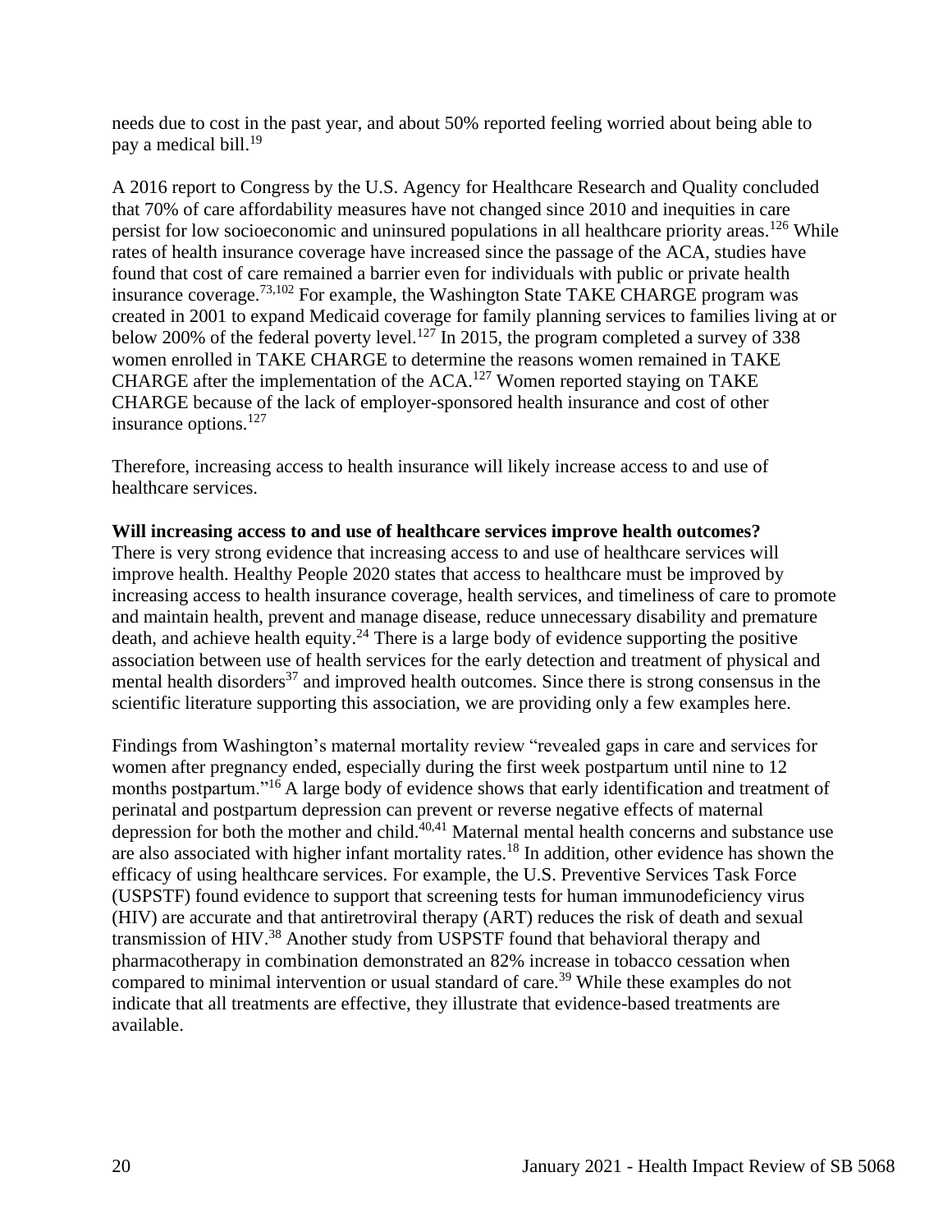needs due to cost in the past year, and about 50% reported feeling worried about being able to pay a medical bill.[19]

A 2016 report to Congress by the U.S. Agency for Healthcare Research and Quality concluded that 70% of care affordability measures have not changed since 2010 and inequities in care persist for low socioeconomic and uninsured populations in all healthcare priority areas.[126] While rates of health insurance coverage have increased since the passage of the ACA, studies have found that cost of care remained a barrier even for individuals with public or private health insurance coverage.[73,102] For example, the Washington State TAKE CHARGE program was created in 2001 to expand Medicaid coverage for family planning services to families living at or below 200% of the federal poverty level.[127] In 2015, the program completed a survey of 338 women enrolled in TAKE CHARGE to determine the reasons women remained in TAKE CHARGE after the implementation of the ACA.[127] Women reported staying on TAKE CHARGE because of the lack of employer-sponsored health insurance and cost of other insurance options.[127]

Therefore, increasing access to health insurance will likely increase access to and use of healthcare services.

**Will increasing access to and use of healthcare services improve health outcomes?**

There is very strong evidence that increasing access to and use of healthcare services will improve health. Healthy People 2020 states that access to healthcare must be improved by increasing access to health insurance coverage, health services, and timeliness of care to promote and maintain health, prevent and manage disease, reduce unnecessary disability and premature death, and achieve health equity.[24] There is a large body of evidence supporting the positive association between use of health services for the early detection and treatment of physical and mental health disorders[37] and improved health outcomes. Since there is strong consensus in the scientific literature supporting this association, we are providing only a few examples here.

Findings from Washington's maternal mortality review "revealed gaps in care and services for women after pregnancy ended, especially during the first week postpartum until nine to 12 months postpartum."[16] A large body of evidence shows that early identification and treatment of perinatal and postpartum depression can prevent or reverse negative effects of maternal depression for both the mother and child.[40,41] Maternal mental health concerns and substance use are also associated with higher infant mortality rates.[18] In addition, other evidence has shown the efficacy of using healthcare services. For example, the U.S. Preventive Services Task Force (USPSTF) found evidence to support that screening tests for human immunodeficiency virus (HIV) are accurate and that antiretroviral therapy (ART) reduces the risk of death and sexual transmission of HIV.[38] Another study from USPSTF found that behavioral therapy and pharmacotherapy in combination demonstrated an 82% increase in tobacco cessation when compared to minimal intervention or usual standard of care.[39] While these examples do not indicate that all treatments are effective, they illustrate that evidence-based treatments are available.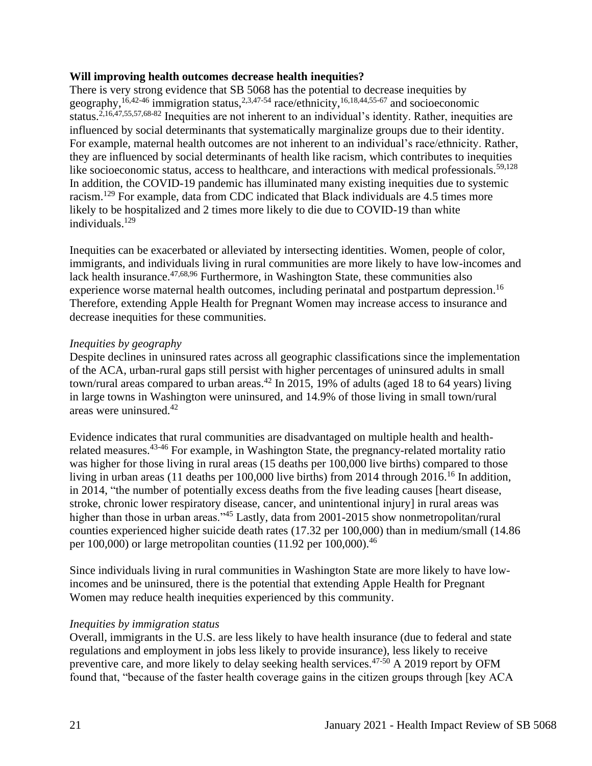**Will improving health outcomes decrease health inequities?**

There is very strong evidence that SB 5068 has the potential to decrease inequities by geography,[16,42-46] immigration status,[2,3,47-54] race/ethnicity,[16,18,44,55-67] and socioeconomic status.[2,16,47,55,57,68-82] Inequities are not inherent to an individual's identity. Rather, inequities are influenced by social determinants that systematically marginalize groups due to their identity. For example, maternal health outcomes are not inherent to an individual's race/ethnicity. Rather, they are influenced by social determinants of health like racism, which contributes to inequities like socioeconomic status, access to healthcare, and interactions with medical professionals.[59,128] In addition, the COVID-19 pandemic has illuminated many existing inequities due to systemic racism.[129] For example, data from CDC indicated that Black individuals are 4.5 times more likely to be hospitalized and 2 times more likely to die due to COVID-19 than white individuals.[129]

Inequities can be exacerbated or alleviated by intersecting identities. Women, people of color, immigrants, and individuals living in rural communities are more likely to have low-incomes and lack health insurance.[47,68,96] Furthermore, in Washington State, these communities also experience worse maternal health outcomes, including perinatal and postpartum depression.[16] Therefore, extending Apple Health for Pregnant Women may increase access to insurance and decrease inequities for these communities.

*Inequities by geography*

Despite declines in uninsured rates across all geographic classifications since the implementation of the ACA, urban-rural gaps still persist with higher percentages of uninsured adults in small town/rural areas compared to urban areas.[42] In 2015, 19% of adults (aged 18 to 64 years) living in large towns in Washington were uninsured, and 14.9% of those living in small town/rural areas were uninsured.[42]

Evidence indicates that rural communities are disadvantaged on multiple health and health-related measures.[43-46] For example, in Washington State, the pregnancy-related mortality ratio was higher for those living in rural areas (15 deaths per 100,000 live births) compared to those living in urban areas (11 deaths per 100,000 live births) from 2014 through 2016.[16] In addition, in 2014, "the number of potentially excess deaths from the five leading causes [heart disease, stroke, chronic lower respiratory disease, cancer, and unintentional injury] in rural areas was higher than those in urban areas."[45] Lastly, data from 2001-2015 show nonmetropolitan/rural counties experienced higher suicide death rates (17.32 per 100,000) than in medium/small (14.86 per 100,000) or large metropolitan counties (11.92 per 100,000).[46]

Since individuals living in rural communities in Washington State are more likely to have low-incomes and be uninsured, there is the potential that extending Apple Health for Pregnant Women may reduce health inequities experienced by this community.

*Inequities by immigration status*

Overall, immigrants in the U.S. are less likely to have health insurance (due to federal and state regulations and employment in jobs less likely to provide insurance), less likely to receive preventive care, and more likely to delay seeking health services.[47-50] A 2019 report by OFM found that, "because of the faster health coverage gains in the citizen groups through [key ACA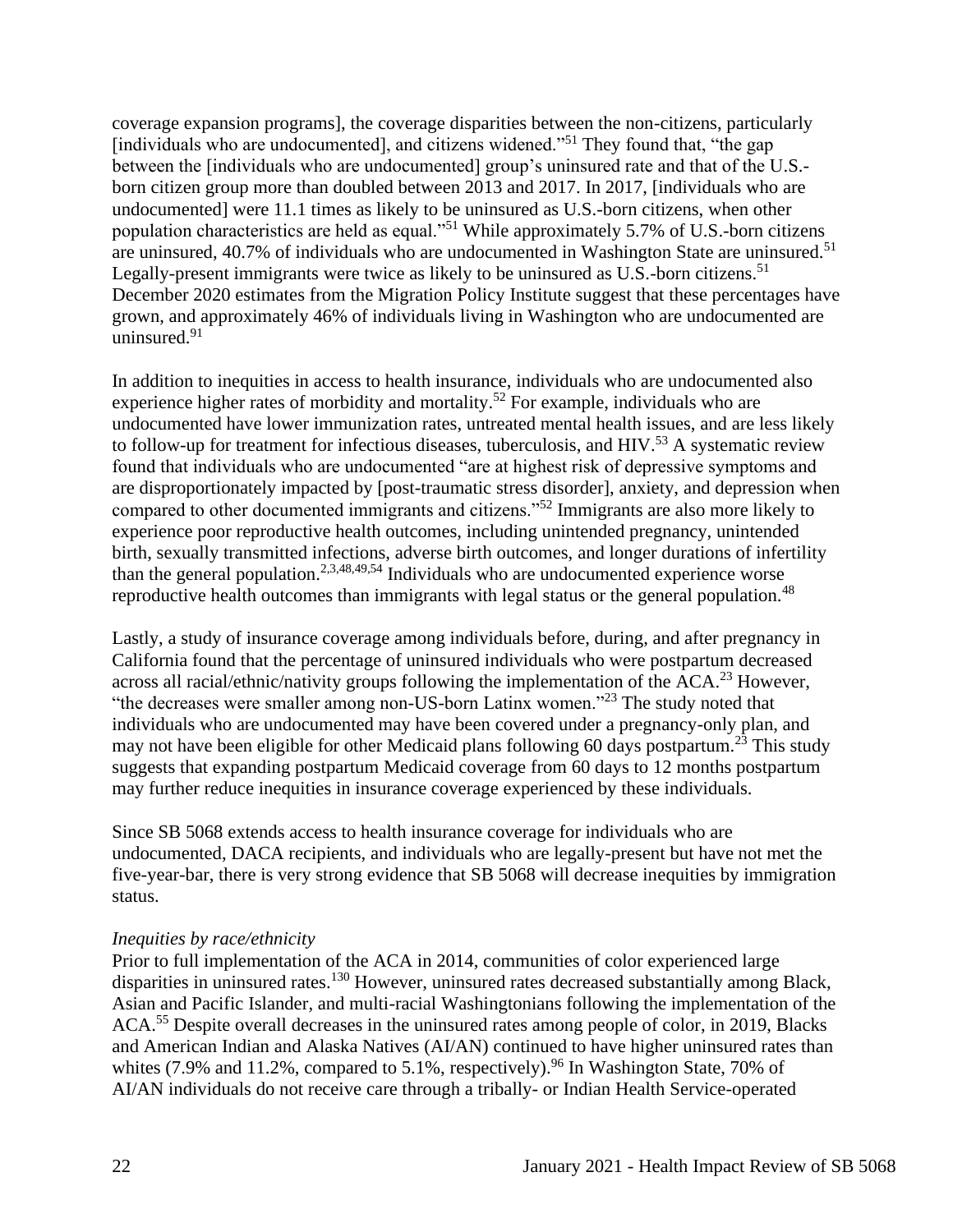coverage expansion programs], the coverage disparities between the non-citizens, particularly [individuals who are undocumented], and citizens widened."[51] They found that, "the gap between the [individuals who are undocumented] group's uninsured rate and that of the U.S.-born citizen group more than doubled between 2013 and 2017. In 2017, [individuals who are undocumented] were 11.1 times as likely to be uninsured as U.S.-born citizens, when other population characteristics are held as equal."[51] While approximately 5.7% of U.S.-born citizens are uninsured, 40.7% of individuals who are undocumented in Washington State are uninsured.[51] Legally-present immigrants were twice as likely to be uninsured as U.S.-born citizens.[51] December 2020 estimates from the Migration Policy Institute suggest that these percentages have grown, and approximately 46% of individuals living in Washington who are undocumented are uninsured.[91]

In addition to inequities in access to health insurance, individuals who are undocumented also experience higher rates of morbidity and mortality.[52] For example, individuals who are undocumented have lower immunization rates, untreated mental health issues, and are less likely to follow-up for treatment for infectious diseases, tuberculosis, and HIV.[53] A systematic review found that individuals who are undocumented "are at highest risk of depressive symptoms and are disproportionately impacted by [post-traumatic stress disorder], anxiety, and depression when compared to other documented immigrants and citizens."[52] Immigrants are also more likely to experience poor reproductive health outcomes, including unintended pregnancy, unintended birth, sexually transmitted infections, adverse birth outcomes, and longer durations of infertility than the general population.[2,3,48,49,54] Individuals who are undocumented experience worse reproductive health outcomes than immigrants with legal status or the general population.[48]

Lastly, a study of insurance coverage among individuals before, during, and after pregnancy in California found that the percentage of uninsured individuals who were postpartum decreased across all racial/ethnic/nativity groups following the implementation of the ACA.[23] However, "the decreases were smaller among non-US-born Latinx women."[23] The study noted that individuals who are undocumented may have been covered under a pregnancy-only plan, and may not have been eligible for other Medicaid plans following 60 days postpartum.[23] This study suggests that expanding postpartum Medicaid coverage from 60 days to 12 months postpartum may further reduce inequities in insurance coverage experienced by these individuals.

Since SB 5068 extends access to health insurance coverage for individuals who are undocumented, DACA recipients, and individuals who are legally-present but have not met the five-year-bar, there is very strong evidence that SB 5068 will decrease inequities by immigration status.

*Inequities by race/ethnicity*

Prior to full implementation of the ACA in 2014, communities of color experienced large disparities in uninsured rates.[130] However, uninsured rates decreased substantially among Black, Asian and Pacific Islander, and multi-racial Washingtonians following the implementation of the ACA.[55] Despite overall decreases in the uninsured rates among people of color, in 2019, Blacks and American Indian and Alaska Natives (AI/AN) continued to have higher uninsured rates than whites (7.9% and 11.2%, compared to 5.1%, respectively).[96] In Washington State, 70% of AI/AN individuals do not receive care through a tribally- or Indian Health Service-operated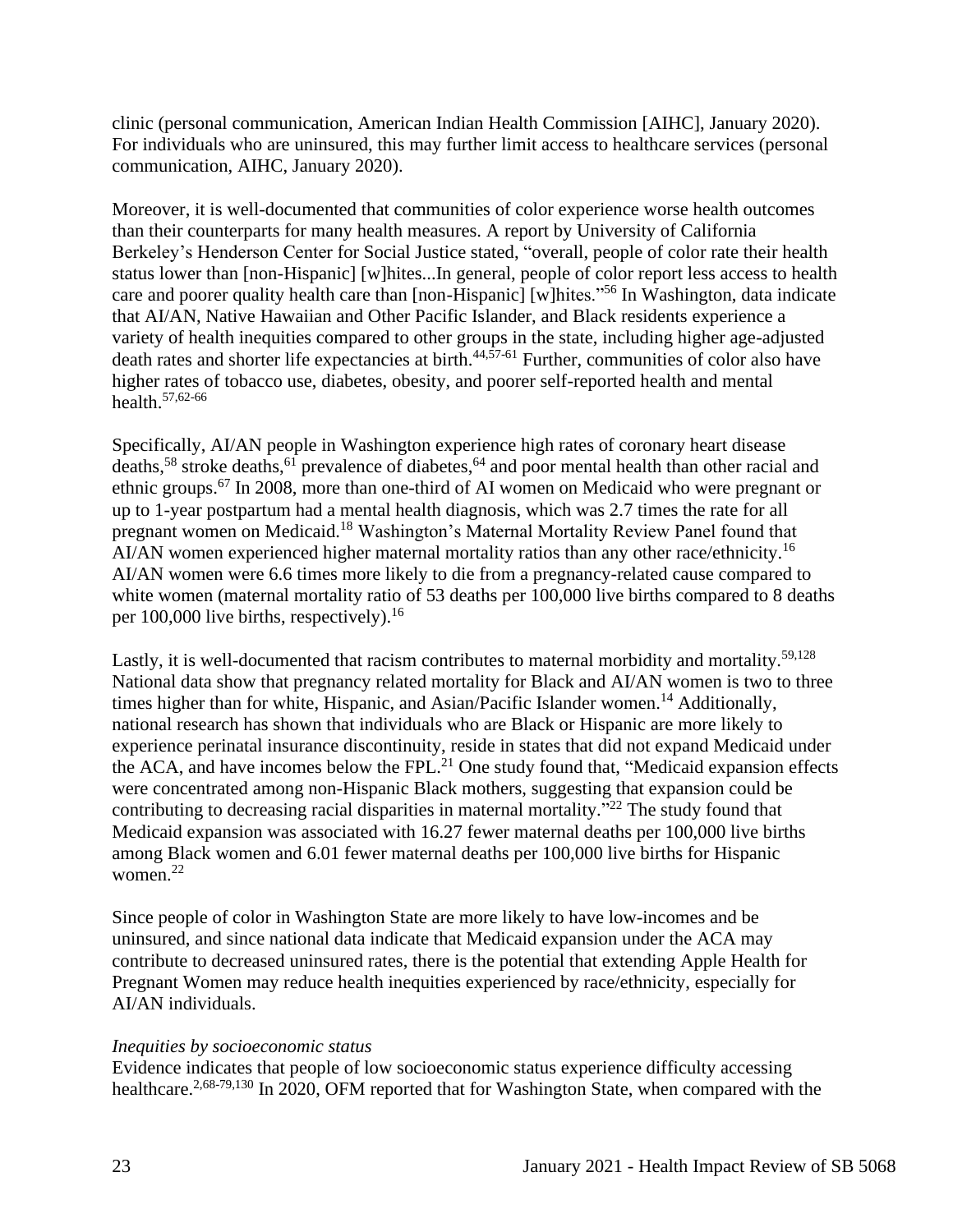clinic (personal communication, American Indian Health Commission [AIHC], January 2020). For individuals who are uninsured, this may further limit access to healthcare services (personal communication, AIHC, January 2020).

Moreover, it is well-documented that communities of color experience worse health outcomes than their counterparts for many health measures. A report by University of California Berkeley's Henderson Center for Social Justice stated, "overall, people of color rate their health status lower than [non-Hispanic] [w]hites...In general, people of color report less access to health care and poorer quality health care than [non-Hispanic] [w]hites."[56] In Washington, data indicate that AI/AN, Native Hawaiian and Other Pacific Islander, and Black residents experience a variety of health inequities compared to other groups in the state, including higher age-adjusted death rates and shorter life expectancies at birth.[44,57-61] Further, communities of color also have higher rates of tobacco use, diabetes, obesity, and poorer self-reported health and mental health.[57,62-66]

Specifically, AI/AN people in Washington experience high rates of coronary heart disease deaths,[58] stroke deaths,[61] prevalence of diabetes,[64] and poor mental health than other racial and ethnic groups.[67] In 2008, more than one-third of AI women on Medicaid who were pregnant or up to 1-year postpartum had a mental health diagnosis, which was 2.7 times the rate for all pregnant women on Medicaid.[18] Washington's Maternal Mortality Review Panel found that AI/AN women experienced higher maternal mortality ratios than any other race/ethnicity.[16] AI/AN women were 6.6 times more likely to die from a pregnancy-related cause compared to white women (maternal mortality ratio of 53 deaths per 100,000 live births compared to 8 deaths per 100,000 live births, respectively).[16]

Lastly, it is well-documented that racism contributes to maternal morbidity and mortality.[59,128] National data show that pregnancy related mortality for Black and AI/AN women is two to three times higher than for white, Hispanic, and Asian/Pacific Islander women.[14] Additionally, national research has shown that individuals who are Black or Hispanic are more likely to experience perinatal insurance discontinuity, reside in states that did not expand Medicaid under the ACA, and have incomes below the FPL.[21] One study found that, "Medicaid expansion effects were concentrated among non-Hispanic Black mothers, suggesting that expansion could be contributing to decreasing racial disparities in maternal mortality."[22] The study found that Medicaid expansion was associated with 16.27 fewer maternal deaths per 100,000 live births among Black women and 6.01 fewer maternal deaths per 100,000 live births for Hispanic women.[22]

Since people of color in Washington State are more likely to have low-incomes and be uninsured, and since national data indicate that Medicaid expansion under the ACA may contribute to decreased uninsured rates, there is the potential that extending Apple Health for Pregnant Women may reduce health inequities experienced by race/ethnicity, especially for AI/AN individuals.

*Inequities by socioeconomic status*

Evidence indicates that people of low socioeconomic status experience difficulty accessing healthcare.[2,68-79,130] In 2020, OFM reported that for Washington State, when compared with the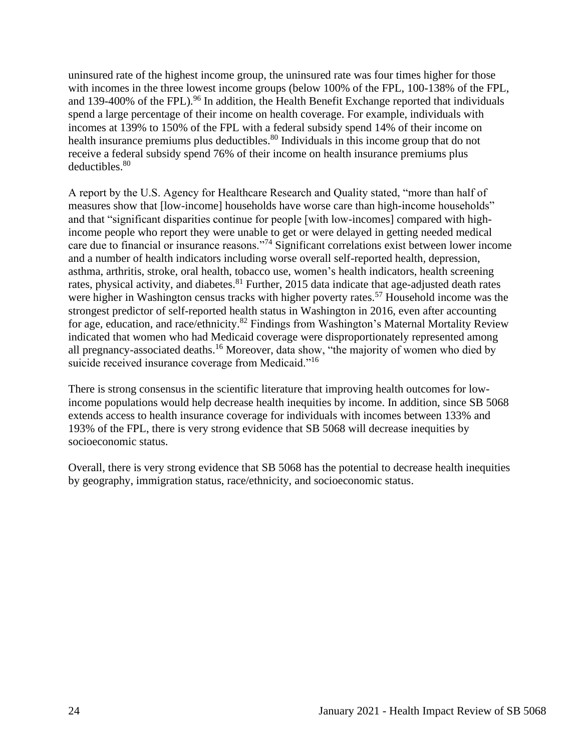uninsured rate of the highest income group, the uninsured rate was four times higher for those with incomes in the three lowest income groups (below 100% of the FPL, 100-138% of the FPL, and 139-400% of the FPL).[96] In addition, the Health Benefit Exchange reported that individuals spend a large percentage of their income on health coverage. For example, individuals with incomes at 139% to 150% of the FPL with a federal subsidy spend 14% of their income on health insurance premiums plus deductibles.[80] Individuals in this income group that do not receive a federal subsidy spend 76% of their income on health insurance premiums plus deductibles.[80]

A report by the U.S. Agency for Healthcare Research and Quality stated, "more than half of measures show that [low-income] households have worse care than high-income households" and that "significant disparities continue for people [with low-incomes] compared with high-income people who report they were unable to get or were delayed in getting needed medical care due to financial or insurance reasons."[74] Significant correlations exist between lower income and a number of health indicators including worse overall self-reported health, depression, asthma, arthritis, stroke, oral health, tobacco use, women's health indicators, health screening rates, physical activity, and diabetes.[81] Further, 2015 data indicate that age-adjusted death rates were higher in Washington census tracks with higher poverty rates.[57] Household income was the strongest predictor of self-reported health status in Washington in 2016, even after accounting for age, education, and race/ethnicity.[82] Findings from Washington's Maternal Mortality Review indicated that women who had Medicaid coverage were disproportionately represented among all pregnancy-associated deaths.[16] Moreover, data show, "the majority of women who died by suicide received insurance coverage from Medicaid."[16]

There is strong consensus in the scientific literature that improving health outcomes for low-income populations would help decrease health inequities by income. In addition, since SB 5068 extends access to health insurance coverage for individuals with incomes between 133% and 193% of the FPL, there is very strong evidence that SB 5068 will decrease inequities by socioeconomic status.

Overall, there is very strong evidence that SB 5068 has the potential to decrease health inequities by geography, immigration status, race/ethnicity, and socioeconomic status.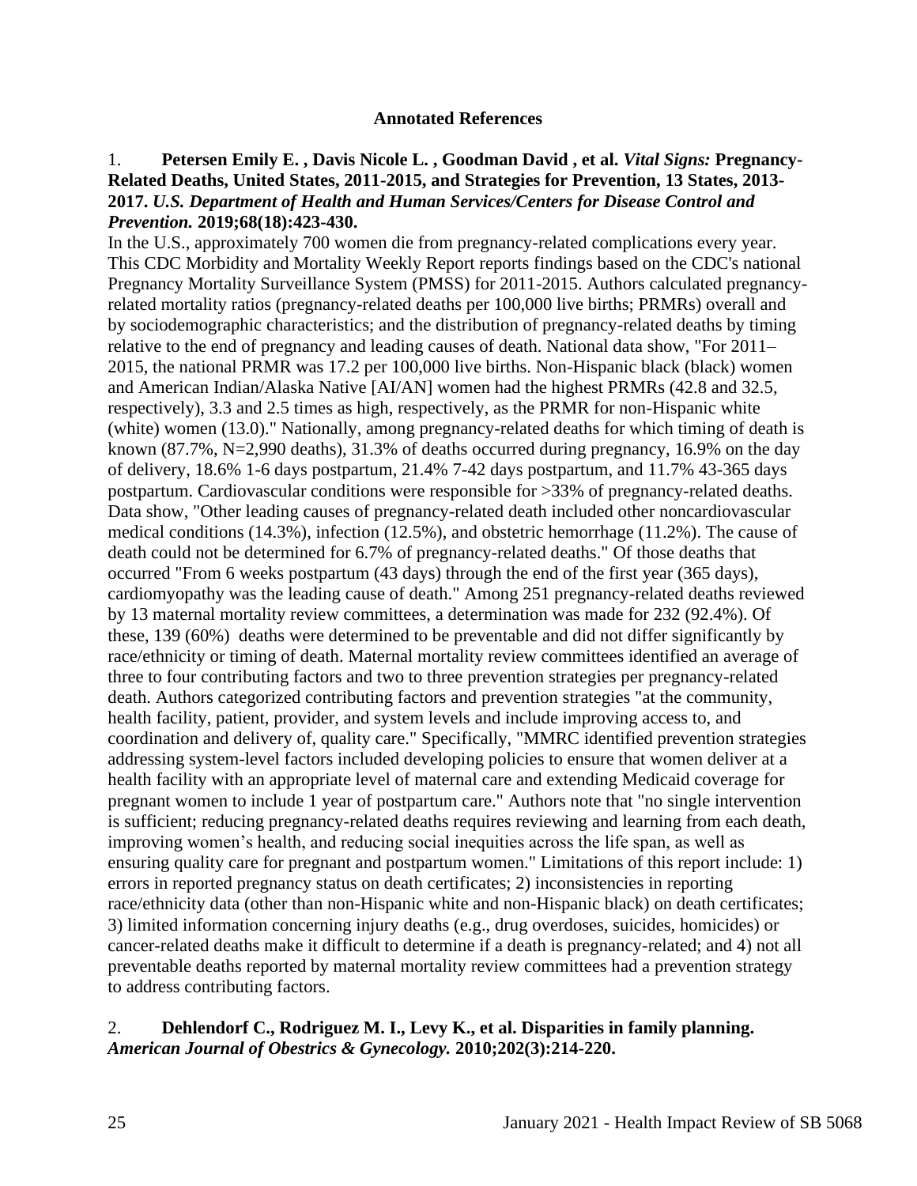**Annotated References**

1. **Petersen Emily E. , Davis Nicole L. , Goodman David , et al. *Vital Signs:* Pregnancy-Related Deaths, United States, 2011-2015, and Strategies for Prevention, 13 States, 2013-2017. *U.S. Department of Health and Human Services/Centers for Disease Control and Prevention.* 2019;68(18):423-430.**

In the U.S., approximately 700 women die from pregnancy-related complications every year. This CDC Morbidity and Mortality Weekly Report reports findings based on the CDC's national Pregnancy Mortality Surveillance System (PMSS) for 2011-2015. Authors calculated pregnancy-related mortality ratios (pregnancy-related deaths per 100,000 live births; PRMRs) overall and by sociodemographic characteristics; and the distribution of pregnancy-related deaths by timing relative to the end of pregnancy and leading causes of death. National data show, "For 2011–2015, the national PRMR was 17.2 per 100,000 live births. Non-Hispanic black (black) women and American Indian/Alaska Native [AI/AN] women had the highest PRMRs (42.8 and 32.5, respectively), 3.3 and 2.5 times as high, respectively, as the PRMR for non-Hispanic white (white) women (13.0)." Nationally, among pregnancy-related deaths for which timing of death is known (87.7%, N=2,990 deaths), 31.3% of deaths occurred during pregnancy, 16.9% on the day of delivery, 18.6% 1-6 days postpartum, 21.4% 7-42 days postpartum, and 11.7% 43-365 days postpartum. Cardiovascular conditions were responsible for >33% of pregnancy-related deaths. Data show, "Other leading causes of pregnancy-related death included other noncardiovascular medical conditions (14.3%), infection (12.5%), and obstetric hemorrhage (11.2%). The cause of death could not be determined for 6.7% of pregnancy-related deaths." Of those deaths that occurred "From 6 weeks postpartum (43 days) through the end of the first year (365 days), cardiomyopathy was the leading cause of death." Among 251 pregnancy-related deaths reviewed by 13 maternal mortality review committees, a determination was made for 232 (92.4%). Of these, 139 (60%) deaths were determined to be preventable and did not differ significantly by race/ethnicity or timing of death. Maternal mortality review committees identified an average of three to four contributing factors and two to three prevention strategies per pregnancy-related death. Authors categorized contributing factors and prevention strategies "at the community, health facility, patient, provider, and system levels and include improving access to, and coordination and delivery of, quality care." Specifically, "MMRC identified prevention strategies addressing system-level factors included developing policies to ensure that women deliver at a health facility with an appropriate level of maternal care and extending Medicaid coverage for pregnant women to include 1 year of postpartum care." Authors note that "no single intervention is sufficient; reducing pregnancy-related deaths requires reviewing and learning from each death, improving women's health, and reducing social inequities across the life span, as well as ensuring quality care for pregnant and postpartum women." Limitations of this report include: 1) errors in reported pregnancy status on death certificates; 2) inconsistencies in reporting race/ethnicity data (other than non-Hispanic white and non-Hispanic black) on death certificates; 3) limited information concerning injury deaths (e.g., drug overdoses, suicides, homicides) or cancer-related deaths make it difficult to determine if a death is pregnancy-related; and 4) not all preventable deaths reported by maternal mortality review committees had a prevention strategy to address contributing factors.

2. **Dehlendorf C., Rodriguez M. I., Levy K., et al. Disparities in family planning. *American Journal of Obestrics & Gynecology.* 2010;202(3):214-220.**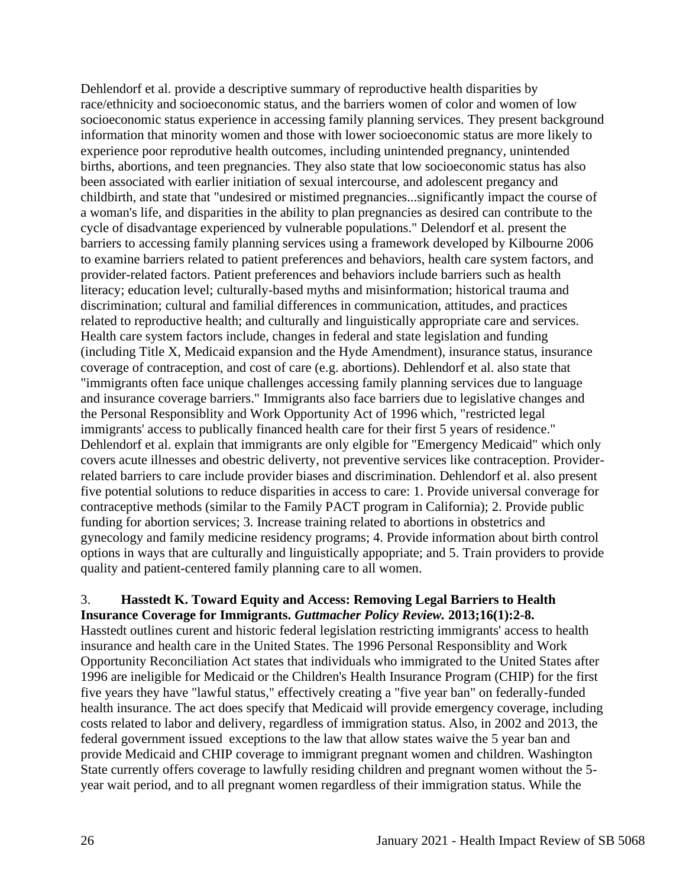Dehlendorf et al. provide a descriptive summary of reproductive health disparities by race/ethnicity and socioeconomic status, and the barriers women of color and women of low socioeconomic status experience in accessing family planning services. They present background information that minority women and those with lower socioeconomic status are more likely to experience poor reprodutive health outcomes, including unintended pregnancy, unintended births, abortions, and teen pregnancies. They also state that low socioeconomic status has also been associated with earlier initiation of sexual intercourse, and adolescent pregancy and childbirth, and state that "undesired or mistimed pregnancies...significantly impact the course of a woman's life, and disparities in the ability to plan pregnancies as desired can contribute to the cycle of disadvantage experienced by vulnerable populations." Delendorf et al. present the barriers to accessing family planning services using a framework developed by Kilbourne 2006 to examine barriers related to patient preferences and behaviors, health care system factors, and provider-related factors. Patient preferences and behaviors include barriers such as health literacy; education level; culturally-based myths and misinformation; historical trauma and discrimination; cultural and familial differences in communication, attitudes, and practices related to reproductive health; and culturally and linguistically appropriate care and services. Health care system factors include, changes in federal and state legislation and funding (including Title X, Medicaid expansion and the Hyde Amendment), insurance status, insurance coverage of contraception, and cost of care (e.g. abortions). Dehlendorf et al. also state that "immigrants often face unique challenges accessing family planning services due to language and insurance coverage barriers." Immigrants also face barriers due to legislative changes and the Personal Responsiblity and Work Opportunity Act of 1996 which, "restricted legal immigrants' access to publically financed health care for their first 5 years of residence." Dehlendorf et al. explain that immigrants are only elgible for "Emergency Medicaid" which only covers acute illnesses and obestric deliverty, not preventive services like contraception. Provider-related barriers to care include provider biases and discrimination. Dehlendorf et al. also present five potential solutions to reduce disparities in access to care: 1. Provide universal converage for contraceptive methods (similar to the Family PACT program in California); 2. Provide public funding for abortion services; 3. Increase training related to abortions in obstetrics and gynecology and family medicine residency programs; 4. Provide information about birth control options in ways that are culturally and linguistically appopriate; and 5. Train providers to provide quality and patient-centered family planning care to all women.

3. **Hasstedt K. Toward Equity and Access: Removing Legal Barriers to Health Insurance Coverage for Immigrants. *Guttmacher Policy Review.* 2013;16(1):2-8.**
Hasstedt outlines curent and historic federal legislation restricting immigrants' access to health insurance and health care in the United States. The 1996 Personal Responsiblity and Work Opportunity Reconciliation Act states that individuals who immigrated to the United States after 1996 are ineligible for Medicaid or the Children's Health Insurance Program (CHIP) for the first five years they have "lawful status," effectively creating a "five year ban" on federally-funded health insurance. The act does specify that Medicaid will provide emergency coverage, including costs related to labor and delivery, regardless of immigration status. Also, in 2002 and 2013, the federal government issued exceptions to the law that allow states waive the 5 year ban and provide Medicaid and CHIP coverage to immigrant pregnant women and children. Washington State currently offers coverage to lawfully residing children and pregnant women without the 5-year wait period, and to all pregnant women regardless of their immigration status. While the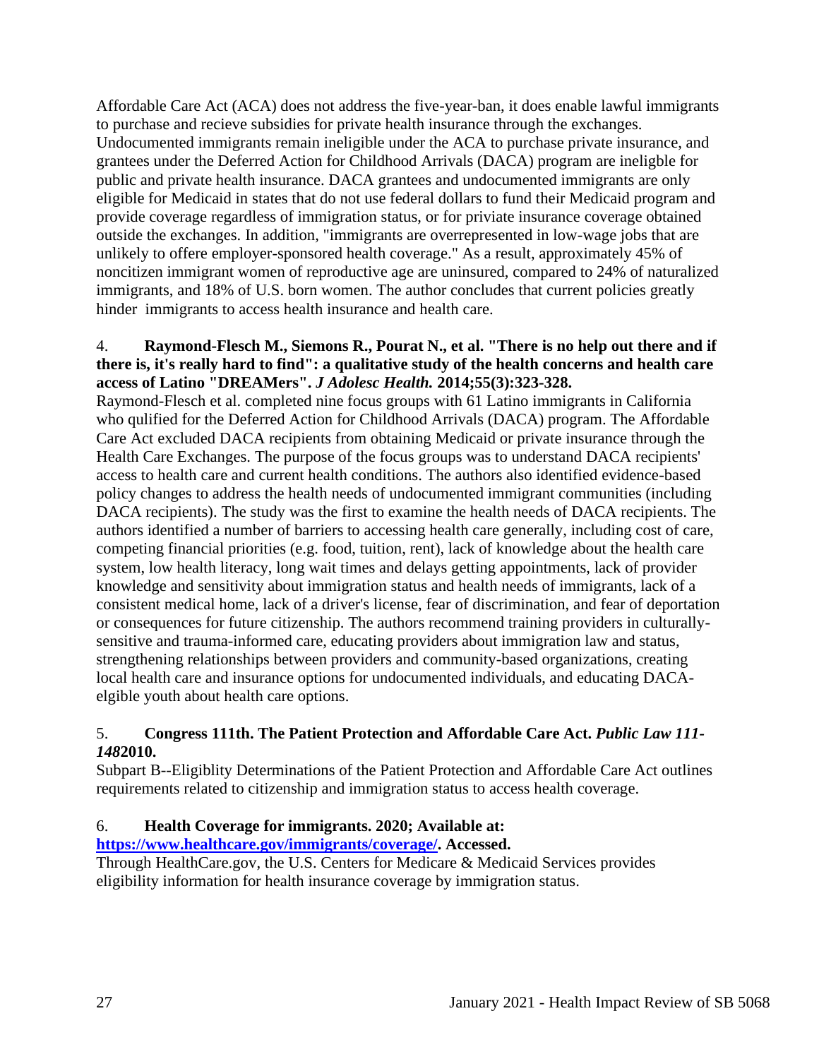Affordable Care Act (ACA) does not address the five-year-ban, it does enable lawful immigrants to purchase and recieve subsidies for private health insurance through the exchanges. Undocumented immigrants remain ineligible under the ACA to purchase private insurance, and grantees under the Deferred Action for Childhood Arrivals (DACA) program are ineligble for public and private health insurance. DACA grantees and undocumented immigrants are only eligible for Medicaid in states that do not use federal dollars to fund their Medicaid program and provide coverage regardless of immigration status, or for priviate insurance coverage obtained outside the exchanges. In addition, "immigrants are overrepresented in low-wage jobs that are unlikely to offere employer-sponsored health coverage." As a result, approximately 45% of noncitizen immigrant women of reproductive age are uninsured, compared to 24% of naturalized immigrants, and 18% of U.S. born women. The author concludes that current policies greatly hinder immigrants to access health insurance and health care.

4. **Raymond-Flesch M., Siemons R., Pourat N., et al. "There is no help out there and if there is, it's really hard to find": a qualitative study of the health concerns and health care access of Latino "DREAMers".** ***J Adolesc Health.*** **2014;55(3):323-328.**

Raymond-Flesch et al. completed nine focus groups with 61 Latino immigrants in California who qulified for the Deferred Action for Childhood Arrivals (DACA) program. The Affordable Care Act excluded DACA recipients from obtaining Medicaid or private insurance through the Health Care Exchanges. The purpose of the focus groups was to understand DACA recipients' access to health care and current health conditions. The authors also identified evidence-based policy changes to address the health needs of undocumented immigrant communities (including DACA recipients). The study was the first to examine the health needs of DACA recipients. The authors identified a number of barriers to accessing health care generally, including cost of care, competing financial priorities (e.g. food, tuition, rent), lack of knowledge about the health care system, low health literacy, long wait times and delays getting appointments, lack of provider knowledge and sensitivity about immigration status and health needs of immigrants, lack of a consistent medical home, lack of a driver's license, fear of discrimination, and fear of deportation or consequences for future citizenship. The authors recommend training providers in culturally-sensitive and trauma-informed care, educating providers about immigration law and status, strengthening relationships between providers and community-based organizations, creating local health care and insurance options for undocumented individuals, and educating DACA-elgible youth about health care options.

5. **Congress 111th. The Patient Protection and Affordable Care Act.** ***Public Law 111-148*****2010.**

Subpart B--Eligiblity Determinations of the Patient Protection and Affordable Care Act outlines requirements related to citizenship and immigration status to access health coverage.

6. **Health Coverage for immigrants. 2020; Available at: [https://www.healthcare.gov/immigrants/coverage/](https://www.healthcare.gov/immigrants/coverage/). Accessed.**

Through HealthCare.gov, the U.S. Centers for Medicare & Medicaid Services provides eligibility information for health insurance coverage by immigration status.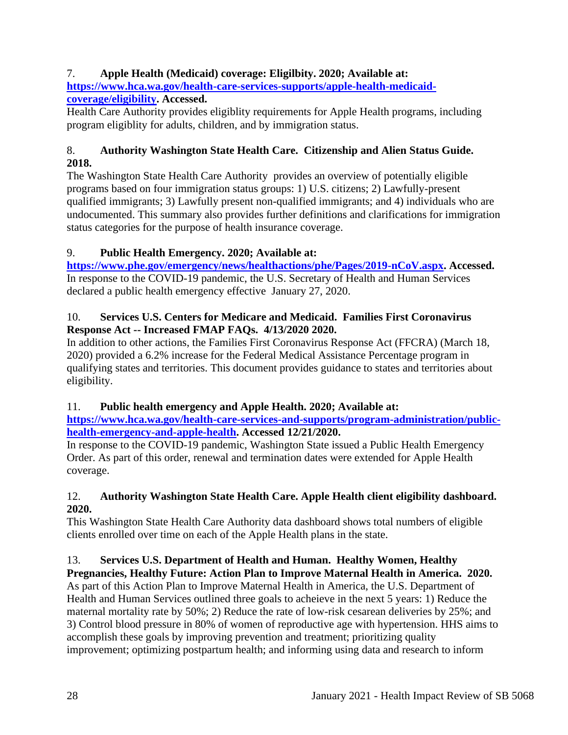7. **Apple Health (Medicaid) coverage: Eligilbity. 2020; Available at: [https://www.hca.wa.gov/health-care-services-supports/apple-health-medicaid-coverage/eligibility](https://www.hca.wa.gov/health-care-services-supports/apple-health-medicaid-coverage/eligibility). Accessed.**

Health Care Authority provides eligiblity requirements for Apple Health programs, including program eligiblity for adults, children, and by immigration status.

8. **Authority Washington State Health Care. Citizenship and Alien Status Guide. 2018.**

The Washington State Health Care Authority provides an overview of potentially eligible programs based on four immigration status groups: 1) U.S. citizens; 2) Lawfully-present qualified immigrants; 3) Lawfully present non-qualified immigrants; and 4) individuals who are undocumented. This summary also provides further definitions and clarifications for immigration status categories for the purpose of health insurance coverage.

9. **Public Health Emergency. 2020; Available at: [https://www.phe.gov/emergency/news/healthactions/phe/Pages/2019-nCoV.aspx](https://www.phe.gov/emergency/news/healthactions/phe/Pages/2019-nCoV.aspx). Accessed.**

In response to the COVID-19 pandemic, the U.S. Secretary of Health and Human Services declared a public health emergency effective January 27, 2020.

10. **Services U.S. Centers for Medicare and Medicaid. Families First Coronavirus Response Act -- Increased FMAP FAQs. 4/13/2020 2020.**

In addition to other actions, the Families First Coronavirus Response Act (FFCRA) (March 18, 2020) provided a 6.2% increase for the Federal Medical Assistance Percentage program in qualifying states and territories. This document provides guidance to states and territories about eligibility.

11. **Public health emergency and Apple Health. 2020; Available at: [https://www.hca.wa.gov/health-care-services-and-supports/program-administration/public-health-emergency-and-apple-health](https://www.hca.wa.gov/health-care-services-and-supports/program-administration/public-health-emergency-and-apple-health). Accessed 12/21/2020.**

In response to the COVID-19 pandemic, Washington State issued a Public Health Emergency Order. As part of this order, renewal and termination dates were extended for Apple Health coverage.

12. **Authority Washington State Health Care. Apple Health client eligibility dashboard. 2020.**

This Washington State Health Care Authority data dashboard shows total numbers of eligible clients enrolled over time on each of the Apple Health plans in the state.

13. **Services U.S. Department of Health and Human. Healthy Women, Healthy Pregnancies, Healthy Future: Action Plan to Improve Maternal Health in America. 2020.**

As part of this Action Plan to Improve Maternal Health in America, the U.S. Department of Health and Human Services outlined three goals to acheieve in the next 5 years: 1) Reduce the maternal mortality rate by 50%; 2) Reduce the rate of low-risk cesarean deliveries by 25%; and 3) Control blood pressure in 80% of women of reproductive age with hypertension. HHS aims to accomplish these goals by improving prevention and treatment; prioritizing quality improvement; optimizing postpartum health; and informing using data and research to inform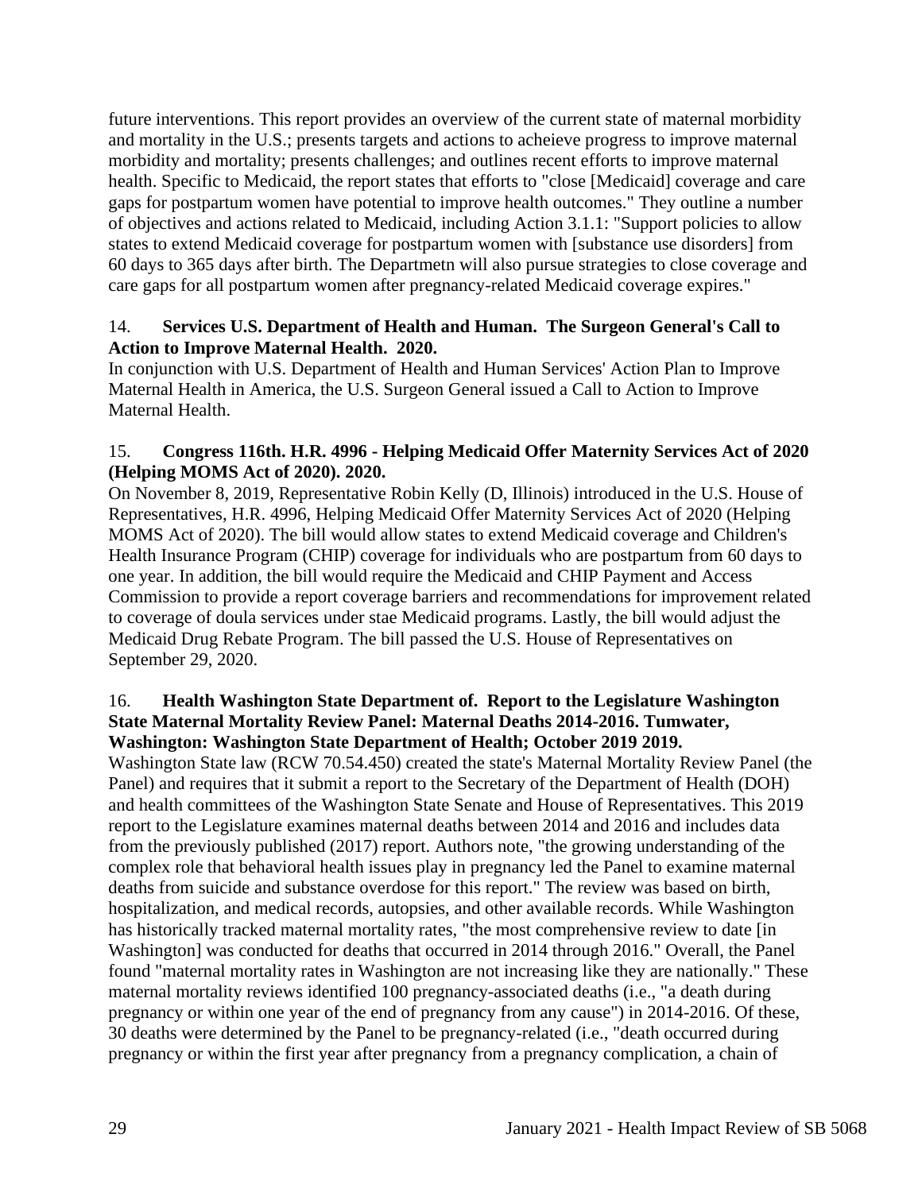future interventions. This report provides an overview of the current state of maternal morbidity and mortality in the U.S.; presents targets and actions to acheieve progress to improve maternal morbidity and mortality; presents challenges; and outlines recent efforts to improve maternal health. Specific to Medicaid, the report states that efforts to "close [Medicaid] coverage and care gaps for postpartum women have potential to improve health outcomes." They outline a number of objectives and actions related to Medicaid, including Action 3.1.1: "Support policies to allow states to extend Medicaid coverage for postpartum women with [substance use disorders] from 60 days to 365 days after birth. The Departmetn will also pursue strategies to close coverage and care gaps for all postpartum women after pregnancy-related Medicaid coverage expires."

14. **Services U.S. Department of Health and Human. The Surgeon General's Call to Action to Improve Maternal Health. 2020.**
In conjunction with U.S. Department of Health and Human Services' Action Plan to Improve Maternal Health in America, the U.S. Surgeon General issued a Call to Action to Improve Maternal Health.

15. **Congress 116th. H.R. 4996 - Helping Medicaid Offer Maternity Services Act of 2020 (Helping MOMS Act of 2020). 2020.**
On November 8, 2019, Representative Robin Kelly (D, Illinois) introduced in the U.S. House of Representatives, H.R. 4996, Helping Medicaid Offer Maternity Services Act of 2020 (Helping MOMS Act of 2020). The bill would allow states to extend Medicaid coverage and Children's Health Insurance Program (CHIP) coverage for individuals who are postpartum from 60 days to one year. In addition, the bill would require the Medicaid and CHIP Payment and Access Commission to provide a report coverage barriers and recommendations for improvement related to coverage of doula services under stae Medicaid programs. Lastly, the bill would adjust the Medicaid Drug Rebate Program. The bill passed the U.S. House of Representatives on September 29, 2020.

16. **Health Washington State Department of. Report to the Legislature Washington State Maternal Mortality Review Panel: Maternal Deaths 2014-2016. Tumwater, Washington: Washington State Department of Health; October 2019 2019.**
Washington State law (RCW 70.54.450) created the state's Maternal Mortality Review Panel (the Panel) and requires that it submit a report to the Secretary of the Department of Health (DOH) and health committees of the Washington State Senate and House of Representatives. This 2019 report to the Legislature examines maternal deaths between 2014 and 2016 and includes data from the previously published (2017) report. Authors note, "the growing understanding of the complex role that behavioral health issues play in pregnancy led the Panel to examine maternal deaths from suicide and substance overdose for this report." The review was based on birth, hospitalization, and medical records, autopsies, and other available records. While Washington has historically tracked maternal mortality rates, "the most comprehensive review to date [in Washington] was conducted for deaths that occurred in 2014 through 2016." Overall, the Panel found "maternal mortality rates in Washington are not increasing like they are nationally." These maternal mortality reviews identified 100 pregnancy-associated deaths (i.e., "a death during pregnancy or within one year of the end of pregnancy from any cause") in 2014-2016. Of these, 30 deaths were determined by the Panel to be pregnancy-related (i.e., "death occurred during pregnancy or within the first year after pregnancy from a pregnancy complication, a chain of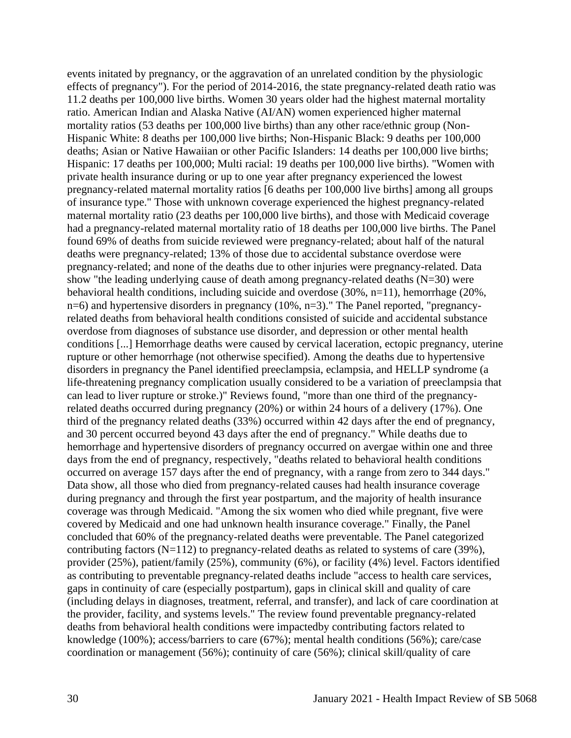events initated by pregnancy, or the aggravation of an unrelated condition by the physiologic effects of pregnancy"). For the period of 2014-2016, the state pregnancy-related death ratio was 11.2 deaths per 100,000 live births. Women 30 years older had the highest maternal mortality ratio. American Indian and Alaska Native (AI/AN) women experienced higher maternal mortality ratios (53 deaths per 100,000 live births) than any other race/ethnic group (Non-Hispanic White: 8 deaths per 100,000 live births; Non-Hispanic Black: 9 deaths per 100,000 deaths; Asian or Native Hawaiian or other Pacific Islanders: 14 deaths per 100,000 live births; Hispanic: 17 deaths per 100,000; Multi racial: 19 deaths per 100,000 live births). "Women with private health insurance during or up to one year after pregnancy experienced the lowest pregnancy-related maternal mortality ratios [6 deaths per 100,000 live births] among all groups of insurance type." Those with unknown coverage experienced the highest pregnancy-related maternal mortality ratio (23 deaths per 100,000 live births), and those with Medicaid coverage had a pregnancy-related maternal mortality ratio of 18 deaths per 100,000 live births. The Panel found 69% of deaths from suicide reviewed were pregnancy-related; about half of the natural deaths were pregnancy-related; 13% of those due to accidental substance overdose were pregnancy-related; and none of the deaths due to other injuries were pregnancy-related. Data show "the leading underlying cause of death among pregnancy-related deaths (N=30) were behavioral health conditions, including suicide and overdose (30%, n=11), hemorrhage (20%, n=6) and hypertensive disorders in pregnancy (10%, n=3)." The Panel reported, "pregnancy-related deaths from behavioral health conditions consisted of suicide and accidental substance overdose from diagnoses of substance use disorder, and depression or other mental health conditions [...] Hemorrhage deaths were caused by cervical laceration, ectopic pregnancy, uterine rupture or other hemorrhage (not otherwise specified). Among the deaths due to hypertensive disorders in pregnancy the Panel identified preeclampsia, eclampsia, and HELLP syndrome (a life-threatening pregnancy complication usually considered to be a variation of preeclampsia that can lead to liver rupture or stroke.)" Reviews found, "more than one third of the pregnancy-related deaths occurred during pregnancy (20%) or within 24 hours of a delivery (17%). One third of the pregnancy related deaths (33%) occurred within 42 days after the end of pregnancy, and 30 percent occurred beyond 43 days after the end of pregnancy." While deaths due to hemorrhage and hypertensive disorders of pregnancy occurred on avergae within one and three days from the end of pregnancy, respectively, "deaths related to behavioral health conditions occurred on average 157 days after the end of pregnancy, with a range from zero to 344 days." Data show, all those who died from pregnancy-related causes had health insurance coverage during pregnancy and through the first year postpartum, and the majority of health insurance coverage was through Medicaid. "Among the six women who died while pregnant, five were covered by Medicaid and one had unknown health insurance coverage." Finally, the Panel concluded that 60% of the pregnancy-related deaths were preventable. The Panel categorized contributing factors (N=112) to pregnancy-related deaths as related to systems of care (39%), provider (25%), patient/family (25%), community (6%), or facility (4%) level. Factors identified as contributing to preventable pregnancy-related deaths include "access to health care services, gaps in continuity of care (especially postpartum), gaps in clinical skill and quality of care (including delays in diagnoses, treatment, referral, and transfer), and lack of care coordination at the provider, facility, and systems levels." The review found preventable pregnancy-related deaths from behavioral health conditions were impactedby contributing factors related to knowledge (100%); access/barriers to care (67%); mental health conditions (56%); care/case coordination or management (56%); continuity of care (56%); clinical skill/quality of care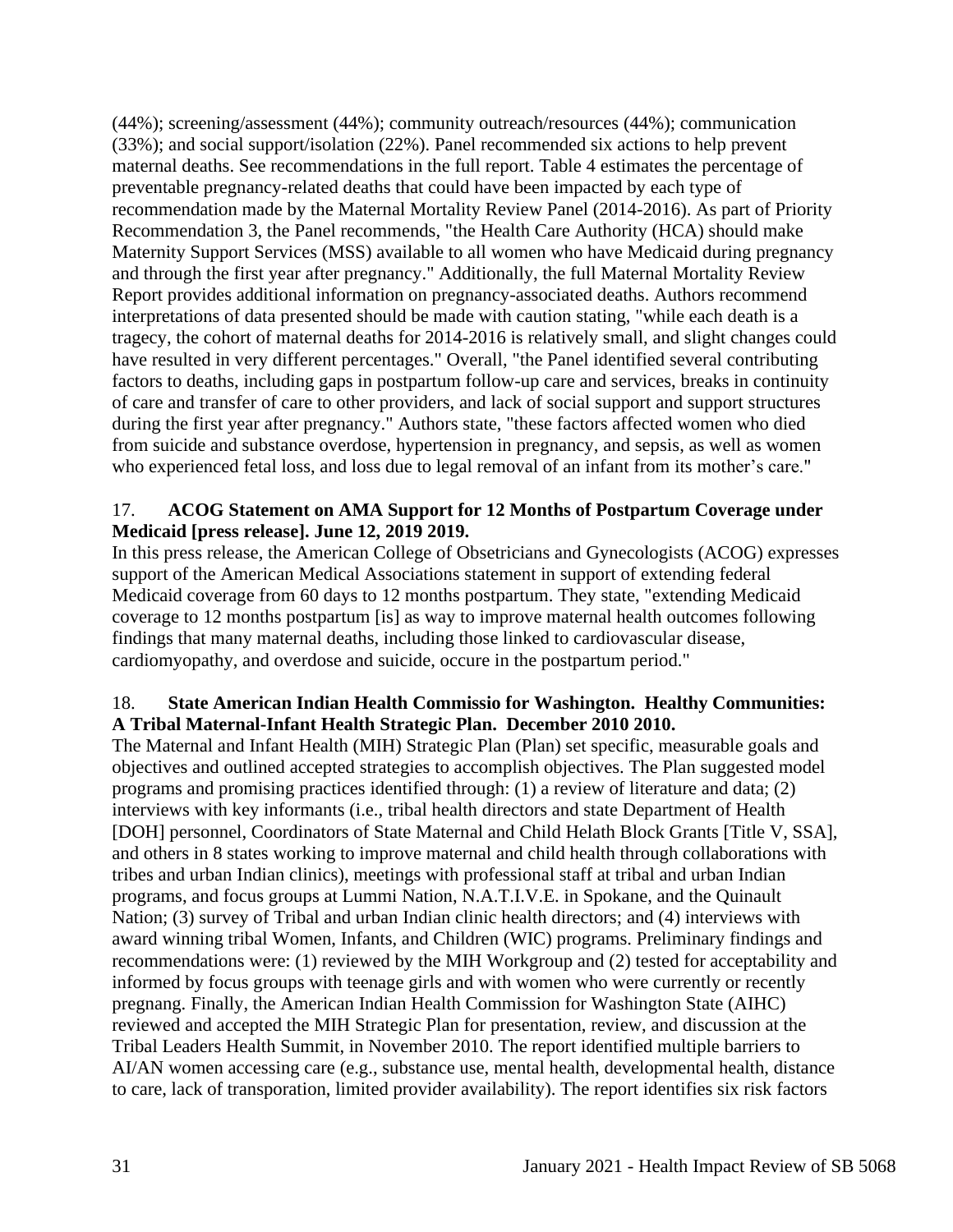(44%); screening/assessment (44%); community outreach/resources (44%); communication (33%); and social support/isolation (22%). Panel recommended six actions to help prevent maternal deaths. See recommendations in the full report. Table 4 estimates the percentage of preventable pregnancy-related deaths that could have been impacted by each type of recommendation made by the Maternal Mortality Review Panel (2014-2016). As part of Priority Recommendation 3, the Panel recommends, "the Health Care Authority (HCA) should make Maternity Support Services (MSS) available to all women who have Medicaid during pregnancy and through the first year after pregnancy." Additionally, the full Maternal Mortality Review Report provides additional information on pregnancy-associated deaths. Authors recommend interpretations of data presented should be made with caution stating, "while each death is a tragecy, the cohort of maternal deaths for 2014-2016 is relatively small, and slight changes could have resulted in very different percentages." Overall, "the Panel identified several contributing factors to deaths, including gaps in postpartum follow-up care and services, breaks in continuity of care and transfer of care to other providers, and lack of social support and support structures during the first year after pregnancy." Authors state, "these factors affected women who died from suicide and substance overdose, hypertension in pregnancy, and sepsis, as well as women who experienced fetal loss, and loss due to legal removal of an infant from its mother's care."

17. **ACOG Statement on AMA Support for 12 Months of Postpartum Coverage under Medicaid [press release]. June 12, 2019 2019.**

In this press release, the American College of Obsetricians and Gynecologists (ACOG) expresses support of the American Medical Associations statement in support of extending federal Medicaid coverage from 60 days to 12 months postpartum. They state, "extending Medicaid coverage to 12 months postpartum [is] as way to improve maternal health outcomes following findings that many maternal deaths, including those linked to cardiovascular disease, cardiomyopathy, and overdose and suicide, occure in the postpartum period."

18. **State American Indian Health Commissio for Washington. Healthy Communities: A Tribal Maternal-Infant Health Strategic Plan. December 2010 2010.**

The Maternal and Infant Health (MIH) Strategic Plan (Plan) set specific, measurable goals and objectives and outlined accepted strategies to accomplish objectives. The Plan suggested model programs and promising practices identified through: (1) a review of literature and data; (2) interviews with key informants (i.e., tribal health directors and state Department of Health [DOH] personnel, Coordinators of State Maternal and Child Helath Block Grants [Title V, SSA], and others in 8 states working to improve maternal and child health through collaborations with tribes and urban Indian clinics), meetings with professional staff at tribal and urban Indian programs, and focus groups at Lummi Nation, N.A.T.I.V.E. in Spokane, and the Quinault Nation; (3) survey of Tribal and urban Indian clinic health directors; and (4) interviews with award winning tribal Women, Infants, and Children (WIC) programs. Preliminary findings and recommendations were: (1) reviewed by the MIH Workgroup and (2) tested for acceptability and informed by focus groups with teenage girls and with women who were currently or recently pregnang. Finally, the American Indian Health Commission for Washington State (AIHC) reviewed and accepted the MIH Strategic Plan for presentation, review, and discussion at the Tribal Leaders Health Summit, in November 2010. The report identified multiple barriers to AI/AN women accessing care (e.g., substance use, mental health, developmental health, distance to care, lack of transporation, limited provider availability). The report identifies six risk factors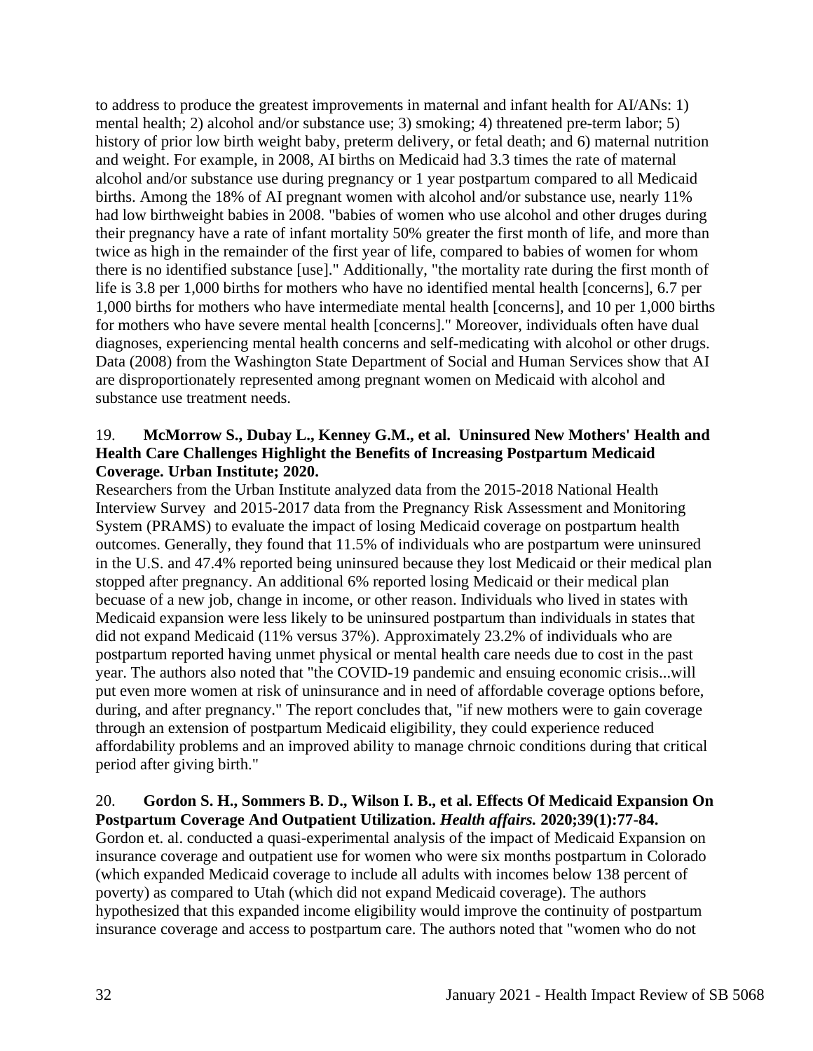to address to produce the greatest improvements in maternal and infant health for AI/ANs: 1) mental health; 2) alcohol and/or substance use; 3) smoking; 4) threatened pre-term labor; 5) history of prior low birth weight baby, preterm delivery, or fetal death; and 6) maternal nutrition and weight. For example, in 2008, AI births on Medicaid had 3.3 times the rate of maternal alcohol and/or substance use during pregnancy or 1 year postpartum compared to all Medicaid births. Among the 18% of AI pregnant women with alcohol and/or substance use, nearly 11% had low birthweight babies in 2008. "babies of women who use alcohol and other druges during their pregnancy have a rate of infant mortality 50% greater the first month of life, and more than twice as high in the remainder of the first year of life, compared to babies of women for whom there is no identified substance [use]." Additionally, "the mortality rate during the first month of life is 3.8 per 1,000 births for mothers who have no identified mental health [concerns], 6.7 per 1,000 births for mothers who have intermediate mental health [concerns], and 10 per 1,000 births for mothers who have severe mental health [concerns]." Moreover, individuals often have dual diagnoses, experiencing mental health concerns and self-medicating with alcohol or other drugs. Data (2008) from the Washington State Department of Social and Human Services show that AI are disproportionately represented among pregnant women on Medicaid with alcohol and substance use treatment needs.

19. **McMorrow S., Dubay L., Kenney G.M., et al. Uninsured New Mothers' Health and Health Care Challenges Highlight the Benefits of Increasing Postpartum Medicaid Coverage. Urban Institute; 2020.**

Researchers from the Urban Institute analyzed data from the 2015-2018 National Health Interview Survey and 2015-2017 data from the Pregnancy Risk Assessment and Monitoring System (PRAMS) to evaluate the impact of losing Medicaid coverage on postpartum health outcomes. Generally, they found that 11.5% of individuals who are postpartum were uninsured in the U.S. and 47.4% reported being uninsured because they lost Medicaid or their medical plan stopped after pregnancy. An additional 6% reported losing Medicaid or their medical plan becuase of a new job, change in income, or other reason. Individuals who lived in states with Medicaid expansion were less likely to be uninsured postpartum than individuals in states that did not expand Medicaid (11% versus 37%). Approximately 23.2% of individuals who are postpartum reported having unmet physical or mental health care needs due to cost in the past year. The authors also noted that "the COVID-19 pandemic and ensuing economic crisis...will put even more women at risk of uninsurance and in need of affordable coverage options before, during, and after pregnancy." The report concludes that, "if new mothers were to gain coverage through an extension of postpartum Medicaid eligibility, they could experience reduced affordability problems and an improved ability to manage chrnoic conditions during that critical period after giving birth."

20. **Gordon S. H., Sommers B. D., Wilson I. B., et al. Effects Of Medicaid Expansion On Postpartum Coverage And Outpatient Utilization. *Health affairs.* 2020;39(1):77-84.**

Gordon et. al. conducted a quasi-experimental analysis of the impact of Medicaid Expansion on insurance coverage and outpatient use for women who were six months postpartum in Colorado (which expanded Medicaid coverage to include all adults with incomes below 138 percent of poverty) as compared to Utah (which did not expand Medicaid coverage). The authors hypothesized that this expanded income eligibility would improve the continuity of postpartum insurance coverage and access to postpartum care. The authors noted that "women who do not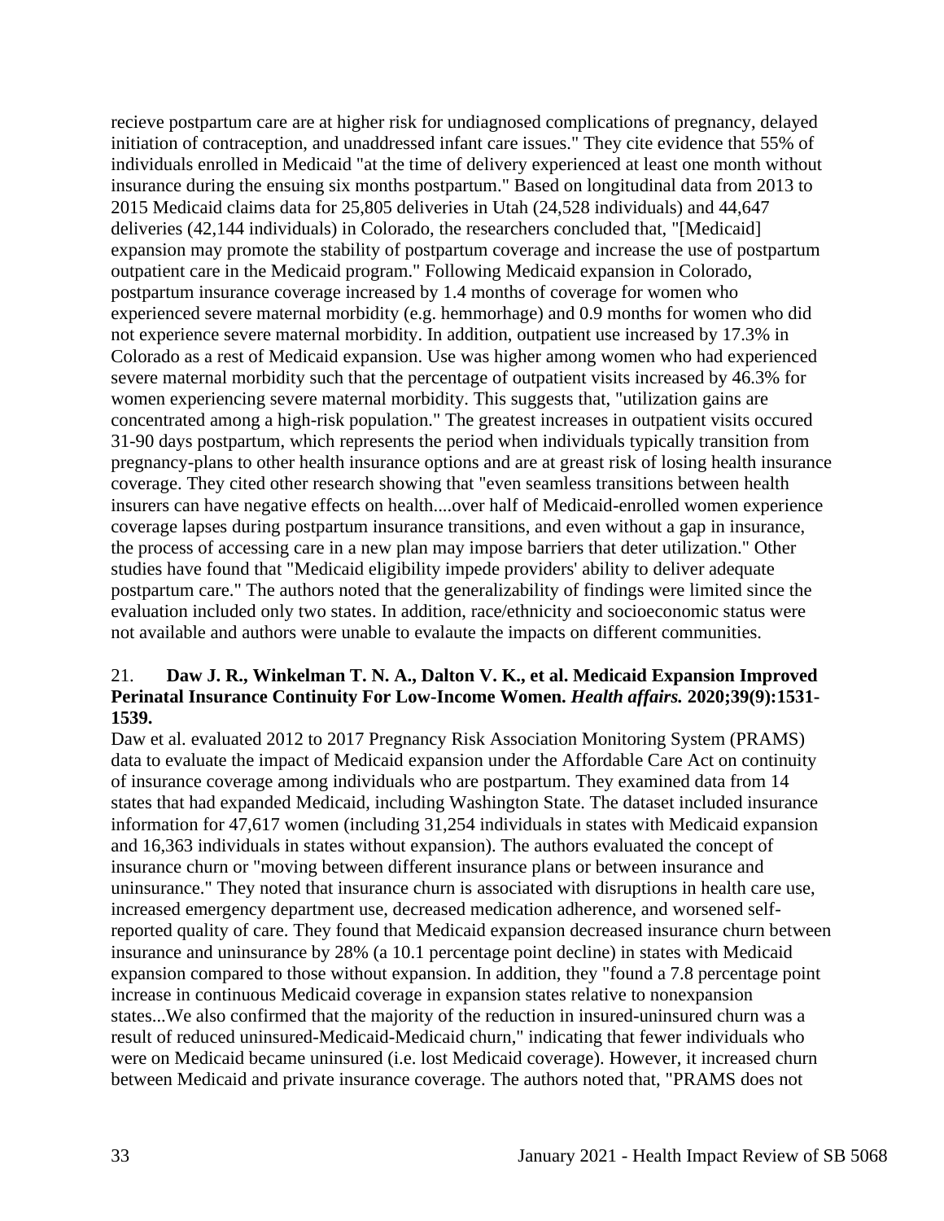recieve postpartum care are at higher risk for undiagnosed complications of pregnancy, delayed initiation of contraception, and unaddressed infant care issues." They cite evidence that 55% of individuals enrolled in Medicaid "at the time of delivery experienced at least one month without insurance during the ensuing six months postpartum." Based on longitudinal data from 2013 to 2015 Medicaid claims data for 25,805 deliveries in Utah (24,528 individuals) and 44,647 deliveries (42,144 individuals) in Colorado, the researchers concluded that, "[Medicaid] expansion may promote the stability of postpartum coverage and increase the use of postpartum outpatient care in the Medicaid program." Following Medicaid expansion in Colorado, postpartum insurance coverage increased by 1.4 months of coverage for women who experienced severe maternal morbidity (e.g. hemmorhage) and 0.9 months for women who did not experience severe maternal morbidity. In addition, outpatient use increased by 17.3% in Colorado as a rest of Medicaid expansion. Use was higher among women who had experienced severe maternal morbidity such that the percentage of outpatient visits increased by 46.3% for women experiencing severe maternal morbidity. This suggests that, "utilization gains are concentrated among a high-risk population." The greatest increases in outpatient visits occured 31-90 days postpartum, which represents the period when individuals typically transition from pregnancy-plans to other health insurance options and are at greast risk of losing health insurance coverage. They cited other research showing that "even seamless transitions between health insurers can have negative effects on health....over half of Medicaid-enrolled women experience coverage lapses during postpartum insurance transitions, and even without a gap in insurance, the process of accessing care in a new plan may impose barriers that deter utilization." Other studies have found that "Medicaid eligibility impede providers' ability to deliver adequate postpartum care." The authors noted that the generalizability of findings were limited since the evaluation included only two states. In addition, race/ethnicity and socioeconomic status were not available and authors were unable to evalaute the impacts on different communities.

21. **Daw J. R., Winkelman T. N. A., Dalton V. K., et al. Medicaid Expansion Improved Perinatal Insurance Continuity For Low-Income Women. *Health affairs.* 2020;39(9):1531-1539.**

Daw et al. evaluated 2012 to 2017 Pregnancy Risk Association Monitoring System (PRAMS) data to evaluate the impact of Medicaid expansion under the Affordable Care Act on continuity of insurance coverage among individuals who are postpartum. They examined data from 14 states that had expanded Medicaid, including Washington State. The dataset included insurance information for 47,617 women (including 31,254 individuals in states with Medicaid expansion and 16,363 individuals in states without expansion). The authors evaluated the concept of insurance churn or "moving between different insurance plans or between insurance and uninsurance." They noted that insurance churn is associated with disruptions in health care use, increased emergency department use, decreased medication adherence, and worsened self-reported quality of care. They found that Medicaid expansion decreased insurance churn between insurance and uninsurance by 28% (a 10.1 percentage point decline) in states with Medicaid expansion compared to those without expansion. In addition, they "found a 7.8 percentage point increase in continuous Medicaid coverage in expansion states relative to nonexpansion states...We also confirmed that the majority of the reduction in insured-uninsured churn was a result of reduced uninsured-Medicaid-Medicaid churn," indicating that fewer individuals who were on Medicaid became uninsured (i.e. lost Medicaid coverage). However, it increased churn between Medicaid and private insurance coverage. The authors noted that, "PRAMS does not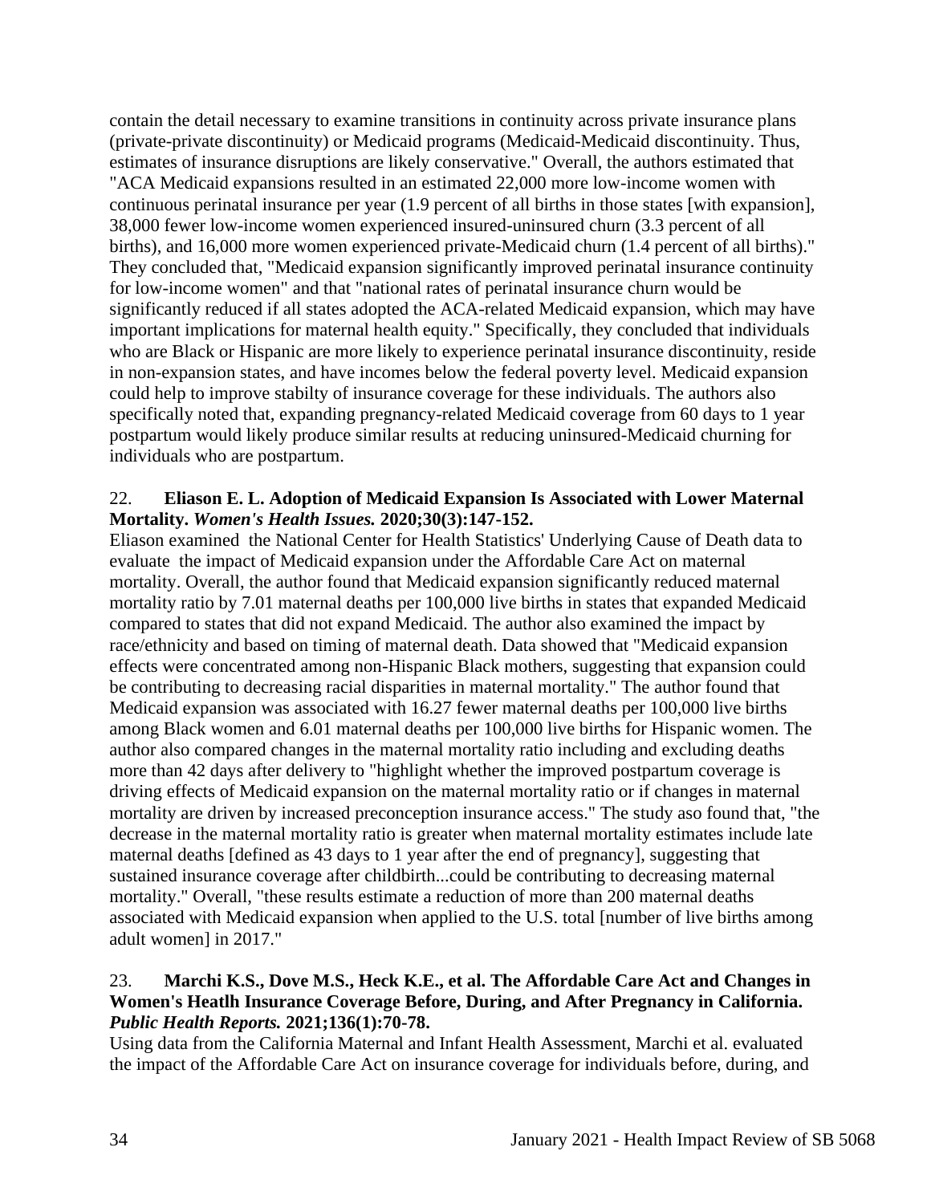contain the detail necessary to examine transitions in continuity across private insurance plans (private-private discontinuity) or Medicaid programs (Medicaid-Medicaid discontinuity. Thus, estimates of insurance disruptions are likely conservative." Overall, the authors estimated that "ACA Medicaid expansions resulted in an estimated 22,000 more low-income women with continuous perinatal insurance per year (1.9 percent of all births in those states [with expansion], 38,000 fewer low-income women experienced insured-uninsured churn (3.3 percent of all births), and 16,000 more women experienced private-Medicaid churn (1.4 percent of all births)." They concluded that, "Medicaid expansion significantly improved perinatal insurance continuity for low-income women" and that "national rates of perinatal insurance churn would be significantly reduced if all states adopted the ACA-related Medicaid expansion, which may have important implications for maternal health equity." Specifically, they concluded that individuals who are Black or Hispanic are more likely to experience perinatal insurance discontinuity, reside in non-expansion states, and have incomes below the federal poverty level. Medicaid expansion could help to improve stabilty of insurance coverage for these individuals. The authors also specifically noted that, expanding pregnancy-related Medicaid coverage from 60 days to 1 year postpartum would likely produce similar results at reducing uninsured-Medicaid churning for individuals who are postpartum.

22. **Eliason E. L. Adoption of Medicaid Expansion Is Associated with Lower Maternal Mortality. *Women's Health Issues.* 2020;30(3):147-152.**
Eliason examined the National Center for Health Statistics' Underlying Cause of Death data to evaluate the impact of Medicaid expansion under the Affordable Care Act on maternal mortality. Overall, the author found that Medicaid expansion significantly reduced maternal mortality ratio by 7.01 maternal deaths per 100,000 live births in states that expanded Medicaid compared to states that did not expand Medicaid. The author also examined the impact by race/ethnicity and based on timing of maternal death. Data showed that "Medicaid expansion effects were concentrated among non-Hispanic Black mothers, suggesting that expansion could be contributing to decreasing racial disparities in maternal mortality." The author found that Medicaid expansion was associated with 16.27 fewer maternal deaths per 100,000 live births among Black women and 6.01 maternal deaths per 100,000 live births for Hispanic women. The author also compared changes in the maternal mortality ratio including and excluding deaths more than 42 days after delivery to "highlight whether the improved postpartum coverage is driving effects of Medicaid expansion on the maternal mortality ratio or if changes in maternal mortality are driven by increased preconception insurance access." The study aso found that, "the decrease in the maternal mortality ratio is greater when maternal mortality estimates include late maternal deaths [defined as 43 days to 1 year after the end of pregnancy], suggesting that sustained insurance coverage after childbirth...could be contributing to decreasing maternal mortality." Overall, "these results estimate a reduction of more than 200 maternal deaths associated with Medicaid expansion when applied to the U.S. total [number of live births among adult women] in 2017."

23. **Marchi K.S., Dove M.S., Heck K.E., et al. The Affordable Care Act and Changes in Women's Heatlh Insurance Coverage Before, During, and After Pregnancy in California. *Public Health Reports.* 2021;136(1):70-78.**
Using data from the California Maternal and Infant Health Assessment, Marchi et al. evaluated the impact of the Affordable Care Act on insurance coverage for individuals before, during, and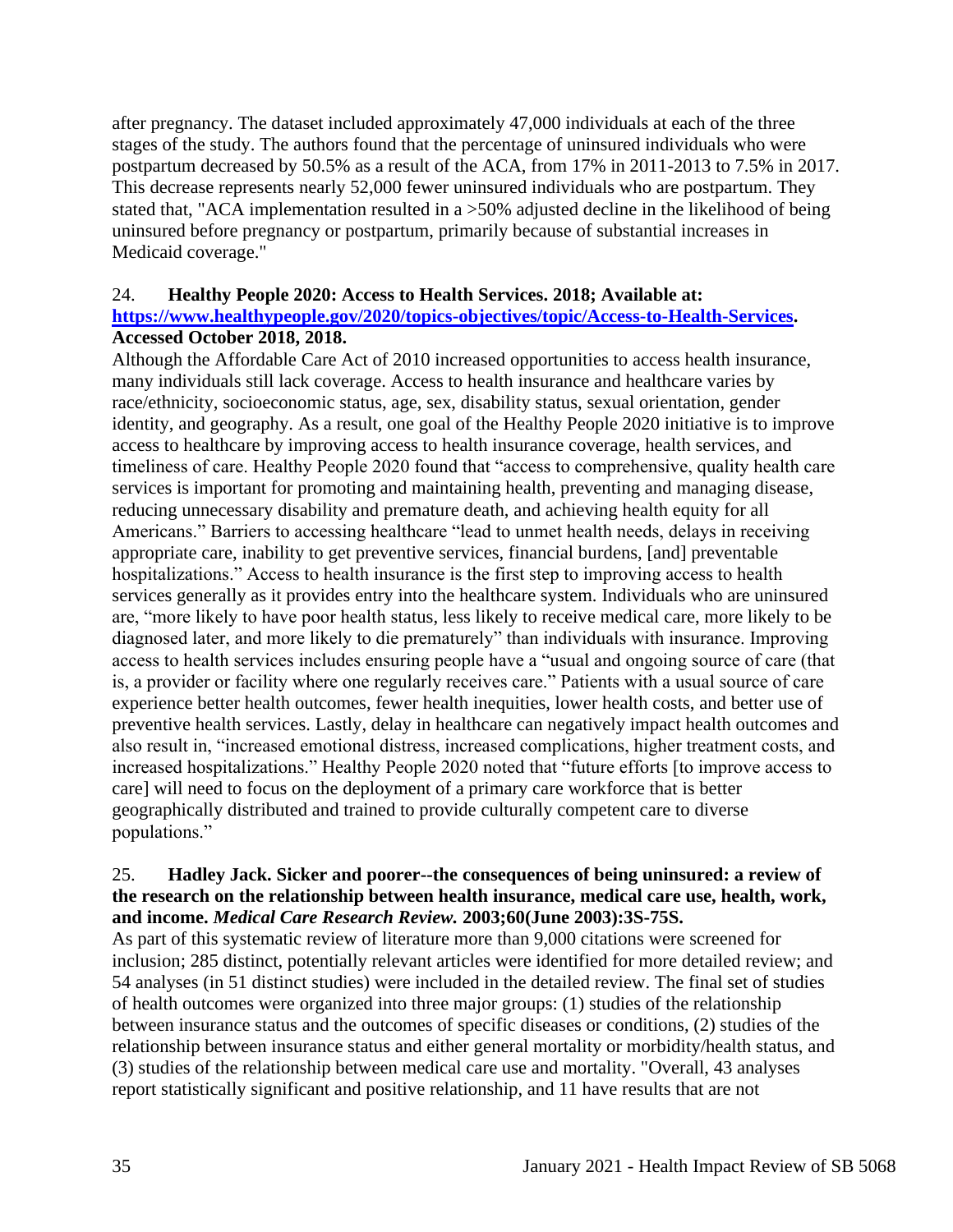after pregnancy. The dataset included approximately 47,000 individuals at each of the three stages of the study. The authors found that the percentage of uninsured individuals who were postpartum decreased by 50.5% as a result of the ACA, from 17% in 2011-2013 to 7.5% in 2017. This decrease represents nearly 52,000 fewer uninsured individuals who are postpartum. They stated that, "ACA implementation resulted in a >50% adjusted decline in the likelihood of being uninsured before pregnancy or postpartum, primarily because of substantial increases in Medicaid coverage."

24. **Healthy People 2020: Access to Health Services. 2018; Available at: [https://www.healthypeople.gov/2020/topics-objectives/topic/Access-to-Health-Services](https://www.healthypeople.gov/2020/topics-objectives/topic/Access-to-Health-Services). Accessed October 2018, 2018.**

Although the Affordable Care Act of 2010 increased opportunities to access health insurance, many individuals still lack coverage. Access to health insurance and healthcare varies by race/ethnicity, socioeconomic status, age, sex, disability status, sexual orientation, gender identity, and geography. As a result, one goal of the Healthy People 2020 initiative is to improve access to healthcare by improving access to health insurance coverage, health services, and timeliness of care. Healthy People 2020 found that "access to comprehensive, quality health care services is important for promoting and maintaining health, preventing and managing disease, reducing unnecessary disability and premature death, and achieving health equity for all Americans." Barriers to accessing healthcare "lead to unmet health needs, delays in receiving appropriate care, inability to get preventive services, financial burdens, [and] preventable hospitalizations." Access to health insurance is the first step to improving access to health services generally as it provides entry into the healthcare system. Individuals who are uninsured are, "more likely to have poor health status, less likely to receive medical care, more likely to be diagnosed later, and more likely to die prematurely" than individuals with insurance. Improving access to health services includes ensuring people have a "usual and ongoing source of care (that is, a provider or facility where one regularly receives care." Patients with a usual source of care experience better health outcomes, fewer health inequities, lower health costs, and better use of preventive health services. Lastly, delay in healthcare can negatively impact health outcomes and also result in, "increased emotional distress, increased complications, higher treatment costs, and increased hospitalizations." Healthy People 2020 noted that "future efforts [to improve access to care] will need to focus on the deployment of a primary care workforce that is better geographically distributed and trained to provide culturally competent care to diverse populations."

25. **Hadley Jack. Sicker and poorer--the consequences of being uninsured: a review of the research on the relationship between health insurance, medical care use, health, work, and income. *Medical Care Research Review.* 2003;60(June 2003):3S-75S.**

As part of this systematic review of literature more than 9,000 citations were screened for inclusion; 285 distinct, potentially relevant articles were identified for more detailed review; and 54 analyses (in 51 distinct studies) were included in the detailed review. The final set of studies of health outcomes were organized into three major groups: (1) studies of the relationship between insurance status and the outcomes of specific diseases or conditions, (2) studies of the relationship between insurance status and either general mortality or morbidity/health status, and (3) studies of the relationship between medical care use and mortality. "Overall, 43 analyses report statistically significant and positive relationship, and 11 have results that are not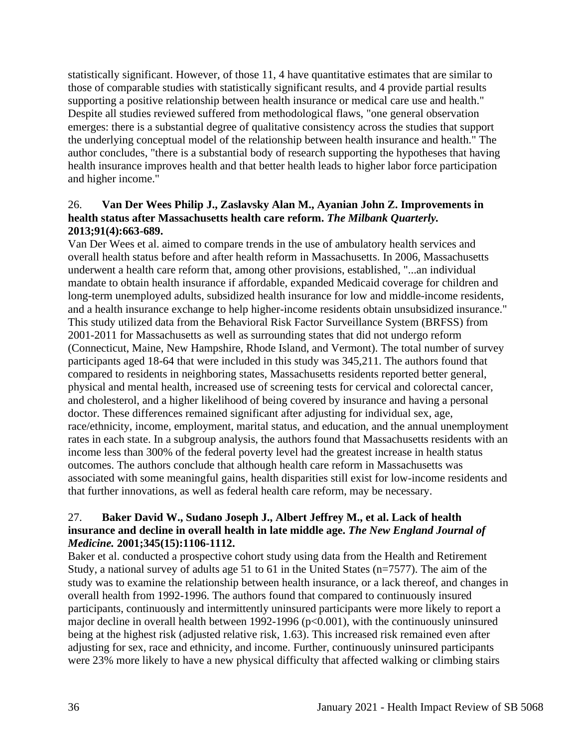statistically significant. However, of those 11, 4 have quantitative estimates that are similar to those of comparable studies with statistically significant results, and 4 provide partial results supporting a positive relationship between health insurance or medical care use and health." Despite all studies reviewed suffered from methodological flaws, "one general observation emerges: there is a substantial degree of qualitative consistency across the studies that support the underlying conceptual model of the relationship between health insurance and health." The author concludes, "there is a substantial body of research supporting the hypotheses that having health insurance improves health and that better health leads to higher labor force participation and higher income."

26. **Van Der Wees Philip J., Zaslavsky Alan M., Ayanian John Z. Improvements in health status after Massachusetts health care reform. *The Milbank Quarterly.* 2013;91(4):663-689.**

Van Der Wees et al. aimed to compare trends in the use of ambulatory health services and overall health status before and after health reform in Massachusetts. In 2006, Massachusetts underwent a health care reform that, among other provisions, established, "...an individual mandate to obtain health insurance if affordable, expanded Medicaid coverage for children and long-term unemployed adults, subsidized health insurance for low and middle-income residents, and a health insurance exchange to help higher-income residents obtain unsubsidized insurance." This study utilized data from the Behavioral Risk Factor Surveillance System (BRFSS) from 2001-2011 for Massachusetts as well as surrounding states that did not undergo reform (Connecticut, Maine, New Hampshire, Rhode Island, and Vermont). The total number of survey participants aged 18-64 that were included in this study was 345,211. The authors found that compared to residents in neighboring states, Massachusetts residents reported better general, physical and mental health, increased use of screening tests for cervical and colorectal cancer, and cholesterol, and a higher likelihood of being covered by insurance and having a personal doctor. These differences remained significant after adjusting for individual sex, age, race/ethnicity, income, employment, marital status, and education, and the annual unemployment rates in each state. In a subgroup analysis, the authors found that Massachusetts residents with an income less than 300% of the federal poverty level had the greatest increase in health status outcomes. The authors conclude that although health care reform in Massachusetts was associated with some meaningful gains, health disparities still exist for low-income residents and that further innovations, as well as federal health care reform, may be necessary.

27. **Baker David W., Sudano Joseph J., Albert Jeffrey M., et al. Lack of health insurance and decline in overall health in late middle age. *The New England Journal of Medicine.* 2001;345(15):1106-1112.**

Baker et al. conducted a prospective cohort study using data from the Health and Retirement Study, a national survey of adults age 51 to 61 in the United States (n=7577). The aim of the study was to examine the relationship between health insurance, or a lack thereof, and changes in overall health from 1992-1996. The authors found that compared to continuously insured participants, continuously and intermittently uninsured participants were more likely to report a major decline in overall health between 1992-1996 ($p<0.001$), with the continuously uninsured being at the highest risk (adjusted relative risk, 1.63). This increased risk remained even after adjusting for sex, race and ethnicity, and income. Further, continuously uninsured participants were 23% more likely to have a new physical difficulty that affected walking or climbing stairs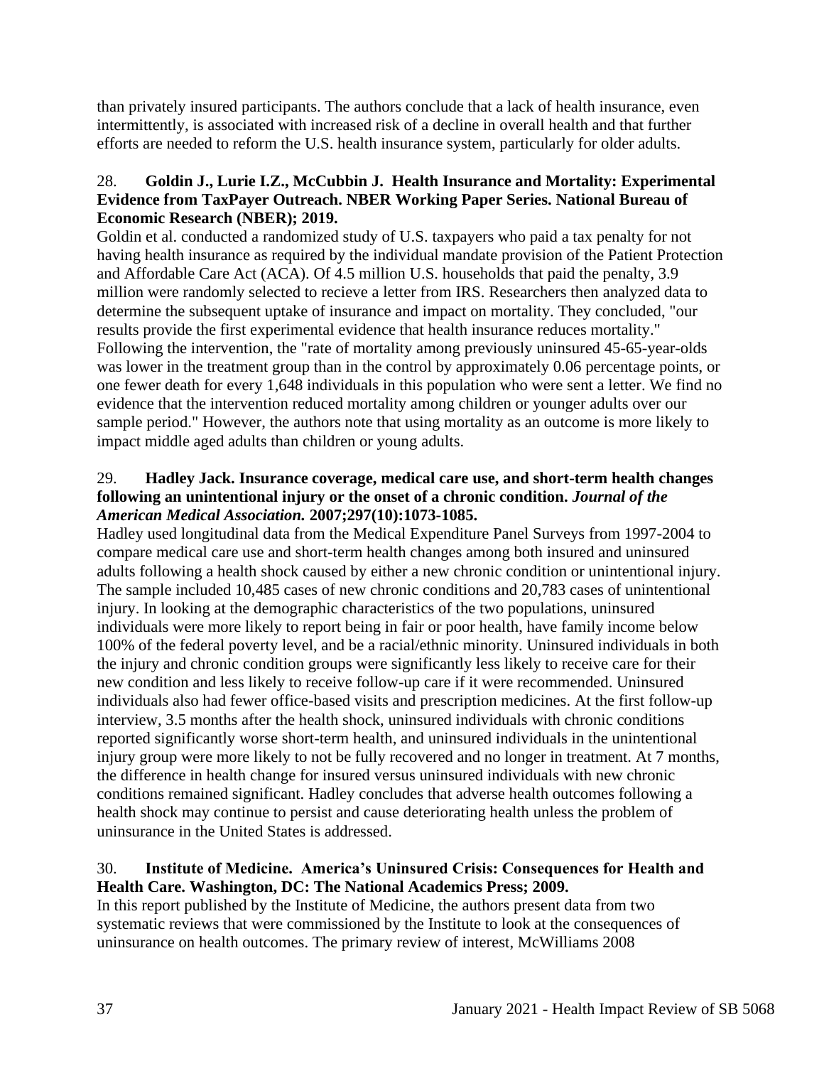than privately insured participants. The authors conclude that a lack of health insurance, even intermittently, is associated with increased risk of a decline in overall health and that further efforts are needed to reform the U.S. health insurance system, particularly for older adults.

28. **Goldin J., Lurie I.Z., McCubbin J. Health Insurance and Mortality: Experimental Evidence from TaxPayer Outreach. NBER Working Paper Series. National Bureau of Economic Research (NBER); 2019.**

Goldin et al. conducted a randomized study of U.S. taxpayers who paid a tax penalty for not having health insurance as required by the individual mandate provision of the Patient Protection and Affordable Care Act (ACA). Of 4.5 million U.S. households that paid the penalty, 3.9 million were randomly selected to recieve a letter from IRS. Researchers then analyzed data to determine the subsequent uptake of insurance and impact on mortality. They concluded, "our results provide the first experimental evidence that health insurance reduces mortality." Following the intervention, the "rate of mortality among previously uninsured 45-65-year-olds was lower in the treatment group than in the control by approximately 0.06 percentage points, or one fewer death for every 1,648 individuals in this population who were sent a letter. We find no evidence that the intervention reduced mortality among children or younger adults over our sample period." However, the authors note that using mortality as an outcome is more likely to impact middle aged adults than children or young adults.

29. **Hadley Jack. Insurance coverage, medical care use, and short-term health changes following an unintentional injury or the onset of a chronic condition. *Journal of the American Medical Association.* 2007;297(10):1073-1085.**

Hadley used longitudinal data from the Medical Expenditure Panel Surveys from 1997-2004 to compare medical care use and short-term health changes among both insured and uninsured adults following a health shock caused by either a new chronic condition or unintentional injury. The sample included 10,485 cases of new chronic conditions and 20,783 cases of unintentional injury. In looking at the demographic characteristics of the two populations, uninsured individuals were more likely to report being in fair or poor health, have family income below 100% of the federal poverty level, and be a racial/ethnic minority. Uninsured individuals in both the injury and chronic condition groups were significantly less likely to receive care for their new condition and less likely to receive follow-up care if it were recommended. Uninsured individuals also had fewer office-based visits and prescription medicines. At the first follow-up interview, 3.5 months after the health shock, uninsured individuals with chronic conditions reported significantly worse short-term health, and uninsured individuals in the unintentional injury group were more likely to not be fully recovered and no longer in treatment. At 7 months, the difference in health change for insured versus uninsured individuals with new chronic conditions remained significant. Hadley concludes that adverse health outcomes following a health shock may continue to persist and cause deteriorating health unless the problem of uninsurance in the United States is addressed.

30. **Institute of Medicine. America's Uninsured Crisis: Consequences for Health and Health Care. Washington, DC: The National Academics Press; 2009.**

In this report published by the Institute of Medicine, the authors present data from two systematic reviews that were commissioned by the Institute to look at the consequences of uninsurance on health outcomes. The primary review of interest, McWilliams 2008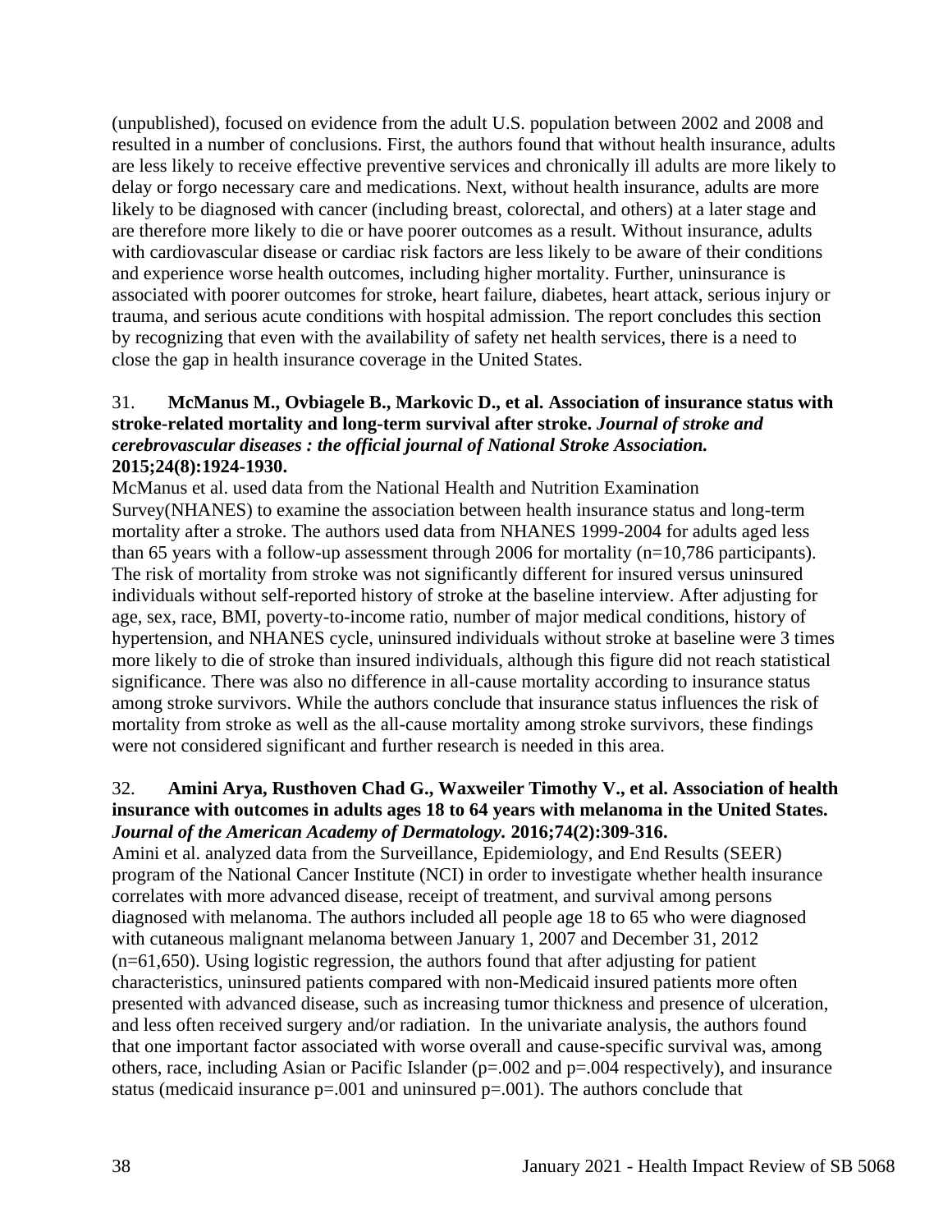(unpublished), focused on evidence from the adult U.S. population between 2002 and 2008 and resulted in a number of conclusions. First, the authors found that without health insurance, adults are less likely to receive effective preventive services and chronically ill adults are more likely to delay or forgo necessary care and medications. Next, without health insurance, adults are more likely to be diagnosed with cancer (including breast, colorectal, and others) at a later stage and are therefore more likely to die or have poorer outcomes as a result. Without insurance, adults with cardiovascular disease or cardiac risk factors are less likely to be aware of their conditions and experience worse health outcomes, including higher mortality. Further, uninsurance is associated with poorer outcomes for stroke, heart failure, diabetes, heart attack, serious injury or trauma, and serious acute conditions with hospital admission. The report concludes this section by recognizing that even with the availability of safety net health services, there is a need to close the gap in health insurance coverage in the United States.

31. **McManus M., Ovbiagele B., Markovic D., et al. Association of insurance status with stroke-related mortality and long-term survival after stroke.** ***Journal of stroke and cerebrovascular diseases : the official journal of National Stroke Association.*** **2015;24(8):1924-1930.**

McManus et al. used data from the National Health and Nutrition Examination Survey(NHANES) to examine the association between health insurance status and long-term mortality after a stroke. The authors used data from NHANES 1999-2004 for adults aged less than 65 years with a follow-up assessment through 2006 for mortality (n=10,786 participants). The risk of mortality from stroke was not significantly different for insured versus uninsured individuals without self-reported history of stroke at the baseline interview. After adjusting for age, sex, race, BMI, poverty-to-income ratio, number of major medical conditions, history of hypertension, and NHANES cycle, uninsured individuals without stroke at baseline were 3 times more likely to die of stroke than insured individuals, although this figure did not reach statistical significance. There was also no difference in all-cause mortality according to insurance status among stroke survivors. While the authors conclude that insurance status influences the risk of mortality from stroke as well as the all-cause mortality among stroke survivors, these findings were not considered significant and further research is needed in this area.

32. **Amini Arya, Rusthoven Chad G., Waxweiler Timothy V., et al. Association of health insurance with outcomes in adults ages 18 to 64 years with melanoma in the United States.** ***Journal of the American Academy of Dermatology.*** **2016;74(2):309-316.**

Amini et al. analyzed data from the Surveillance, Epidemiology, and End Results (SEER) program of the National Cancer Institute (NCI) in order to investigate whether health insurance correlates with more advanced disease, receipt of treatment, and survival among persons diagnosed with melanoma. The authors included all people age 18 to 65 who were diagnosed with cutaneous malignant melanoma between January 1, 2007 and December 31, 2012 (n=61,650). Using logistic regression, the authors found that after adjusting for patient characteristics, uninsured patients compared with non-Medicaid insured patients more often presented with advanced disease, such as increasing tumor thickness and presence of ulceration, and less often received surgery and/or radiation. In the univariate analysis, the authors found that one important factor associated with worse overall and cause-specific survival was, among others, race, including Asian or Pacific Islander ($p$=.002 and $p$=.004 respectively), and insurance status (medicaid insurance $p$=.001 and uninsured $p$=.001). The authors conclude that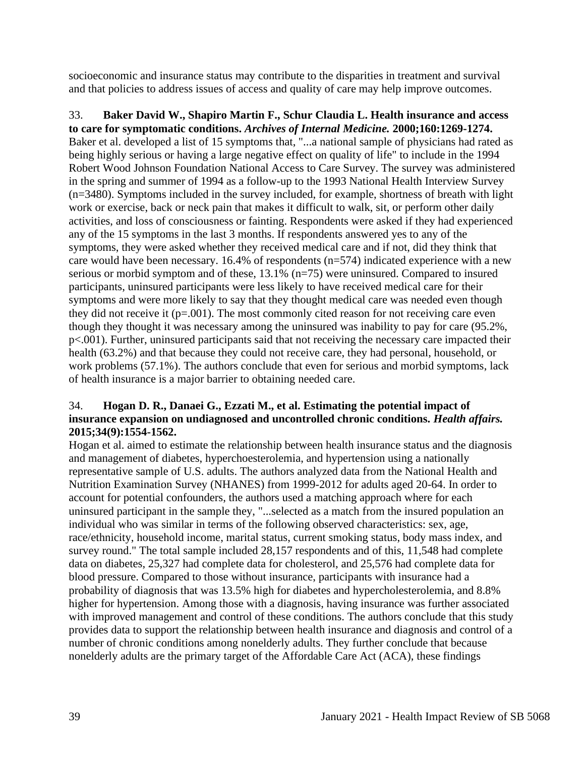socioeconomic and insurance status may contribute to the disparities in treatment and survival and that policies to address issues of access and quality of care may help improve outcomes.

33. **Baker David W., Shapiro Martin F., Schur Claudia L. Health insurance and access to care for symptomatic conditions. *Archives of Internal Medicine.* 2000;160:1269-1274.**
Baker et al. developed a list of 15 symptoms that, "...a national sample of physicians had rated as being highly serious or having a large negative effect on quality of life" to include in the 1994 Robert Wood Johnson Foundation National Access to Care Survey. The survey was administered in the spring and summer of 1994 as a follow-up to the 1993 National Health Interview Survey (n=3480). Symptoms included in the survey included, for example, shortness of breath with light work or exercise, back or neck pain that makes it difficult to walk, sit, or perform other daily activities, and loss of consciousness or fainting. Respondents were asked if they had experienced any of the 15 symptoms in the last 3 months. If respondents answered yes to any of the symptoms, they were asked whether they received medical care and if not, did they think that care would have been necessary. 16.4% of respondents (n=574) indicated experience with a new serious or morbid symptom and of these, 13.1% (n=75) were uninsured. Compared to insured participants, uninsured participants were less likely to have received medical care for their symptoms and were more likely to say that they thought medical care was needed even though they did not receive it (p=.001). The most commonly cited reason for not receiving care even though they thought it was necessary among the uninsured was inability to pay for care (95.2%, p<.001). Further, uninsured participants said that not receiving the necessary care impacted their health (63.2%) and that because they could not receive care, they had personal, household, or work problems (57.1%). The authors conclude that even for serious and morbid symptoms, lack of health insurance is a major barrier to obtaining needed care.

34. **Hogan D. R., Danaei G., Ezzati M., et al. Estimating the potential impact of insurance expansion on undiagnosed and uncontrolled chronic conditions. *Health affairs.* 2015;34(9):1554-1562.**
Hogan et al. aimed to estimate the relationship between health insurance status and the diagnosis and management of diabetes, hyperchoesterolemia, and hypertension using a nationally representative sample of U.S. adults. The authors analyzed data from the National Health and Nutrition Examination Survey (NHANES) from 1999-2012 for adults aged 20-64. In order to account for potential confounders, the authors used a matching approach where for each uninsured participant in the sample they, "...selected as a match from the insured population an individual who was similar in terms of the following observed characteristics: sex, age, race/ethnicity, household income, marital status, current smoking status, body mass index, and survey round." The total sample included 28,157 respondents and of this, 11,548 had complete data on diabetes, 25,327 had complete data for cholesterol, and 25,576 had complete data for blood pressure. Compared to those without insurance, participants with insurance had a probability of diagnosis that was 13.5% high for diabetes and hypercholesterolemia, and 8.8% higher for hypertension. Among those with a diagnosis, having insurance was further associated with improved management and control of these conditions. The authors conclude that this study provides data to support the relationship between health insurance and diagnosis and control of a number of chronic conditions among nonelderly adults. They further conclude that because nonelderly adults are the primary target of the Affordable Care Act (ACA), these findings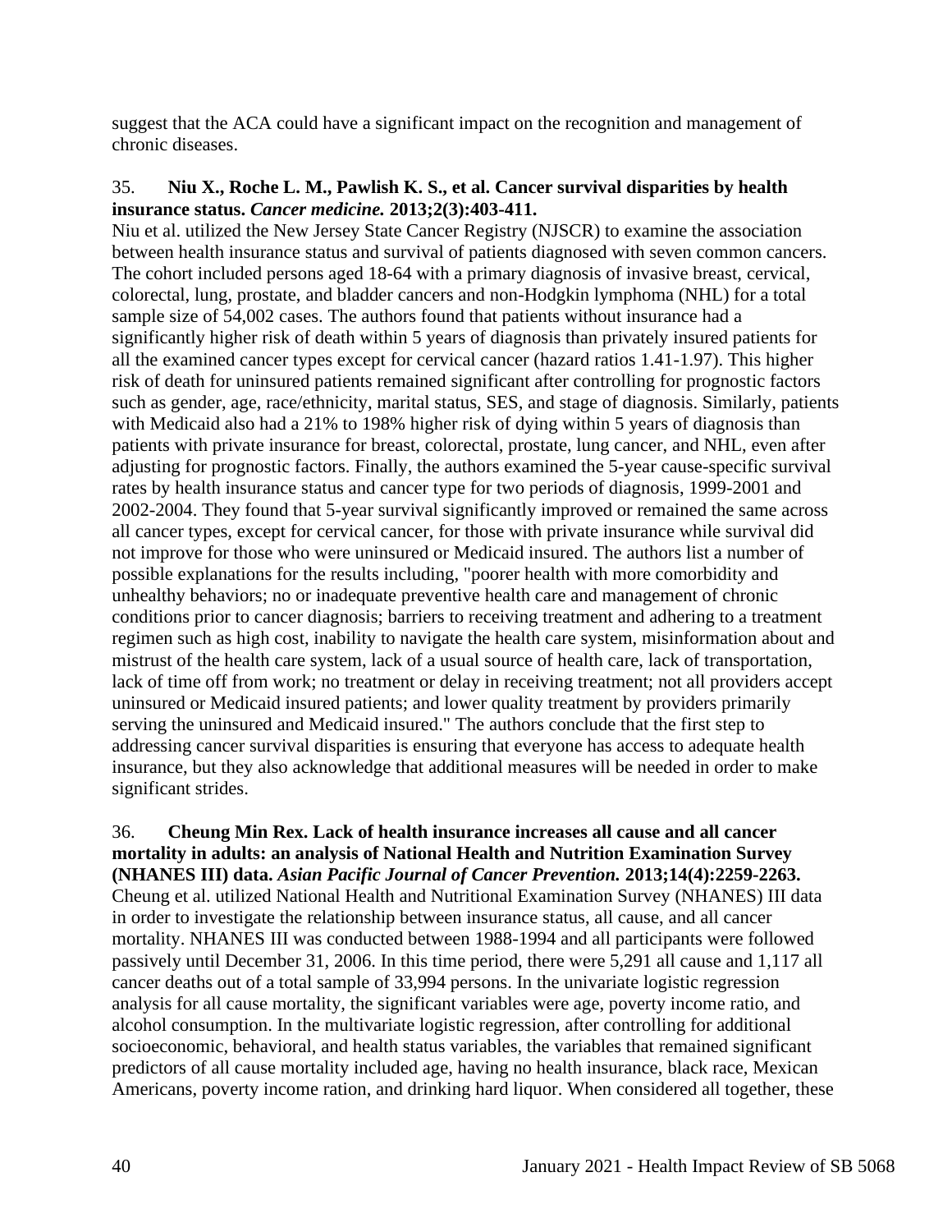suggest that the ACA could have a significant impact on the recognition and management of chronic diseases.

35. **Niu X., Roche L. M., Pawlish K. S., et al. Cancer survival disparities by health insurance status. *Cancer medicine.* 2013;2(3):403-411.**
Niu et al. utilized the New Jersey State Cancer Registry (NJSCR) to examine the association between health insurance status and survival of patients diagnosed with seven common cancers. The cohort included persons aged 18-64 with a primary diagnosis of invasive breast, cervical, colorectal, lung, prostate, and bladder cancers and non-Hodgkin lymphoma (NHL) for a total sample size of 54,002 cases. The authors found that patients without insurance had a significantly higher risk of death within 5 years of diagnosis than privately insured patients for all the examined cancer types except for cervical cancer (hazard ratios 1.41-1.97). This higher risk of death for uninsured patients remained significant after controlling for prognostic factors such as gender, age, race/ethnicity, marital status, SES, and stage of diagnosis. Similarly, patients with Medicaid also had a 21% to 198% higher risk of dying within 5 years of diagnosis than patients with private insurance for breast, colorectal, prostate, lung cancer, and NHL, even after adjusting for prognostic factors. Finally, the authors examined the 5-year cause-specific survival rates by health insurance status and cancer type for two periods of diagnosis, 1999-2001 and 2002-2004. They found that 5-year survival significantly improved or remained the same across all cancer types, except for cervical cancer, for those with private insurance while survival did not improve for those who were uninsured or Medicaid insured. The authors list a number of possible explanations for the results including, "poorer health with more comorbidity and unhealthy behaviors; no or inadequate preventive health care and management of chronic conditions prior to cancer diagnosis; barriers to receiving treatment and adhering to a treatment regimen such as high cost, inability to navigate the health care system, misinformation about and mistrust of the health care system, lack of a usual source of health care, lack of transportation, lack of time off from work; no treatment or delay in receiving treatment; not all providers accept uninsured or Medicaid insured patients; and lower quality treatment by providers primarily serving the uninsured and Medicaid insured." The authors conclude that the first step to addressing cancer survival disparities is ensuring that everyone has access to adequate health insurance, but they also acknowledge that additional measures will be needed in order to make significant strides.

36. **Cheung Min Rex. Lack of health insurance increases all cause and all cancer mortality in adults: an analysis of National Health and Nutrition Examination Survey (NHANES III) data. *Asian Pacific Journal of Cancer Prevention.* 2013;14(4):2259-2263.**
Cheung et al. utilized National Health and Nutritional Examination Survey (NHANES) III data in order to investigate the relationship between insurance status, all cause, and all cancer mortality. NHANES III was conducted between 1988-1994 and all participants were followed passively until December 31, 2006. In this time period, there were 5,291 all cause and 1,117 all cancer deaths out of a total sample of 33,994 persons. In the univariate logistic regression analysis for all cause mortality, the significant variables were age, poverty income ratio, and alcohol consumption. In the multivariate logistic regression, after controlling for additional socioeconomic, behavioral, and health status variables, the variables that remained significant predictors of all cause mortality included age, having no health insurance, black race, Mexican Americans, poverty income ration, and drinking hard liquor. When considered all together, these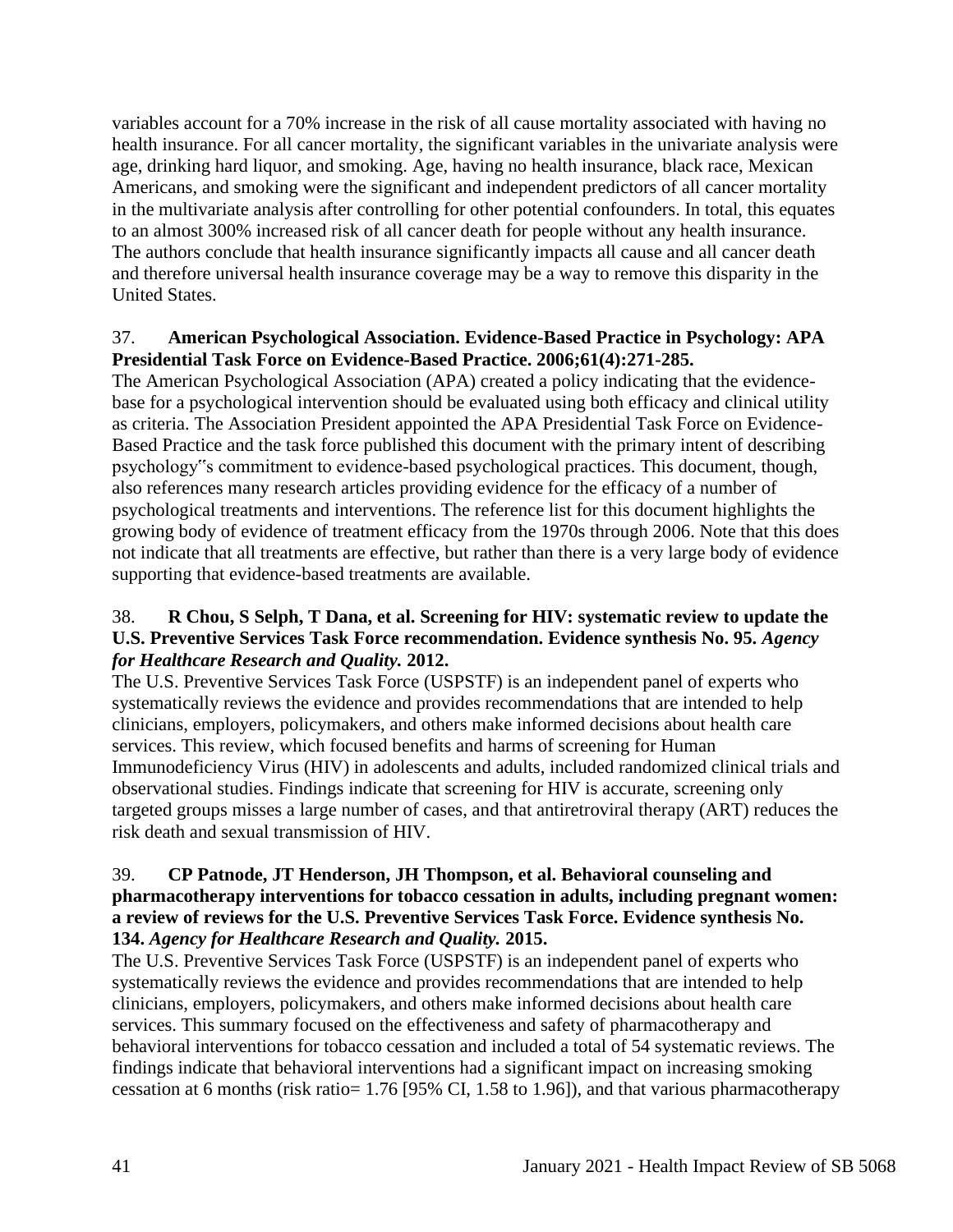variables account for a 70% increase in the risk of all cause mortality associated with having no health insurance. For all cancer mortality, the significant variables in the univariate analysis were age, drinking hard liquor, and smoking. Age, having no health insurance, black race, Mexican Americans, and smoking were the significant and independent predictors of all cancer mortality in the multivariate analysis after controlling for other potential confounders. In total, this equates to an almost 300% increased risk of all cancer death for people without any health insurance. The authors conclude that health insurance significantly impacts all cause and all cancer death and therefore universal health insurance coverage may be a way to remove this disparity in the United States.

37. **American Psychological Association. Evidence-Based Practice in Psychology: APA Presidential Task Force on Evidence-Based Practice. 2006;61(4):271-285.**
The American Psychological Association (APA) created a policy indicating that the evidence-base for a psychological intervention should be evaluated using both efficacy and clinical utility as criteria. The Association President appointed the APA Presidential Task Force on Evidence-Based Practice and the task force published this document with the primary intent of describing psychology‟s commitment to evidence-based psychological practices. This document, though, also references many research articles providing evidence for the efficacy of a number of psychological treatments and interventions. The reference list for this document highlights the growing body of evidence of treatment efficacy from the 1970s through 2006. Note that this does not indicate that all treatments are effective, but rather than there is a very large body of evidence supporting that evidence-based treatments are available.

38. **R Chou, S Selph, T Dana, et al. Screening for HIV: systematic review to update the U.S. Preventive Services Task Force recommendation. Evidence synthesis No. 95. *Agency for Healthcare Research and Quality.* 2012.**
The U.S. Preventive Services Task Force (USPSTF) is an independent panel of experts who systematically reviews the evidence and provides recommendations that are intended to help clinicians, employers, policymakers, and others make informed decisions about health care services. This review, which focused benefits and harms of screening for Human Immunodeficiency Virus (HIV) in adolescents and adults, included randomized clinical trials and observational studies. Findings indicate that screening for HIV is accurate, screening only targeted groups misses a large number of cases, and that antiretroviral therapy (ART) reduces the risk death and sexual transmission of HIV.

39. **CP Patnode, JT Henderson, JH Thompson, et al. Behavioral counseling and pharmacotherapy interventions for tobacco cessation in adults, including pregnant women: a review of reviews for the U.S. Preventive Services Task Force. Evidence synthesis No. 134. *Agency for Healthcare Research and Quality.* 2015.**
The U.S. Preventive Services Task Force (USPSTF) is an independent panel of experts who systematically reviews the evidence and provides recommendations that are intended to help clinicians, employers, policymakers, and others make informed decisions about health care services. This summary focused on the effectiveness and safety of pharmacotherapy and behavioral interventions for tobacco cessation and included a total of 54 systematic reviews. The findings indicate that behavioral interventions had a significant impact on increasing smoking cessation at 6 months (risk ratio= 1.76 [95% CI, 1.58 to 1.96]), and that various pharmacotherapy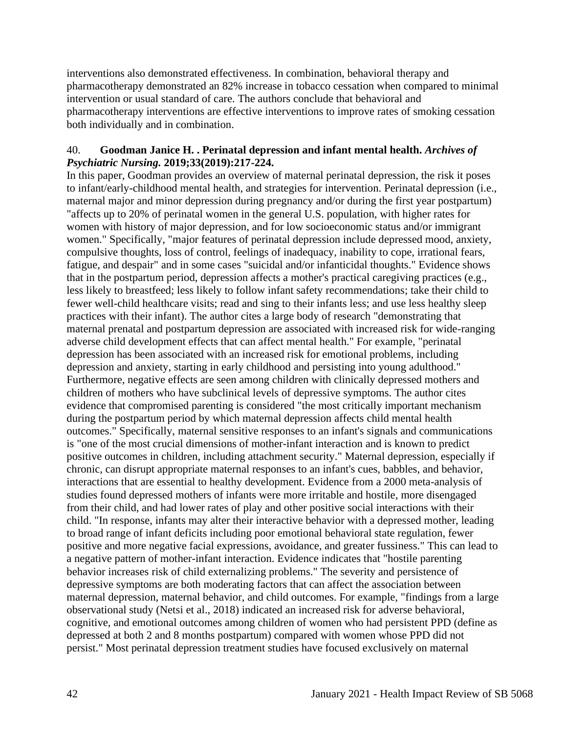interventions also demonstrated effectiveness. In combination, behavioral therapy and pharmacotherapy demonstrated an 82% increase in tobacco cessation when compared to minimal intervention or usual standard of care. The authors conclude that behavioral and pharmacotherapy interventions are effective interventions to improve rates of smoking cessation both individually and in combination.

40. **Goodman Janice H. . Perinatal depression and infant mental health. *Archives of Psychiatric Nursing.* 2019;33(2019):217-224.**

In this paper, Goodman provides an overview of maternal perinatal depression, the risk it poses to infant/early-childhood mental health, and strategies for intervention. Perinatal depression (i.e., maternal major and minor depression during pregnancy and/or during the first year postpartum) "affects up to 20% of perinatal women in the general U.S. population, with higher rates for women with history of major depression, and for low socioeconomic status and/or immigrant women." Specifically, "major features of perinatal depression include depressed mood, anxiety, compulsive thoughts, loss of control, feelings of inadequacy, inability to cope, irrational fears, fatigue, and despair" and in some cases "suicidal and/or infanticidal thoughts." Evidence shows that in the postpartum period, depression affects a mother's practical caregiving practices (e.g., less likely to breastfeed; less likely to follow infant safety recommendations; take their child to fewer well-child healthcare visits; read and sing to their infants less; and use less healthy sleep practices with their infant). The author cites a large body of research "demonstrating that maternal prenatal and postpartum depression are associated with increased risk for wide-ranging adverse child development effects that can affect mental health." For example, "perinatal depression has been associated with an increased risk for emotional problems, including depression and anxiety, starting in early childhood and persisting into young adulthood." Furthermore, negative effects are seen among children with clinically depressed mothers and children of mothers who have subclinical levels of depressive symptoms. The author cites evidence that compromised parenting is considered "the most critically important mechanism during the postpartum period by which maternal depression affects child mental health outcomes." Specifically, maternal sensitive responses to an infant's signals and communications is "one of the most crucial dimensions of mother-infant interaction and is known to predict positive outcomes in children, including attachment security." Maternal depression, especially if chronic, can disrupt appropriate maternal responses to an infant's cues, babbles, and behavior, interactions that are essential to healthy development. Evidence from a 2000 meta-analysis of studies found depressed mothers of infants were more irritable and hostile, more disengaged from their child, and had lower rates of play and other positive social interactions with their child. "In response, infants may alter their interactive behavior with a depressed mother, leading to broad range of infant deficits including poor emotional behavioral state regulation, fewer positive and more negative facial expressions, avoidance, and greater fussiness." This can lead to a negative pattern of mother-infant interaction. Evidence indicates that "hostile parenting behavior increases risk of child externalizing problems." The severity and persistence of depressive symptoms are both moderating factors that can affect the association between maternal depression, maternal behavior, and child outcomes. For example, "findings from a large observational study (Netsi et al., 2018) indicated an increased risk for adverse behavioral, cognitive, and emotional outcomes among children of women who had persistent PPD (define as depressed at both 2 and 8 months postpartum) compared with women whose PPD did not persist." Most perinatal depression treatment studies have focused exclusively on maternal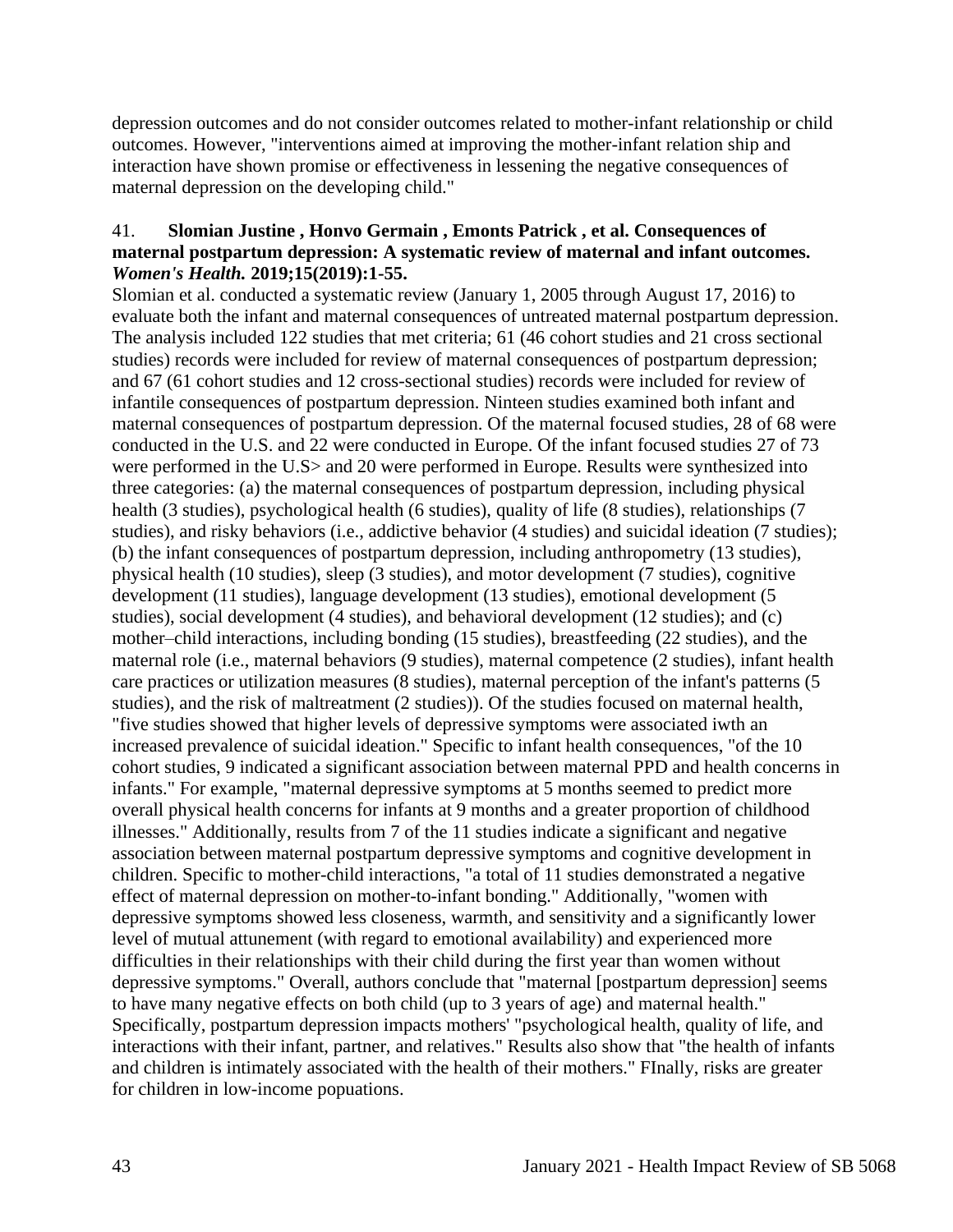depression outcomes and do not consider outcomes related to mother-infant relationship or child outcomes. However, "interventions aimed at improving the mother-infant relation ship and interaction have shown promise or effectiveness in lessening the negative consequences of maternal depression on the developing child."

41. **Slomian Justine , Honvo Germain , Emonts Patrick , et al. Consequences of maternal postpartum depression: A systematic review of maternal and infant outcomes.** ***Women's Health.*** **2019;15(2019):1-55.**

Slomian et al. conducted a systematic review (January 1, 2005 through August 17, 2016) to evaluate both the infant and maternal consequences of untreated maternal postpartum depression. The analysis included 122 studies that met criteria; 61 (46 cohort studies and 21 cross sectional studies) records were included for review of maternal consequences of postpartum depression; and 67 (61 cohort studies and 12 cross-sectional studies) records were included for review of infantile consequences of postpartum depression. Ninteen studies examined both infant and maternal consequences of postpartum depression. Of the maternal focused studies, 28 of 68 were conducted in the U.S. and 22 were conducted in Europe. Of the infant focused studies 27 of 73 were performed in the U.S> and 20 were performed in Europe. Results were synthesized into three categories: (a) the maternal consequences of postpartum depression, including physical health (3 studies), psychological health (6 studies), quality of life (8 studies), relationships (7 studies), and risky behaviors (i.e., addictive behavior (4 studies) and suicidal ideation (7 studies); (b) the infant consequences of postpartum depression, including anthropometry (13 studies), physical health (10 studies), sleep (3 studies), and motor development (7 studies), cognitive development (11 studies), language development (13 studies), emotional development (5 studies), social development (4 studies), and behavioral development (12 studies); and (c) mother–child interactions, including bonding (15 studies), breastfeeding (22 studies), and the maternal role (i.e., maternal behaviors (9 studies), maternal competence (2 studies), infant health care practices or utilization measures (8 studies), maternal perception of the infant's patterns (5 studies), and the risk of maltreatment (2 studies)). Of the studies focused on maternal health, "five studies showed that higher levels of depressive symptoms were associated iwth an increased prevalence of suicidal ideation." Specific to infant health consequences, "of the 10 cohort studies, 9 indicated a significant association between maternal PPD and health concerns in infants." For example, "maternal depressive symptoms at 5 months seemed to predict more overall physical health concerns for infants at 9 months and a greater proportion of childhood illnesses." Additionally, results from 7 of the 11 studies indicate a significant and negative association between maternal postpartum depressive symptoms and cognitive development in children. Specific to mother-child interactions, "a total of 11 studies demonstrated a negative effect of maternal depression on mother-to-infant bonding." Additionally, "women with depressive symptoms showed less closeness, warmth, and sensitivity and a significantly lower level of mutual attunement (with regard to emotional availability) and experienced more difficulties in their relationships with their child during the first year than women without depressive symptoms." Overall, authors conclude that "maternal [postpartum depression] seems to have many negative effects on both child (up to 3 years of age) and maternal health." Specifically, postpartum depression impacts mothers' "psychological health, quality of life, and interactions with their infant, partner, and relatives." Results also show that "the health of infants and children is intimately associated with the health of their mothers." FInally, risks are greater for children in low-income popuations.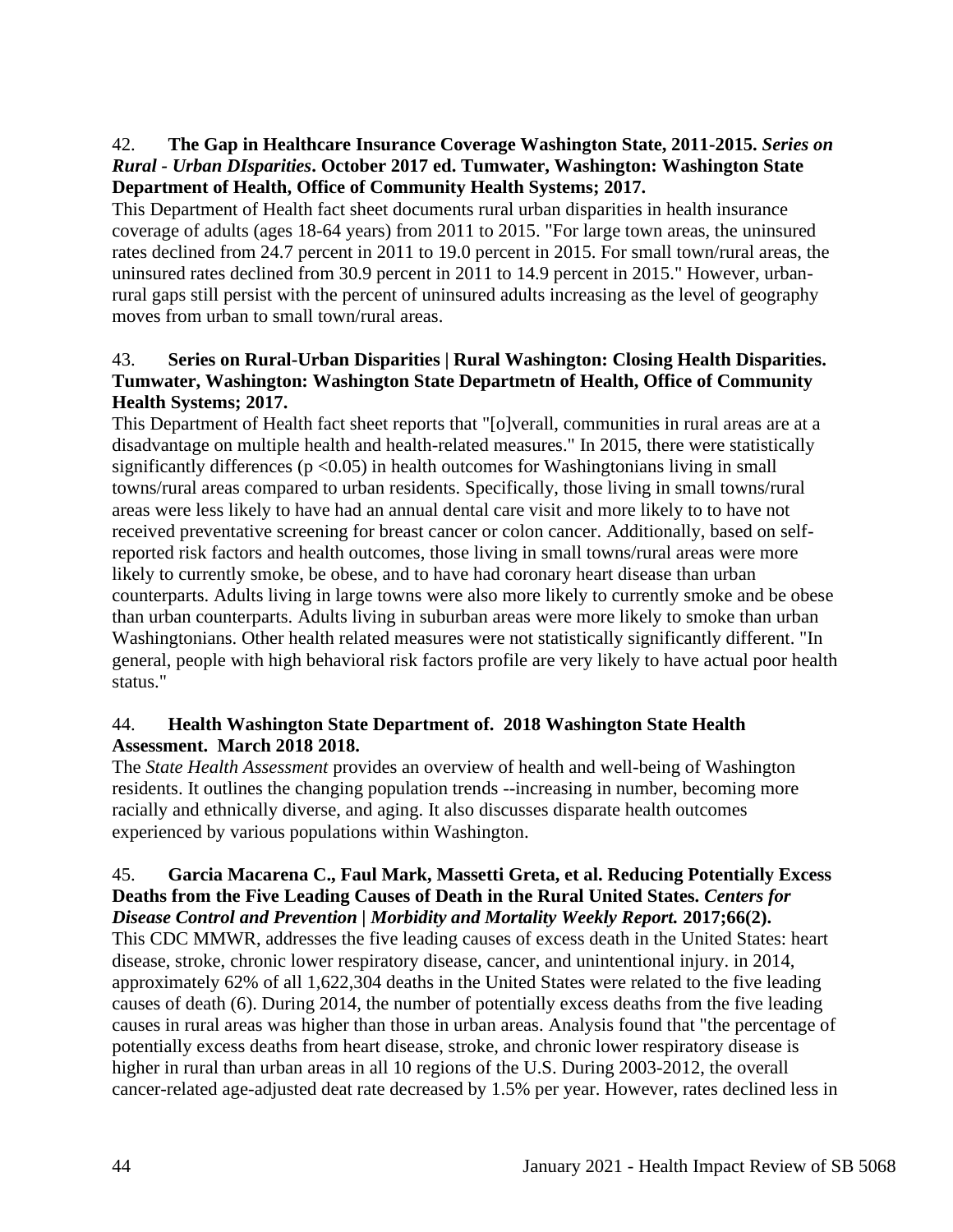42. **The Gap in Healthcare Insurance Coverage Washington State, 2011-2015.** ***Series on Rural - Urban DIsparities*****. October 2017 ed. Tumwater, Washington: Washington State Department of Health, Office of Community Health Systems; 2017.**

This Department of Health fact sheet documents rural urban disparities in health insurance coverage of adults (ages 18-64 years) from 2011 to 2015. "For large town areas, the uninsured rates declined from 24.7 percent in 2011 to 19.0 percent in 2015. For small town/rural areas, the uninsured rates declined from 30.9 percent in 2011 to 14.9 percent in 2015." However, urban-rural gaps still persist with the percent of uninsured adults increasing as the level of geography moves from urban to small town/rural areas.

43. **Series on Rural-Urban Disparities | Rural Washington: Closing Health Disparities. Tumwater, Washington: Washington State Departmetn of Health, Office of Community Health Systems; 2017.**

This Department of Health fact sheet reports that "[o]verall, communities in rural areas are at a disadvantage on multiple health and health-related measures." In 2015, there were statistically significantly differences ($p < 0.05$) in health outcomes for Washingtonians living in small towns/rural areas compared to urban residents. Specifically, those living in small towns/rural areas were less likely to have had an annual dental care visit and more likely to to have not received preventative screening for breast cancer or colon cancer. Additionally, based on self-reported risk factors and health outcomes, those living in small towns/rural areas were more likely to currently smoke, be obese, and to have had coronary heart disease than urban counterparts. Adults living in large towns were also more likely to currently smoke and be obese than urban counterparts. Adults living in suburban areas were more likely to smoke than urban Washingtonians. Other health related measures were not statistically significantly different. "In general, people with high behavioral risk factors profile are very likely to have actual poor health status."

44. **Health Washington State Department of. 2018 Washington State Health Assessment. March 2018 2018.**

The *State Health Assessment* provides an overview of health and well-being of Washington residents. It outlines the changing population trends --increasing in number, becoming more racially and ethnically diverse, and aging. It also discusses disparate health outcomes experienced by various populations within Washington.

45. **Garcia Macarena C., Faul Mark, Massetti Greta, et al. Reducing Potentially Excess Deaths from the Five Leading Causes of Death in the Rural United States.** ***Centers for Disease Control and Prevention | Morbidity and Mortality Weekly Report.*** **2017;66(2).**

This CDC MMWR, addresses the five leading causes of excess death in the United States: heart disease, stroke, chronic lower respiratory disease, cancer, and unintentional injury. in 2014, approximately 62% of all 1,622,304 deaths in the United States were related to the five leading causes of death (6). During 2014, the number of potentially excess deaths from the five leading causes in rural areas was higher than those in urban areas. Analysis found that "the percentage of potentially excess deaths from heart disease, stroke, and chronic lower respiratory disease is higher in rural than urban areas in all 10 regions of the U.S. During 2003-2012, the overall cancer-related age-adjusted deat rate decreased by 1.5% per year. However, rates declined less in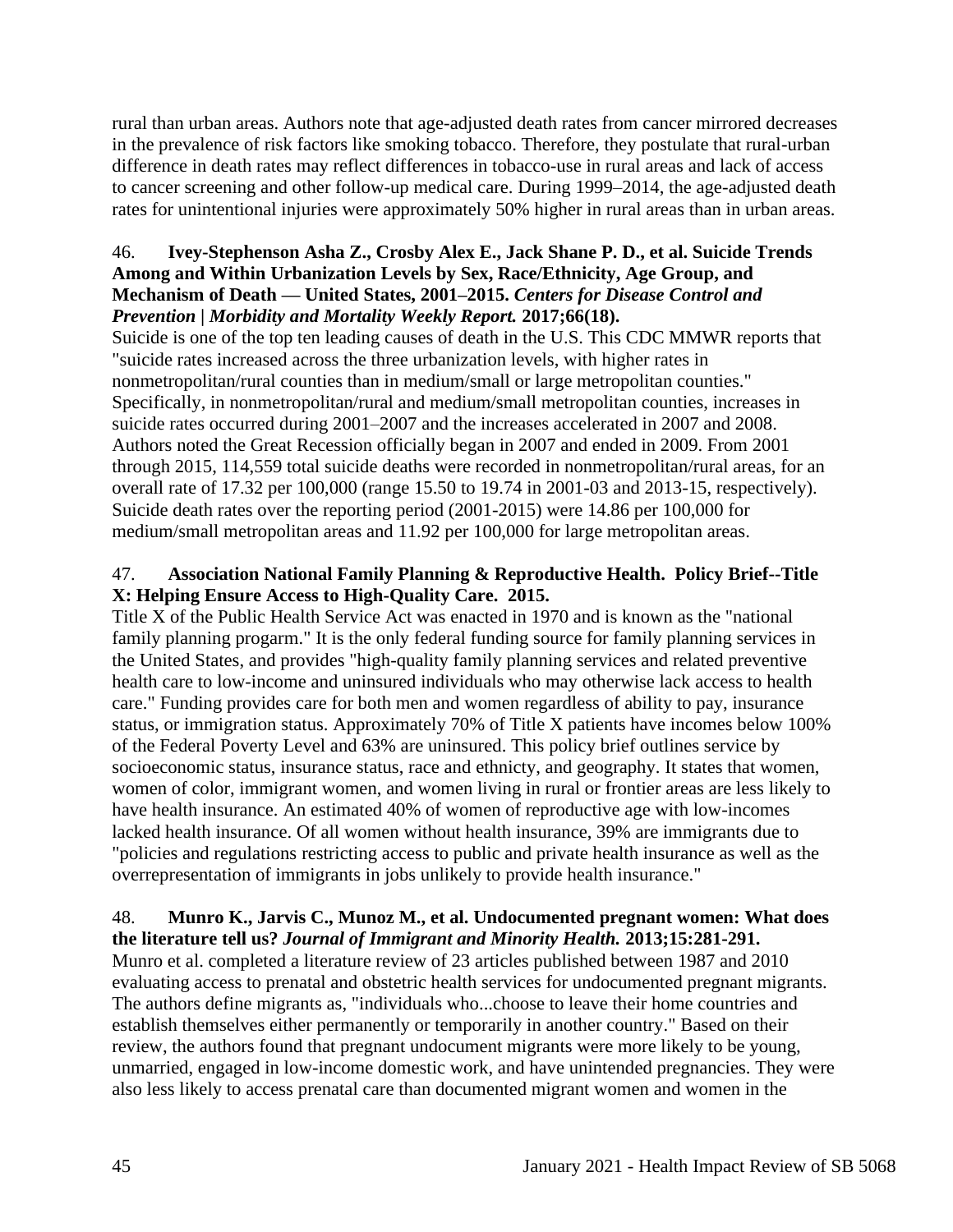rural than urban areas. Authors note that age-adjusted death rates from cancer mirrored decreases in the prevalence of risk factors like smoking tobacco. Therefore, they postulate that rural-urban difference in death rates may reflect differences in tobacco-use in rural areas and lack of access to cancer screening and other follow-up medical care. During 1999–2014, the age-adjusted death rates for unintentional injuries were approximately 50% higher in rural areas than in urban areas.

46. **Ivey-Stephenson Asha Z., Crosby Alex E., Jack Shane P. D., et al. Suicide Trends Among and Within Urbanization Levels by Sex, Race/Ethnicity, Age Group, and Mechanism of Death — United States, 2001–2015.** ***Centers for Disease Control and Prevention | Morbidity and Mortality Weekly Report.*** **2017;66(18).**
Suicide is one of the top ten leading causes of death in the U.S. This CDC MMWR reports that "suicide rates increased across the three urbanization levels, with higher rates in nonmetropolitan/rural counties than in medium/small or large metropolitan counties." Specifically, in nonmetropolitan/rural and medium/small metropolitan counties, increases in suicide rates occurred during 2001–2007 and the increases accelerated in 2007 and 2008. Authors noted the Great Recession officially began in 2007 and ended in 2009. From 2001 through 2015, 114,559 total suicide deaths were recorded in nonmetropolitan/rural areas, for an overall rate of 17.32 per 100,000 (range 15.50 to 19.74 in 2001-03 and 2013-15, respectively). Suicide death rates over the reporting period (2001-2015) were 14.86 per 100,000 for medium/small metropolitan areas and 11.92 per 100,000 for large metropolitan areas.

47. **Association National Family Planning & Reproductive Health. Policy Brief--Title X: Helping Ensure Access to High-Quality Care. 2015.**
Title X of the Public Health Service Act was enacted in 1970 and is known as the "national family planning progarm." It is the only federal funding source for family planning services in the United States, and provides "high-quality family planning services and related preventive health care to low-income and uninsured individuals who may otherwise lack access to health care." Funding provides care for both men and women regardless of ability to pay, insurance status, or immigration status. Approximately 70% of Title X patients have incomes below 100% of the Federal Poverty Level and 63% are uninsured. This policy brief outlines service by socioeconomic status, insurance status, race and ethnicty, and geography. It states that women, women of color, immigrant women, and women living in rural or frontier areas are less likely to have health insurance. An estimated 40% of women of reproductive age with low-incomes lacked health insurance. Of all women without health insurance, 39% are immigrants due to "policies and regulations restricting access to public and private health insurance as well as the overrepresentation of immigrants in jobs unlikely to provide health insurance."

48. **Munro K., Jarvis C., Munoz M., et al. Undocumented pregnant women: What does the literature tell us?** ***Journal of Immigrant and Minority Health.*** **2013;15:281-291.**
Munro et al. completed a literature review of 23 articles published between 1987 and 2010 evaluating access to prenatal and obstetric health services for undocumented pregnant migrants. The authors define migrants as, "individuals who...choose to leave their home countries and establish themselves either permanently or temporarily in another country." Based on their review, the authors found that pregnant undocument migrants were more likely to be young, unmarried, engaged in low-income domestic work, and have unintended pregnancies. They were also less likely to access prenatal care than documented migrant women and women in the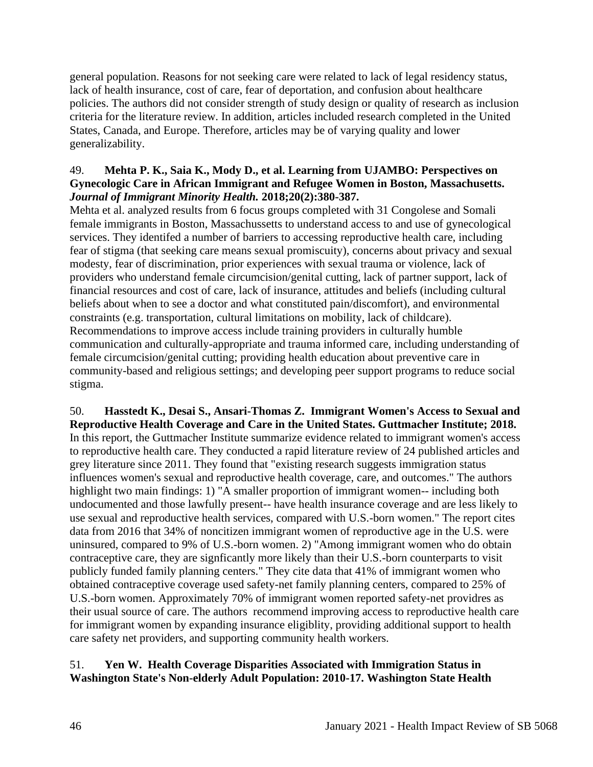general population. Reasons for not seeking care were related to lack of legal residency status, lack of health insurance, cost of care, fear of deportation, and confusion about healthcare policies. The authors did not consider strength of study design or quality of research as inclusion criteria for the literature review. In addition, articles included research completed in the United States, Canada, and Europe. Therefore, articles may be of varying quality and lower generalizability.

49. **Mehta P. K., Saia K., Mody D., et al. Learning from UJAMBO: Perspectives on Gynecologic Care in African Immigrant and Refugee Women in Boston, Massachusetts. *Journal of Immigrant Minority Health.* 2018;20(2):380-387.**

Mehta et al. analyzed results from 6 focus groups completed with 31 Congolese and Somali female immigrants in Boston, Massachussetts to understand access to and use of gynecological services. They identifed a number of barriers to accessing reproductive health care, including fear of stigma (that seeking care means sexual promiscuity), concerns about privacy and sexual modesty, fear of discrimination, prior experiences with sexual trauma or violence, lack of providers who understand female circumcision/genital cutting, lack of partner support, lack of financial resources and cost of care, lack of insurance, attitudes and beliefs (including cultural beliefs about when to see a doctor and what constituted pain/discomfort), and environmental constraints (e.g. transportation, cultural limitations on mobility, lack of childcare). Recommendations to improve access include training providers in culturally humble communication and culturally-appropriate and trauma informed care, including understanding of female circumcision/genital cutting; providing health education about preventive care in community-based and religious settings; and developing peer support programs to reduce social stigma.

50. **Hasstedt K., Desai S., Ansari-Thomas Z. Immigrant Women's Access to Sexual and Reproductive Health Coverage and Care in the United States. Guttmacher Institute; 2018.**

In this report, the Guttmacher Institute summarize evidence related to immigrant women's access to reproductive health care. They conducted a rapid literature review of 24 published articles and grey literature since 2011. They found that "existing research suggests immigration status influences women's sexual and reproductive health coverage, care, and outcomes." The authors highlight two main findings: 1) "A smaller proportion of immigrant women-- including both undocumented and those lawfully present-- have health insurance coverage and are less likely to use sexual and reproductive health services, compared with U.S.-born women." The report cites data from 2016 that 34% of noncitizen immigrant women of reproductive age in the U.S. were uninsured, compared to 9% of U.S.-born women. 2) "Among immigrant women who do obtain contraceptive care, they are signficantly more likely than their U.S.-born counterparts to visit publicly funded family planning centers." They cite data that 41% of immigrant women who obtained contraceptive coverage used safety-net family planning centers, compared to 25% of U.S.-born women. Approximately 70% of immigrant women reported safety-net providres as their usual source of care. The authors recommend improving access to reproductive health care for immigrant women by expanding insurance eligiblity, providing additional support to health care safety net providers, and supporting community health workers.

51. **Yen W. Health Coverage Disparities Associated with Immigration Status in Washington State's Non-elderly Adult Population: 2010-17. Washington State Health**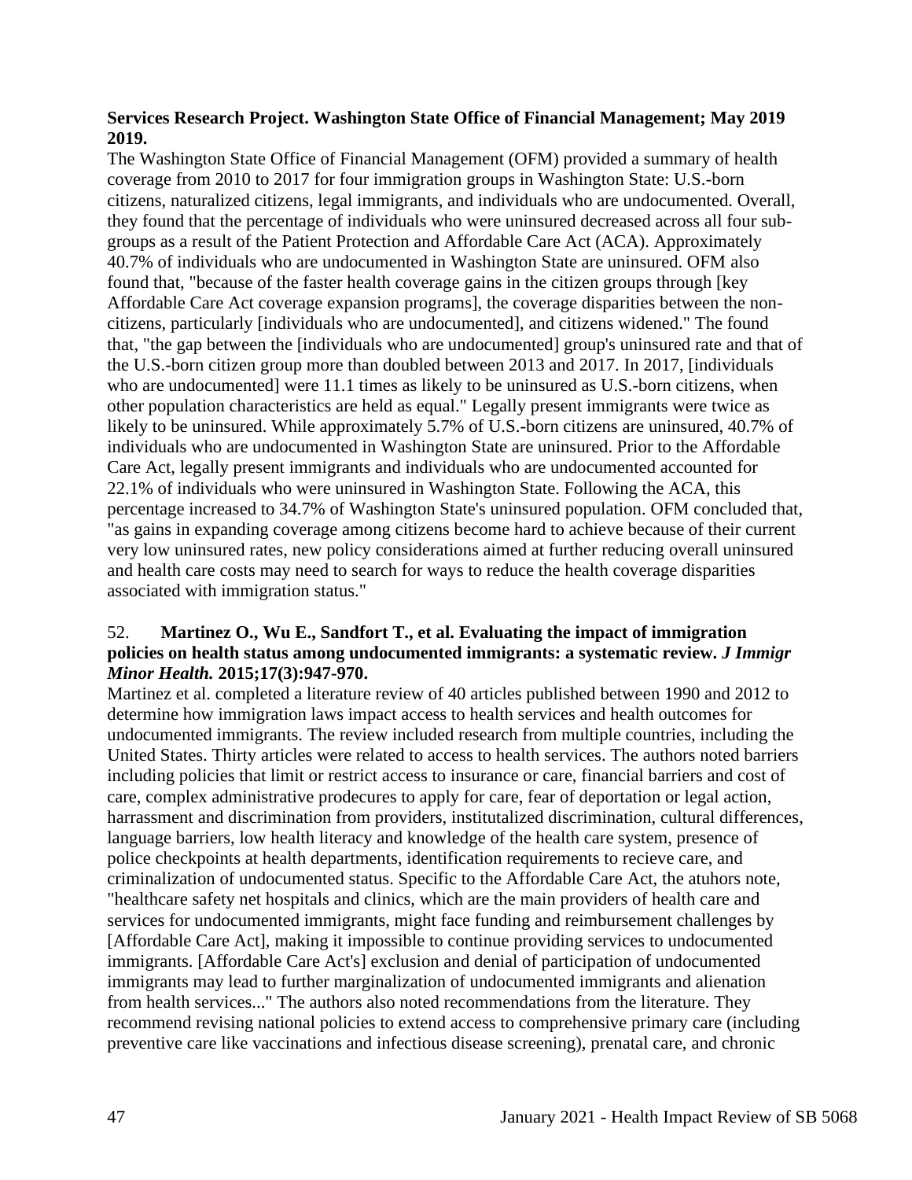**Services Research Project. Washington State Office of Financial Management; May 2019 2019.**

The Washington State Office of Financial Management (OFM) provided a summary of health coverage from 2010 to 2017 for four immigration groups in Washington State: U.S.-born citizens, naturalized citizens, legal immigrants, and individuals who are undocumented. Overall, they found that the percentage of individuals who were uninsured decreased across all four sub-groups as a result of the Patient Protection and Affordable Care Act (ACA). Approximately 40.7% of individuals who are undocumented in Washington State are uninsured. OFM also found that, "because of the faster health coverage gains in the citizen groups through [key Affordable Care Act coverage expansion programs], the coverage disparities between the non-citizens, particularly [individuals who are undocumented], and citizens widened." The found that, "the gap between the [individuals who are undocumented] group's uninsured rate and that of the U.S.-born citizen group more than doubled between 2013 and 2017. In 2017, [individuals who are undocumented] were 11.1 times as likely to be uninsured as U.S.-born citizens, when other population characteristics are held as equal." Legally present immigrants were twice as likely to be uninsured. While approximately 5.7% of U.S.-born citizens are uninsured, 40.7% of individuals who are undocumented in Washington State are uninsured. Prior to the Affordable Care Act, legally present immigrants and individuals who are undocumented accounted for 22.1% of individuals who were uninsured in Washington State. Following the ACA, this percentage increased to 34.7% of Washington State's uninsured population. OFM concluded that, "as gains in expanding coverage among citizens become hard to achieve because of their current very low uninsured rates, new policy considerations aimed at further reducing overall uninsured and health care costs may need to search for ways to reduce the health coverage disparities associated with immigration status."

52. **Martinez O., Wu E., Sandfort T., et al. Evaluating the impact of immigration policies on health status among undocumented immigrants: a systematic review. *J Immigr Minor Health.* 2015;17(3):947-970.**

Martinez et al. completed a literature review of 40 articles published between 1990 and 2012 to determine how immigration laws impact access to health services and health outcomes for undocumented immigrants. The review included research from multiple countries, including the United States. Thirty articles were related to access to health services. The authors noted barriers including policies that limit or restrict access to insurance or care, financial barriers and cost of care, complex administrative prodecures to apply for care, fear of deportation or legal action, harrassment and discrimination from providers, institutalized discrimination, cultural differences, language barriers, low health literacy and knowledge of the health care system, presence of police checkpoints at health departments, identification requirements to recieve care, and criminalization of undocumented status. Specific to the Affordable Care Act, the atuhors note, "healthcare safety net hospitals and clinics, which are the main providers of health care and services for undocumented immigrants, might face funding and reimbursement challenges by [Affordable Care Act], making it impossible to continue providing services to undocumented immigrants. [Affordable Care Act's] exclusion and denial of participation of undocumented immigrants may lead to further marginalization of undocumented immigrants and alienation from health services..." The authors also noted recommendations from the literature. They recommend revising national policies to extend access to comprehensive primary care (including preventive care like vaccinations and infectious disease screening), prenatal care, and chronic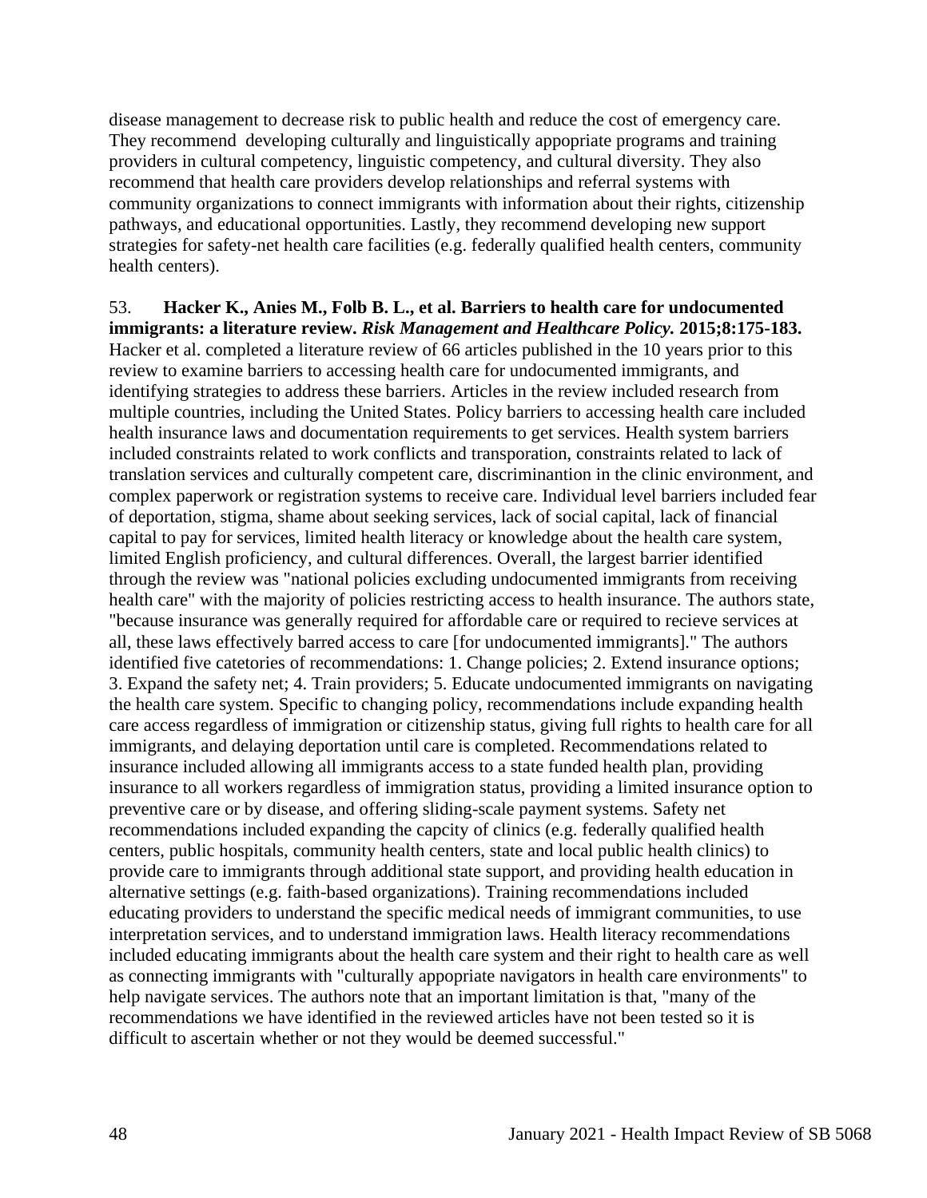disease management to decrease risk to public health and reduce the cost of emergency care. They recommend developing culturally and linguistically appopriate programs and training providers in cultural competency, linguistic competency, and cultural diversity. They also recommend that health care providers develop relationships and referral systems with community organizations to connect immigrants with information about their rights, citizenship pathways, and educational opportunities. Lastly, they recommend developing new support strategies for safety-net health care facilities (e.g. federally qualified health centers, community health centers).

53. **Hacker K., Anies M., Folb B. L., et al. Barriers to health care for undocumented immigrants: a literature review. *Risk Management and Healthcare Policy.* 2015;8:175-183.** Hacker et al. completed a literature review of 66 articles published in the 10 years prior to this review to examine barriers to accessing health care for undocumented immigrants, and identifying strategies to address these barriers. Articles in the review included research from multiple countries, including the United States. Policy barriers to accessing health care included health insurance laws and documentation requirements to get services. Health system barriers included constraints related to work conflicts and transporation, constraints related to lack of translation services and culturally competent care, discriminantion in the clinic environment, and complex paperwork or registration systems to receive care. Individual level barriers included fear of deportation, stigma, shame about seeking services, lack of social capital, lack of financial capital to pay for services, limited health literacy or knowledge about the health care system, limited English proficiency, and cultural differences. Overall, the largest barrier identified through the review was "national policies excluding undocumented immigrants from receiving health care" with the majority of policies restricting access to health insurance. The authors state, "because insurance was generally required for affordable care or required to recieve services at all, these laws effectively barred access to care [for undocumented immigrants]." The authors identified five catetories of recommendations: 1. Change policies; 2. Extend insurance options; 3. Expand the safety net; 4. Train providers; 5. Educate undocumented immigrants on navigating the health care system. Specific to changing policy, recommendations include expanding health care access regardless of immigration or citizenship status, giving full rights to health care for all immigrants, and delaying deportation until care is completed. Recommendations related to insurance included allowing all immigrants access to a state funded health plan, providing insurance to all workers regardless of immigration status, providing a limited insurance option to preventive care or by disease, and offering sliding-scale payment systems. Safety net recommendations included expanding the capcity of clinics (e.g. federally qualified health centers, public hospitals, community health centers, state and local public health clinics) to provide care to immigrants through additional state support, and providing health education in alternative settings (e.g. faith-based organizations). Training recommendations included educating providers to understand the specific medical needs of immigrant communities, to use interpretation services, and to understand immigration laws. Health literacy recommendations included educating immigrants about the health care system and their right to health care as well as connecting immigrants with "culturally appopriate navigators in health care environments" to help navigate services. The authors note that an important limitation is that, "many of the recommendations we have identified in the reviewed articles have not been tested so it is difficult to ascertain whether or not they would be deemed successful."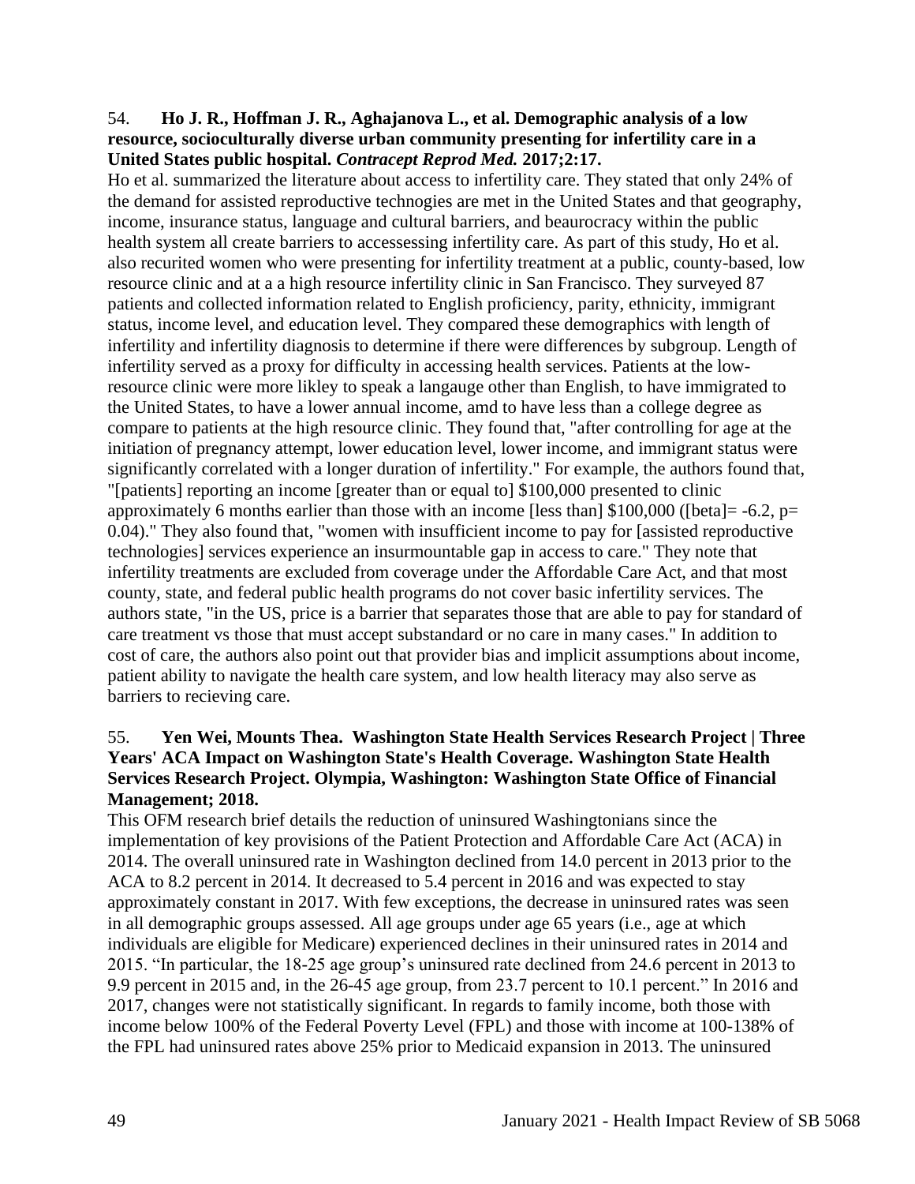54. **Ho J. R., Hoffman J. R., Aghajanova L., et al. Demographic analysis of a low resource, socioculturally diverse urban community presenting for infertility care in a United States public hospital. *Contracept Reprod Med.* 2017;2:17.**

Ho et al. summarized the literature about access to infertility care. They stated that only 24% of the demand for assisted reproductive technogies are met in the United States and that geography, income, insurance status, language and cultural barriers, and beaurocracy within the public health system all create barriers to accessessing infertility care. As part of this study, Ho et al. also recurited women who were presenting for infertility treatment at a public, county-based, low resource clinic and at a a high resource infertility clinic in San Francisco. They surveyed 87 patients and collected information related to English proficiency, parity, ethnicity, immigrant status, income level, and education level. They compared these demographics with length of infertility and infertility diagnosis to determine if there were differences by subgroup. Length of infertility served as a proxy for difficulty in accessing health services. Patients at the low-resource clinic were more likley to speak a langauge other than English, to have immigrated to the United States, to have a lower annual income, amd to have less than a college degree as compare to patients at the high resource clinic. They found that, "after controlling for age at the initiation of pregnancy attempt, lower education level, lower income, and immigrant status were significantly correlated with a longer duration of infertility." For example, the authors found that, "[patients] reporting an income [greater than or equal to] $100,000 presented to clinic approximately 6 months earlier than those with an income [less than] $100,000 ([beta]= -6.2, p= 0.04)." They also found that, "women with insufficient income to pay for [assisted reproductive technologies] services experience an insurmountable gap in access to care." They note that infertility treatments are excluded from coverage under the Affordable Care Act, and that most county, state, and federal public health programs do not cover basic infertility services. The authors state, "in the US, price is a barrier that separates those that are able to pay for standard of care treatment vs those that must accept substandard or no care in many cases." In addition to cost of care, the authors also point out that provider bias and implicit assumptions about income, patient ability to navigate the health care system, and low health literacy may also serve as barriers to recieving care.

55. **Yen Wei, Mounts Thea. Washington State Health Services Research Project | Three Years' ACA Impact on Washington State's Health Coverage. Washington State Health Services Research Project. Olympia, Washington: Washington State Office of Financial Management; 2018.**

This OFM research brief details the reduction of uninsured Washingtonians since the implementation of key provisions of the Patient Protection and Affordable Care Act (ACA) in 2014. The overall uninsured rate in Washington declined from 14.0 percent in 2013 prior to the ACA to 8.2 percent in 2014. It decreased to 5.4 percent in 2016 and was expected to stay approximately constant in 2017. With few exceptions, the decrease in uninsured rates was seen in all demographic groups assessed. All age groups under age 65 years (i.e., age at which individuals are eligible for Medicare) experienced declines in their uninsured rates in 2014 and 2015. "In particular, the 18-25 age group's uninsured rate declined from 24.6 percent in 2013 to 9.9 percent in 2015 and, in the 26-45 age group, from 23.7 percent to 10.1 percent." In 2016 and 2017, changes were not statistically significant. In regards to family income, both those with income below 100% of the Federal Poverty Level (FPL) and those with income at 100-138% of the FPL had uninsured rates above 25% prior to Medicaid expansion in 2013. The uninsured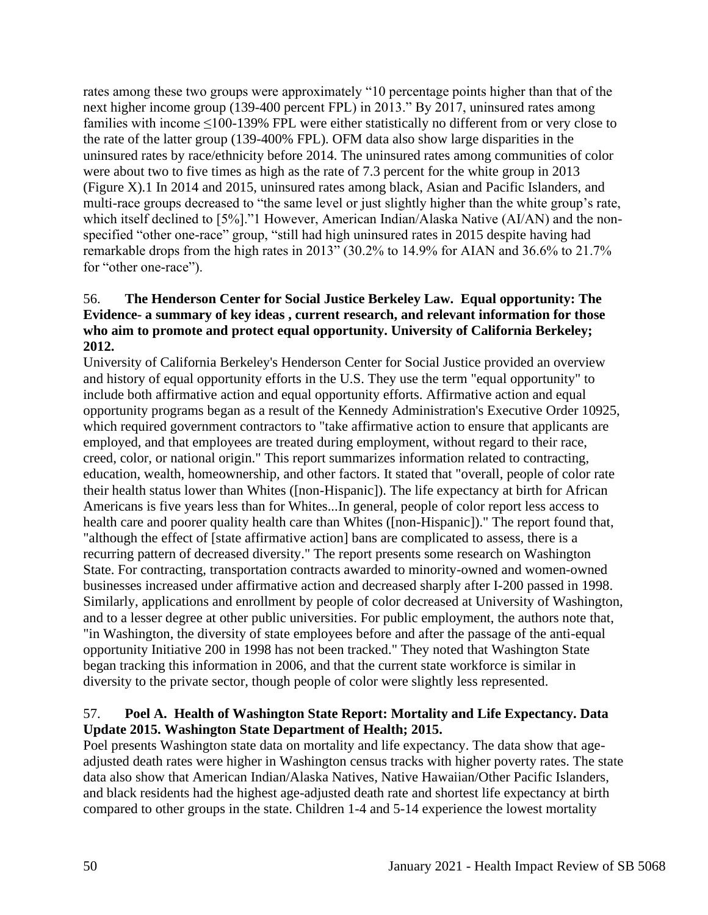rates among these two groups were approximately "10 percentage points higher than that of the next higher income group (139-400 percent FPL) in 2013." By 2017, uninsured rates among families with income ≤100-139% FPL were either statistically no different from or very close to the rate of the latter group (139-400% FPL). OFM data also show large disparities in the uninsured rates by race/ethnicity before 2014. The uninsured rates among communities of color were about two to five times as high as the rate of 7.3 percent for the white group in 2013 (Figure X).1 In 2014 and 2015, uninsured rates among black, Asian and Pacific Islanders, and multi-race groups decreased to "the same level or just slightly higher than the white group's rate, which itself declined to [5%]."1 However, American Indian/Alaska Native (AI/AN) and the non-specified "other one-race" group, "still had high uninsured rates in 2015 despite having had remarkable drops from the high rates in 2013" (30.2% to 14.9% for AIAN and 36.6% to 21.7% for "other one-race").

56. **The Henderson Center for Social Justice Berkeley Law. Equal opportunity: The Evidence- a summary of key ideas , current research, and relevant information for those who aim to promote and protect equal opportunity. University of California Berkeley; 2012.**

University of California Berkeley's Henderson Center for Social Justice provided an overview and history of equal opportunity efforts in the U.S. They use the term "equal opportunity" to include both affirmative action and equal opportunity efforts. Affirmative action and equal opportunity programs began as a result of the Kennedy Administration's Executive Order 10925, which required government contractors to "take affirmative action to ensure that applicants are employed, and that employees are treated during employment, without regard to their race, creed, color, or national origin." This report summarizes information related to contracting, education, wealth, homeownership, and other factors. It stated that "overall, people of color rate their health status lower than Whites ([non-Hispanic]). The life expectancy at birth for African Americans is five years less than for Whites...In general, people of color report less access to health care and poorer quality health care than Whites ([non-Hispanic])." The report found that, "although the effect of [state affirmative action] bans are complicated to assess, there is a recurring pattern of decreased diversity." The report presents some research on Washington State. For contracting, transportation contracts awarded to minority-owned and women-owned businesses increased under affirmative action and decreased sharply after I-200 passed in 1998. Similarly, applications and enrollment by people of color decreased at University of Washington, and to a lesser degree at other public universities. For public employment, the authors note that, "in Washington, the diversity of state employees before and after the passage of the anti-equal opportunity Initiative 200 in 1998 has not been tracked." They noted that Washington State began tracking this information in 2006, and that the current state workforce is similar in diversity to the private sector, though people of color were slightly less represented.

57. **Poel A. Health of Washington State Report: Mortality and Life Expectancy. Data Update 2015. Washington State Department of Health; 2015.**

Poel presents Washington state data on mortality and life expectancy. The data show that age-adjusted death rates were higher in Washington census tracks with higher poverty rates. The state data also show that American Indian/Alaska Natives, Native Hawaiian/Other Pacific Islanders, and black residents had the highest age-adjusted death rate and shortest life expectancy at birth compared to other groups in the state. Children 1-4 and 5-14 experience the lowest mortality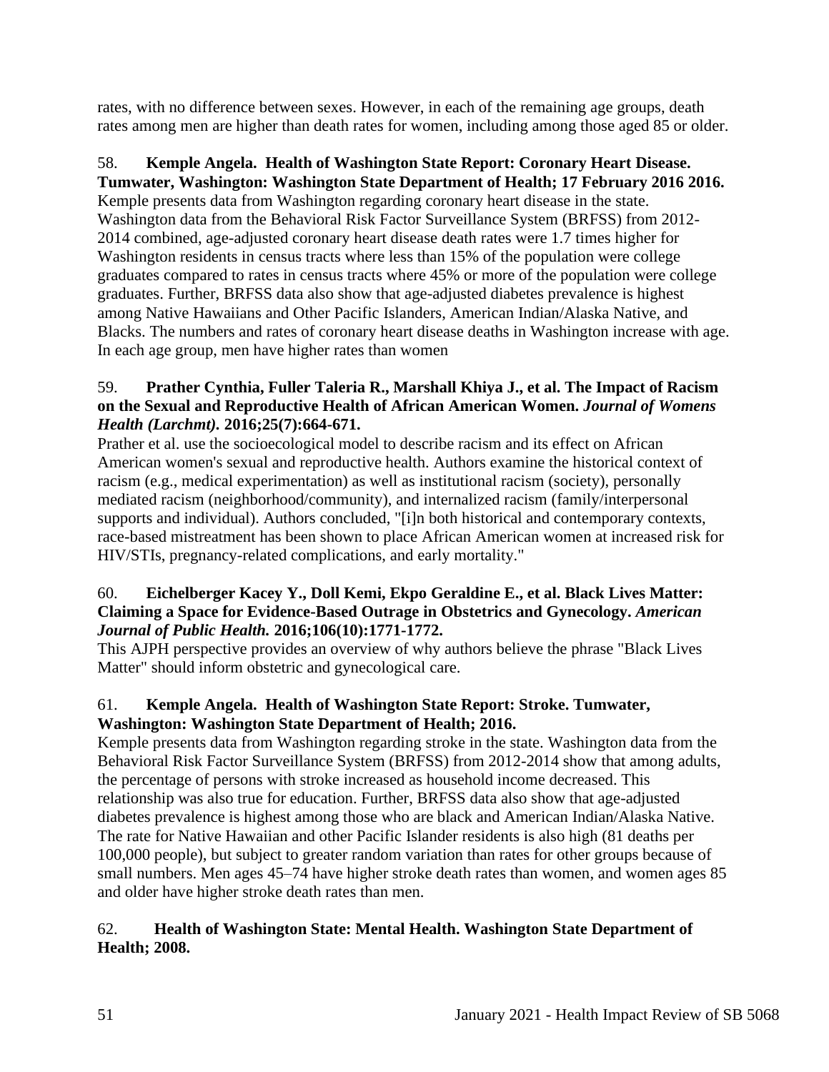rates, with no difference between sexes. However, in each of the remaining age groups, death rates among men are higher than death rates for women, including among those aged 85 or older.

58. **Kemple Angela. Health of Washington State Report: Coronary Heart Disease. Tumwater, Washington: Washington State Department of Health; 17 February 2016 2016.**
Kemple presents data from Washington regarding coronary heart disease in the state. Washington data from the Behavioral Risk Factor Surveillance System (BRFSS) from 2012-2014 combined, age-adjusted coronary heart disease death rates were 1.7 times higher for Washington residents in census tracts where less than 15% of the population were college graduates compared to rates in census tracts where 45% or more of the population were college graduates. Further, BRFSS data also show that age-adjusted diabetes prevalence is highest among Native Hawaiians and Other Pacific Islanders, American Indian/Alaska Native, and Blacks. The numbers and rates of coronary heart disease deaths in Washington increase with age. In each age group, men have higher rates than women

59. **Prather Cynthia, Fuller Taleria R., Marshall Khiya J., et al. The Impact of Racism on the Sexual and Reproductive Health of African American Women. *Journal of Womens Health (Larchmt).* 2016;25(7):664-671.**
Prather et al. use the socioecological model to describe racism and its effect on African American women's sexual and reproductive health. Authors examine the historical context of racism (e.g., medical experimentation) as well as institutional racism (society), personally mediated racism (neighborhood/community), and internalized racism (family/interpersonal supports and individual). Authors concluded, "[i]n both historical and contemporary contexts, race-based mistreatment has been shown to place African American women at increased risk for HIV/STIs, pregnancy-related complications, and early mortality."

60. **Eichelberger Kacey Y., Doll Kemi, Ekpo Geraldine E., et al. Black Lives Matter: Claiming a Space for Evidence-Based Outrage in Obstetrics and Gynecology. *American Journal of Public Health.* 2016;106(10):1771-1772.**
This AJPH perspective provides an overview of why authors believe the phrase "Black Lives Matter" should inform obstetric and gynecological care.

61. **Kemple Angela. Health of Washington State Report: Stroke. Tumwater, Washington: Washington State Department of Health; 2016.**
Kemple presents data from Washington regarding stroke in the state. Washington data from the Behavioral Risk Factor Surveillance System (BRFSS) from 2012-2014 show that among adults, the percentage of persons with stroke increased as household income decreased. This relationship was also true for education. Further, BRFSS data also show that age-adjusted diabetes prevalence is highest among those who are black and American Indian/Alaska Native. The rate for Native Hawaiian and other Pacific Islander residents is also high (81 deaths per 100,000 people), but subject to greater random variation than rates for other groups because of small numbers. Men ages 45–74 have higher stroke death rates than women, and women ages 85 and older have higher stroke death rates than men.

62. **Health of Washington State: Mental Health. Washington State Department of Health; 2008.**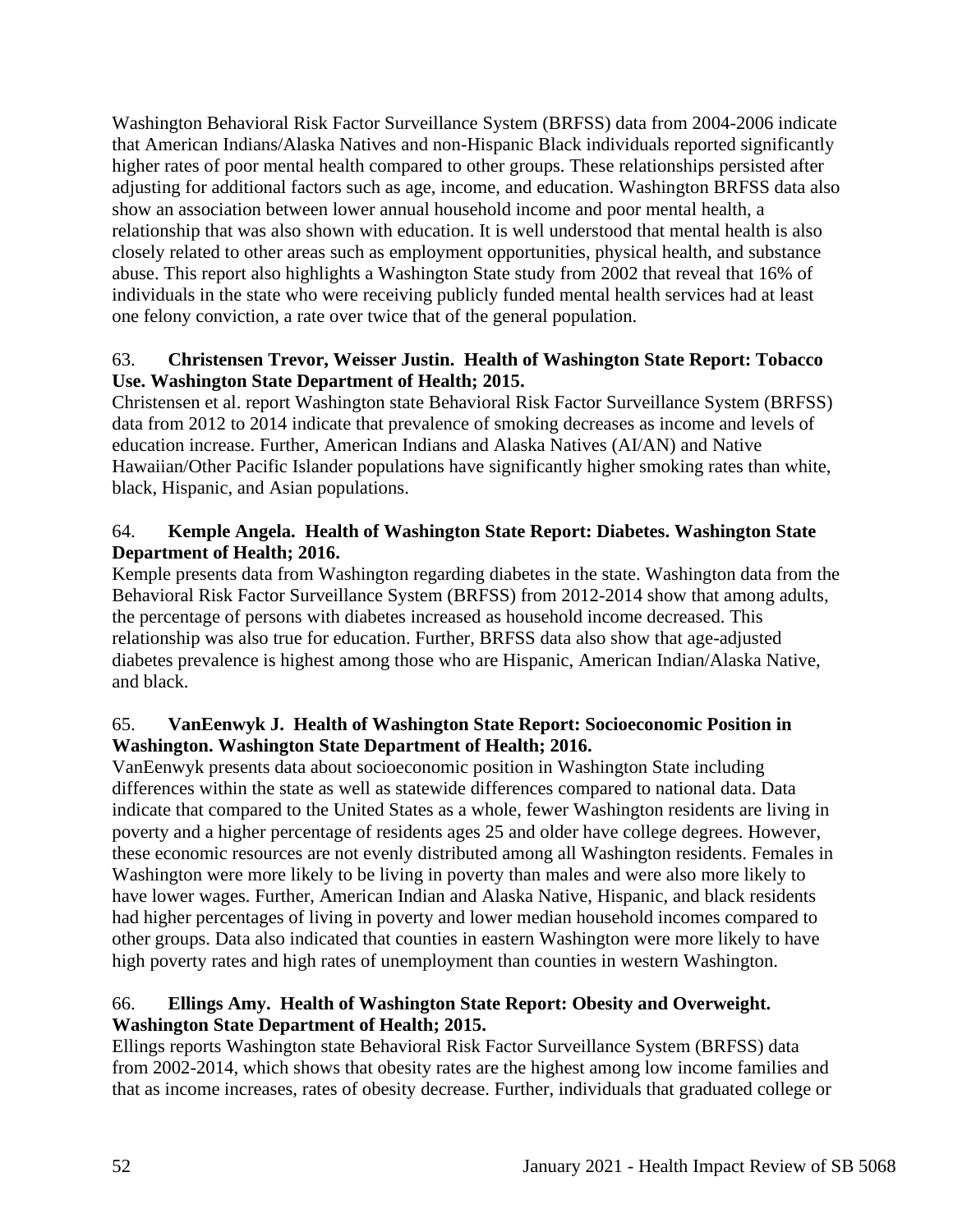Washington Behavioral Risk Factor Surveillance System (BRFSS) data from 2004-2006 indicate that American Indians/Alaska Natives and non-Hispanic Black individuals reported significantly higher rates of poor mental health compared to other groups. These relationships persisted after adjusting for additional factors such as age, income, and education. Washington BRFSS data also show an association between lower annual household income and poor mental health, a relationship that was also shown with education. It is well understood that mental health is also closely related to other areas such as employment opportunities, physical health, and substance abuse. This report also highlights a Washington State study from 2002 that reveal that 16% of individuals in the state who were receiving publicly funded mental health services had at least one felony conviction, a rate over twice that of the general population.

63. **Christensen Trevor, Weisser Justin. Health of Washington State Report: Tobacco Use. Washington State Department of Health; 2015.**
Christensen et al. report Washington state Behavioral Risk Factor Surveillance System (BRFSS) data from 2012 to 2014 indicate that prevalence of smoking decreases as income and levels of education increase. Further, American Indians and Alaska Natives (AI/AN) and Native Hawaiian/Other Pacific Islander populations have significantly higher smoking rates than white, black, Hispanic, and Asian populations.

64. **Kemple Angela. Health of Washington State Report: Diabetes. Washington State Department of Health; 2016.**
Kemple presents data from Washington regarding diabetes in the state. Washington data from the Behavioral Risk Factor Surveillance System (BRFSS) from 2012-2014 show that among adults, the percentage of persons with diabetes increased as household income decreased. This relationship was also true for education. Further, BRFSS data also show that age-adjusted diabetes prevalence is highest among those who are Hispanic, American Indian/Alaska Native, and black.

65. **VanEenwyk J. Health of Washington State Report: Socioeconomic Position in Washington. Washington State Department of Health; 2016.**
VanEenwyk presents data about socioeconomic position in Washington State including differences within the state as well as statewide differences compared to national data. Data indicate that compared to the United States as a whole, fewer Washington residents are living in poverty and a higher percentage of residents ages 25 and older have college degrees. However, these economic resources are not evenly distributed among all Washington residents. Females in Washington were more likely to be living in poverty than males and were also more likely to have lower wages. Further, American Indian and Alaska Native, Hispanic, and black residents had higher percentages of living in poverty and lower median household incomes compared to other groups. Data also indicated that counties in eastern Washington were more likely to have high poverty rates and high rates of unemployment than counties in western Washington.

66. **Ellings Amy. Health of Washington State Report: Obesity and Overweight. Washington State Department of Health; 2015.**
Ellings reports Washington state Behavioral Risk Factor Surveillance System (BRFSS) data from 2002-2014, which shows that obesity rates are the highest among low income families and that as income increases, rates of obesity decrease. Further, individuals that graduated college or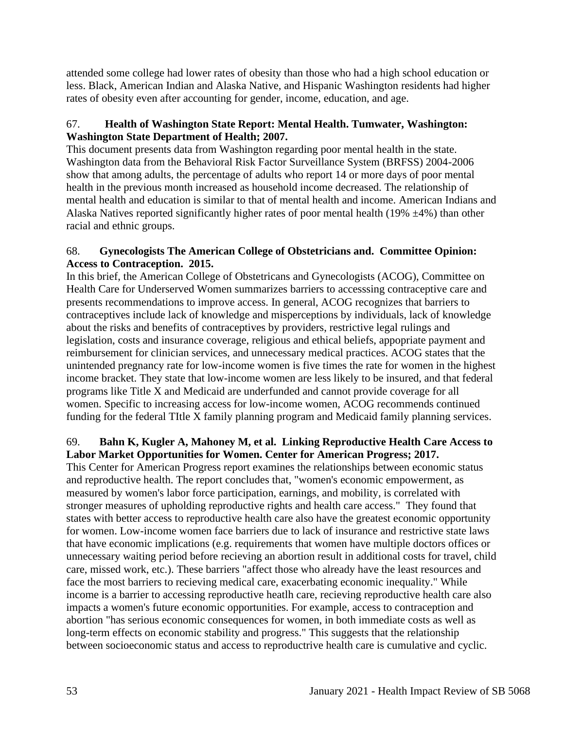attended some college had lower rates of obesity than those who had a high school education or less. Black, American Indian and Alaska Native, and Hispanic Washington residents had higher rates of obesity even after accounting for gender, income, education, and age.

67. **Health of Washington State Report: Mental Health. Tumwater, Washington: Washington State Department of Health; 2007.**
This document presents data from Washington regarding poor mental health in the state. Washington data from the Behavioral Risk Factor Surveillance System (BRFSS) 2004-2006 show that among adults, the percentage of adults who report 14 or more days of poor mental health in the previous month increased as household income decreased. The relationship of mental health and education is similar to that of mental health and income. American Indians and Alaska Natives reported significantly higher rates of poor mental health (19% ±4%) than other racial and ethnic groups.

68. **Gynecologists The American College of Obstetricians and. Committee Opinion: Access to Contraception. 2015.**
In this brief, the American College of Obstetricans and Gynecologists (ACOG), Committee on Health Care for Underserved Women summarizes barriers to accesssing contraceptive care and presents recommendations to improve access. In general, ACOG recognizes that barriers to contraceptives include lack of knowledge and misperceptions by individuals, lack of knowledge about the risks and benefits of contraceptives by providers, restrictive legal rulings and legislation, costs and insurance coverage, religious and ethical beliefs, appopriate payment and reimbursement for clinician services, and unnecessary medical practices. ACOG states that the unintended pregnancy rate for low-income women is five times the rate for women in the highest income bracket. They state that low-income women are less likely to be insured, and that federal programs like Title X and Medicaid are underfunded and cannot provide coverage for all women. Specific to increasing access for low-income women, ACOG recommends continued funding for the federal TItle X family planning program and Medicaid family planning services.

69. **Bahn K, Kugler A, Mahoney M, et al. Linking Reproductive Health Care Access to Labor Market Opportunities for Women. Center for American Progress; 2017.**
This Center for American Progress report examines the relationships between economic status and reproductive health. The report concludes that, "women's economic empowerment, as measured by women's labor force participation, earnings, and mobility, is correlated with stronger measures of upholding reproductive rights and health care access." They found that states with better access to reproductive health care also have the greatest economic opportunity for women. Low-income women face barriers due to lack of insurance and restrictive state laws that have economic implications (e.g. requirements that women have multiple doctors offices or unnecessary waiting period before recieving an abortion result in additional costs for travel, child care, missed work, etc.). These barriers "affect those who already have the least resources and face the most barriers to recieving medical care, exacerbating economic inequality." While income is a barrier to accessing reproductive heatlh care, recieving reproductive health care also impacts a women's future economic opportunities. For example, access to contraception and abortion "has serious economic consequences for women, in both immediate costs as well as long-term effects on economic stability and progress." This suggests that the relationship between socioeconomic status and access to reproductrive health care is cumulative and cyclic.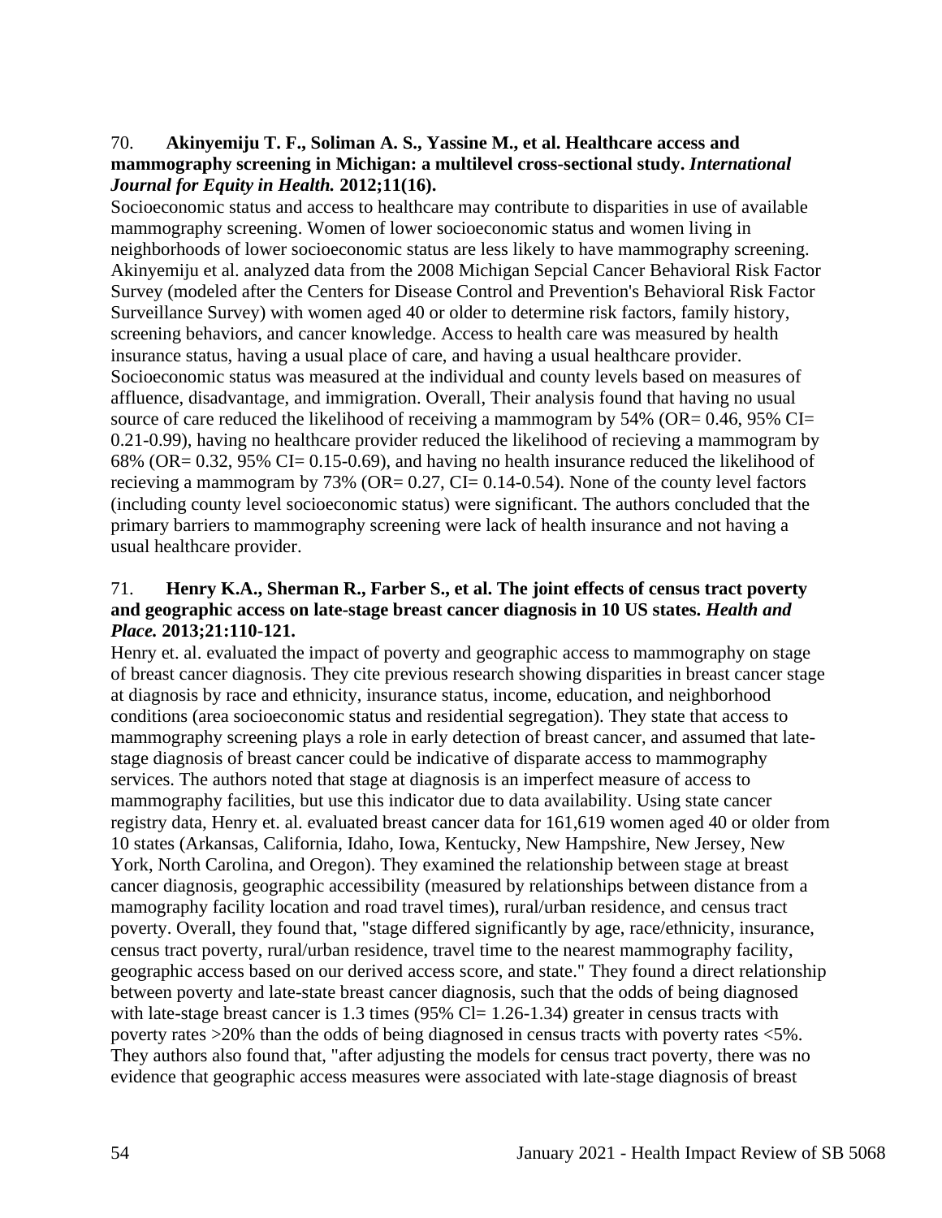70. **Akinyemiju T. F., Soliman A. S., Yassine M., et al. Healthcare access and mammography screening in Michigan: a multilevel cross-sectional study.** ***International Journal for Equity in Health.*** **2012;11(16).**

Socioeconomic status and access to healthcare may contribute to disparities in use of available mammography screening. Women of lower socioeconomic status and women living in neighborhoods of lower socioeconomic status are less likely to have mammography screening. Akinyemiju et al. analyzed data from the 2008 Michigan Sepcial Cancer Behavioral Risk Factor Survey (modeled after the Centers for Disease Control and Prevention's Behavioral Risk Factor Surveillance Survey) with women aged 40 or older to determine risk factors, family history, screening behaviors, and cancer knowledge. Access to health care was measured by health insurance status, having a usual place of care, and having a usual healthcare provider. Socioeconomic status was measured at the individual and county levels based on measures of affluence, disadvantage, and immigration. Overall, Their analysis found that having no usual source of care reduced the likelihood of receiving a mammogram by 54% (OR= 0.46, 95% CI= 0.21-0.99), having no healthcare provider reduced the likelihood of recieving a mammogram by 68% (OR= 0.32, 95% CI= 0.15-0.69), and having no health insurance reduced the likelihood of recieving a mammogram by 73% (OR= 0.27, CI= 0.14-0.54). None of the county level factors (including county level socioeconomic status) were significant. The authors concluded that the primary barriers to mammography screening were lack of health insurance and not having a usual healthcare provider.

71. **Henry K.A., Sherman R., Farber S., et al. The joint effects of census tract poverty and geographic access on late-stage breast cancer diagnosis in 10 US states.** ***Health and Place.*** **2013;21:110-121.**

Henry et. al. evaluated the impact of poverty and geographic access to mammography on stage of breast cancer diagnosis. They cite previous research showing disparities in breast cancer stage at diagnosis by race and ethnicity, insurance status, income, education, and neighborhood conditions (area socioeconomic status and residential segregation). They state that access to mammography screening plays a role in early detection of breast cancer, and assumed that late-stage diagnosis of breast cancer could be indicative of disparate access to mammography services. The authors noted that stage at diagnosis is an imperfect measure of access to mammography facilities, but use this indicator due to data availability. Using state cancer registry data, Henry et. al. evaluated breast cancer data for 161,619 women aged 40 or older from 10 states (Arkansas, California, Idaho, Iowa, Kentucky, New Hampshire, New Jersey, New York, North Carolina, and Oregon). They examined the relationship between stage at breast cancer diagnosis, geographic accessibility (measured by relationships between distance from a mamography facility location and road travel times), rural/urban residence, and census tract poverty. Overall, they found that, "stage differed significantly by age, race/ethnicity, insurance, census tract poverty, rural/urban residence, travel time to the nearest mammography facility, geographic access based on our derived access score, and state." They found a direct relationship between poverty and late-state breast cancer diagnosis, such that the odds of being diagnosed with late-stage breast cancer is 1.3 times (95% Cl= 1.26-1.34) greater in census tracts with poverty rates >20% than the odds of being diagnosed in census tracts with poverty rates <5%. They authors also found that, "after adjusting the models for census tract poverty, there was no evidence that geographic access measures were associated with late-stage diagnosis of breast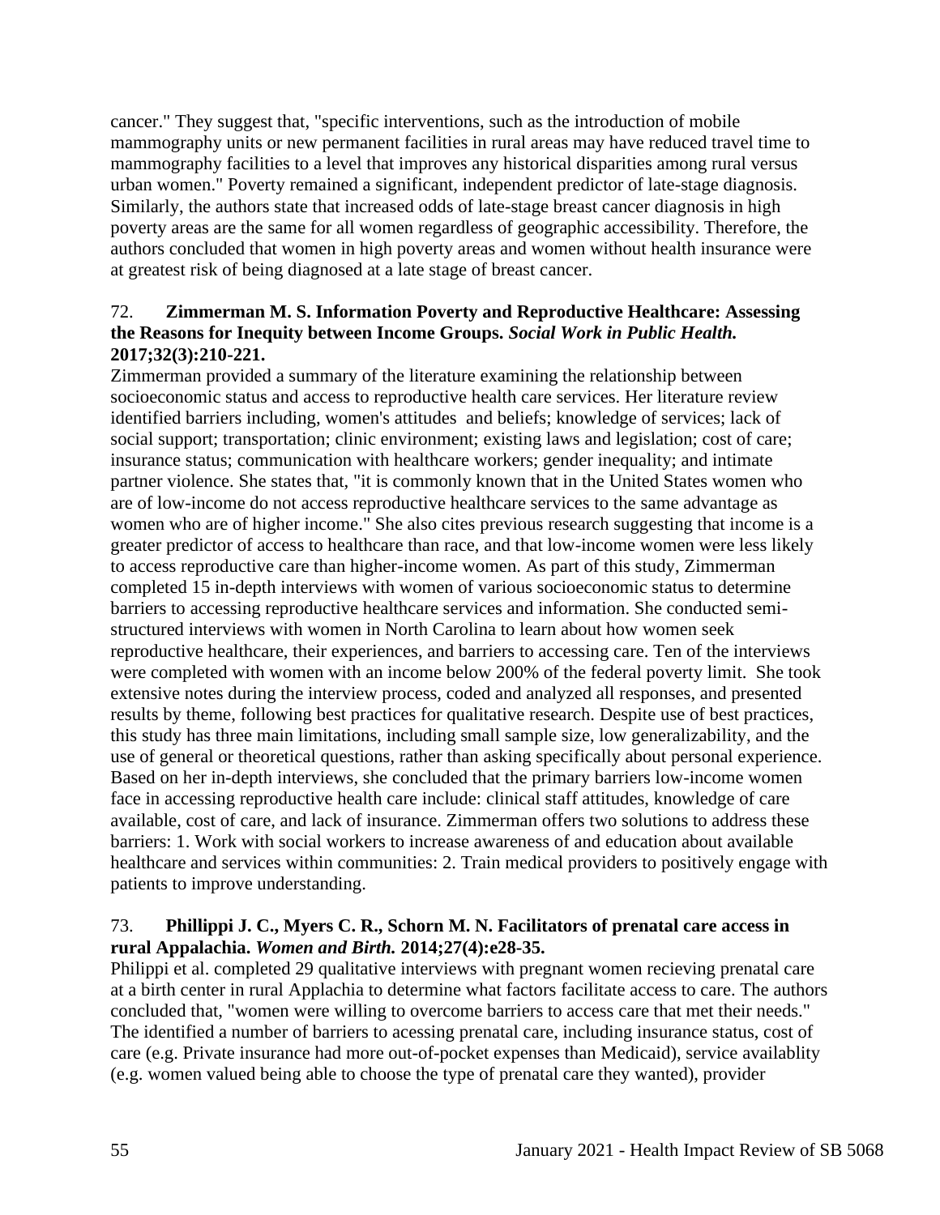cancer." They suggest that, "specific interventions, such as the introduction of mobile mammography units or new permanent facilities in rural areas may have reduced travel time to mammography facilities to a level that improves any historical disparities among rural versus urban women." Poverty remained a significant, independent predictor of late-stage diagnosis. Similarly, the authors state that increased odds of late-stage breast cancer diagnosis in high poverty areas are the same for all women regardless of geographic accessibility. Therefore, the authors concluded that women in high poverty areas and women without health insurance were at greatest risk of being diagnosed at a late stage of breast cancer.

72. **Zimmerman M. S. Information Poverty and Reproductive Healthcare: Assessing the Reasons for Inequity between Income Groups. *Social Work in Public Health.* 2017;32(3):210-221.**

Zimmerman provided a summary of the literature examining the relationship between socioeconomic status and access to reproductive health care services. Her literature review identified barriers including, women's attitudes and beliefs; knowledge of services; lack of social support; transportation; clinic environment; existing laws and legislation; cost of care; insurance status; communication with healthcare workers; gender inequality; and intimate partner violence. She states that, "it is commonly known that in the United States women who are of low-income do not access reproductive healthcare services to the same advantage as women who are of higher income." She also cites previous research suggesting that income is a greater predictor of access to healthcare than race, and that low-income women were less likely to access reproductive care than higher-income women. As part of this study, Zimmerman completed 15 in-depth interviews with women of various socioeconomic status to determine barriers to accessing reproductive healthcare services and information. She conducted semi-structured interviews with women in North Carolina to learn about how women seek reproductive healthcare, their experiences, and barriers to accessing care. Ten of the interviews were completed with women with an income below 200% of the federal poverty limit. She took extensive notes during the interview process, coded and analyzed all responses, and presented results by theme, following best practices for qualitative research. Despite use of best practices, this study has three main limitations, including small sample size, low generalizability, and the use of general or theoretical questions, rather than asking specifically about personal experience. Based on her in-depth interviews, she concluded that the primary barriers low-income women face in accessing reproductive health care include: clinical staff attitudes, knowledge of care available, cost of care, and lack of insurance. Zimmerman offers two solutions to address these barriers: 1. Work with social workers to increase awareness of and education about available healthcare and services within communities: 2. Train medical providers to positively engage with patients to improve understanding.

73. **Phillippi J. C., Myers C. R., Schorn M. N. Facilitators of prenatal care access in rural Appalachia. *Women and Birth.* 2014;27(4):e28-35.**

Philippi et al. completed 29 qualitative interviews with pregnant women recieving prenatal care at a birth center in rural Applachia to determine what factors facilitate access to care. The authors concluded that, "women were willing to overcome barriers to access care that met their needs." The identified a number of barriers to acessing prenatal care, including insurance status, cost of care (e.g. Private insurance had more out-of-pocket expenses than Medicaid), service availablity (e.g. women valued being able to choose the type of prenatal care they wanted), provider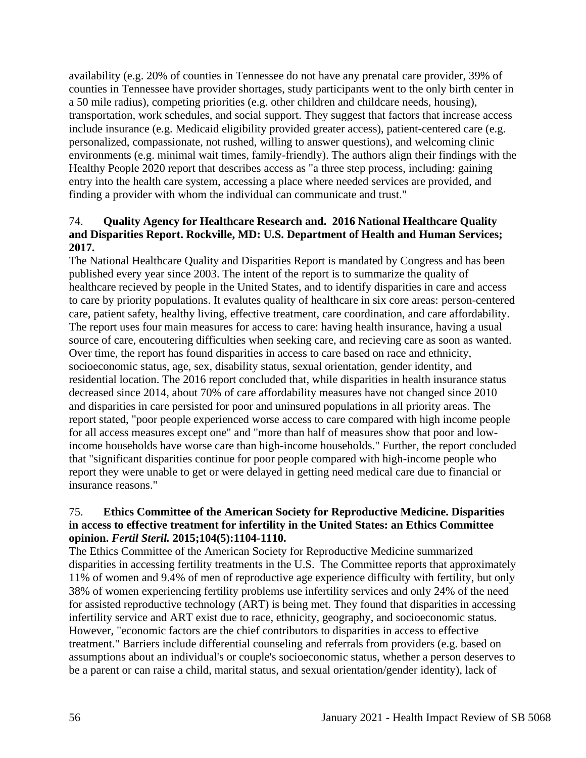availability (e.g. 20% of counties in Tennessee do not have any prenatal care provider, 39% of counties in Tennessee have provider shortages, study participants went to the only birth center in a 50 mile radius), competing priorities (e.g. other children and childcare needs, housing), transportation, work schedules, and social support. They suggest that factors that increase access include insurance (e.g. Medicaid eligibility provided greater access), patient-centered care (e.g. personalized, compassionate, not rushed, willing to answer questions), and welcoming clinic environments (e.g. minimal wait times, family-friendly). The authors align their findings with the Healthy People 2020 report that describes access as "a three step process, including: gaining entry into the health care system, accessing a place where needed services are provided, and finding a provider with whom the individual can communicate and trust."

74. **Quality Agency for Healthcare Research and. 2016 National Healthcare Quality and Disparities Report. Rockville, MD: U.S. Department of Health and Human Services; 2017.**

The National Healthcare Quality and Disparities Report is mandated by Congress and has been published every year since 2003. The intent of the report is to summarize the quality of healthcare recieved by people in the United States, and to identify disparities in care and access to care by priority populations. It evalutes quality of healthcare in six core areas: person-centered care, patient safety, healthy living, effective treatment, care coordination, and care affordability. The report uses four main measures for access to care: having health insurance, having a usual source of care, encoutering difficulties when seeking care, and recieving care as soon as wanted. Over time, the report has found disparities in access to care based on race and ethnicity, socioeconomic status, age, sex, disability status, sexual orientation, gender identity, and residential location. The 2016 report concluded that, while disparities in health insurance status decreased since 2014, about 70% of care affordability measures have not changed since 2010 and disparities in care persisted for poor and uninsured populations in all priority areas. The report stated, "poor people experienced worse access to care compared with high income people for all access measures except one" and "more than half of measures show that poor and low-income households have worse care than high-income households." Further, the report concluded that "significant disparities continue for poor people compared with high-income people who report they were unable to get or were delayed in getting need medical care due to financial or insurance reasons."

75. **Ethics Committee of the American Society for Reproductive Medicine. Disparities in access to effective treatment for infertility in the United States: an Ethics Committee opinion. *Fertil Steril.* 2015;104(5):1104-1110.**

The Ethics Committee of the American Society for Reproductive Medicine summarized disparities in accessing fertility treatments in the U.S. The Committee reports that approximately 11% of women and 9.4% of men of reproductive age experience difficulty with fertility, but only 38% of women experiencing fertility problems use infertility services and only 24% of the need for assisted reproductive technology (ART) is being met. They found that disparities in accessing infertility service and ART exist due to race, ethnicity, geography, and socioeconomic status. However, "economic factors are the chief contributors to disparities in access to effective treatment." Barriers include differential counseling and referrals from providers (e.g. based on assumptions about an individual's or couple's socioeconomic status, whether a person deserves to be a parent or can raise a child, marital status, and sexual orientation/gender identity), lack of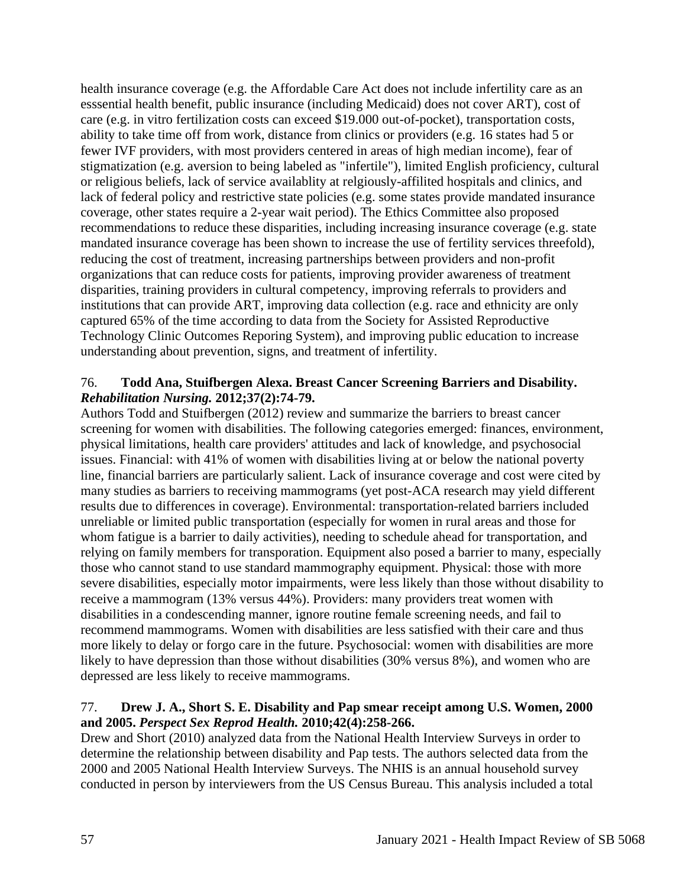health insurance coverage (e.g. the Affordable Care Act does not include infertility care as an esssential health benefit, public insurance (including Medicaid) does not cover ART), cost of care (e.g. in vitro fertilization costs can exceed $19.000 out-of-pocket), transportation costs, ability to take time off from work, distance from clinics or providers (e.g. 16 states had 5 or fewer IVF providers, with most providers centered in areas of high median income), fear of stigmatization (e.g. aversion to being labeled as "infertile"), limited English proficiency, cultural or religious beliefs, lack of service availablity at relgiously-affilited hospitals and clinics, and lack of federal policy and restrictive state policies (e.g. some states provide mandated insurance coverage, other states require a 2-year wait period). The Ethics Committee also proposed recommendations to reduce these disparities, including increasing insurance coverage (e.g. state mandated insurance coverage has been shown to increase the use of fertility services threefold), reducing the cost of treatment, increasing partnerships between providers and non-profit organizations that can reduce costs for patients, improving provider awareness of treatment disparities, training providers in cultural competency, improving referrals to providers and institutions that can provide ART, improving data collection (e.g. race and ethnicity are only captured 65% of the time according to data from the Society for Assisted Reproductive Technology Clinic Outcomes Reporing System), and improving public education to increase understanding about prevention, signs, and treatment of infertility.

76. **Todd Ana, Stuifbergen Alexa. Breast Cancer Screening Barriers and Disability. *Rehabilitation Nursing.* 2012;37(2):74-79.**

Authors Todd and Stuifbergen (2012) review and summarize the barriers to breast cancer screening for women with disabilities. The following categories emerged: finances, environment, physical limitations, health care providers' attitudes and lack of knowledge, and psychosocial issues. Financial: with 41% of women with disabilities living at or below the national poverty line, financial barriers are particularly salient. Lack of insurance coverage and cost were cited by many studies as barriers to receiving mammograms (yet post-ACA research may yield different results due to differences in coverage). Environmental: transportation-related barriers included unreliable or limited public transportation (especially for women in rural areas and those for whom fatigue is a barrier to daily activities), needing to schedule ahead for transportation, and relying on family members for transporation. Equipment also posed a barrier to many, especially those who cannot stand to use standard mammography equipment. Physical: those with more severe disabilities, especially motor impairments, were less likely than those without disability to receive a mammogram (13% versus 44%). Providers: many providers treat women with disabilities in a condescending manner, ignore routine female screening needs, and fail to recommend mammograms. Women with disabilities are less satisfied with their care and thus more likely to delay or forgo care in the future. Psychosocial: women with disabilities are more likely to have depression than those without disabilities (30% versus 8%), and women who are depressed are less likely to receive mammograms.

77. **Drew J. A., Short S. E. Disability and Pap smear receipt among U.S. Women, 2000 and 2005. *Perspect Sex Reprod Health.* 2010;42(4):258-266.**

Drew and Short (2010) analyzed data from the National Health Interview Surveys in order to determine the relationship between disability and Pap tests. The authors selected data from the 2000 and 2005 National Health Interview Surveys. The NHIS is an annual household survey conducted in person by interviewers from the US Census Bureau. This analysis included a total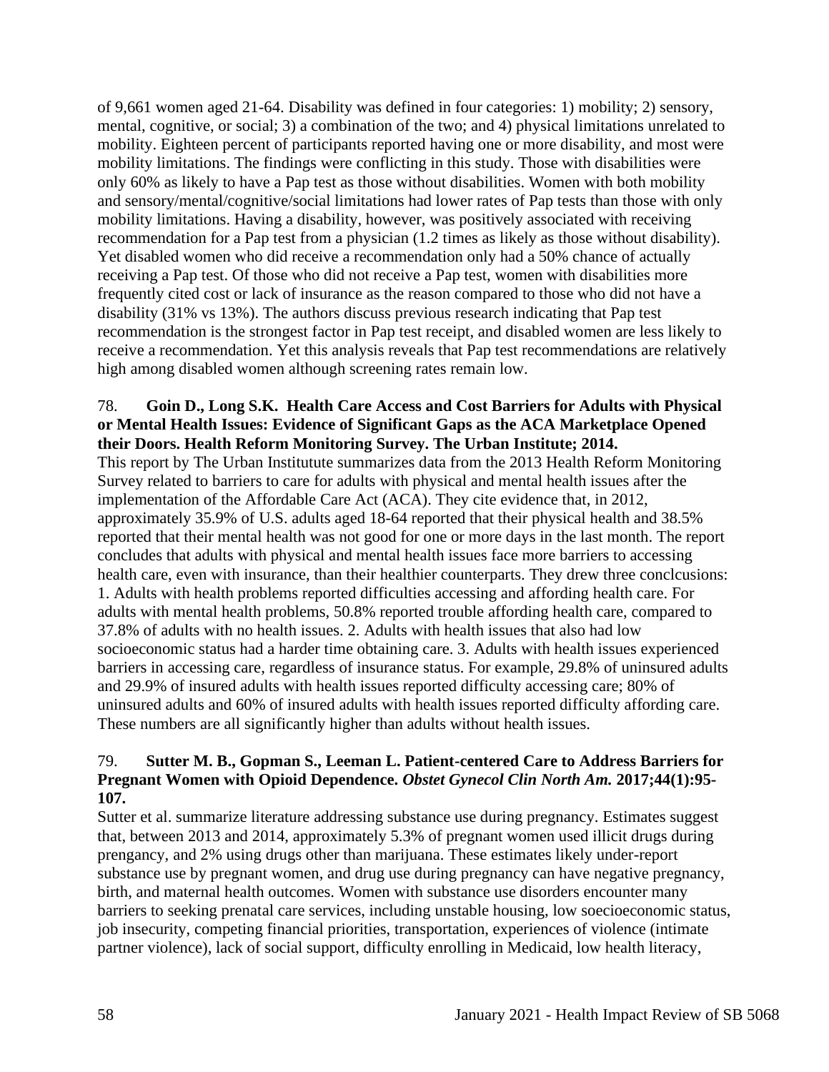of 9,661 women aged 21-64. Disability was defined in four categories: 1) mobility; 2) sensory, mental, cognitive, or social; 3) a combination of the two; and 4) physical limitations unrelated to mobility. Eighteen percent of participants reported having one or more disability, and most were mobility limitations. The findings were conflicting in this study. Those with disabilities were only 60% as likely to have a Pap test as those without disabilities. Women with both mobility and sensory/mental/cognitive/social limitations had lower rates of Pap tests than those with only mobility limitations. Having a disability, however, was positively associated with receiving recommendation for a Pap test from a physician (1.2 times as likely as those without disability). Yet disabled women who did receive a recommendation only had a 50% chance of actually receiving a Pap test. Of those who did not receive a Pap test, women with disabilities more frequently cited cost or lack of insurance as the reason compared to those who did not have a disability (31% vs 13%). The authors discuss previous research indicating that Pap test recommendation is the strongest factor in Pap test receipt, and disabled women are less likely to receive a recommendation. Yet this analysis reveals that Pap test recommendations are relatively high among disabled women although screening rates remain low.

78. **Goin D., Long S.K. Health Care Access and Cost Barriers for Adults with Physical or Mental Health Issues: Evidence of Significant Gaps as the ACA Marketplace Opened their Doors. Health Reform Monitoring Survey. The Urban Institute; 2014.**

This report by The Urban Institutute summarizes data from the 2013 Health Reform Monitoring Survey related to barriers to care for adults with physical and mental health issues after the implementation of the Affordable Care Act (ACA). They cite evidence that, in 2012, approximately 35.9% of U.S. adults aged 18-64 reported that their physical health and 38.5% reported that their mental health was not good for one or more days in the last month. The report concludes that adults with physical and mental health issues face more barriers to accessing health care, even with insurance, than their healthier counterparts. They drew three conclcusions: 1. Adults with health problems reported difficulties accessing and affording health care. For adults with mental health problems, 50.8% reported trouble affording health care, compared to 37.8% of adults with no health issues. 2. Adults with health issues that also had low socioeconomic status had a harder time obtaining care. 3. Adults with health issues experienced barriers in accessing care, regardless of insurance status. For example, 29.8% of uninsured adults and 29.9% of insured adults with health issues reported difficulty accessing care; 80% of uninsured adults and 60% of insured adults with health issues reported difficulty affording care. These numbers are all significantly higher than adults without health issues.

79. **Sutter M. B., Gopman S., Leeman L. Patient-centered Care to Address Barriers for Pregnant Women with Opioid Dependence. *Obstet Gynecol Clin North Am.* 2017;44(1):95-107.**

Sutter et al. summarize literature addressing substance use during pregnancy. Estimates suggest that, between 2013 and 2014, approximately 5.3% of pregnant women used illicit drugs during prengancy, and 2% using drugs other than marijuana. These estimates likely under-report substance use by pregnant women, and drug use during pregnancy can have negative pregnancy, birth, and maternal health outcomes. Women with substance use disorders encounter many barriers to seeking prenatal care services, including unstable housing, low soecioeconomic status, job insecurity, competing financial priorities, transportation, experiences of violence (intimate partner violence), lack of social support, difficulty enrolling in Medicaid, low health literacy,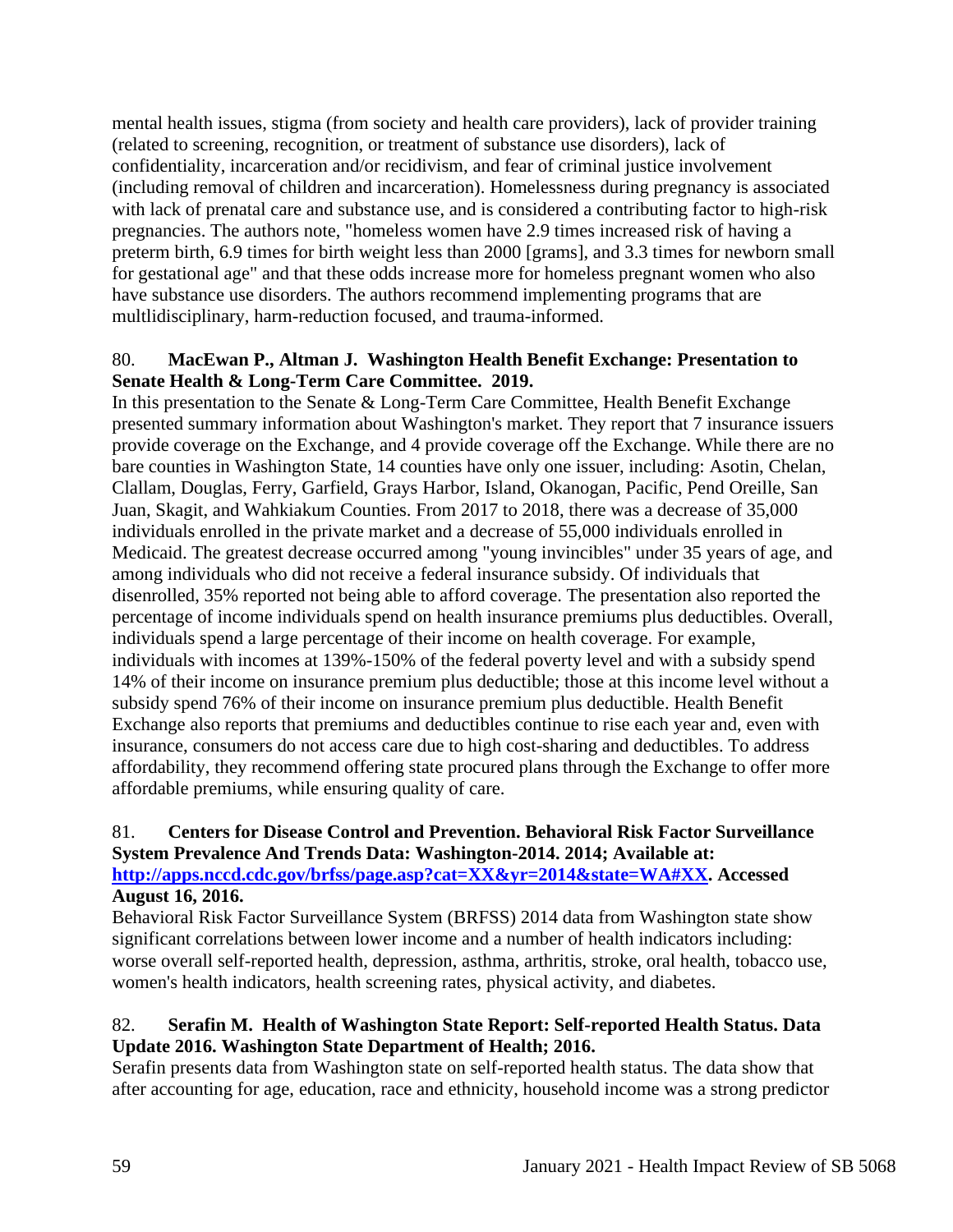mental health issues, stigma (from society and health care providers), lack of provider training (related to screening, recognition, or treatment of substance use disorders), lack of confidentiality, incarceration and/or recidivism, and fear of criminal justice involvement (including removal of children and incarceration). Homelessness during pregnancy is associated with lack of prenatal care and substance use, and is considered a contributing factor to high-risk pregnancies. The authors note, "homeless women have 2.9 times increased risk of having a preterm birth, 6.9 times for birth weight less than 2000 [grams], and 3.3 times for newborn small for gestational age" and that these odds increase more for homeless pregnant women who also have substance use disorders. The authors recommend implementing programs that are multidisciplinary, harm-reduction focused, and trauma-informed.

80. **MacEwan P., Altman J. Washington Health Benefit Exchange: Presentation to Senate Health & Long-Term Care Committee. 2019.**
In this presentation to the Senate & Long-Term Care Committee, Health Benefit Exchange presented summary information about Washington's market. They report that 7 insurance issuers provide coverage on the Exchange, and 4 provide coverage off the Exchange. While there are no bare counties in Washington State, 14 counties have only one issuer, including: Asotin, Chelan, Clallam, Douglas, Ferry, Garfield, Grays Harbor, Island, Okanogan, Pacific, Pend Oreille, San Juan, Skagit, and Wahkiakum Counties. From 2017 to 2018, there was a decrease of 35,000 individuals enrolled in the private market and a decrease of 55,000 individuals enrolled in Medicaid. The greatest decrease occurred among "young invincibles" under 35 years of age, and among individuals who did not receive a federal insurance subsidy. Of individuals that disenrolled, 35% reported not being able to afford coverage. The presentation also reported the percentage of income individuals spend on health insurance premiums plus deductibles. Overall, individuals spend a large percentage of their income on health coverage. For example, individuals with incomes at 139%-150% of the federal poverty level and with a subsidy spend 14% of their income on insurance premium plus deductible; those at this income level without a subsidy spend 76% of their income on insurance premium plus deductible. Health Benefit Exchange also reports that premiums and deductibles continue to rise each year and, even with insurance, consumers do not access care due to high cost-sharing and deductibles. To address affordability, they recommend offering state procured plans through the Exchange to offer more affordable premiums, while ensuring quality of care.

81. **Centers for Disease Control and Prevention. Behavioral Risk Factor Surveillance System Prevalence And Trends Data: Washington-2014. 2014; Available at: [http://apps.nccd.cdc.gov/brfss/page.asp?cat=XX&yr=2014&state=WA#XX](http://apps.nccd.cdc.gov/brfss/page.asp?cat=XX&yr=2014&state=WA#XX). Accessed August 16, 2016.**
Behavioral Risk Factor Surveillance System (BRFSS) 2014 data from Washington state show significant correlations between lower income and a number of health indicators including: worse overall self-reported health, depression, asthma, arthritis, stroke, oral health, tobacco use, women's health indicators, health screening rates, physical activity, and diabetes.

82. **Serafin M. Health of Washington State Report: Self-reported Health Status. Data Update 2016. Washington State Department of Health; 2016.**
Serafin presents data from Washington state on self-reported health status. The data show that after accounting for age, education, race and ethnicity, household income was a strong predictor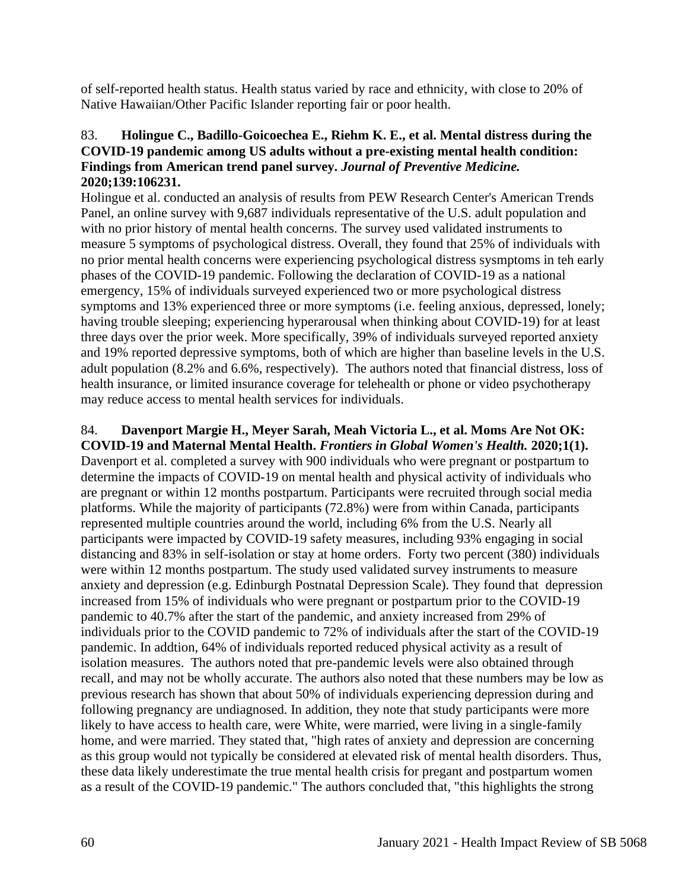of self-reported health status. Health status varied by race and ethnicity, with close to 20% of Native Hawaiian/Other Pacific Islander reporting fair or poor health.

83. **Holingue C., Badillo-Goicoechea E., Riehm K. E., et al. Mental distress during the COVID-19 pandemic among US adults without a pre-existing mental health condition: Findings from American trend panel survey.** ***Journal of Preventive Medicine.*** **2020;139:106231.**
Holingue et al. conducted an analysis of results from PEW Research Center's American Trends Panel, an online survey with 9,687 individuals representative of the U.S. adult population and with no prior history of mental health concerns. The survey used validated instruments to measure 5 symptoms of psychological distress. Overall, they found that 25% of individuals with no prior mental health concerns were experiencing psychological distress sysmptoms in teh early phases of the COVID-19 pandemic. Following the declaration of COVID-19 as a national emergency, 15% of individuals surveyed experienced two or more psychological distress symptoms and 13% experienced three or more symptoms (i.e. feeling anxious, depressed, lonely; having trouble sleeping; experiencing hyperarousal when thinking about COVID-19) for at least three days over the prior week. More specifically, 39% of individuals surveyed reported anxiety and 19% reported depressive symptoms, both of which are higher than baseline levels in the U.S. adult population (8.2% and 6.6%, respectively). The authors noted that financial distress, loss of health insurance, or limited insurance coverage for telehealth or phone or video psychotherapy may reduce access to mental health services for individuals.

84. **Davenport Margie H., Meyer Sarah, Meah Victoria L., et al. Moms Are Not OK: COVID-19 and Maternal Mental Health.** ***Frontiers in Global Women's Health.*** **2020;1(1).**
Davenport et al. completed a survey with 900 individuals who were pregnant or postpartum to determine the impacts of COVID-19 on mental health and physical activity of individuals who are pregnant or within 12 months postpartum. Participants were recruited through social media platforms. While the majority of participants (72.8%) were from within Canada, participants represented multiple countries around the world, including 6% from the U.S. Nearly all participants were impacted by COVID-19 safety measures, including 93% engaging in social distancing and 83% in self-isolation or stay at home orders. Forty two percent (380) individuals were within 12 months postpartum. The study used validated survey instruments to measure anxiety and depression (e.g. Edinburgh Postnatal Depression Scale). They found that depression increased from 15% of individuals who were pregnant or postpartum prior to the COVID-19 pandemic to 40.7% after the start of the pandemic, and anxiety increased from 29% of individuals prior to the COVID pandemic to 72% of individuals after the start of the COVID-19 pandemic. In addtion, 64% of individuals reported reduced physical activity as a result of isolation measures. The authors noted that pre-pandemic levels were also obtained through recall, and may not be wholly accurate. The authors also noted that these numbers may be low as previous research has shown that about 50% of individuals experiencing depression during and following pregnancy are undiagnosed. In addition, they note that study participants were more likely to have access to health care, were White, were married, were living in a single-family home, and were married. They stated that, "high rates of anxiety and depression are concerning as this group would not typically be considered at elevated risk of mental health disorders. Thus, these data likely underestimate the true mental health crisis for pregant and postpartum women as a result of the COVID-19 pandemic." The authors concluded that, "this highlights the strong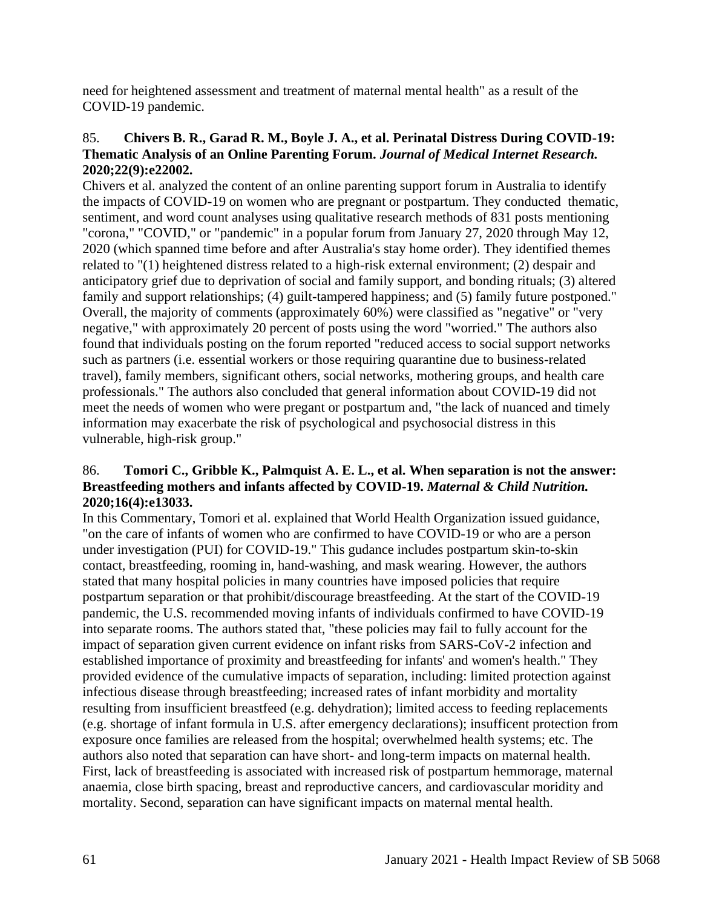need for heightened assessment and treatment of maternal mental health" as a result of the COVID-19 pandemic.

85. **Chivers B. R., Garad R. M., Boyle J. A., et al. Perinatal Distress During COVID-19: Thematic Analysis of an Online Parenting Forum. *Journal of Medical Internet Research.* 2020;22(9):e22002.**

Chivers et al. analyzed the content of an online parenting support forum in Australia to identify the impacts of COVID-19 on women who are pregnant or postpartum. They conducted thematic, sentiment, and word count analyses using qualitative research methods of 831 posts mentioning "corona," "COVID," or "pandemic" in a popular forum from January 27, 2020 through May 12, 2020 (which spanned time before and after Australia's stay home order). They identified themes related to "(1) heightened distress related to a high-risk external environment; (2) despair and anticipatory grief due to deprivation of social and family support, and bonding rituals; (3) altered family and support relationships; (4) guilt-tampered happiness; and (5) family future postponed." Overall, the majority of comments (approximately 60%) were classified as "negative" or "very negative," with approximately 20 percent of posts using the word "worried." The authors also found that individuals posting on the forum reported "reduced access to social support networks such as partners (i.e. essential workers or those requiring quarantine due to business-related travel), family members, significant others, social networks, mothering groups, and health care professionals." The authors also concluded that general information about COVID-19 did not meet the needs of women who were pregant or postpartum and, "the lack of nuanced and timely information may exacerbate the risk of psychological and psychosocial distress in this vulnerable, high-risk group."

86. **Tomori C., Gribble K., Palmquist A. E. L., et al. When separation is not the answer: Breastfeeding mothers and infants affected by COVID-19. *Maternal & Child Nutrition.* 2020;16(4):e13033.**

In this Commentary, Tomori et al. explained that World Health Organization issued guidance, "on the care of infants of women who are confirmed to have COVID-19 or who are a person under investigation (PUI) for COVID-19." This gudance includes postpartum skin-to-skin contact, breastfeeding, rooming in, hand-washing, and mask wearing. However, the authors stated that many hospital policies in many countries have imposed policies that require postpartum separation or that prohibit/discourage breastfeeding. At the start of the COVID-19 pandemic, the U.S. recommended moving infants of individuals confirmed to have COVID-19 into separate rooms. The authors stated that, "these policies may fail to fully account for the impact of separation given current evidence on infant risks from SARS-CoV-2 infection and established importance of proximity and breastfeeding for infants' and women's health." They provided evidence of the cumulative impacts of separation, including: limited protection against infectious disease through breastfeeding; increased rates of infant morbidity and mortality resulting from insufficient breastfeed (e.g. dehydration); limited access to feeding replacements (e.g. shortage of infant formula in U.S. after emergency declarations); insufficent protection from exposure once families are released from the hospital; overwhelmed health systems; etc. The authors also noted that separation can have short- and long-term impacts on maternal health. First, lack of breastfeeding is associated with increased risk of postpartum hemmorage, maternal anaemia, close birth spacing, breast and reproductive cancers, and cardiovascular moridity and mortality. Second, separation can have significant impacts on maternal mental health.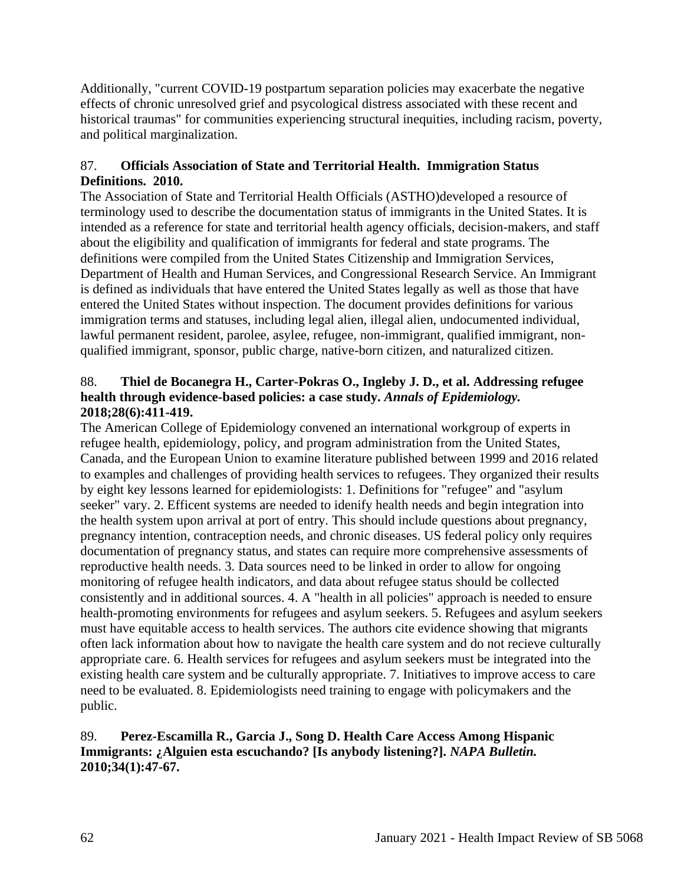Additionally, "current COVID-19 postpartum separation policies may exacerbate the negative effects of chronic unresolved grief and psycological distress associated with these recent and historical traumas" for communities experiencing structural inequities, including racism, poverty, and political marginalization.

87. **Officials Association of State and Territorial Health. Immigration Status Definitions. 2010.**
The Association of State and Territorial Health Officials (ASTHO)developed a resource of terminology used to describe the documentation status of immigrants in the United States. It is intended as a reference for state and territorial health agency officials, decision-makers, and staff about the eligibility and qualification of immigrants for federal and state programs. The definitions were compiled from the United States Citizenship and Immigration Services, Department of Health and Human Services, and Congressional Research Service. An Immigrant is defined as individuals that have entered the United States legally as well as those that have entered the United States without inspection. The document provides definitions for various immigration terms and statuses, including legal alien, illegal alien, undocumented individual, lawful permanent resident, parolee, asylee, refugee, non-immigrant, qualified immigrant, non-qualified immigrant, sponsor, public charge, native-born citizen, and naturalized citizen.

88. **Thiel de Bocanegra H., Carter-Pokras O., Ingleby J. D., et al. Addressing refugee health through evidence-based policies: a case study.** ***Annals of Epidemiology.*** **2018;28(6):411-419.**
The American College of Epidemiology convened an international workgroup of experts in refugee health, epidemiology, policy, and program administration from the United States, Canada, and the European Union to examine literature published between 1999 and 2016 related to examples and challenges of providing health services to refugees. They organized their results by eight key lessons learned for epidemiologists: 1. Definitions for "refugee" and "asylum seeker" vary. 2. Efficent systems are needed to idenify health needs and begin integration into the health system upon arrival at port of entry. This should include questions about pregnancy, pregnancy intention, contraception needs, and chronic diseases. US federal policy only requires documentation of pregnancy status, and states can require more comprehensive assessments of reproductive health needs. 3. Data sources need to be linked in order to allow for ongoing monitoring of refugee health indicators, and data about refugee status should be collected consistently and in additional sources. 4. A "health in all policies" approach is needed to ensure health-promoting environments for refugees and asylum seekers. 5. Refugees and asylum seekers must have equitable access to health services. The authors cite evidence showing that migrants often lack information about how to navigate the health care system and do not recieve culturally appropriate care. 6. Health services for refugees and asylum seekers must be integrated into the existing health care system and be culturally appropriate. 7. Initiatives to improve access to care need to be evaluated. 8. Epidemiologists need training to engage with policymakers and the public.

89. **Perez-Escamilla R., Garcia J., Song D. Health Care Access Among Hispanic Immigrants: ¿Alguien esta escuchando? [Is anybody listening?].** ***NAPA Bulletin.*** **2010;34(1):47-67.**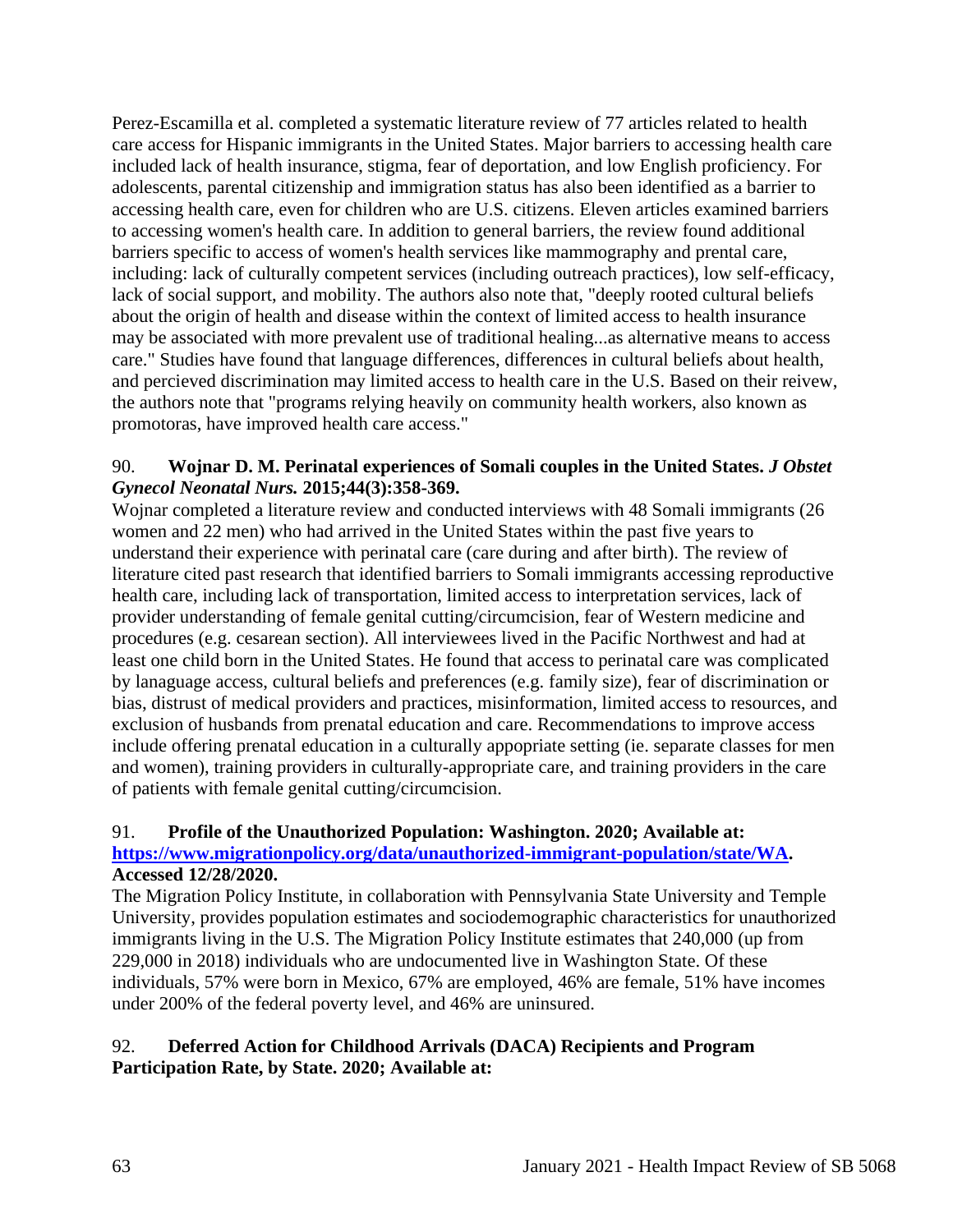Perez-Escamilla et al. completed a systematic literature review of 77 articles related to health care access for Hispanic immigrants in the United States. Major barriers to accessing health care included lack of health insurance, stigma, fear of deportation, and low English proficiency. For adolescents, parental citizenship and immigration status has also been identified as a barrier to accessing health care, even for children who are U.S. citizens. Eleven articles examined barriers to accessing women's health care. In addition to general barriers, the review found additional barriers specific to access of women's health services like mammography and prental care, including: lack of culturally competent services (including outreach practices), low self-efficacy, lack of social support, and mobility. The authors also note that, "deeply rooted cultural beliefs about the origin of health and disease within the context of limited access to health insurance may be associated with more prevalent use of traditional healing...as alternative means to access care." Studies have found that language differences, differences in cultural beliefs about health, and percieved discrimination may limited access to health care in the U.S. Based on their reivew, the authors note that "programs relying heavily on community health workers, also known as promotoras, have improved health care access."

90. **Wojnar D. M. Perinatal experiences of Somali couples in the United States. *J Obstet Gynecol Neonatal Nurs.* 2015;44(3):358-369.**
Wojnar completed a literature review and conducted interviews with 48 Somali immigrants (26 women and 22 men) who had arrived in the United States within the past five years to understand their experience with perinatal care (care during and after birth). The review of literature cited past research that identified barriers to Somali immigrants accessing reproductive health care, including lack of transportation, limited access to interpretation services, lack of provider understanding of female genital cutting/circumcision, fear of Western medicine and procedures (e.g. cesarean section). All interviewees lived in the Pacific Northwest and had at least one child born in the United States. He found that access to perinatal care was complicated by lanaguage access, cultural beliefs and preferences (e.g. family size), fear of discrimination or bias, distrust of medical providers and practices, misinformation, limited access to resources, and exclusion of husbands from prenatal education and care. Recommendations to improve access include offering prenatal education in a culturally appopriate setting (ie. separate classes for men and women), training providers in culturally-appropriate care, and training providers in the care of patients with female genital cutting/circumcision.

91. **Profile of the Unauthorized Population: Washington. 2020; Available at: [https://www.migrationpolicy.org/data/unauthorized-immigrant-population/state/WA](https://www.migrationpolicy.org/data/unauthorized-immigrant-population/state/WA). Accessed 12/28/2020.**
The Migration Policy Institute, in collaboration with Pennsylvania State University and Temple University, provides population estimates and sociodemographic characteristics for unauthorized immigrants living in the U.S. The Migration Policy Institute estimates that 240,000 (up from 229,000 in 2018) individuals who are undocumented live in Washington State. Of these individuals, 57% were born in Mexico, 67% are employed, 46% are female, 51% have incomes under 200% of the federal poverty level, and 46% are uninsured.

92. **Deferred Action for Childhood Arrivals (DACA) Recipients and Program Participation Rate, by State. 2020; Available at:**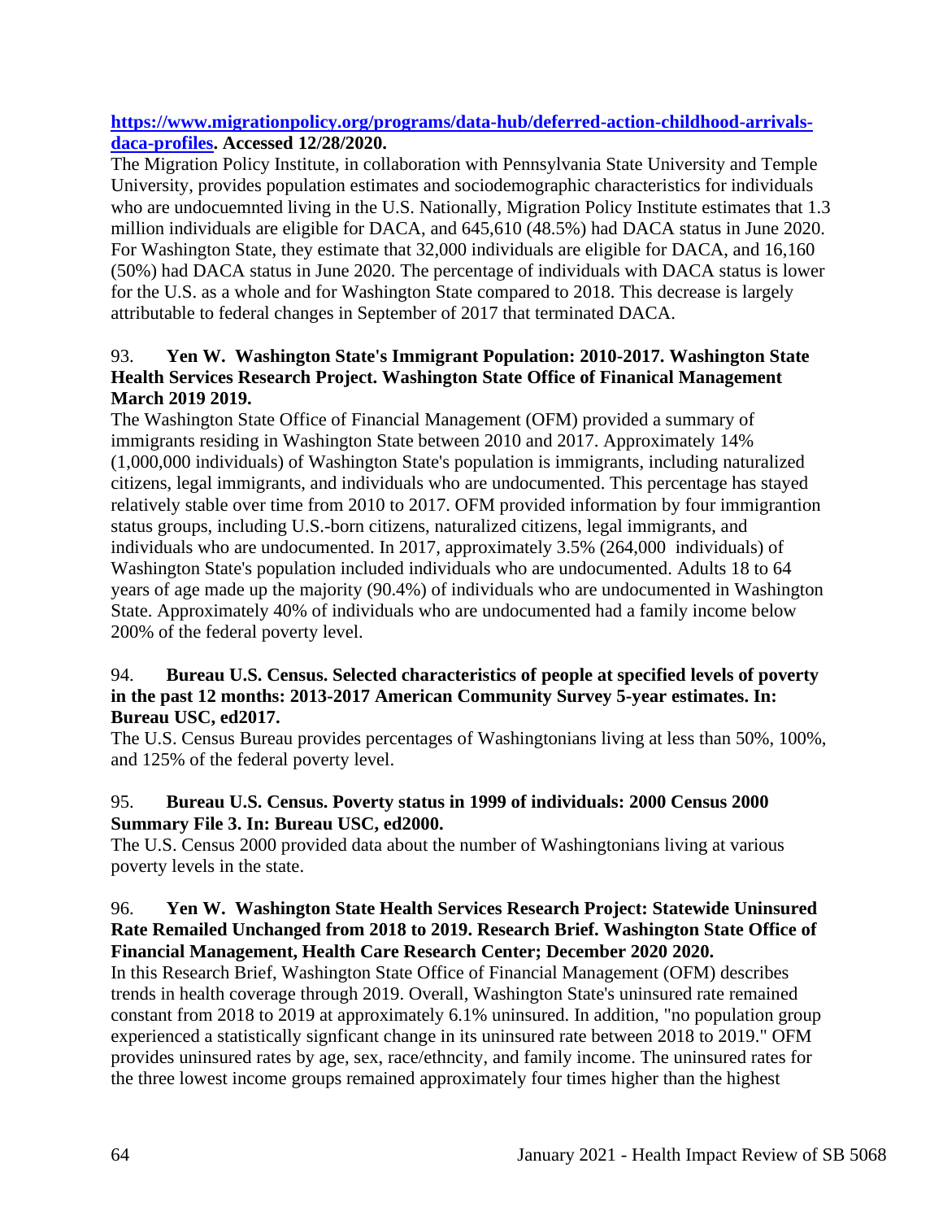**[https://www.migrationpolicy.org/programs/data-hub/deferred-action-childhood-arrivals-daca-profiles](https://www.migrationpolicy.org/programs/data-hub/deferred-action-childhood-arrivals-daca-profiles). Accessed 12/28/2020.**

The Migration Policy Institute, in collaboration with Pennsylvania State University and Temple University, provides population estimates and sociodemographic characteristics for individuals who are undocuemnted living in the U.S. Nationally, Migration Policy Institute estimates that 1.3 million individuals are eligible for DACA, and 645,610 (48.5%) had DACA status in June 2020. For Washington State, they estimate that 32,000 individuals are eligible for DACA, and 16,160 (50%) had DACA status in June 2020. The percentage of individuals with DACA status is lower for the U.S. as a whole and for Washington State compared to 2018. This decrease is largely attributable to federal changes in September of 2017 that terminated DACA.

93. **Yen W. Washington State's Immigrant Population: 2010-2017. Washington State Health Services Research Project. Washington State Office of Finanical Management March 2019 2019.**

The Washington State Office of Financial Management (OFM) provided a summary of immigrants residing in Washington State between 2010 and 2017. Approximately 14% (1,000,000 individuals) of Washington State's population is immigrants, including naturalized citizens, legal immigrants, and individuals who are undocumented. This percentage has stayed relatively stable over time from 2010 to 2017. OFM provided information by four immigrantion status groups, including U.S.-born citizens, naturalized citizens, legal immigrants, and individuals who are undocumented. In 2017, approximately 3.5% (264,000 individuals) of Washington State's population included individuals who are undocumented. Adults 18 to 64 years of age made up the majority (90.4%) of individuals who are undocumented in Washington State. Approximately 40% of individuals who are undocumented had a family income below 200% of the federal poverty level.

94. **Bureau U.S. Census. Selected characteristics of people at specified levels of poverty in the past 12 months: 2013-2017 American Community Survey 5-year estimates. In: Bureau USC, ed2017.**

The U.S. Census Bureau provides percentages of Washingtonians living at less than 50%, 100%, and 125% of the federal poverty level.

95. **Bureau U.S. Census. Poverty status in 1999 of individuals: 2000 Census 2000 Summary File 3. In: Bureau USC, ed2000.**

The U.S. Census 2000 provided data about the number of Washingtonians living at various poverty levels in the state.

96. **Yen W. Washington State Health Services Research Project: Statewide Uninsured Rate Remailed Unchanged from 2018 to 2019. Research Brief. Washington State Office of Financial Management, Health Care Research Center; December 2020 2020.**

In this Research Brief, Washington State Office of Financial Management (OFM) describes trends in health coverage through 2019. Overall, Washington State's uninsured rate remained constant from 2018 to 2019 at approximately 6.1% uninsured. In addition, "no population group experienced a statistically signficant change in its uninsured rate between 2018 to 2019." OFM provides uninsured rates by age, sex, race/ethncity, and family income. The uninsured rates for the three lowest income groups remained approximately four times higher than the highest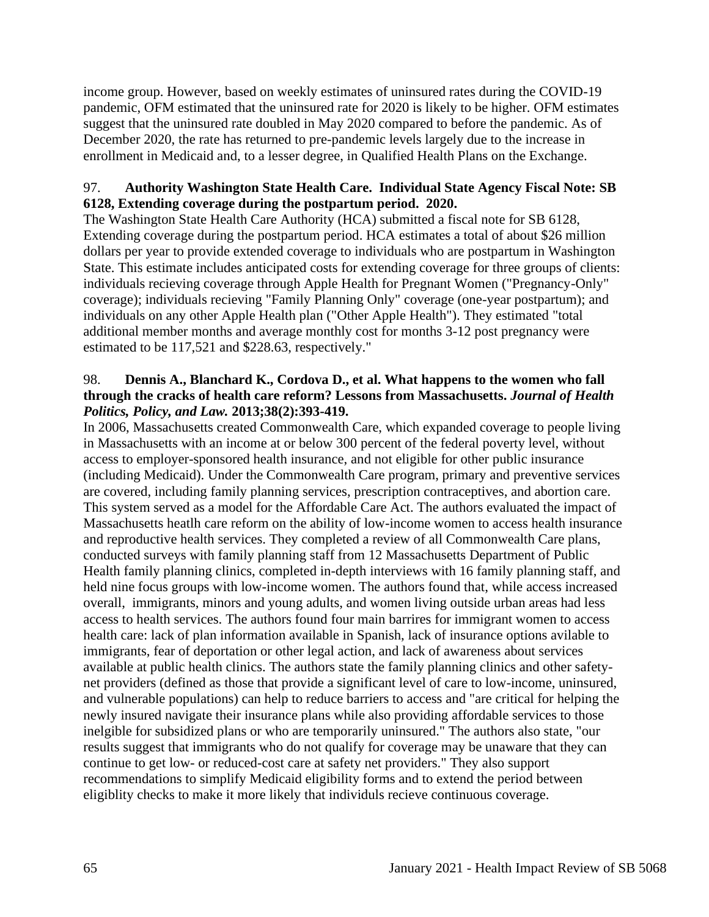income group. However, based on weekly estimates of uninsured rates during the COVID-19 pandemic, OFM estimated that the uninsured rate for 2020 is likely to be higher. OFM estimates suggest that the uninsured rate doubled in May 2020 compared to before the pandemic. As of December 2020, the rate has returned to pre-pandemic levels largely due to the increase in enrollment in Medicaid and, to a lesser degree, in Qualified Health Plans on the Exchange.

97. **Authority Washington State Health Care. Individual State Agency Fiscal Note: SB 6128, Extending coverage during the postpartum period. 2020.**

The Washington State Health Care Authority (HCA) submitted a fiscal note for SB 6128, Extending coverage during the postpartum period. HCA estimates a total of about $26 million dollars per year to provide extended coverage to individuals who are postpartum in Washington State. This estimate includes anticipated costs for extending coverage for three groups of clients: individuals recieving coverage through Apple Health for Pregnant Women ("Pregnancy-Only" coverage); individuals recieving "Family Planning Only" coverage (one-year postpartum); and individuals on any other Apple Health plan ("Other Apple Health"). They estimated "total additional member months and average monthly cost for months 3-12 post pregnancy were estimated to be 117,521 and $228.63, respectively."

98. **Dennis A., Blanchard K., Cordova D., et al. What happens to the women who fall through the cracks of health care reform? Lessons from Massachusetts. *Journal of Health Politics, Policy, and Law.* 2013;38(2):393-419.**

In 2006, Massachusetts created Commonwealth Care, which expanded coverage to people living in Massachusetts with an income at or below 300 percent of the federal poverty level, without access to employer-sponsored health insurance, and not eligible for other public insurance (including Medicaid). Under the Commonwealth Care program, primary and preventive services are covered, including family planning services, prescription contraceptives, and abortion care. This system served as a model for the Affordable Care Act. The authors evaluated the impact of Massachusetts heatlh care reform on the ability of low-income women to access health insurance and reproductive health services. They completed a review of all Commonwealth Care plans, conducted surveys with family planning staff from 12 Massachusetts Department of Public Health family planning clinics, completed in-depth interviews with 16 family planning staff, and held nine focus groups with low-income women. The authors found that, while access increased overall, immigrants, minors and young adults, and women living outside urban areas had less access to health services. The authors found four main barrires for immigrant women to access health care: lack of plan information available in Spanish, lack of insurance options avilable to immigrants, fear of deportation or other legal action, and lack of awareness about services available at public health clinics. The authors state the family planning clinics and other safety-net providers (defined as those that provide a significant level of care to low-income, uninsured, and vulnerable populations) can help to reduce barriers to access and "are critical for helping the newly insured navigate their insurance plans while also providing affordable services to those inelgible for subsidized plans or who are temporarily uninsured." The authors also state, "our results suggest that immigrants who do not qualify for coverage may be unaware that they can continue to get low- or reduced-cost care at safety net providers." They also support recommendations to simplify Medicaid eligibility forms and to extend the period between eligiblity checks to make it more likely that individuls recieve continuous coverage.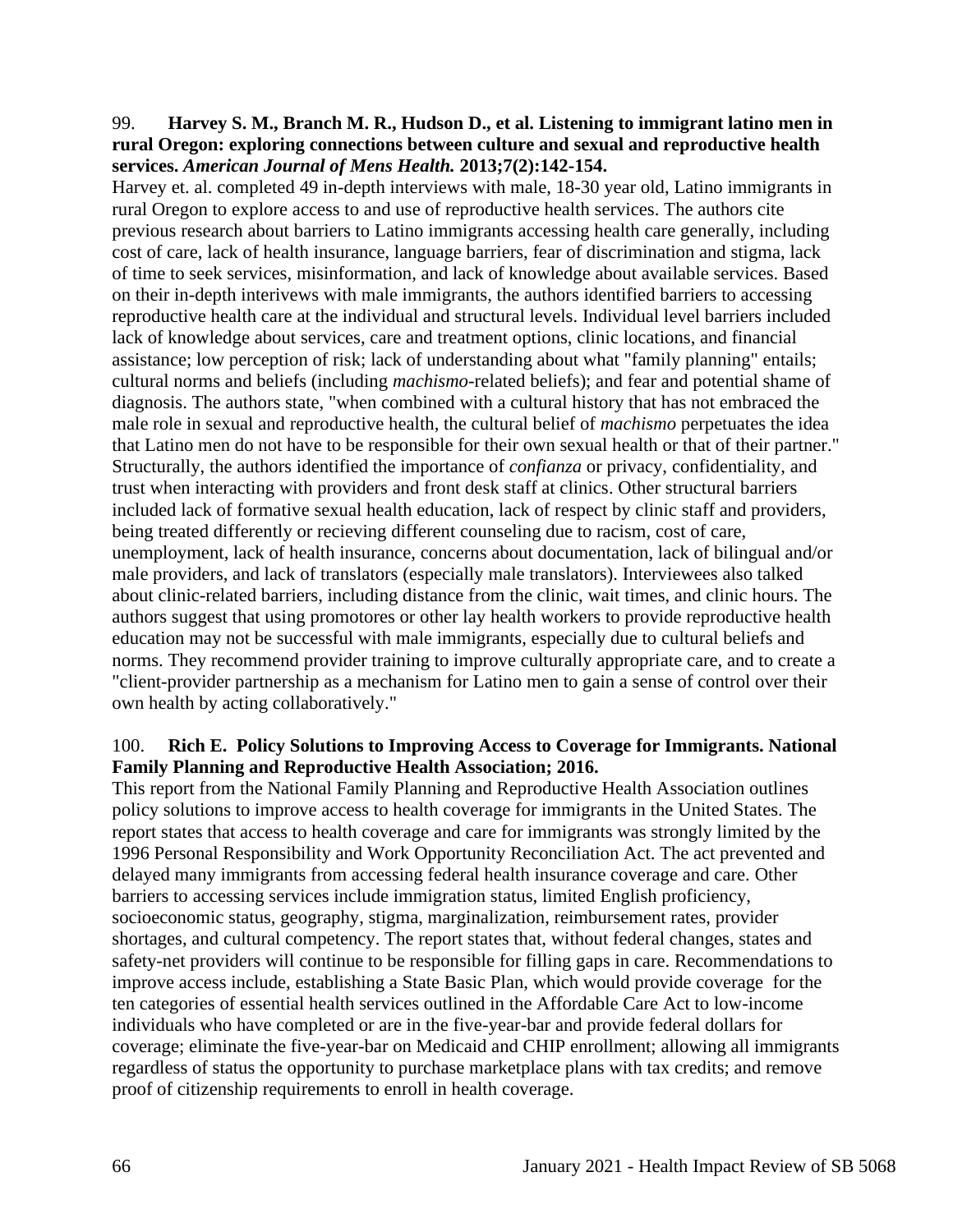99. **Harvey S. M., Branch M. R., Hudson D., et al. Listening to immigrant latino men in rural Oregon: exploring connections between culture and sexual and reproductive health services. *American Journal of Mens Health.* 2013;7(2):142-154.**

Harvey et. al. completed 49 in-depth interviews with male, 18-30 year old, Latino immigrants in rural Oregon to explore access to and use of reproductive health services. The authors cite previous research about barriers to Latino immigrants accessing health care generally, including cost of care, lack of health insurance, language barriers, fear of discrimination and stigma, lack of time to seek services, misinformation, and lack of knowledge about available services. Based on their in-depth interivews with male immigrants, the authors identified barriers to accessing reproductive health care at the individual and structural levels. Individual level barriers included lack of knowledge about services, care and treatment options, clinic locations, and financial assistance; low perception of risk; lack of understanding about what "family planning" entails; cultural norms and beliefs (including *machismo*-related beliefs); and fear and potential shame of diagnosis. The authors state, "when combined with a cultural history that has not embraced the male role in sexual and reproductive health, the cultural belief of *machismo* perpetuates the idea that Latino men do not have to be responsible for their own sexual health or that of their partner." Structurally, the authors identified the importance of *confianza* or privacy, confidentiality, and trust when interacting with providers and front desk staff at clinics. Other structural barriers included lack of formative sexual health education, lack of respect by clinic staff and providers, being treated differently or recieving different counseling due to racism, cost of care, unemployment, lack of health insurance, concerns about documentation, lack of bilingual and/or male providers, and lack of translators (especially male translators). Interviewees also talked about clinic-related barriers, including distance from the clinic, wait times, and clinic hours. The authors suggest that using promotores or other lay health workers to provide reproductive health education may not be successful with male immigrants, especially due to cultural beliefs and norms. They recommend provider training to improve culturally appropriate care, and to create a "client-provider partnership as a mechanism for Latino men to gain a sense of control over their own health by acting collaboratively."

100. **Rich E. Policy Solutions to Improving Access to Coverage for Immigrants. National Family Planning and Reproductive Health Association; 2016.**

This report from the National Family Planning and Reproductive Health Association outlines policy solutions to improve access to health coverage for immigrants in the United States. The report states that access to health coverage and care for immigrants was strongly limited by the 1996 Personal Responsibility and Work Opportunity Reconciliation Act. The act prevented and delayed many immigrants from accessing federal health insurance coverage and care. Other barriers to accessing services include immigration status, limited English proficiency, socioeconomic status, geography, stigma, marginalization, reimbursement rates, provider shortages, and cultural competency. The report states that, without federal changes, states and safety-net providers will continue to be responsible for filling gaps in care. Recommendations to improve access include, establishing a State Basic Plan, which would provide coverage for the ten categories of essential health services outlined in the Affordable Care Act to low-income individuals who have completed or are in the five-year-bar and provide federal dollars for coverage; eliminate the five-year-bar on Medicaid and CHIP enrollment; allowing all immigrants regardless of status the opportunity to purchase marketplace plans with tax credits; and remove proof of citizenship requirements to enroll in health coverage.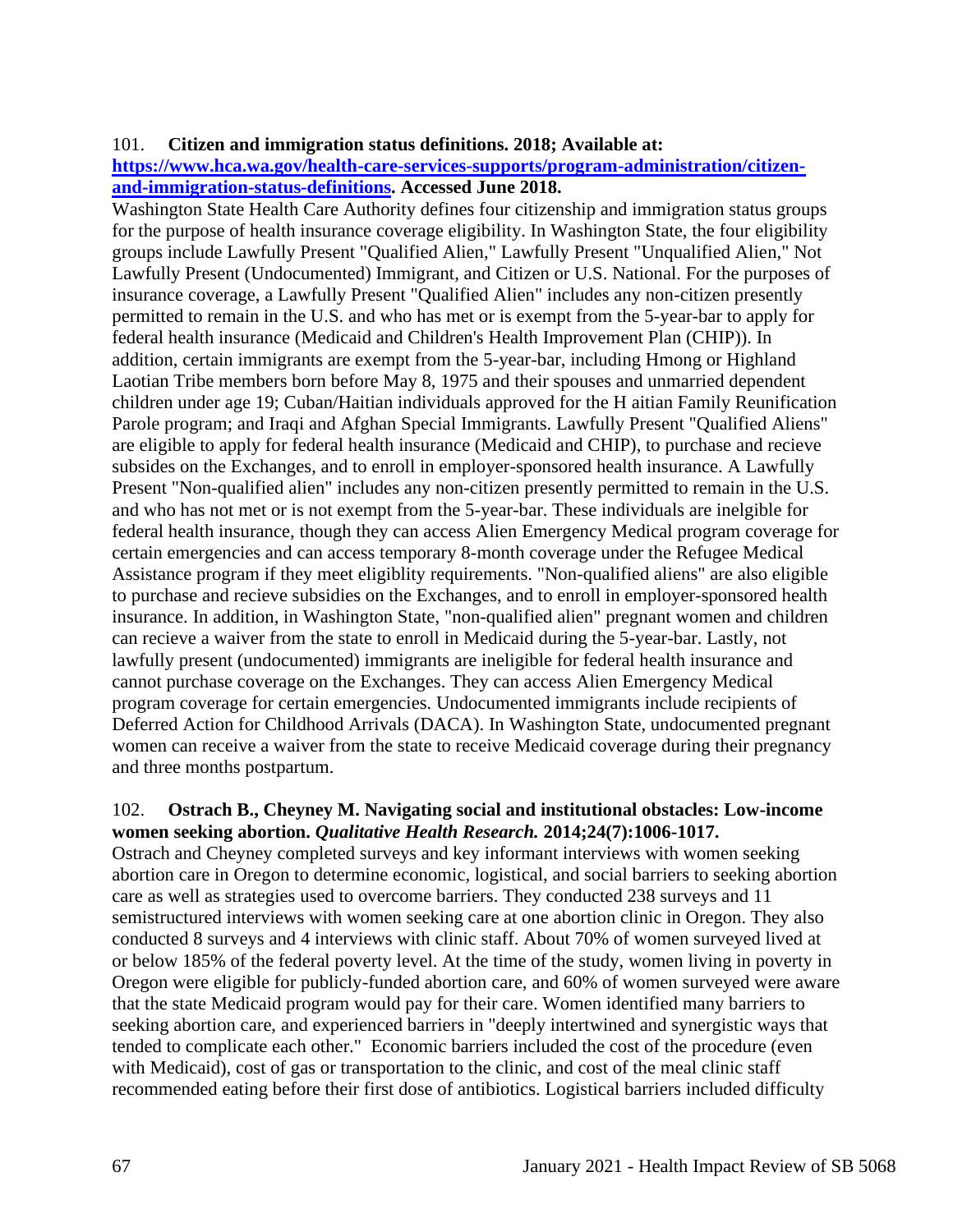101. **Citizen and immigration status definitions. 2018; Available at: [https://www.hca.wa.gov/health-care-services-supports/program-administration/citizen-and-immigration-status-definitions](https://www.hca.wa.gov/health-care-services-supports/program-administration/citizen-and-immigration-status-definitions). Accessed June 2018.**

Washington State Health Care Authority defines four citizenship and immigration status groups for the purpose of health insurance coverage eligibility. In Washington State, the four eligibility groups include Lawfully Present "Qualified Alien," Lawfully Present "Unqualified Alien," Not Lawfully Present (Undocumented) Immigrant, and Citizen or U.S. National. For the purposes of insurance coverage, a Lawfully Present "Qualified Alien" includes any non-citizen presently permitted to remain in the U.S. and who has met or is exempt from the 5-year-bar to apply for federal health insurance (Medicaid and Children's Health Improvement Plan (CHIP)). In addition, certain immigrants are exempt from the 5-year-bar, including Hmong or Highland Laotian Tribe members born before May 8, 1975 and their spouses and unmarried dependent children under age 19; Cuban/Haitian individuals approved for the H aitian Family Reunification Parole program; and Iraqi and Afghan Special Immigrants. Lawfully Present "Qualified Aliens" are eligible to apply for federal health insurance (Medicaid and CHIP), to purchase and recieve subsides on the Exchanges, and to enroll in employer-sponsored health insurance. A Lawfully Present "Non-qualified alien" includes any non-citizen presently permitted to remain in the U.S. and who has not met or is not exempt from the 5-year-bar. These individuals are inelgible for federal health insurance, though they can access Alien Emergency Medical program coverage for certain emergencies and can access temporary 8-month coverage under the Refugee Medical Assistance program if they meet eligiblity requirements. "Non-qualified aliens" are also eligible to purchase and recieve subsidies on the Exchanges, and to enroll in employer-sponsored health insurance. In addition, in Washington State, "non-qualified alien" pregnant women and children can recieve a waiver from the state to enroll in Medicaid during the 5-year-bar. Lastly, not lawfully present (undocumented) immigrants are ineligible for federal health insurance and cannot purchase coverage on the Exchanges. They can access Alien Emergency Medical program coverage for certain emergencies. Undocumented immigrants include recipients of Deferred Action for Childhood Arrivals (DACA). In Washington State, undocumented pregnant women can receive a waiver from the state to receive Medicaid coverage during their pregnancy and three months postpartum.

102. **Ostrach B., Cheyney M. Navigating social and institutional obstacles: Low-income women seeking abortion. *Qualitative Health Research.* 2014;24(7):1006-1017.**

Ostrach and Cheyney completed surveys and key informant interviews with women seeking abortion care in Oregon to determine economic, logistical, and social barriers to seeking abortion care as well as strategies used to overcome barriers. They conducted 238 surveys and 11 semistructured interviews with women seeking care at one abortion clinic in Oregon. They also conducted 8 surveys and 4 interviews with clinic staff. About 70% of women surveyed lived at or below 185% of the federal poverty level. At the time of the study, women living in poverty in Oregon were eligible for publicly-funded abortion care, and 60% of women surveyed were aware that the state Medicaid program would pay for their care. Women identified many barriers to seeking abortion care, and experienced barriers in "deeply intertwined and synergistic ways that tended to complicate each other." Economic barriers included the cost of the procedure (even with Medicaid), cost of gas or transportation to the clinic, and cost of the meal clinic staff recommended eating before their first dose of antibiotics. Logistical barriers included difficulty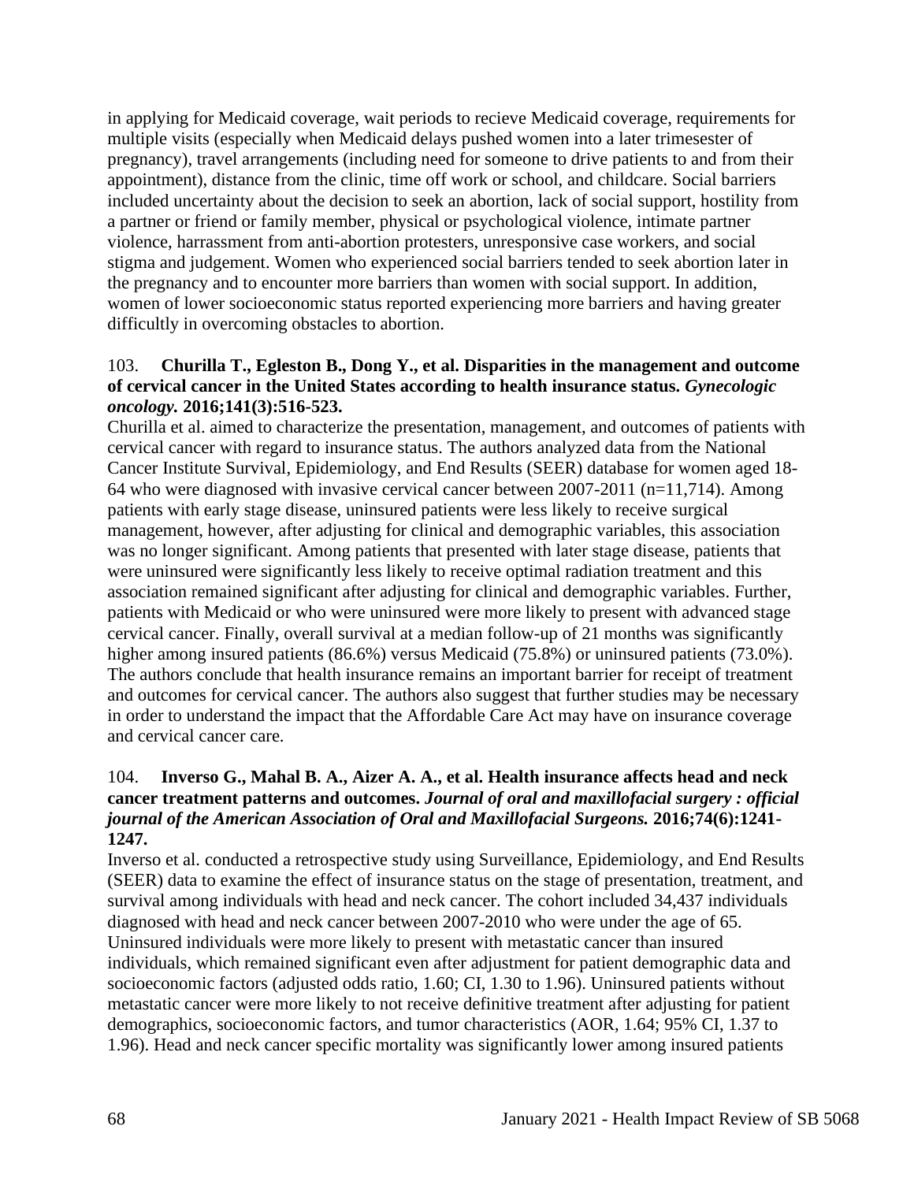in applying for Medicaid coverage, wait periods to recieve Medicaid coverage, requirements for multiple visits (especially when Medicaid delays pushed women into a later trimesester of pregnancy), travel arrangements (including need for someone to drive patients to and from their appointment), distance from the clinic, time off work or school, and childcare. Social barriers included uncertainty about the decision to seek an abortion, lack of social support, hostility from a partner or friend or family member, physical or psychological violence, intimate partner violence, harrassment from anti-abortion protesters, unresponsive case workers, and social stigma and judgement. Women who experienced social barriers tended to seek abortion later in the pregnancy and to encounter more barriers than women with social support. In addition, women of lower socioeconomic status reported experiencing more barriers and having greater difficultly in overcoming obstacles to abortion.

103. **Churilla T., Egleston B., Dong Y., et al. Disparities in the management and outcome of cervical cancer in the United States according to health insurance status.** ***Gynecologic oncology.*** **2016;141(3):516-523.**

Churilla et al. aimed to characterize the presentation, management, and outcomes of patients with cervical cancer with regard to insurance status. The authors analyzed data from the National Cancer Institute Survival, Epidemiology, and End Results (SEER) database for women aged 18-64 who were diagnosed with invasive cervical cancer between 2007-2011 (n=11,714). Among patients with early stage disease, uninsured patients were less likely to receive surgical management, however, after adjusting for clinical and demographic variables, this association was no longer significant. Among patients that presented with later stage disease, patients that were uninsured were significantly less likely to receive optimal radiation treatment and this association remained significant after adjusting for clinical and demographic variables. Further, patients with Medicaid or who were uninsured were more likely to present with advanced stage cervical cancer. Finally, overall survival at a median follow-up of 21 months was significantly higher among insured patients (86.6%) versus Medicaid (75.8%) or uninsured patients (73.0%). The authors conclude that health insurance remains an important barrier for receipt of treatment and outcomes for cervical cancer. The authors also suggest that further studies may be necessary in order to understand the impact that the Affordable Care Act may have on insurance coverage and cervical cancer care.

104. **Inverso G., Mahal B. A., Aizer A. A., et al. Health insurance affects head and neck cancer treatment patterns and outcomes.** ***Journal of oral and maxillofacial surgery : official journal of the American Association of Oral and Maxillofacial Surgeons.*** **2016;74(6):1241-1247.**

Inverso et al. conducted a retrospective study using Surveillance, Epidemiology, and End Results (SEER) data to examine the effect of insurance status on the stage of presentation, treatment, and survival among individuals with head and neck cancer. The cohort included 34,437 individuals diagnosed with head and neck cancer between 2007-2010 who were under the age of 65. Uninsured individuals were more likely to present with metastatic cancer than insured individuals, which remained significant even after adjustment for patient demographic data and socioeconomic factors (adjusted odds ratio, 1.60; CI, 1.30 to 1.96). Uninsured patients without metastatic cancer were more likely to not receive definitive treatment after adjusting for patient demographics, socioeconomic factors, and tumor characteristics (AOR, 1.64; 95% CI, 1.37 to 1.96). Head and neck cancer specific mortality was significantly lower among insured patients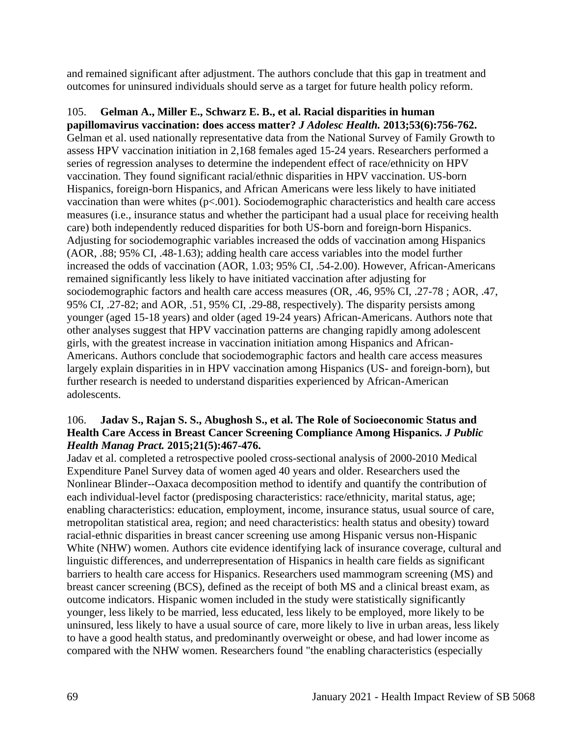and remained significant after adjustment. The authors conclude that this gap in treatment and outcomes for uninsured individuals should serve as a target for future health policy reform.

105. **Gelman A., Miller E., Schwarz E. B., et al. Racial disparities in human papillomavirus vaccination: does access matter?** ***J Adolesc Health.*** **2013;53(6):756-762.**
Gelman et al. used nationally representative data from the National Survey of Family Growth to assess HPV vaccination initiation in 2,168 females aged 15-24 years. Researchers performed a series of regression analyses to determine the independent effect of race/ethnicity on HPV vaccination. They found significant racial/ethnic disparities in HPV vaccination. US-born Hispanics, foreign-born Hispanics, and African Americans were less likely to have initiated vaccination than were whites (p<.001). Sociodemographic characteristics and health care access measures (i.e., insurance status and whether the participant had a usual place for receiving health care) both independently reduced disparities for both US-born and foreign-born Hispanics. Adjusting for sociodemographic variables increased the odds of vaccination among Hispanics (AOR, .88; 95% CI, .48-1.63); adding health care access variables into the model further increased the odds of vaccination (AOR, 1.03; 95% CI, .54-2.00). However, African-Americans remained significantly less likely to have initiated vaccination after adjusting for sociodemographic factors and health care access measures (OR, .46, 95% CI, .27-78 ; AOR, .47, 95% CI, .27-82; and AOR, .51, 95% CI, .29-88, respectively). The disparity persists among younger (aged 15-18 years) and older (aged 19-24 years) African-Americans. Authors note that other analyses suggest that HPV vaccination patterns are changing rapidly among adolescent girls, with the greatest increase in vaccination initiation among Hispanics and African-Americans. Authors conclude that sociodemographic factors and health care access measures largely explain disparities in in HPV vaccination among Hispanics (US- and foreign-born), but further research is needed to understand disparities experienced by African-American adolescents.

106. **Jadav S., Rajan S. S., Abughosh S., et al. The Role of Socioeconomic Status and Health Care Access in Breast Cancer Screening Compliance Among Hispanics.** ***J Public Health Manag Pract.*** **2015;21(5):467-476.**
Jadav et al. completed a retrospective pooled cross-sectional analysis of 2000-2010 Medical Expenditure Panel Survey data of women aged 40 years and older. Researchers used the Nonlinear Blinder--Oaxaca decomposition method to identify and quantify the contribution of each individual-level factor (predisposing characteristics: race/ethnicity, marital status, age; enabling characteristics: education, employment, income, insurance status, usual source of care, metropolitan statistical area, region; and need characteristics: health status and obesity) toward racial-ethnic disparities in breast cancer screening use among Hispanic versus non-Hispanic White (NHW) women. Authors cite evidence identifying lack of insurance coverage, cultural and linguistic differences, and underrepresentation of Hispanics in health care fields as significant barriers to health care access for Hispanics. Researchers used mammogram screening (MS) and breast cancer screening (BCS), defined as the receipt of both MS and a clinical breast exam, as outcome indicators. Hispanic women included in the study were statistically significantly younger, less likely to be married, less educated, less likely to be employed, more likely to be uninsured, less likely to have a usual source of care, more likely to live in urban areas, less likely to have a good health status, and predominantly overweight or obese, and had lower income as compared with the NHW women. Researchers found "the enabling characteristics (especially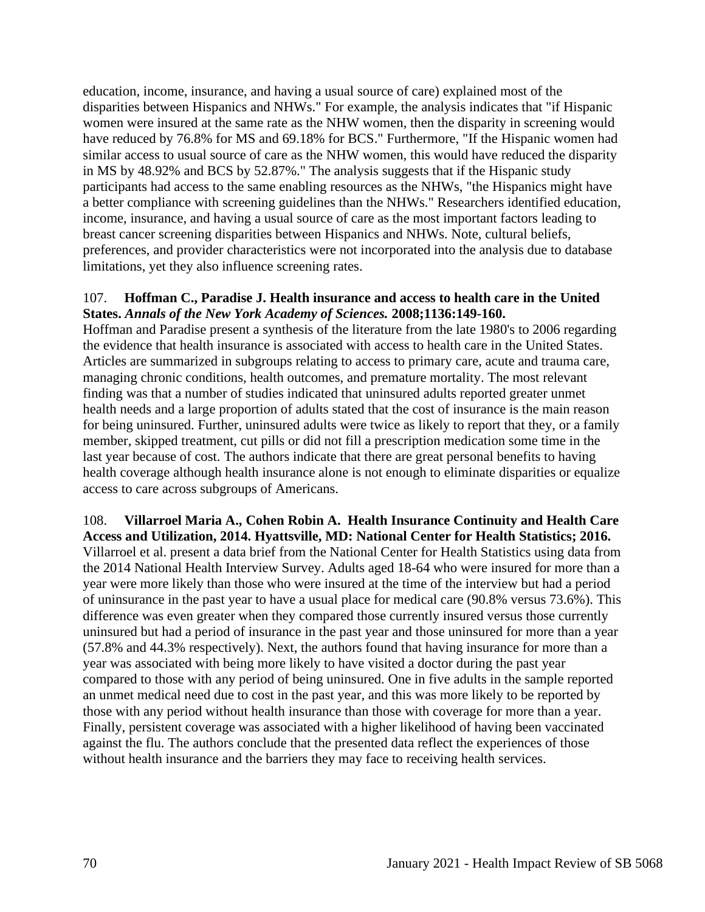education, income, insurance, and having a usual source of care) explained most of the disparities between Hispanics and NHWs." For example, the analysis indicates that "if Hispanic women were insured at the same rate as the NHW women, then the disparity in screening would have reduced by 76.8% for MS and 69.18% for BCS." Furthermore, "If the Hispanic women had similar access to usual source of care as the NHW women, this would have reduced the disparity in MS by 48.92% and BCS by 52.87%." The analysis suggests that if the Hispanic study participants had access to the same enabling resources as the NHWs, "the Hispanics might have a better compliance with screening guidelines than the NHWs." Researchers identified education, income, insurance, and having a usual source of care as the most important factors leading to breast cancer screening disparities between Hispanics and NHWs. Note, cultural beliefs, preferences, and provider characteristics were not incorporated into the analysis due to database limitations, yet they also influence screening rates.

107. **Hoffman C., Paradise J. Health insurance and access to health care in the United States.** ***Annals of the New York Academy of Sciences.*** **2008;1136:149-160.**
Hoffman and Paradise present a synthesis of the literature from the late 1980's to 2006 regarding the evidence that health insurance is associated with access to health care in the United States. Articles are summarized in subgroups relating to access to primary care, acute and trauma care, managing chronic conditions, health outcomes, and premature mortality. The most relevant finding was that a number of studies indicated that uninsured adults reported greater unmet health needs and a large proportion of adults stated that the cost of insurance is the main reason for being uninsured. Further, uninsured adults were twice as likely to report that they, or a family member, skipped treatment, cut pills or did not fill a prescription medication some time in the last year because of cost. The authors indicate that there are great personal benefits to having health coverage although health insurance alone is not enough to eliminate disparities or equalize access to care across subgroups of Americans.

108. **Villarroel Maria A., Cohen Robin A. Health Insurance Continuity and Health Care Access and Utilization, 2014. Hyattsville, MD: National Center for Health Statistics; 2016.**
Villarroel et al. present a data brief from the National Center for Health Statistics using data from the 2014 National Health Interview Survey. Adults aged 18-64 who were insured for more than a year were more likely than those who were insured at the time of the interview but had a period of uninsurance in the past year to have a usual place for medical care (90.8% versus 73.6%). This difference was even greater when they compared those currently insured versus those currently uninsured but had a period of insurance in the past year and those uninsured for more than a year (57.8% and 44.3% respectively). Next, the authors found that having insurance for more than a year was associated with being more likely to have visited a doctor during the past year compared to those with any period of being uninsured. One in five adults in the sample reported an unmet medical need due to cost in the past year, and this was more likely to be reported by those with any period without health insurance than those with coverage for more than a year. Finally, persistent coverage was associated with a higher likelihood of having been vaccinated against the flu. The authors conclude that the presented data reflect the experiences of those without health insurance and the barriers they may face to receiving health services.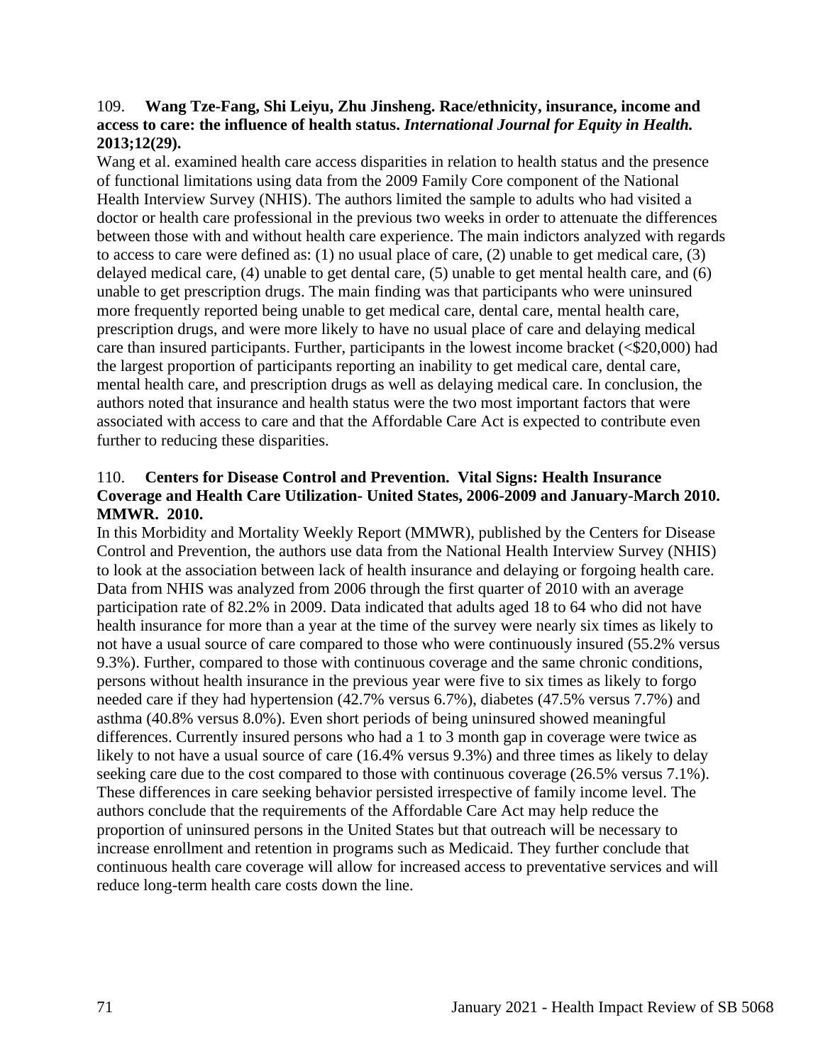109. **Wang Tze-Fang, Shi Leiyu, Zhu Jinsheng. Race/ethnicity, insurance, income and access to care: the influence of health status.** ***International Journal for Equity in Health.*** **2013;12(29).**

Wang et al. examined health care access disparities in relation to health status and the presence of functional limitations using data from the 2009 Family Core component of the National Health Interview Survey (NHIS). The authors limited the sample to adults who had visited a doctor or health care professional in the previous two weeks in order to attenuate the differences between those with and without health care experience. The main indictors analyzed with regards to access to care were defined as: (1) no usual place of care, (2) unable to get medical care, (3) delayed medical care, (4) unable to get dental care, (5) unable to get mental health care, and (6) unable to get prescription drugs. The main finding was that participants who were uninsured more frequently reported being unable to get medical care, dental care, mental health care, prescription drugs, and were more likely to have no usual place of care and delaying medical care than insured participants. Further, participants in the lowest income bracket (<$20,000) had the largest proportion of participants reporting an inability to get medical care, dental care, mental health care, and prescription drugs as well as delaying medical care. In conclusion, the authors noted that insurance and health status were the two most important factors that were associated with access to care and that the Affordable Care Act is expected to contribute even further to reducing these disparities.

110. **Centers for Disease Control and Prevention. Vital Signs: Health Insurance Coverage and Health Care Utilization- United States, 2006-2009 and January-March 2010. MMWR. 2010.**

In this Morbidity and Mortality Weekly Report (MMWR), published by the Centers for Disease Control and Prevention, the authors use data from the National Health Interview Survey (NHIS) to look at the association between lack of health insurance and delaying or forgoing health care. Data from NHIS was analyzed from 2006 through the first quarter of 2010 with an average participation rate of 82.2% in 2009. Data indicated that adults aged 18 to 64 who did not have health insurance for more than a year at the time of the survey were nearly six times as likely to not have a usual source of care compared to those who were continuously insured (55.2% versus 9.3%). Further, compared to those with continuous coverage and the same chronic conditions, persons without health insurance in the previous year were five to six times as likely to forgo needed care if they had hypertension (42.7% versus 6.7%), diabetes (47.5% versus 7.7%) and asthma (40.8% versus 8.0%). Even short periods of being uninsured showed meaningful differences. Currently insured persons who had a 1 to 3 month gap in coverage were twice as likely to not have a usual source of care (16.4% versus 9.3%) and three times as likely to delay seeking care due to the cost compared to those with continuous coverage (26.5% versus 7.1%). These differences in care seeking behavior persisted irrespective of family income level. The authors conclude that the requirements of the Affordable Care Act may help reduce the proportion of uninsured persons in the United States but that outreach will be necessary to increase enrollment and retention in programs such as Medicaid. They further conclude that continuous health care coverage will allow for increased access to preventative services and will reduce long-term health care costs down the line.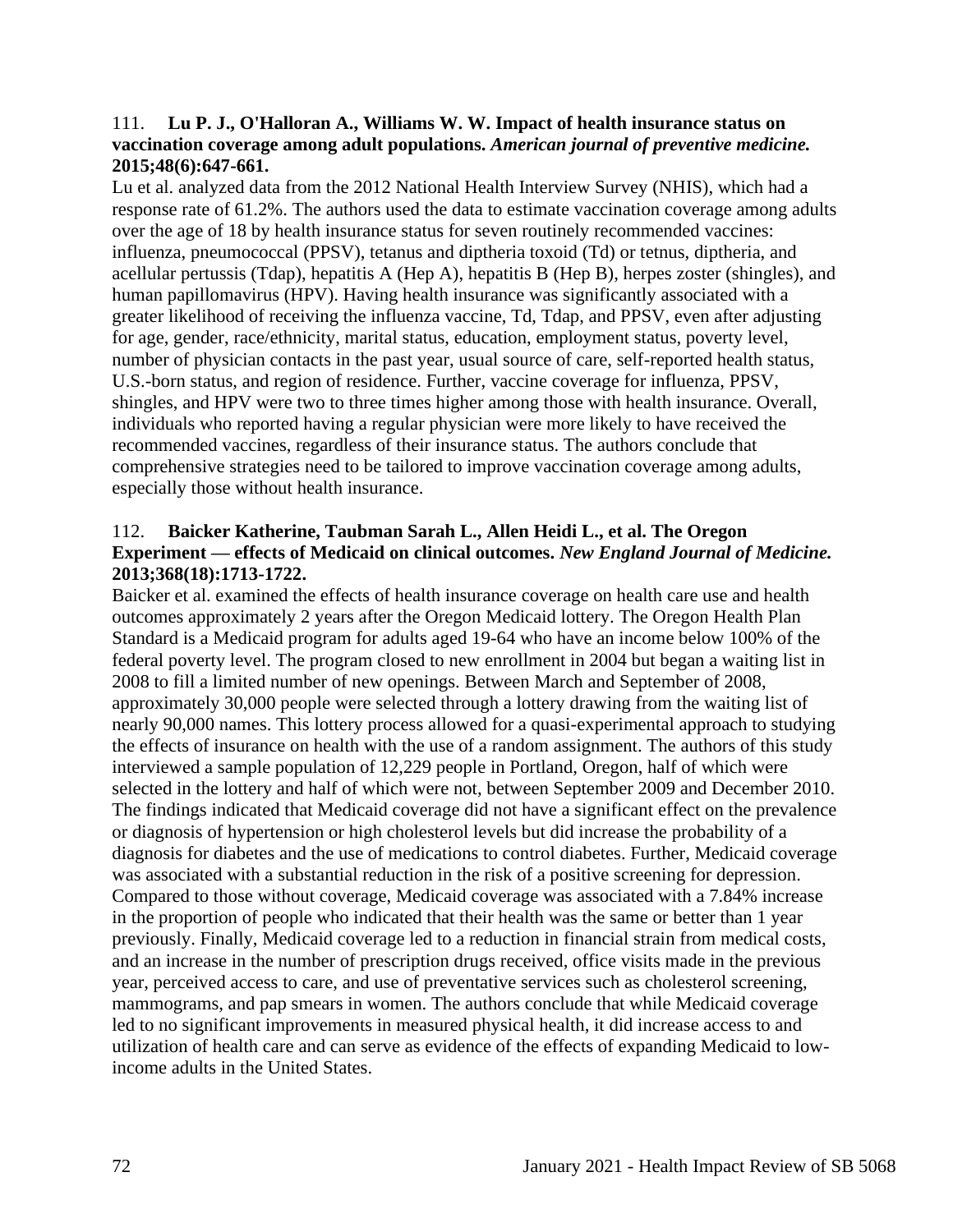111. **Lu P. J., O'Halloran A., Williams W. W. Impact of health insurance status on vaccination coverage among adult populations.** ***American journal of preventive medicine.*** **2015;48(6):647-661.**

Lu et al. analyzed data from the 2012 National Health Interview Survey (NHIS), which had a response rate of 61.2%. The authors used the data to estimate vaccination coverage among adults over the age of 18 by health insurance status for seven routinely recommended vaccines: influenza, pneumococcal (PPSV), tetanus and diptheria toxoid (Td) or tetnus, diptheria, and acellular pertussis (Tdap), hepatitis A (Hep A), hepatitis B (Hep B), herpes zoster (shingles), and human papillomavirus (HPV). Having health insurance was significantly associated with a greater likelihood of receiving the influenza vaccine, Td, Tdap, and PPSV, even after adjusting for age, gender, race/ethnicity, marital status, education, employment status, poverty level, number of physician contacts in the past year, usual source of care, self-reported health status, U.S.-born status, and region of residence. Further, vaccine coverage for influenza, PPSV, shingles, and HPV were two to three times higher among those with health insurance. Overall, individuals who reported having a regular physician were more likely to have received the recommended vaccines, regardless of their insurance status. The authors conclude that comprehensive strategies need to be tailored to improve vaccination coverage among adults, especially those without health insurance.

112. **Baicker Katherine, Taubman Sarah L., Allen Heidi L., et al. The Oregon Experiment — effects of Medicaid on clinical outcomes.** ***New England Journal of Medicine.*** **2013;368(18):1713-1722.**

Baicker et al. examined the effects of health insurance coverage on health care use and health outcomes approximately 2 years after the Oregon Medicaid lottery. The Oregon Health Plan Standard is a Medicaid program for adults aged 19-64 who have an income below 100% of the federal poverty level. The program closed to new enrollment in 2004 but began a waiting list in 2008 to fill a limited number of new openings. Between March and September of 2008, approximately 30,000 people were selected through a lottery drawing from the waiting list of nearly 90,000 names. This lottery process allowed for a quasi-experimental approach to studying the effects of insurance on health with the use of a random assignment. The authors of this study interviewed a sample population of 12,229 people in Portland, Oregon, half of which were selected in the lottery and half of which were not, between September 2009 and December 2010. The findings indicated that Medicaid coverage did not have a significant effect on the prevalence or diagnosis of hypertension or high cholesterol levels but did increase the probability of a diagnosis for diabetes and the use of medications to control diabetes. Further, Medicaid coverage was associated with a substantial reduction in the risk of a positive screening for depression. Compared to those without coverage, Medicaid coverage was associated with a 7.84% increase in the proportion of people who indicated that their health was the same or better than 1 year previously. Finally, Medicaid coverage led to a reduction in financial strain from medical costs, and an increase in the number of prescription drugs received, office visits made in the previous year, perceived access to care, and use of preventative services such as cholesterol screening, mammograms, and pap smears in women. The authors conclude that while Medicaid coverage led to no significant improvements in measured physical health, it did increase access to and utilization of health care and can serve as evidence of the effects of expanding Medicaid to low-income adults in the United States.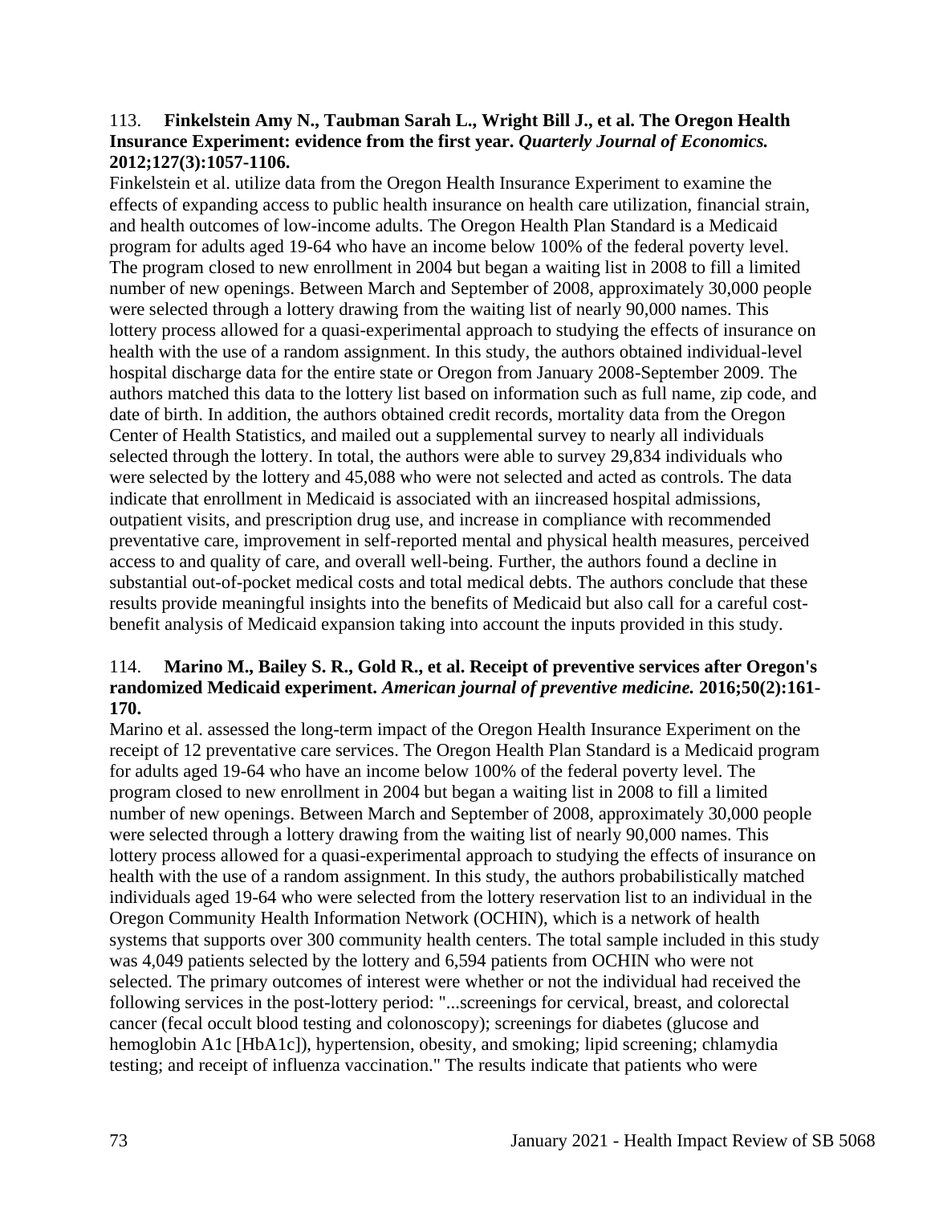113. **Finkelstein Amy N., Taubman Sarah L., Wright Bill J., et al. The Oregon Health Insurance Experiment: evidence from the first year.** ***Quarterly Journal of Economics.*** **2012;127(3):1057-1106.**

Finkelstein et al. utilize data from the Oregon Health Insurance Experiment to examine the effects of expanding access to public health insurance on health care utilization, financial strain, and health outcomes of low-income adults. The Oregon Health Plan Standard is a Medicaid program for adults aged 19-64 who have an income below 100% of the federal poverty level. The program closed to new enrollment in 2004 but began a waiting list in 2008 to fill a limited number of new openings. Between March and September of 2008, approximately 30,000 people were selected through a lottery drawing from the waiting list of nearly 90,000 names. This lottery process allowed for a quasi-experimental approach to studying the effects of insurance on health with the use of a random assignment. In this study, the authors obtained individual-level hospital discharge data for the entire state or Oregon from January 2008-September 2009. The authors matched this data to the lottery list based on information such as full name, zip code, and date of birth. In addition, the authors obtained credit records, mortality data from the Oregon Center of Health Statistics, and mailed out a supplemental survey to nearly all individuals selected through the lottery. In total, the authors were able to survey 29,834 individuals who were selected by the lottery and 45,088 who were not selected and acted as controls. The data indicate that enrollment in Medicaid is associated with an iincreased hospital admissions, outpatient visits, and prescription drug use, and increase in compliance with recommended preventative care, improvement in self-reported mental and physical health measures, perceived access to and quality of care, and overall well-being. Further, the authors found a decline in substantial out-of-pocket medical costs and total medical debts. The authors conclude that these results provide meaningful insights into the benefits of Medicaid but also call for a careful cost-benefit analysis of Medicaid expansion taking into account the inputs provided in this study.

114. **Marino M., Bailey S. R., Gold R., et al. Receipt of preventive services after Oregon's randomized Medicaid experiment.** ***American journal of preventive medicine.*** **2016;50(2):161-170.**

Marino et al. assessed the long-term impact of the Oregon Health Insurance Experiment on the receipt of 12 preventative care services. The Oregon Health Plan Standard is a Medicaid program for adults aged 19-64 who have an income below 100% of the federal poverty level. The program closed to new enrollment in 2004 but began a waiting list in 2008 to fill a limited number of new openings. Between March and September of 2008, approximately 30,000 people were selected through a lottery drawing from the waiting list of nearly 90,000 names. This lottery process allowed for a quasi-experimental approach to studying the effects of insurance on health with the use of a random assignment. In this study, the authors probabilistically matched individuals aged 19-64 who were selected from the lottery reservation list to an individual in the Oregon Community Health Information Network (OCHIN), which is a network of health systems that supports over 300 community health centers. The total sample included in this study was 4,049 patients selected by the lottery and 6,594 patients from OCHIN who were not selected. The primary outcomes of interest were whether or not the individual had received the following services in the post-lottery period: "...screenings for cervical, breast, and colorectal cancer (fecal occult blood testing and colonoscopy); screenings for diabetes (glucose and hemoglobin A1c [HbA1c]), hypertension, obesity, and smoking; lipid screening; chlamydia testing; and receipt of influenza vaccination." The results indicate that patients who were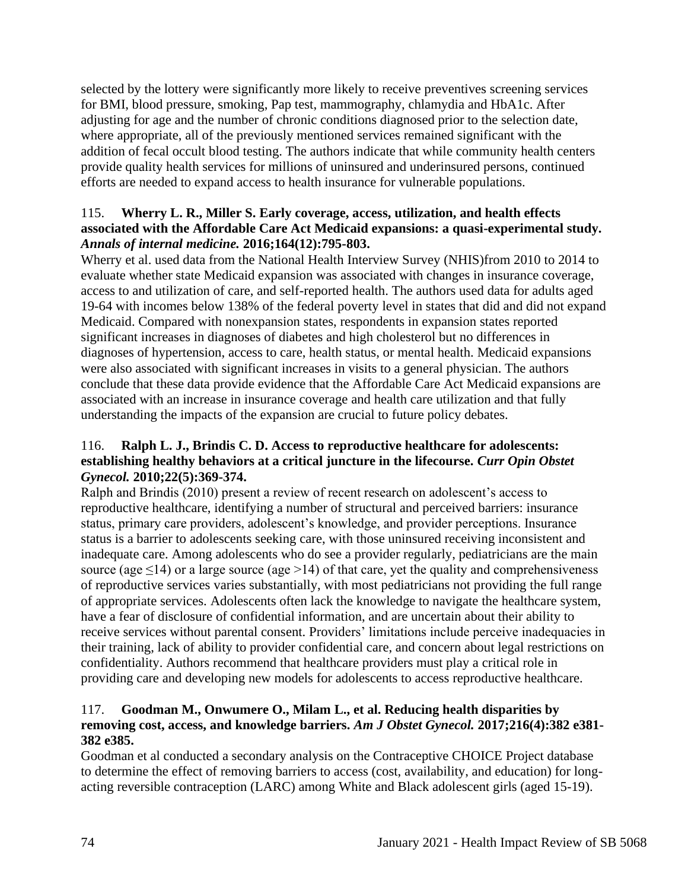selected by the lottery were significantly more likely to receive preventives screening services for BMI, blood pressure, smoking, Pap test, mammography, chlamydia and HbA1c. After adjusting for age and the number of chronic conditions diagnosed prior to the selection date, where appropriate, all of the previously mentioned services remained significant with the addition of fecal occult blood testing. The authors indicate that while community health centers provide quality health services for millions of uninsured and underinsured persons, continued efforts are needed to expand access to health insurance for vulnerable populations.

115. **Wherry L. R., Miller S. Early coverage, access, utilization, and health effects associated with the Affordable Care Act Medicaid expansions: a quasi-experimental study.** ***Annals of internal medicine.*** **2016;164(12):795-803.**

Wherry et al. used data from the National Health Interview Survey (NHIS)from 2010 to 2014 to evaluate whether state Medicaid expansion was associated with changes in insurance coverage, access to and utilization of care, and self-reported health. The authors used data for adults aged 19-64 with incomes below 138% of the federal poverty level in states that did and did not expand Medicaid. Compared with nonexpansion states, respondents in expansion states reported significant increases in diagnoses of diabetes and high cholesterol but no differences in diagnoses of hypertension, access to care, health status, or mental health. Medicaid expansions were also associated with significant increases in visits to a general physician. The authors conclude that these data provide evidence that the Affordable Care Act Medicaid expansions are associated with an increase in insurance coverage and health care utilization and that fully understanding the impacts of the expansion are crucial to future policy debates.

116. **Ralph L. J., Brindis C. D. Access to reproductive healthcare for adolescents: establishing healthy behaviors at a critical juncture in the lifecourse.** ***Curr Opin Obstet Gynecol.*** **2010;22(5):369-374.**

Ralph and Brindis (2010) present a review of recent research on adolescent's access to reproductive healthcare, identifying a number of structural and perceived barriers: insurance status, primary care providers, adolescent's knowledge, and provider perceptions. Insurance status is a barrier to adolescents seeking care, with those uninsured receiving inconsistent and inadequate care. Among adolescents who do see a provider regularly, pediatricians are the main source (age ≤14) or a large source (age >14) of that care, yet the quality and comprehensiveness of reproductive services varies substantially, with most pediatricians not providing the full range of appropriate services. Adolescents often lack the knowledge to navigate the healthcare system, have a fear of disclosure of confidential information, and are uncertain about their ability to receive services without parental consent. Providers' limitations include perceive inadequacies in their training, lack of ability to provider confidential care, and concern about legal restrictions on confidentiality. Authors recommend that healthcare providers must play a critical role in providing care and developing new models for adolescents to access reproductive healthcare.

117. **Goodman M., Onwumere O., Milam L., et al. Reducing health disparities by removing cost, access, and knowledge barriers.** ***Am J Obstet Gynecol.*** **2017;216(4):382 e381-382 e385.**

Goodman et al conducted a secondary analysis on the Contraceptive CHOICE Project database to determine the effect of removing barriers to access (cost, availability, and education) for long-acting reversible contraception (LARC) among White and Black adolescent girls (aged 15-19).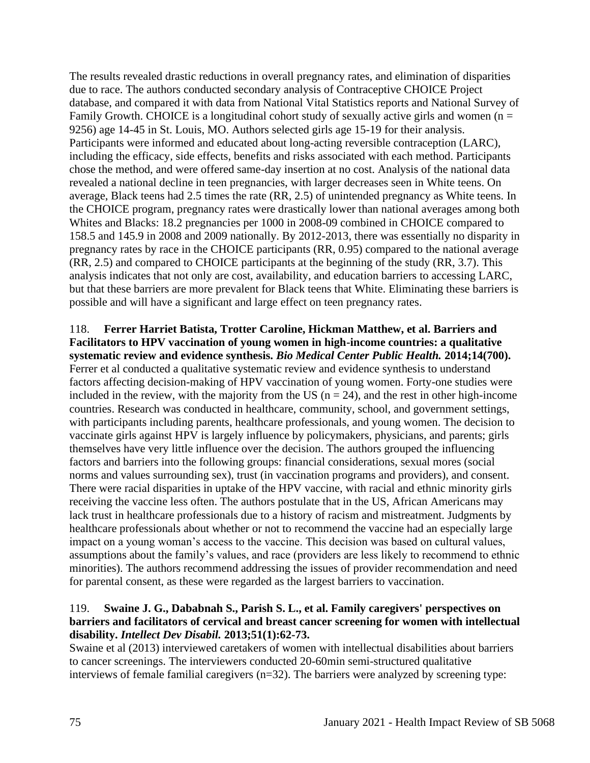The results revealed drastic reductions in overall pregnancy rates, and elimination of disparities due to race. The authors conducted secondary analysis of Contraceptive CHOICE Project database, and compared it with data from National Vital Statistics reports and National Survey of Family Growth. CHOICE is a longitudinal cohort study of sexually active girls and women (n = 9256) age 14-45 in St. Louis, MO. Authors selected girls age 15-19 for their analysis. Participants were informed and educated about long-acting reversible contraception (LARC), including the efficacy, side effects, benefits and risks associated with each method. Participants chose the method, and were offered same-day insertion at no cost. Analysis of the national data revealed a national decline in teen pregnancies, with larger decreases seen in White teens. On average, Black teens had 2.5 times the rate (RR, 2.5) of unintended pregnancy as White teens. In the CHOICE program, pregnancy rates were drastically lower than national averages among both Whites and Blacks: 18.2 pregnancies per 1000 in 2008-09 combined in CHOICE compared to 158.5 and 145.9 in 2008 and 2009 nationally. By 2012-2013, there was essentially no disparity in pregnancy rates by race in the CHOICE participants (RR, 0.95) compared to the national average (RR, 2.5) and compared to CHOICE participants at the beginning of the study (RR, 3.7). This analysis indicates that not only are cost, availability, and education barriers to accessing LARC, but that these barriers are more prevalent for Black teens that White. Eliminating these barriers is possible and will have a significant and large effect on teen pregnancy rates.

118. **Ferrer Harriet Batista, Trotter Caroline, Hickman Matthew, et al. Barriers and Facilitators to HPV vaccination of young women in high-income countries: a qualitative systematic review and evidence synthesis. *Bio Medical Center Public Health.* 2014;14(700).**
Ferrer et al conducted a qualitative systematic review and evidence synthesis to understand factors affecting decision-making of HPV vaccination of young women. Forty-one studies were included in the review, with the majority from the US (n = 24), and the rest in other high-income countries. Research was conducted in healthcare, community, school, and government settings, with participants including parents, healthcare professionals, and young women. The decision to vaccinate girls against HPV is largely influence by policymakers, physicians, and parents; girls themselves have very little influence over the decision. The authors grouped the influencing factors and barriers into the following groups: financial considerations, sexual mores (social norms and values surrounding sex), trust (in vaccination programs and providers), and consent. There were racial disparities in uptake of the HPV vaccine, with racial and ethnic minority girls receiving the vaccine less often. The authors postulate that in the US, African Americans may lack trust in healthcare professionals due to a history of racism and mistreatment. Judgments by healthcare professionals about whether or not to recommend the vaccine had an especially large impact on a young woman's access to the vaccine. This decision was based on cultural values, assumptions about the family's values, and race (providers are less likely to recommend to ethnic minorities). The authors recommend addressing the issues of provider recommendation and need for parental consent, as these were regarded as the largest barriers to vaccination.

119. **Swaine J. G., Dababnah S., Parish S. L., et al. Family caregivers' perspectives on barriers and facilitators of cervical and breast cancer screening for women with intellectual disability. *Intellect Dev Disabil.* 2013;51(1):62-73.**
Swaine et al (2013) interviewed caretakers of women with intellectual disabilities about barriers to cancer screenings. The interviewers conducted 20-60min semi-structured qualitative interviews of female familial caregivers (n=32). The barriers were analyzed by screening type: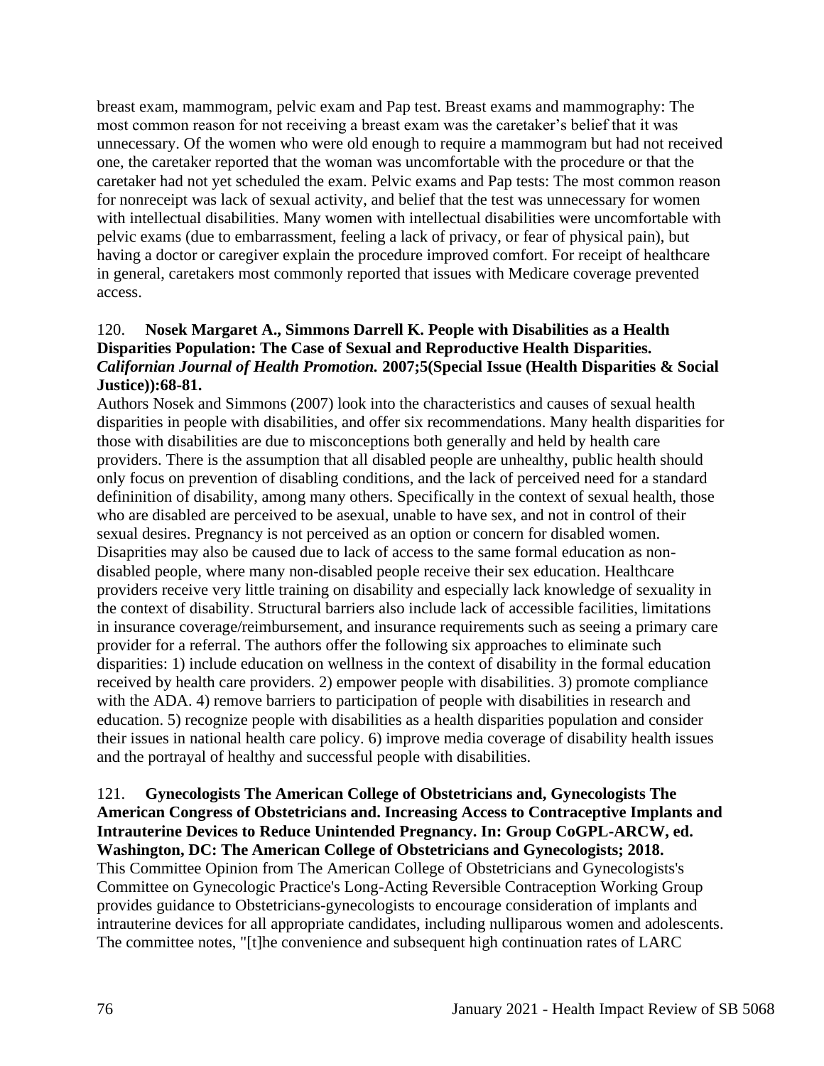breast exam, mammogram, pelvic exam and Pap test. Breast exams and mammography: The most common reason for not receiving a breast exam was the caretaker's belief that it was unnecessary. Of the women who were old enough to require a mammogram but had not received one, the caretaker reported that the woman was uncomfortable with the procedure or that the caretaker had not yet scheduled the exam. Pelvic exams and Pap tests: The most common reason for nonreceipt was lack of sexual activity, and belief that the test was unnecessary for women with intellectual disabilities. Many women with intellectual disabilities were uncomfortable with pelvic exams (due to embarrassment, feeling a lack of privacy, or fear of physical pain), but having a doctor or caregiver explain the procedure improved comfort. For receipt of healthcare in general, caretakers most commonly reported that issues with Medicare coverage prevented access.

120. **Nosek Margaret A., Simmons Darrell K. People with Disabilities as a Health Disparities Population: The Case of Sexual and Reproductive Health Disparities.** ***Californian Journal of Health Promotion.*** **2007;5(Special Issue (Health Disparities & Social Justice)):68-81.**

Authors Nosek and Simmons (2007) look into the characteristics and causes of sexual health disparities in people with disabilities, and offer six recommendations. Many health disparities for those with disabilities are due to misconceptions both generally and held by health care providers. There is the assumption that all disabled people are unhealthy, public health should only focus on prevention of disabling conditions, and the lack of perceived need for a standard defininition of disability, among many others. Specifically in the context of sexual health, those who are disabled are perceived to be asexual, unable to have sex, and not in control of their sexual desires. Pregnancy is not perceived as an option or concern for disabled women. Disaprities may also be caused due to lack of access to the same formal education as non-disabled people, where many non-disabled people receive their sex education. Healthcare providers receive very little training on disability and especially lack knowledge of sexuality in the context of disability. Structural barriers also include lack of accessible facilities, limitations in insurance coverage/reimbursement, and insurance requirements such as seeing a primary care provider for a referral. The authors offer the following six approaches to eliminate such disparities: 1) include education on wellness in the context of disability in the formal education received by health care providers. 2) empower people with disabilities. 3) promote compliance with the ADA. 4) remove barriers to participation of people with disabilities in research and education. 5) recognize people with disabilities as a health disparities population and consider their issues in national health care policy. 6) improve media coverage of disability health issues and the portrayal of healthy and successful people with disabilities.

121. **Gynecologists The American College of Obstetricians and, Gynecologists The American Congress of Obstetricians and. Increasing Access to Contraceptive Implants and Intrauterine Devices to Reduce Unintended Pregnancy. In: Group CoGPL-ARCW, ed. Washington, DC: The American College of Obstetricians and Gynecologists; 2018.**

This Committee Opinion from The American College of Obstetricians and Gynecologists's Committee on Gynecologic Practice's Long-Acting Reversible Contraception Working Group provides guidance to Obstetricians-gynecologists to encourage consideration of implants and intrauterine devices for all appropriate candidates, including nulliparous women and adolescents. The committee notes, "[t]he convenience and subsequent high continuation rates of LARC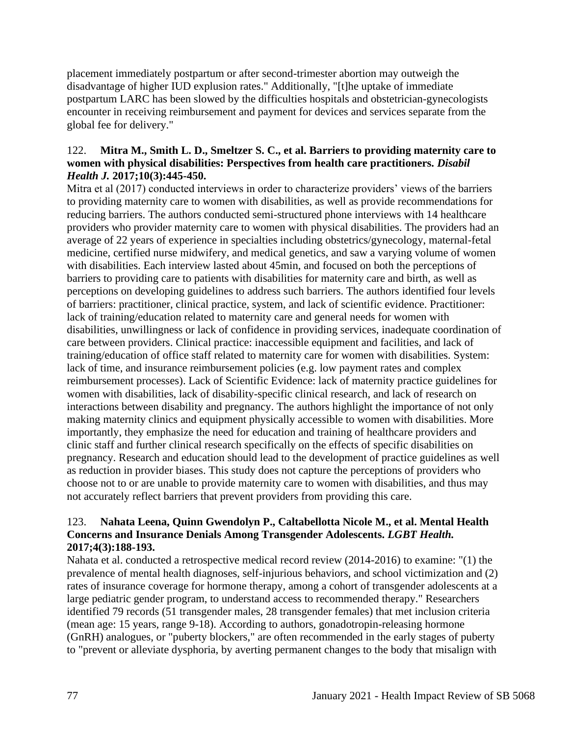placement immediately postpartum or after second-trimester abortion may outweigh the disadvantage of higher IUD explusion rates." Additionally, "[t]he uptake of immediate postpartum LARC has been slowed by the difficulties hospitals and obstetrician-gynecologists encounter in receiving reimbursement and payment for devices and services separate from the global fee for delivery."

122. **Mitra M., Smith L. D., Smeltzer S. C., et al. Barriers to providing maternity care to women with physical disabilities: Perspectives from health care practitioners. *Disabil Health J.* 2017;10(3):445-450.**

Mitra et al (2017) conducted interviews in order to characterize providers' views of the barriers to providing maternity care to women with disabilities, as well as provide recommendations for reducing barriers. The authors conducted semi-structured phone interviews with 14 healthcare providers who provider maternity care to women with physical disabilities. The providers had an average of 22 years of experience in specialties including obstetrics/gynecology, maternal-fetal medicine, certified nurse midwifery, and medical genetics, and saw a varying volume of women with disabilities. Each interview lasted about 45min, and focused on both the perceptions of barriers to providing care to patients with disabilities for maternity care and birth, as well as perceptions on developing guidelines to address such barriers. The authors identified four levels of barriers: practitioner, clinical practice, system, and lack of scientific evidence. Practitioner: lack of training/education related to maternity care and general needs for women with disabilities, unwillingness or lack of confidence in providing services, inadequate coordination of care between providers. Clinical practice: inaccessible equipment and facilities, and lack of training/education of office staff related to maternity care for women with disabilities. System: lack of time, and insurance reimbursement policies (e.g. low payment rates and complex reimbursement processes). Lack of Scientific Evidence: lack of maternity practice guidelines for women with disabilities, lack of disability-specific clinical research, and lack of research on interactions between disability and pregnancy. The authors highlight the importance of not only making maternity clinics and equipment physically accessible to women with disabilities. More importantly, they emphasize the need for education and training of healthcare providers and clinic staff and further clinical research specifically on the effects of specific disabilities on pregnancy. Research and education should lead to the development of practice guidelines as well as reduction in provider biases. This study does not capture the perceptions of providers who choose not to or are unable to provide maternity care to women with disabilities, and thus may not accurately reflect barriers that prevent providers from providing this care.

123. **Nahata Leena, Quinn Gwendolyn P., Caltabellotta Nicole M., et al. Mental Health Concerns and Insurance Denials Among Transgender Adolescents. *LGBT Health.* 2017;4(3):188-193.**

Nahata et al. conducted a retrospective medical record review (2014-2016) to examine: "(1) the prevalence of mental health diagnoses, self-injurious behaviors, and school victimization and (2) rates of insurance coverage for hormone therapy, among a cohort of transgender adolescents at a large pediatric gender program, to understand access to recommended therapy." Researchers identified 79 records (51 transgender males, 28 transgender females) that met inclusion criteria (mean age: 15 years, range 9-18). According to authors, gonadotropin-releasing hormone (GnRH) analogues, or "puberty blockers," are often recommended in the early stages of puberty to "prevent or alleviate dysphoria, by averting permanent changes to the body that misalign with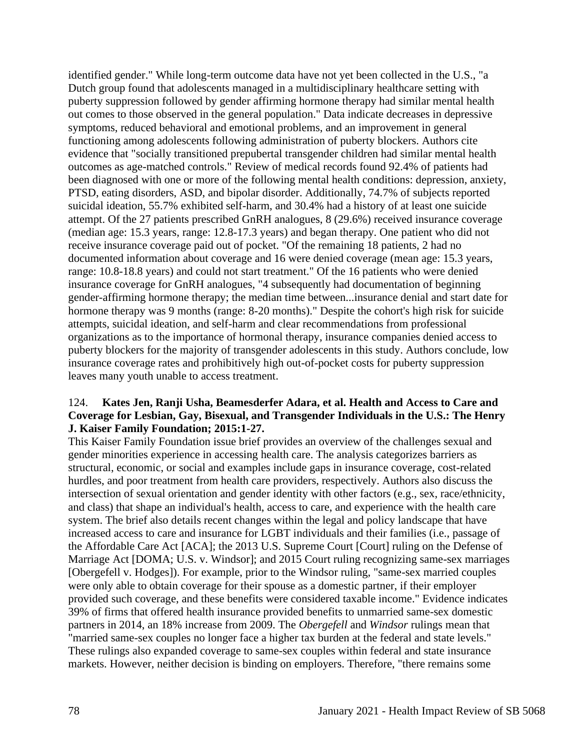identified gender." While long-term outcome data have not yet been collected in the U.S., "a Dutch group found that adolescents managed in a multidisciplinary healthcare setting with puberty suppression followed by gender affirming hormone therapy had similar mental health out comes to those observed in the general population." Data indicate decreases in depressive symptoms, reduced behavioral and emotional problems, and an improvement in general functioning among adolescents following administration of puberty blockers. Authors cite evidence that "socially transitioned prepubertal transgender children had similar mental health outcomes as age-matched controls." Review of medical records found 92.4% of patients had been diagnosed with one or more of the following mental health conditions: depression, anxiety, PTSD, eating disorders, ASD, and bipolar disorder. Additionally, 74.7% of subjects reported suicidal ideation, 55.7% exhibited self-harm, and 30.4% had a history of at least one suicide attempt. Of the 27 patients prescribed GnRH analogues, 8 (29.6%) received insurance coverage (median age: 15.3 years, range: 12.8-17.3 years) and began therapy. One patient who did not receive insurance coverage paid out of pocket. "Of the remaining 18 patients, 2 had no documented information about coverage and 16 were denied coverage (mean age: 15.3 years, range: 10.8-18.8 years) and could not start treatment." Of the 16 patients who were denied insurance coverage for GnRH analogues, "4 subsequently had documentation of beginning gender-affirming hormone therapy; the median time between...insurance denial and start date for hormone therapy was 9 months (range: 8-20 months)." Despite the cohort's high risk for suicide attempts, suicidal ideation, and self-harm and clear recommendations from professional organizations as to the importance of hormonal therapy, insurance companies denied access to puberty blockers for the majority of transgender adolescents in this study. Authors conclude, low insurance coverage rates and prohibitively high out-of-pocket costs for puberty suppression leaves many youth unable to access treatment.

124. **Kates Jen, Ranji Usha, Beamesderfer Adara, et al. Health and Access to Care and Coverage for Lesbian, Gay, Bisexual, and Transgender Individuals in the U.S.: The Henry J. Kaiser Family Foundation; 2015:1-27.**

This Kaiser Family Foundation issue brief provides an overview of the challenges sexual and gender minorities experience in accessing health care. The analysis categorizes barriers as structural, economic, or social and examples include gaps in insurance coverage, cost-related hurdles, and poor treatment from health care providers, respectively. Authors also discuss the intersection of sexual orientation and gender identity with other factors (e.g., sex, race/ethnicity, and class) that shape an individual's health, access to care, and experience with the health care system. The brief also details recent changes within the legal and policy landscape that have increased access to care and insurance for LGBT individuals and their families (i.e., passage of the Affordable Care Act [ACA]; the 2013 U.S. Supreme Court [Court] ruling on the Defense of Marriage Act [DOMA; U.S. v. Windsor]; and 2015 Court ruling recognizing same-sex marriages [Obergefell v. Hodges]). For example, prior to the Windsor ruling, "same-sex married couples were only able to obtain coverage for their spouse as a domestic partner, if their employer provided such coverage, and these benefits were considered taxable income." Evidence indicates 39% of firms that offered health insurance provided benefits to unmarried same-sex domestic partners in 2014, an 18% increase from 2009. The *Obergefell* and *Windsor* rulings mean that "married same-sex couples no longer face a higher tax burden at the federal and state levels." These rulings also expanded coverage to same-sex couples within federal and state insurance markets. However, neither decision is binding on employers. Therefore, "there remains some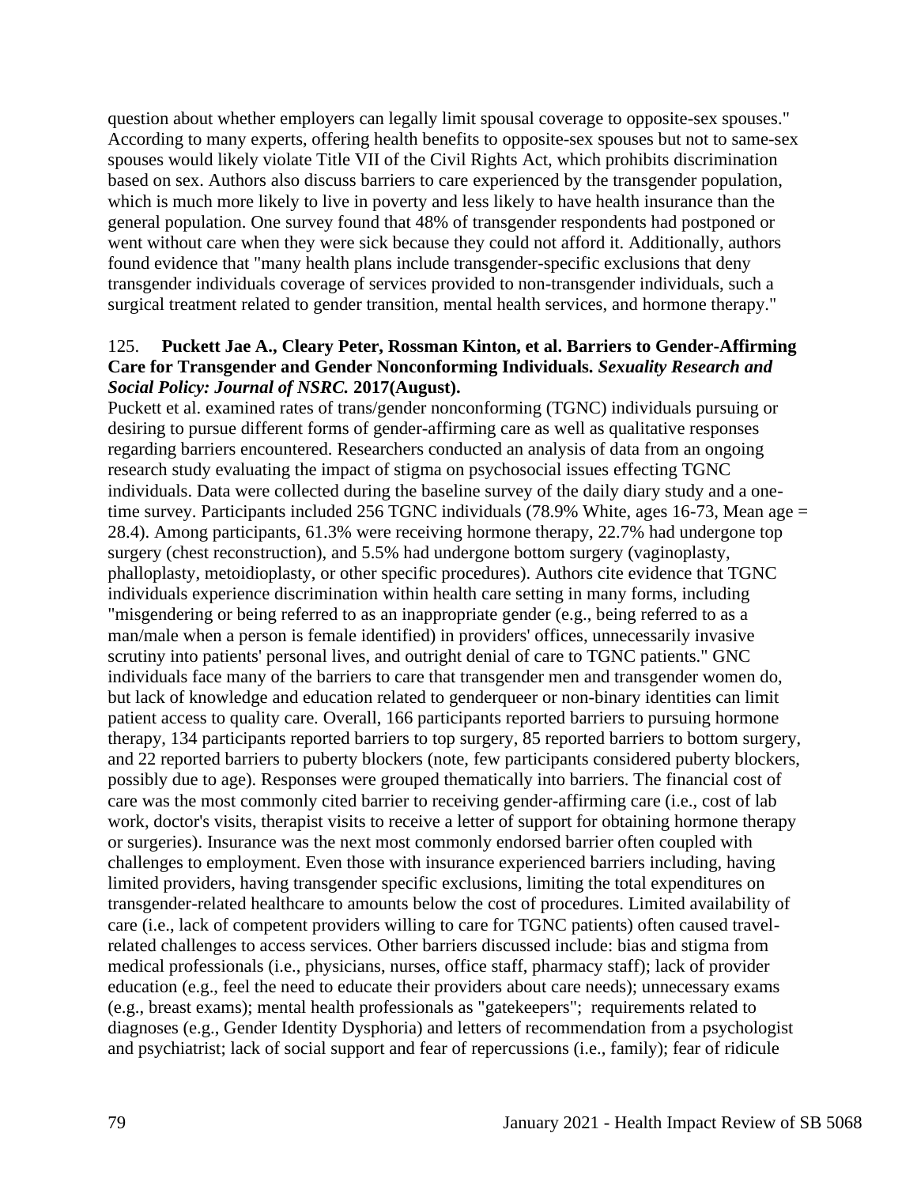question about whether employers can legally limit spousal coverage to opposite-sex spouses." According to many experts, offering health benefits to opposite-sex spouses but not to same-sex spouses would likely violate Title VII of the Civil Rights Act, which prohibits discrimination based on sex. Authors also discuss barriers to care experienced by the transgender population, which is much more likely to live in poverty and less likely to have health insurance than the general population. One survey found that 48% of transgender respondents had postponed or went without care when they were sick because they could not afford it. Additionally, authors found evidence that "many health plans include transgender-specific exclusions that deny transgender individuals coverage of services provided to non-transgender individuals, such a surgical treatment related to gender transition, mental health services, and hormone therapy."

125. **Puckett Jae A., Cleary Peter, Rossman Kinton, et al. Barriers to Gender-Affirming Care for Transgender and Gender Nonconforming Individuals.** ***Sexuality Research and Social Policy: Journal of NSRC.*** **2017(August).**

Puckett et al. examined rates of trans/gender nonconforming (TGNC) individuals pursuing or desiring to pursue different forms of gender-affirming care as well as qualitative responses regarding barriers encountered. Researchers conducted an analysis of data from an ongoing research study evaluating the impact of stigma on psychosocial issues effecting TGNC individuals. Data were collected during the baseline survey of the daily diary study and a one-time survey. Participants included 256 TGNC individuals (78.9% White, ages 16-73, Mean age = 28.4). Among participants, 61.3% were receiving hormone therapy, 22.7% had undergone top surgery (chest reconstruction), and 5.5% had undergone bottom surgery (vaginoplasty, phalloplasty, metoidioplasty, or other specific procedures). Authors cite evidence that TGNC individuals experience discrimination within health care setting in many forms, including "misgendering or being referred to as an inappropriate gender (e.g., being referred to as a man/male when a person is female identified) in providers' offices, unnecessarily invasive scrutiny into patients' personal lives, and outright denial of care to TGNC patients." GNC individuals face many of the barriers to care that transgender men and transgender women do, but lack of knowledge and education related to genderqueer or non-binary identities can limit patient access to quality care. Overall, 166 participants reported barriers to pursuing hormone therapy, 134 participants reported barriers to top surgery, 85 reported barriers to bottom surgery, and 22 reported barriers to puberty blockers (note, few participants considered puberty blockers, possibly due to age). Responses were grouped thematically into barriers. The financial cost of care was the most commonly cited barrier to receiving gender-affirming care (i.e., cost of lab work, doctor's visits, therapist visits to receive a letter of support for obtaining hormone therapy or surgeries). Insurance was the next most commonly endorsed barrier often coupled with challenges to employment. Even those with insurance experienced barriers including, having limited providers, having transgender specific exclusions, limiting the total expenditures on transgender-related healthcare to amounts below the cost of procedures. Limited availability of care (i.e., lack of competent providers willing to care for TGNC patients) often caused travel-related challenges to access services. Other barriers discussed include: bias and stigma from medical professionals (i.e., physicians, nurses, office staff, pharmacy staff); lack of provider education (e.g., feel the need to educate their providers about care needs); unnecessary exams (e.g., breast exams); mental health professionals as "gatekeepers"; requirements related to diagnoses (e.g., Gender Identity Dysphoria) and letters of recommendation from a psychologist and psychiatrist; lack of social support and fear of repercussions (i.e., family); fear of ridicule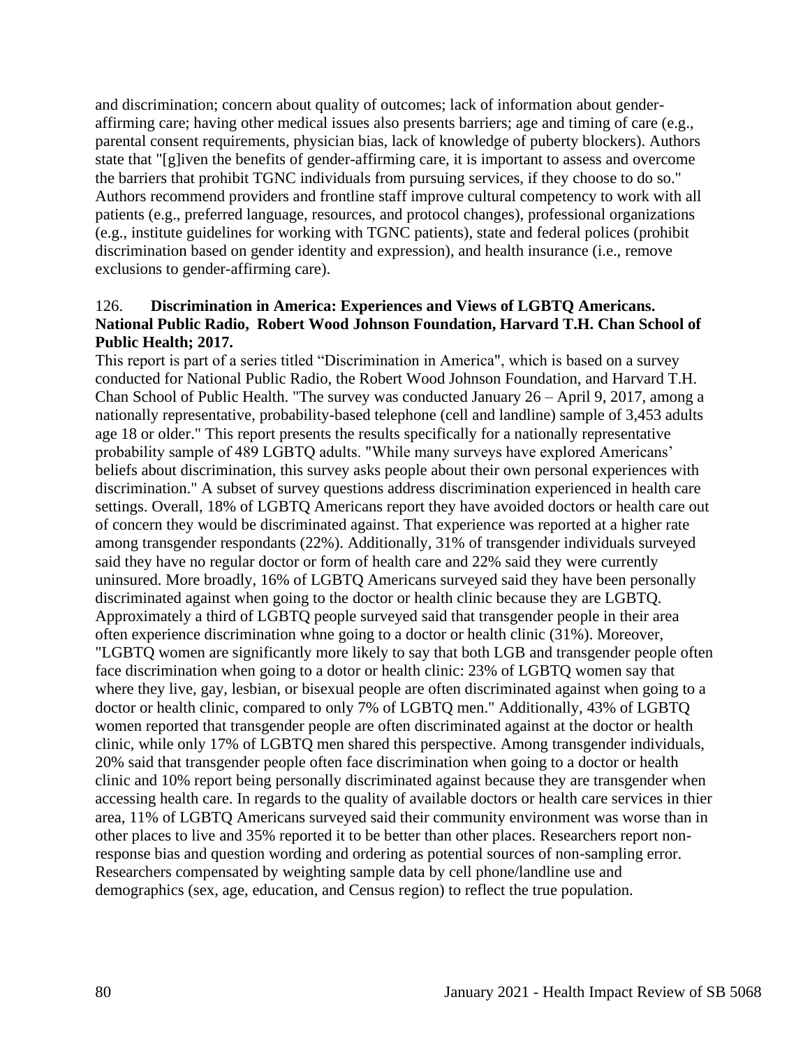and discrimination; concern about quality of outcomes; lack of information about gender-affirming care; having other medical issues also presents barriers; age and timing of care (e.g., parental consent requirements, physician bias, lack of knowledge of puberty blockers). Authors state that "[g]iven the benefits of gender-affirming care, it is important to assess and overcome the barriers that prohibit TGNC individuals from pursuing services, if they choose to do so." Authors recommend providers and frontline staff improve cultural competency to work with all patients (e.g., preferred language, resources, and protocol changes), professional organizations (e.g., institute guidelines for working with TGNC patients), state and federal polices (prohibit discrimination based on gender identity and expression), and health insurance (i.e., remove exclusions to gender-affirming care).

126. **Discrimination in America: Experiences and Views of LGBTQ Americans. National Public Radio, Robert Wood Johnson Foundation, Harvard T.H. Chan School of Public Health; 2017.**

This report is part of a series titled "Discrimination in America", which is based on a survey conducted for National Public Radio, the Robert Wood Johnson Foundation, and Harvard T.H. Chan School of Public Health. "The survey was conducted January 26 – April 9, 2017, among a nationally representative, probability-based telephone (cell and landline) sample of 3,453 adults age 18 or older." This report presents the results specifically for a nationally representative probability sample of 489 LGBTQ adults. "While many surveys have explored Americans' beliefs about discrimination, this survey asks people about their own personal experiences with discrimination." A subset of survey questions address discrimination experienced in health care settings. Overall, 18% of LGBTQ Americans report they have avoided doctors or health care out of concern they would be discriminated against. That experience was reported at a higher rate among transgender respondants (22%). Additionally, 31% of transgender individuals surveyed said they have no regular doctor or form of health care and 22% said they were currently uninsured. More broadly, 16% of LGBTQ Americans surveyed said they have been personally discriminated against when going to the doctor or health clinic because they are LGBTQ. Approximately a third of LGBTQ people surveyed said that transgender people in their area often experience discrimination whne going to a doctor or health clinic (31%). Moreover, "LGBTQ women are significantly more likely to say that both LGB and transgender people often face discrimination when going to a dotor or health clinic: 23% of LGBTQ women say that where they live, gay, lesbian, or bisexual people are often discriminated against when going to a doctor or health clinic, compared to only 7% of LGBTQ men." Additionally, 43% of LGBTQ women reported that transgender people are often discriminated against at the doctor or health clinic, while only 17% of LGBTQ men shared this perspective. Among transgender individuals, 20% said that transgender people often face discrimination when going to a doctor or health clinic and 10% report being personally discriminated against because they are transgender when accessing health care. In regards to the quality of available doctors or health care services in thier area, 11% of LGBTQ Americans surveyed said their community environment was worse than in other places to live and 35% reported it to be better than other places. Researchers report non-response bias and question wording and ordering as potential sources of non-sampling error. Researchers compensated by weighting sample data by cell phone/landline use and demographics (sex, age, education, and Census region) to reflect the true population.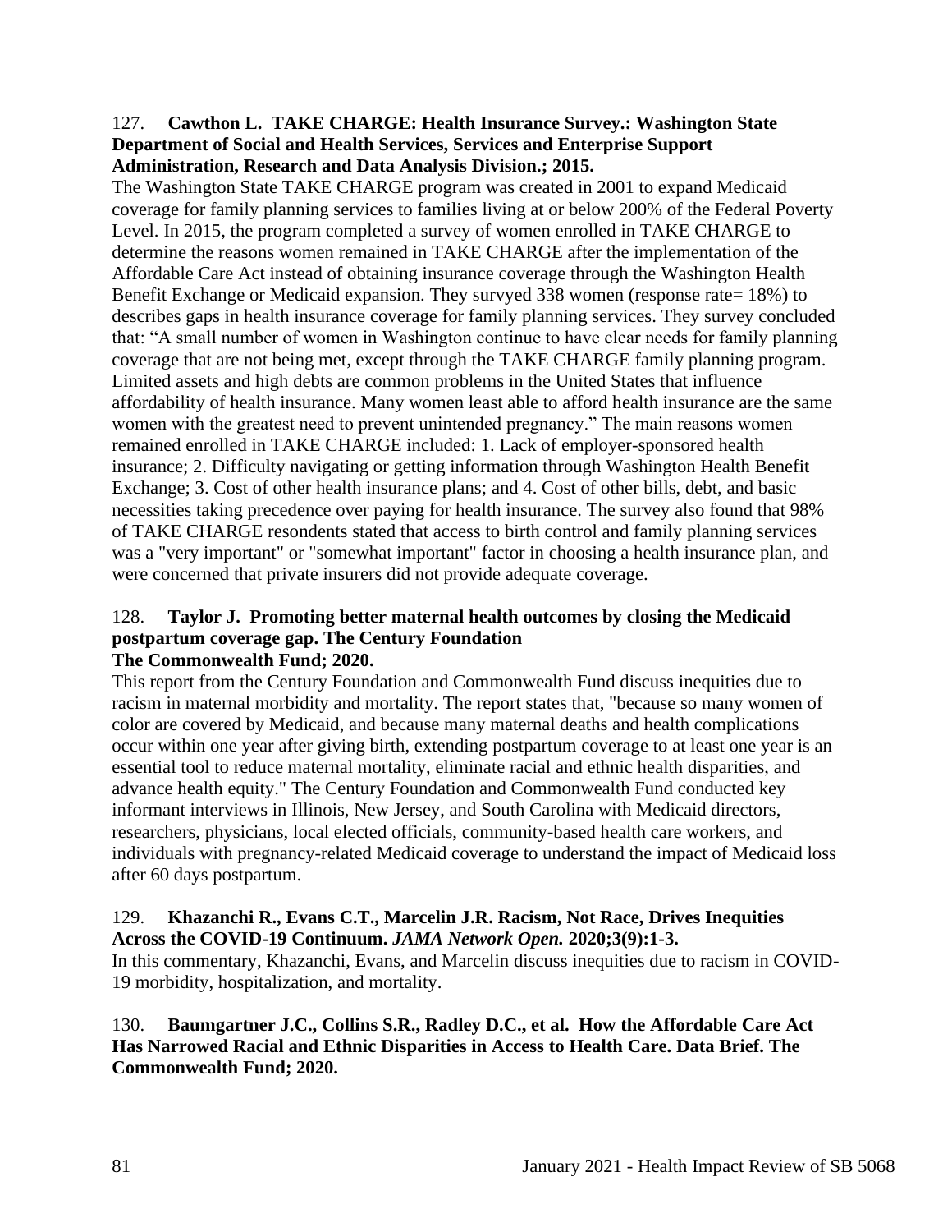127. **Cawthon L. TAKE CHARGE: Health Insurance Survey.: Washington State Department of Social and Health Services, Services and Enterprise Support Administration, Research and Data Analysis Division.; 2015.**

The Washington State TAKE CHARGE program was created in 2001 to expand Medicaid coverage for family planning services to families living at or below 200% of the Federal Poverty Level. In 2015, the program completed a survey of women enrolled in TAKE CHARGE to determine the reasons women remained in TAKE CHARGE after the implementation of the Affordable Care Act instead of obtaining insurance coverage through the Washington Health Benefit Exchange or Medicaid expansion. They survyed 338 women (response rate= 18%) to describes gaps in health insurance coverage for family planning services. They survey concluded that: "A small number of women in Washington continue to have clear needs for family planning coverage that are not being met, except through the TAKE CHARGE family planning program. Limited assets and high debts are common problems in the United States that influence affordability of health insurance. Many women least able to afford health insurance are the same women with the greatest need to prevent unintended pregnancy." The main reasons women remained enrolled in TAKE CHARGE included: 1. Lack of employer-sponsored health insurance; 2. Difficulty navigating or getting information through Washington Health Benefit Exchange; 3. Cost of other health insurance plans; and 4. Cost of other bills, debt, and basic necessities taking precedence over paying for health insurance. The survey also found that 98% of TAKE CHARGE resondents stated that access to birth control and family planning services was a "very important" or "somewhat important" factor in choosing a health insurance plan, and were concerned that private insurers did not provide adequate coverage.

128. **Taylor J. Promoting better maternal health outcomes by closing the Medicaid postpartum coverage gap. The Century Foundation The Commonwealth Fund; 2020.**

This report from the Century Foundation and Commonwealth Fund discuss inequities due to racism in maternal morbidity and mortality. The report states that, "because so many women of color are covered by Medicaid, and because many maternal deaths and health complications occur within one year after giving birth, extending postpartum coverage to at least one year is an essential tool to reduce maternal mortality, eliminate racial and ethnic health disparities, and advance health equity." The Century Foundation and Commonwealth Fund conducted key informant interviews in Illinois, New Jersey, and South Carolina with Medicaid directors, researchers, physicians, local elected officials, community-based health care workers, and individuals with pregnancy-related Medicaid coverage to understand the impact of Medicaid loss after 60 days postpartum.

129. **Khazanchi R., Evans C.T., Marcelin J.R. Racism, Not Race, Drives Inequities Across the COVID-19 Continuum. *JAMA Network Open.* 2020;3(9):1-3.**

In this commentary, Khazanchi, Evans, and Marcelin discuss inequities due to racism in COVID-19 morbidity, hospitalization, and mortality.

130. **Baumgartner J.C., Collins S.R., Radley D.C., et al. How the Affordable Care Act Has Narrowed Racial and Ethnic Disparities in Access to Health Care. Data Brief. The Commonwealth Fund; 2020.**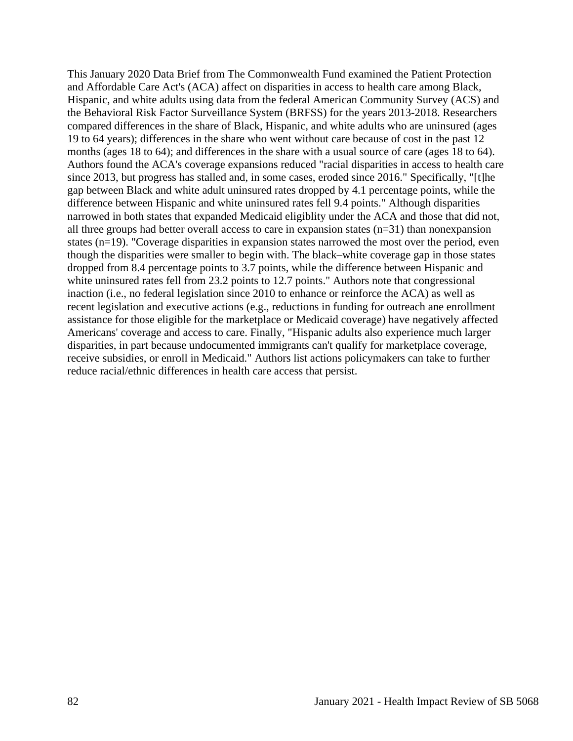This January 2020 Data Brief from The Commonwealth Fund examined the Patient Protection and Affordable Care Act's (ACA) affect on disparities in access to health care among Black, Hispanic, and white adults using data from the federal American Community Survey (ACS) and the Behavioral Risk Factor Surveillance System (BRFSS) for the years 2013-2018. Researchers compared differences in the share of Black, Hispanic, and white adults who are uninsured (ages 19 to 64 years); differences in the share who went without care because of cost in the past 12 months (ages 18 to 64); and differences in the share with a usual source of care (ages 18 to 64). Authors found the ACA's coverage expansions reduced "racial disparities in access to health care since 2013, but progress has stalled and, in some cases, eroded since 2016." Specifically, "[t]he gap between Black and white adult uninsured rates dropped by 4.1 percentage points, while the difference between Hispanic and white uninsured rates fell 9.4 points." Although disparities narrowed in both states that expanded Medicaid eligiblity under the ACA and those that did not, all three groups had better overall access to care in expansion states (n=31) than nonexpansion states (n=19). "Coverage disparities in expansion states narrowed the most over the period, even though the disparities were smaller to begin with. The black–white coverage gap in those states dropped from 8.4 percentage points to 3.7 points, while the difference between Hispanic and white uninsured rates fell from 23.2 points to 12.7 points." Authors note that congressional inaction (i.e., no federal legislation since 2010 to enhance or reinforce the ACA) as well as recent legislation and executive actions (e.g., reductions in funding for outreach ane enrollment assistance for those eligible for the marketplace or Medicaid coverage) have negatively affected Americans' coverage and access to care. Finally, "Hispanic adults also experience much larger disparities, in part because undocumented immigrants can't qualify for marketplace coverage, receive subsidies, or enroll in Medicaid." Authors list actions policymakers can take to further reduce racial/ethnic differences in health care access that persist.